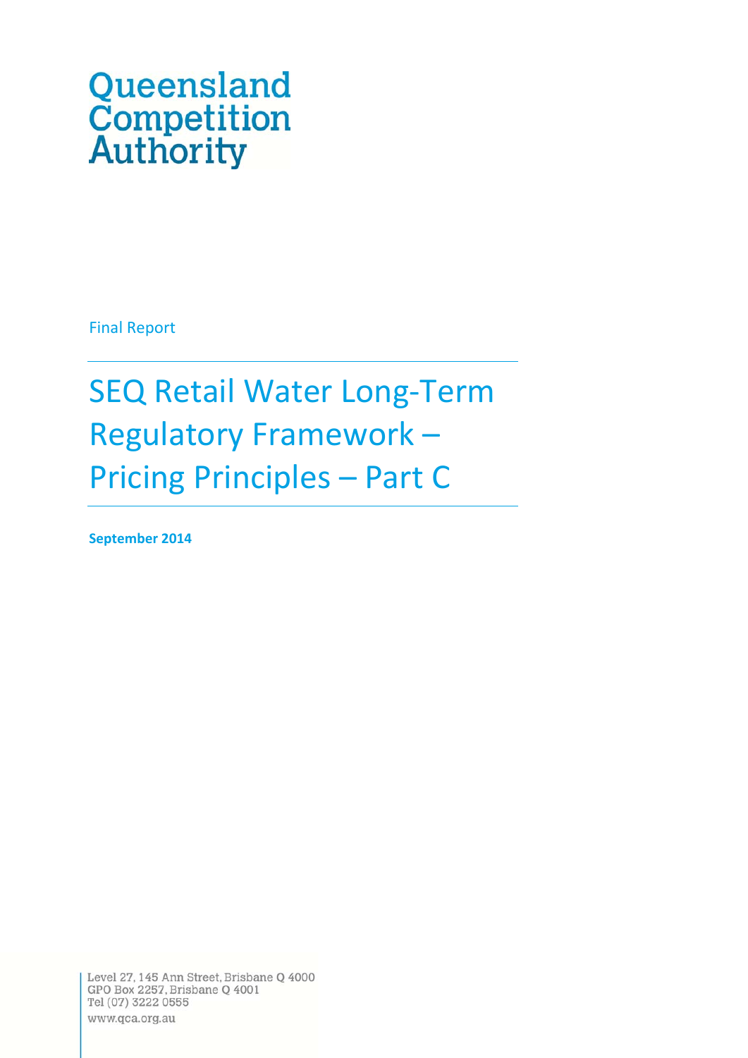Queensland Competition Authority

Final Report

# SEQ Retail Water Long-Term Regulatory Framework – Pricing Principles – Part C

**September 2014**

Level 27, 145 Ann Street, Brisbane Q 4000
GPO Box 2257, Brisbane Q 4001
Tel (07) 3222 0555
www.qca.org.au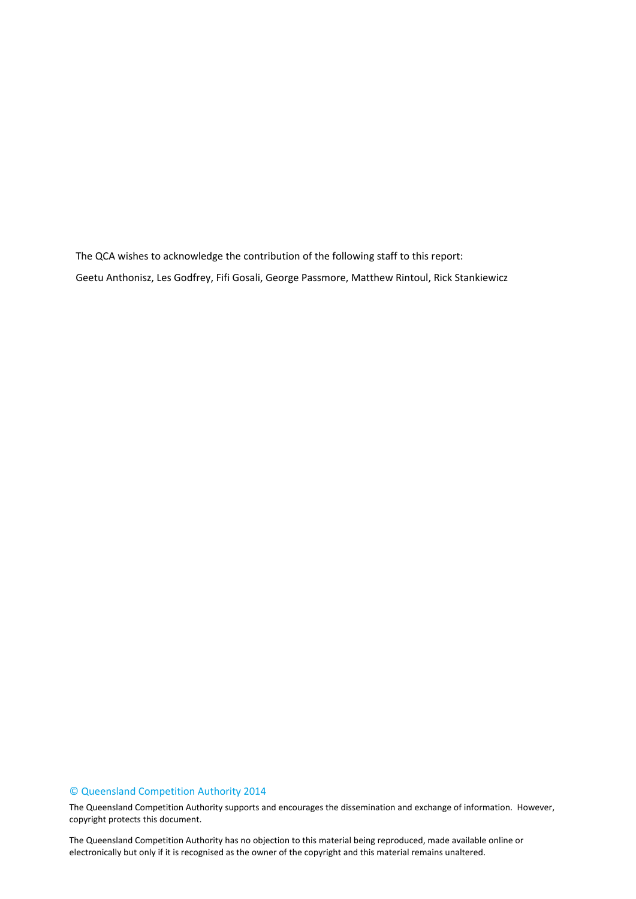The QCA wishes to acknowledge the contribution of the following staff to this report:

Geetu Anthonisz, Les Godfrey, Fifi Gosali, George Passmore, Matthew Rintoul, Rick Stankiewicz

© Queensland Competition Authority 2014

The Queensland Competition Authority supports and encourages the dissemination and exchange of information. However, copyright protects this document.

The Queensland Competition Authority has no objection to this material being reproduced, made available online or electronically but only if it is recognised as the owner of the copyright and this material remains unaltered.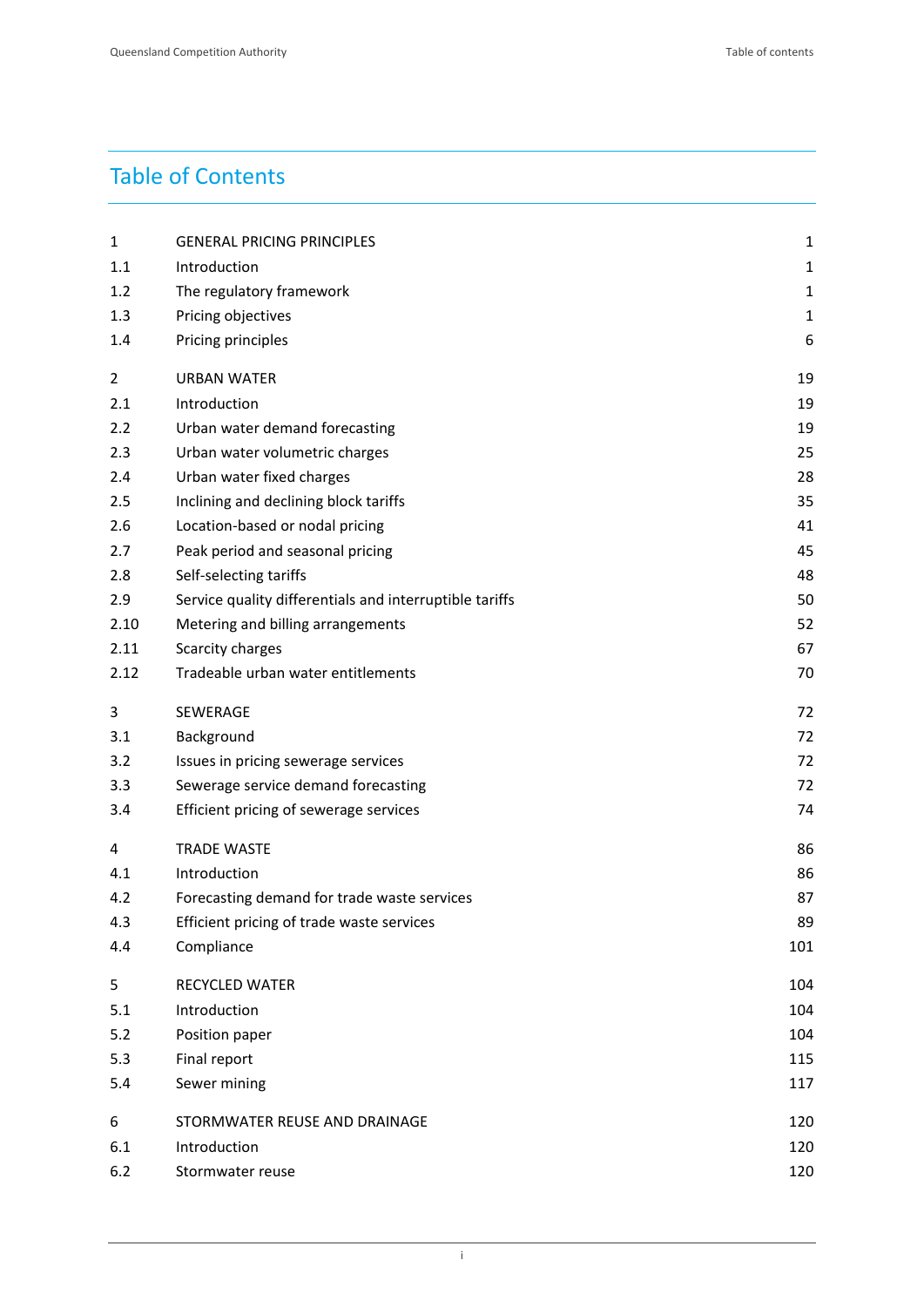# Table of Contents

| | | |
|---|---|---|
| 1 | GENERAL PRICING PRINCIPLES | 1 |
| 1.1 | Introduction | 1 |
| 1.2 | The regulatory framework | 1 |
| 1.3 | Pricing objectives | 1 |
| 1.4 | Pricing principles | 6 |
| 2 | URBAN WATER | 19 |
| 2.1 | Introduction | 19 |
| 2.2 | Urban water demand forecasting | 19 |
| 2.3 | Urban water volumetric charges | 25 |
| 2.4 | Urban water fixed charges | 28 |
| 2.5 | Inclining and declining block tariffs | 35 |
| 2.6 | Location-based or nodal pricing | 41 |
| 2.7 | Peak period and seasonal pricing | 45 |
| 2.8 | Self-selecting tariffs | 48 |
| 2.9 | Service quality differentials and interruptible tariffs | 50 |
| 2.10 | Metering and billing arrangements | 52 |
| 2.11 | Scarcity charges | 67 |
| 2.12 | Tradeable urban water entitlements | 70 |
| 3 | SEWERAGE | 72 |
| 3.1 | Background | 72 |
| 3.2 | Issues in pricing sewerage services | 72 |
| 3.3 | Sewerage service demand forecasting | 72 |
| 3.4 | Efficient pricing of sewerage services | 74 |
| 4 | TRADE WASTE | 86 |
| 4.1 | Introduction | 86 |
| 4.2 | Forecasting demand for trade waste services | 87 |
| 4.3 | Efficient pricing of trade waste services | 89 |
| 4.4 | Compliance | 101 |
| 5 | RECYCLED WATER | 104 |
| 5.1 | Introduction | 104 |
| 5.2 | Position paper | 104 |
| 5.3 | Final report | 115 |
| 5.4 | Sewer mining | 117 |
| 6 | STORMWATER REUSE AND DRAINAGE | 120 |
| 6.1 | Introduction | 120 |
| 6.2 | Stormwater reuse | 120 |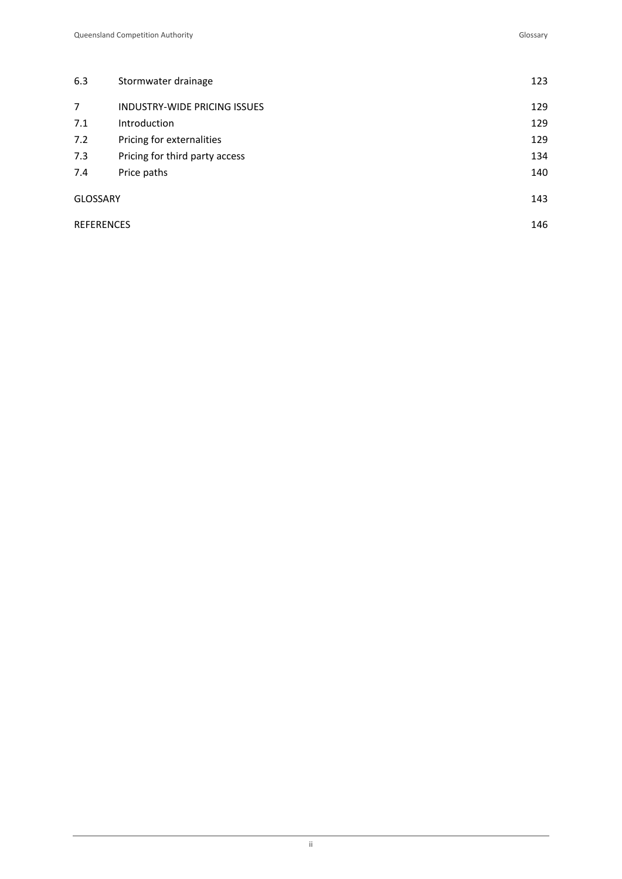| | | |
|---|---|---|
| 6.3 | Stormwater drainage | 123 |
| 7 | INDUSTRY-WIDE PRICING ISSUES | 129 |
| 7.1 | Introduction | 129 |
| 7.2 | Pricing for externalities | 129 |
| 7.3 | Pricing for third party access | 134 |
| 7.4 | Price paths | 140 |
| GLOSSARY | | 143 |
| REFERENCES | | 146 |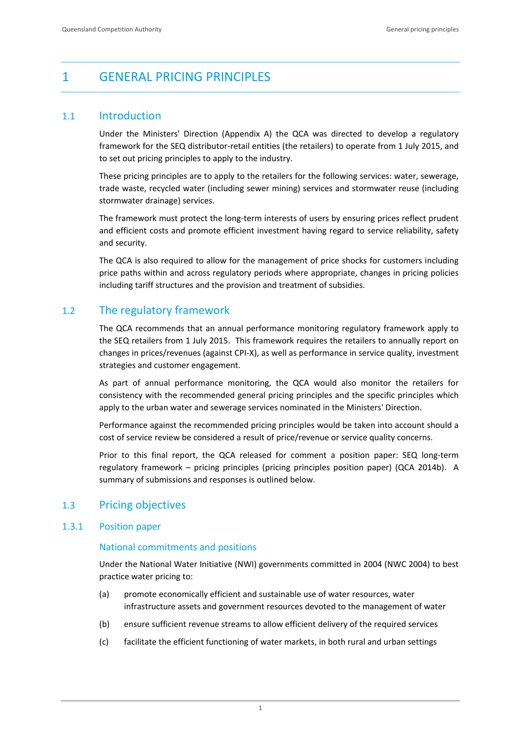# 1 GENERAL PRICING PRINCIPLES

## 1.1 Introduction

Under the Ministers' Direction (Appendix A) the QCA was directed to develop a regulatory framework for the SEQ distributor-retail entities (the retailers) to operate from 1 July 2015, and to set out pricing principles to apply to the industry.

These pricing principles are to apply to the retailers for the following services: water, sewerage, trade waste, recycled water (including sewer mining) services and stormwater reuse (including stormwater drainage) services.

The framework must protect the long-term interests of users by ensuring prices reflect prudent and efficient costs and promote efficient investment having regard to service reliability, safety and security.

The QCA is also required to allow for the management of price shocks for customers including price paths within and across regulatory periods where appropriate, changes in pricing policies including tariff structures and the provision and treatment of subsidies.

## 1.2 The regulatory framework

The QCA recommends that an annual performance monitoring regulatory framework apply to the SEQ retailers from 1 July 2015. This framework requires the retailers to annually report on changes in prices/revenues (against CPI-X), as well as performance in service quality, investment strategies and customer engagement.

As part of annual performance monitoring, the QCA would also monitor the retailers for consistency with the recommended general pricing principles and the specific principles which apply to the urban water and sewerage services nominated in the Ministers' Direction.

Performance against the recommended pricing principles would be taken into account should a cost of service review be considered a result of price/revenue or service quality concerns.

Prior to this final report, the QCA released for comment a position paper: SEQ long-term regulatory framework – pricing principles (pricing principles position paper) (QCA 2014b). A summary of submissions and responses is outlined below.

## 1.3 Pricing objectives

### 1.3.1 Position paper

#### National commitments and positions

Under the National Water Initiative (NWI) governments committed in 2004 (NWC 2004) to best practice water pricing to:

(a) promote economically efficient and sustainable use of water resources, water infrastructure assets and government resources devoted to the management of water

(b) ensure sufficient revenue streams to allow efficient delivery of the required services

(c) facilitate the efficient functioning of water markets, in both rural and urban settings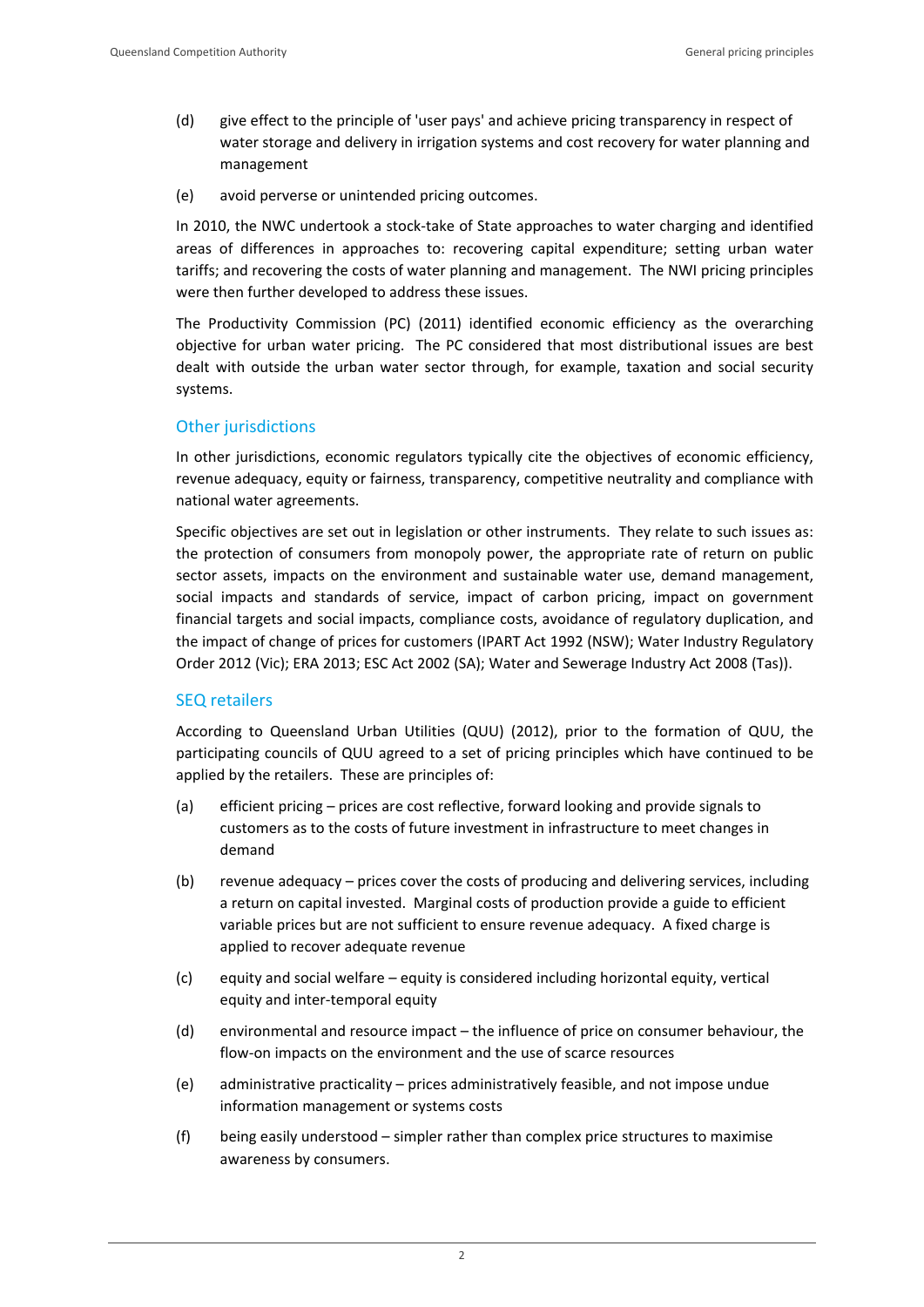(d) give effect to the principle of 'user pays' and achieve pricing transparency in respect of water storage and delivery in irrigation systems and cost recovery for water planning and management

(e) avoid perverse or unintended pricing outcomes.

In 2010, the NWC undertook a stock-take of State approaches to water charging and identified areas of differences in approaches to: recovering capital expenditure; setting urban water tariffs; and recovering the costs of water planning and management. The NWI pricing principles were then further developed to address these issues.

The Productivity Commission (PC) (2011) identified economic efficiency as the overarching objective for urban water pricing. The PC considered that most distributional issues are best dealt with outside the urban water sector through, for example, taxation and social security systems.

### Other jurisdictions

In other jurisdictions, economic regulators typically cite the objectives of economic efficiency, revenue adequacy, equity or fairness, transparency, competitive neutrality and compliance with national water agreements.

Specific objectives are set out in legislation or other instruments. They relate to such issues as: the protection of consumers from monopoly power, the appropriate rate of return on public sector assets, impacts on the environment and sustainable water use, demand management, social impacts and standards of service, impact of carbon pricing, impact on government financial targets and social impacts, compliance costs, avoidance of regulatory duplication, and the impact of change of prices for customers (IPART Act 1992 (NSW); Water Industry Regulatory Order 2012 (Vic); ERA 2013; ESC Act 2002 (SA); Water and Sewerage Industry Act 2008 (Tas)).

### SEQ retailers

According to Queensland Urban Utilities (QUU) (2012), prior to the formation of QUU, the participating councils of QUU agreed to a set of pricing principles which have continued to be applied by the retailers. These are principles of:

(a) efficient pricing – prices are cost reflective, forward looking and provide signals to customers as to the costs of future investment in infrastructure to meet changes in demand

(b) revenue adequacy – prices cover the costs of producing and delivering services, including a return on capital invested. Marginal costs of production provide a guide to efficient variable prices but are not sufficient to ensure revenue adequacy. A fixed charge is applied to recover adequate revenue

(c) equity and social welfare – equity is considered including horizontal equity, vertical equity and inter-temporal equity

(d) environmental and resource impact – the influence of price on consumer behaviour, the flow-on impacts on the environment and the use of scarce resources

(e) administrative practicality – prices administratively feasible, and not impose undue information management or systems costs

(f) being easily understood – simpler rather than complex price structures to maximise awareness by consumers.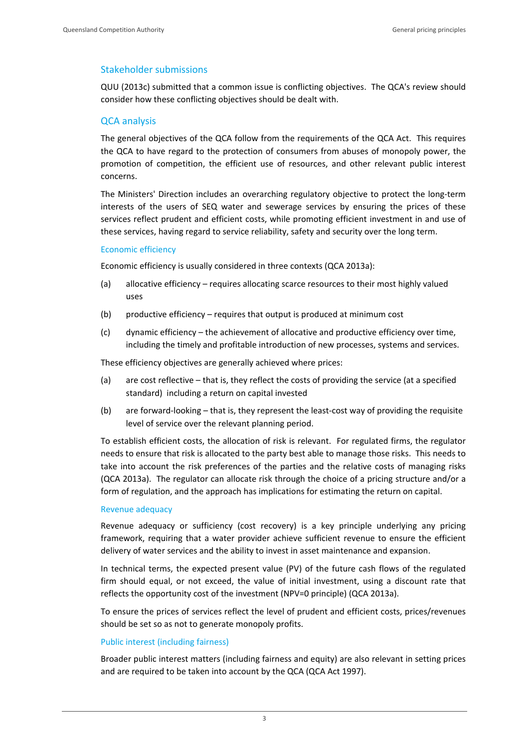### Stakeholder submissions

QUU (2013c) submitted that a common issue is conflicting objectives. The QCA's review should consider how these conflicting objectives should be dealt with.

### QCA analysis

The general objectives of the QCA follow from the requirements of the QCA Act. This requires the QCA to have regard to the protection of consumers from abuses of monopoly power, the promotion of competition, the efficient use of resources, and other relevant public interest concerns.

The Ministers' Direction includes an overarching regulatory objective to protect the long-term interests of the users of SEQ water and sewerage services by ensuring the prices of these services reflect prudent and efficient costs, while promoting efficient investment in and use of these services, having regard to service reliability, safety and security over the long term.

#### Economic efficiency

Economic efficiency is usually considered in three contexts (QCA 2013a):

(a) allocative efficiency – requires allocating scarce resources to their most highly valued uses

(b) productive efficiency – requires that output is produced at minimum cost

(c) dynamic efficiency – the achievement of allocative and productive efficiency over time, including the timely and profitable introduction of new processes, systems and services.

These efficiency objectives are generally achieved where prices:

(a) are cost reflective – that is, they reflect the costs of providing the service (at a specified standard) including a return on capital invested

(b) are forward-looking – that is, they represent the least-cost way of providing the requisite level of service over the relevant planning period.

To establish efficient costs, the allocation of risk is relevant. For regulated firms, the regulator needs to ensure that risk is allocated to the party best able to manage those risks. This needs to take into account the risk preferences of the parties and the relative costs of managing risks (QCA 2013a). The regulator can allocate risk through the choice of a pricing structure and/or a form of regulation, and the approach has implications for estimating the return on capital.

#### Revenue adequacy

Revenue adequacy or sufficiency (cost recovery) is a key principle underlying any pricing framework, requiring that a water provider achieve sufficient revenue to ensure the efficient delivery of water services and the ability to invest in asset maintenance and expansion.

In technical terms, the expected present value (PV) of the future cash flows of the regulated firm should equal, or not exceed, the value of initial investment, using a discount rate that reflects the opportunity cost of the investment (NPV=0 principle) (QCA 2013a).

To ensure the prices of services reflect the level of prudent and efficient costs, prices/revenues should be set so as not to generate monopoly profits.

#### Public interest (including fairness)

Broader public interest matters (including fairness and equity) are also relevant in setting prices and are required to be taken into account by the QCA (QCA Act 1997).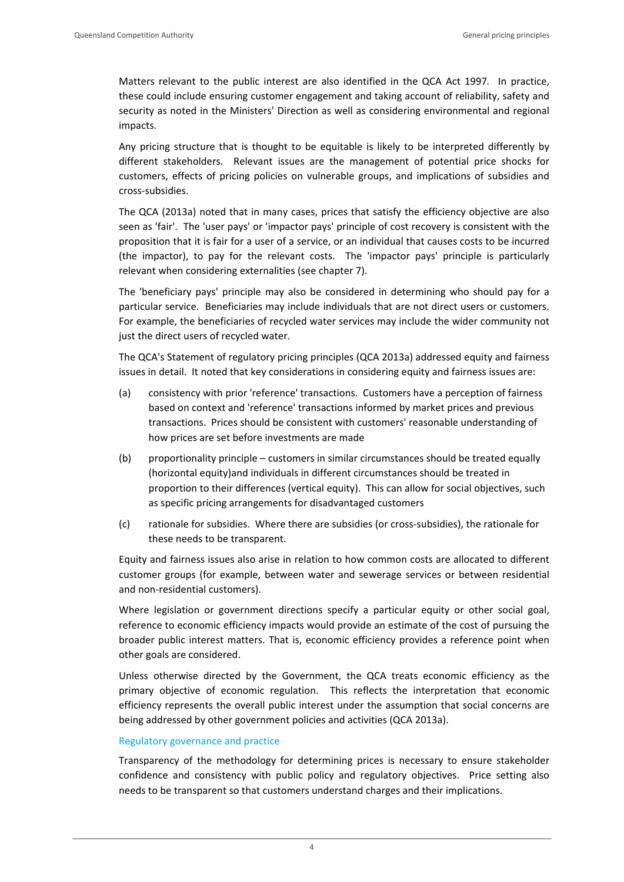Matters relevant to the public interest are also identified in the QCA Act 1997*.* In practice, these could include ensuring customer engagement and taking account of reliability, safety and security as noted in the Ministers' Direction as well as considering environmental and regional impacts.

Any pricing structure that is thought to be equitable is likely to be interpreted differently by different stakeholders. Relevant issues are the management of potential price shocks for customers, effects of pricing policies on vulnerable groups, and implications of subsidies and cross-subsidies.

The QCA (2013a) noted that in many cases, prices that satisfy the efficiency objective are also seen as 'fair'. The 'user pays' or 'impactor pays' principle of cost recovery is consistent with the proposition that it is fair for a user of a service, or an individual that causes costs to be incurred (the impactor), to pay for the relevant costs. The 'impactor pays' principle is particularly relevant when considering externalities (see chapter 7).

The 'beneficiary pays' principle may also be considered in determining who should pay for a particular service. Beneficiaries may include individuals that are not direct users or customers. For example, the beneficiaries of recycled water services may include the wider community not just the direct users of recycled water.

The QCA's Statement of regulatory pricing principles (QCA 2013a) addressed equity and fairness issues in detail. It noted that key considerations in considering equity and fairness issues are:

(a) consistency with prior 'reference' transactions. Customers have a perception of fairness based on context and 'reference' transactions informed by market prices and previous transactions. Prices should be consistent with customers' reasonable understanding of how prices are set before investments are made

(b) proportionality principle – customers in similar circumstances should be treated equally (horizontal equity)and individuals in different circumstances should be treated in proportion to their differences (vertical equity). This can allow for social objectives, such as specific pricing arrangements for disadvantaged customers

(c) rationale for subsidies. Where there are subsidies (or cross-subsidies), the rationale for these needs to be transparent.

Equity and fairness issues also arise in relation to how common costs are allocated to different customer groups (for example, between water and sewerage services or between residential and non-residential customers).

Where legislation or government directions specify a particular equity or other social goal, reference to economic efficiency impacts would provide an estimate of the cost of pursuing the broader public interest matters. That is, economic efficiency provides a reference point when other goals are considered.

Unless otherwise directed by the Government, the QCA treats economic efficiency as the primary objective of economic regulation. This reflects the interpretation that economic efficiency represents the overall public interest under the assumption that social concerns are being addressed by other government policies and activities (QCA 2013a).

### Regulatory governance and practice

Transparency of the methodology for determining prices is necessary to ensure stakeholder confidence and consistency with public policy and regulatory objectives. Price setting also needs to be transparent so that customers understand charges and their implications.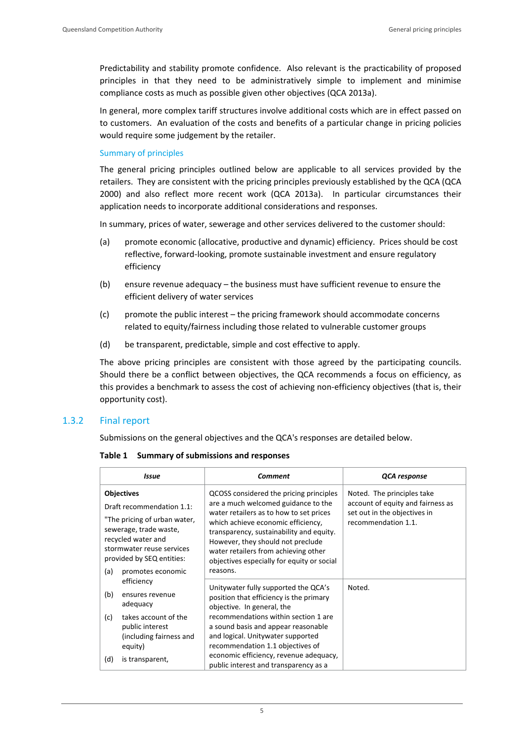Predictability and stability promote confidence. Also relevant is the practicability of proposed principles in that they need to be administratively simple to implement and minimise compliance costs as much as possible given other objectives (QCA 2013a).

In general, more complex tariff structures involve additional costs which are in effect passed on to customers. An evaluation of the costs and benefits of a particular change in pricing policies would require some judgement by the retailer.

#### Summary of principles

The general pricing principles outlined below are applicable to all services provided by the retailers. They are consistent with the pricing principles previously established by the QCA (QCA 2000) and also reflect more recent work (QCA 2013a). In particular circumstances their application needs to incorporate additional considerations and responses.

In summary, prices of water, sewerage and other services delivered to the customer should:

(a) promote economic (allocative, productive and dynamic) efficiency. Prices should be cost reflective, forward-looking, promote sustainable investment and ensure regulatory efficiency

(b) ensure revenue adequacy – the business must have sufficient revenue to ensure the efficient delivery of water services

(c) promote the public interest – the pricing framework should accommodate concerns related to equity/fairness including those related to vulnerable customer groups

(d) be transparent, predictable, simple and cost effective to apply.

The above pricing principles are consistent with those agreed by the participating councils. Should there be a conflict between objectives, the QCA recommends a focus on efficiency, as this provides a benchmark to assess the cost of achieving non-efficiency objectives (that is, their opportunity cost).

### 1.3.2 Final report

Submissions on the general objectives and the QCA's responses are detailed below.

**Table 1 Summary of submissions and responses**

| *Issue* | *Comment* | *QCA response* |
|---|---|---|
| **Objectives**<br>Draft recommendation 1.1:<br>"The pricing of urban water, sewerage, trade waste, recycled water and stormwater reuse services provided by SEQ entities:<br>(a) promotes economic efficiency<br>(b) ensures revenue adequacy<br>(c) takes account of the public interest (including fairness and equity)<br>(d) is transparent, | QCOSS considered the pricing principles are a much welcomed guidance to the water retailers as to how to set prices which achieve economic efficiency, transparency, sustainability and equity. However, they should not preclude water retailers from achieving other objectives especially for equity or social reasons. | Noted. The principles take account of equity and fairness as set out in the objectives in recommendation 1.1. |
| | Unitywater fully supported the QCA's position that efficiency is the primary objective. In general, the recommendations within section 1 are a sound basis and appear reasonable and logical. Unitywater supported recommendation 1.1 objectives of economic efficiency, revenue adequacy, public interest and transparency as a | Noted. |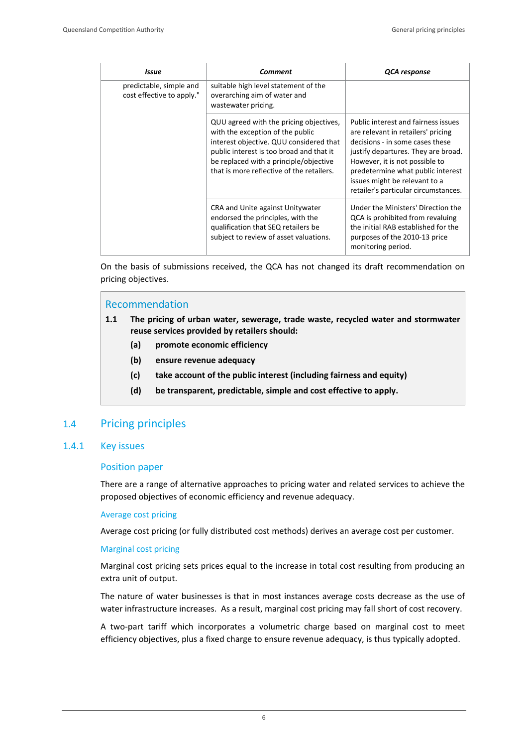| *Issue* | *Comment* | *QCA response* |
| --- | --- | --- |
| predictable, simple and cost effective to apply." | suitable high level statement of the overarching aim of water and wastewater pricing. | |
| | QUU agreed with the pricing objectives, with the exception of the public interest objective. QUU considered that public interest is too broad and that it be replaced with a principle/objective that is more reflective of the retailers. | Public interest and fairness issues are relevant in retailers' pricing decisions - in some cases these justify departures. They are broad. However, it is not possible to predetermine what public interest issues might be relevant to a retailer's particular circumstances. |
| | CRA and Unite against Unitywater endorsed the principles, with the qualification that SEQ retailers be subject to review of asset valuations. | Under the Ministers' Direction the QCA is prohibited from revaluing the initial RAB established for the purposes of the 2010-13 price monitoring period. |

On the basis of submissions received, the QCA has not changed its draft recommendation on pricing objectives.

> **Recommendation**
>
> **1.1 The pricing of urban water, sewerage, trade waste, recycled water and stormwater reuse services provided by retailers should:**
>
> **(a) promote economic efficiency**
>
> **(b) ensure revenue adequacy**
>
> **(c) take account of the public interest (including fairness and equity)**
>
> **(d) be transparent, predictable, simple and cost effective to apply.**

## 1.4 Pricing principles

### 1.4.1 Key issues

#### Position paper

There are a range of alternative approaches to pricing water and related services to achieve the proposed objectives of economic efficiency and revenue adequacy.

##### Average cost pricing

Average cost pricing (or fully distributed cost methods) derives an average cost per customer.

##### Marginal cost pricing

Marginal cost pricing sets prices equal to the increase in total cost resulting from producing an extra unit of output.

The nature of water businesses is that in most instances average costs decrease as the use of water infrastructure increases. As a result, marginal cost pricing may fall short of cost recovery.

A two-part tariff which incorporates a volumetric charge based on marginal cost to meet efficiency objectives, plus a fixed charge to ensure revenue adequacy, is thus typically adopted.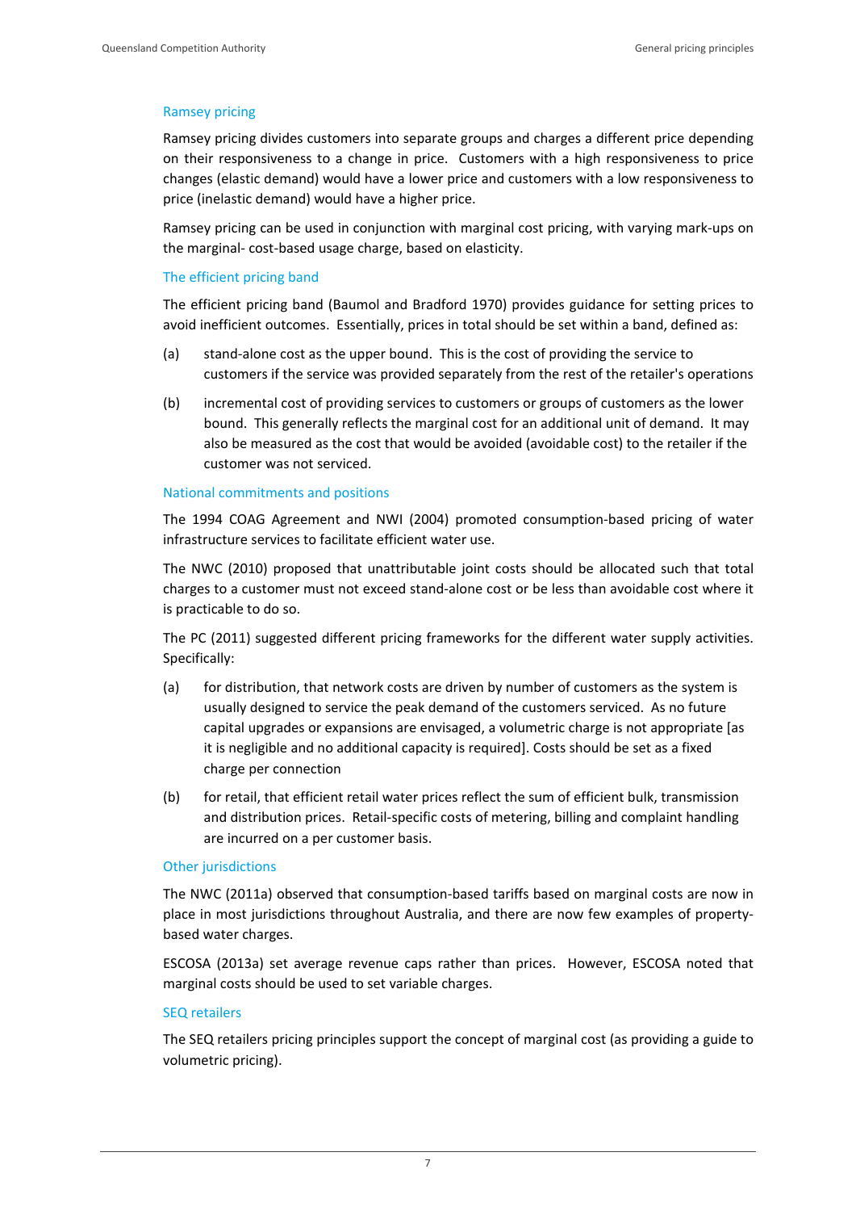### Ramsey pricing

Ramsey pricing divides customers into separate groups and charges a different price depending on their responsiveness to a change in price. Customers with a high responsiveness to price changes (elastic demand) would have a lower price and customers with a low responsiveness to price (inelastic demand) would have a higher price.

Ramsey pricing can be used in conjunction with marginal cost pricing, with varying mark-ups on the marginal- cost-based usage charge, based on elasticity.

### The efficient pricing band

The efficient pricing band (Baumol and Bradford 1970) provides guidance for setting prices to avoid inefficient outcomes. Essentially, prices in total should be set within a band, defined as:

(a) stand-alone cost as the upper bound. This is the cost of providing the service to customers if the service was provided separately from the rest of the retailer's operations

(b) incremental cost of providing services to customers or groups of customers as the lower bound. This generally reflects the marginal cost for an additional unit of demand. It may also be measured as the cost that would be avoided (avoidable cost) to the retailer if the customer was not serviced.

### National commitments and positions

The 1994 COAG Agreement and NWI (2004) promoted consumption-based pricing of water infrastructure services to facilitate efficient water use.

The NWC (2010) proposed that unattributable joint costs should be allocated such that total charges to a customer must not exceed stand-alone cost or be less than avoidable cost where it is practicable to do so.

The PC (2011) suggested different pricing frameworks for the different water supply activities. Specifically:

(a) for distribution, that network costs are driven by number of customers as the system is usually designed to service the peak demand of the customers serviced. As no future capital upgrades or expansions are envisaged, a volumetric charge is not appropriate [as it is negligible and no additional capacity is required]. Costs should be set as a fixed charge per connection

(b) for retail, that efficient retail water prices reflect the sum of efficient bulk, transmission and distribution prices. Retail-specific costs of metering, billing and complaint handling are incurred on a per customer basis.

### Other jurisdictions

The NWC (2011a) observed that consumption-based tariffs based on marginal costs are now in place in most jurisdictions throughout Australia, and there are now few examples of property-based water charges.

ESCOSA (2013a) set average revenue caps rather than prices. However, ESCOSA noted that marginal costs should be used to set variable charges.

### SEQ retailers

The SEQ retailers pricing principles support the concept of marginal cost (as providing a guide to volumetric pricing).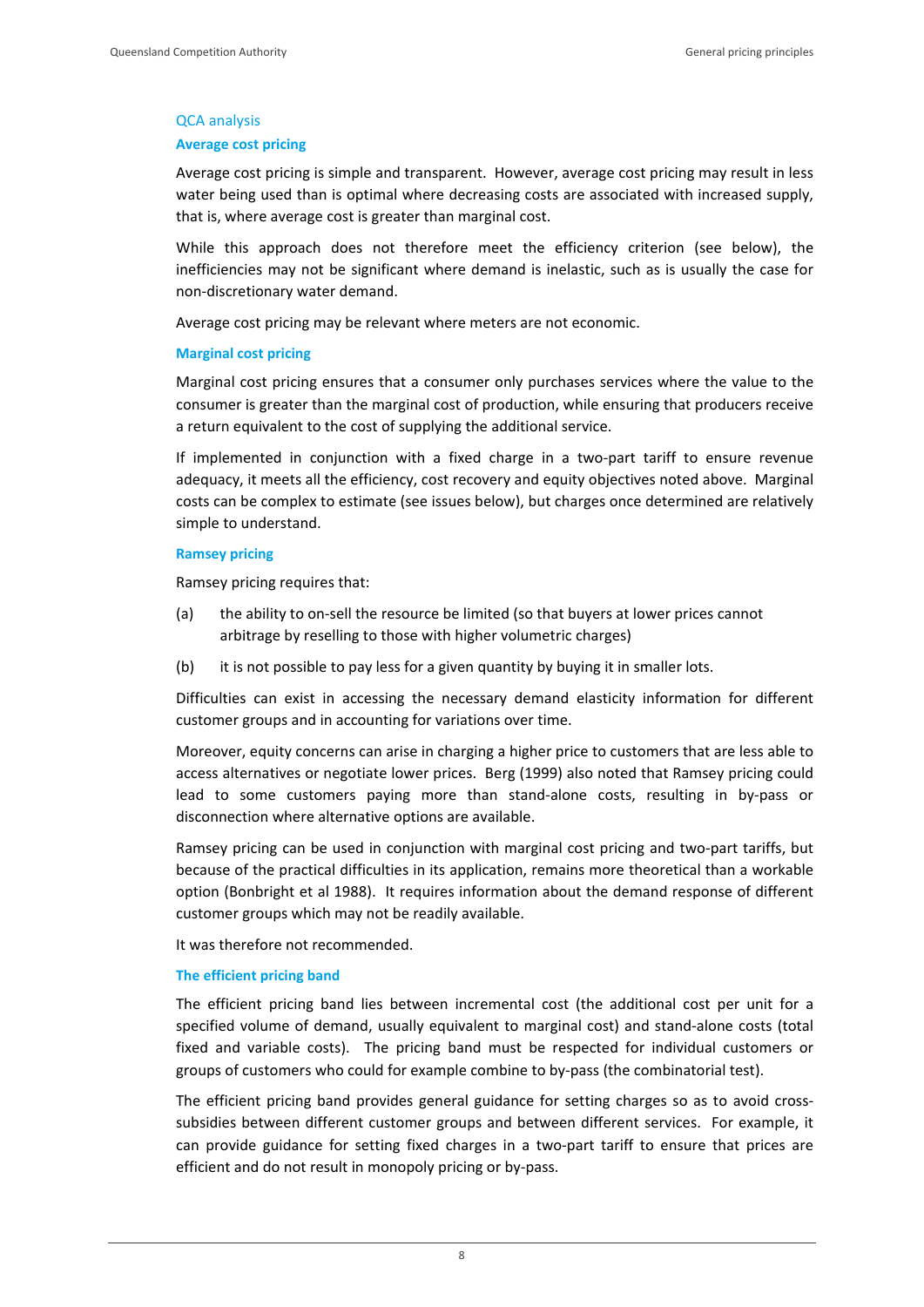### QCA analysis

#### Average cost pricing

Average cost pricing is simple and transparent. However, average cost pricing may result in less water being used than is optimal where decreasing costs are associated with increased supply, that is, where average cost is greater than marginal cost.

While this approach does not therefore meet the efficiency criterion (see below), the inefficiencies may not be significant where demand is inelastic, such as is usually the case for non-discretionary water demand.

Average cost pricing may be relevant where meters are not economic.

#### Marginal cost pricing

Marginal cost pricing ensures that a consumer only purchases services where the value to the consumer is greater than the marginal cost of production, while ensuring that producers receive a return equivalent to the cost of supplying the additional service.

If implemented in conjunction with a fixed charge in a two-part tariff to ensure revenue adequacy, it meets all the efficiency, cost recovery and equity objectives noted above. Marginal costs can be complex to estimate (see issues below), but charges once determined are relatively simple to understand.

#### Ramsey pricing

Ramsey pricing requires that:

(a) the ability to on-sell the resource be limited (so that buyers at lower prices cannot arbitrage by reselling to those with higher volumetric charges)

(b) it is not possible to pay less for a given quantity by buying it in smaller lots.

Difficulties can exist in accessing the necessary demand elasticity information for different customer groups and in accounting for variations over time.

Moreover, equity concerns can arise in charging a higher price to customers that are less able to access alternatives or negotiate lower prices. Berg (1999) also noted that Ramsey pricing could lead to some customers paying more than stand-alone costs, resulting in by-pass or disconnection where alternative options are available.

Ramsey pricing can be used in conjunction with marginal cost pricing and two-part tariffs, but because of the practical difficulties in its application, remains more theoretical than a workable option (Bonbright et al 1988). It requires information about the demand response of different customer groups which may not be readily available.

It was therefore not recommended.

#### The efficient pricing band

The efficient pricing band lies between incremental cost (the additional cost per unit for a specified volume of demand, usually equivalent to marginal cost) and stand-alone costs (total fixed and variable costs). The pricing band must be respected for individual customers or groups of customers who could for example combine to by-pass (the combinatorial test).

The efficient pricing band provides general guidance for setting charges so as to avoid cross-subsidies between different customer groups and between different services. For example, it can provide guidance for setting fixed charges in a two-part tariff to ensure that prices are efficient and do not result in monopoly pricing or by-pass.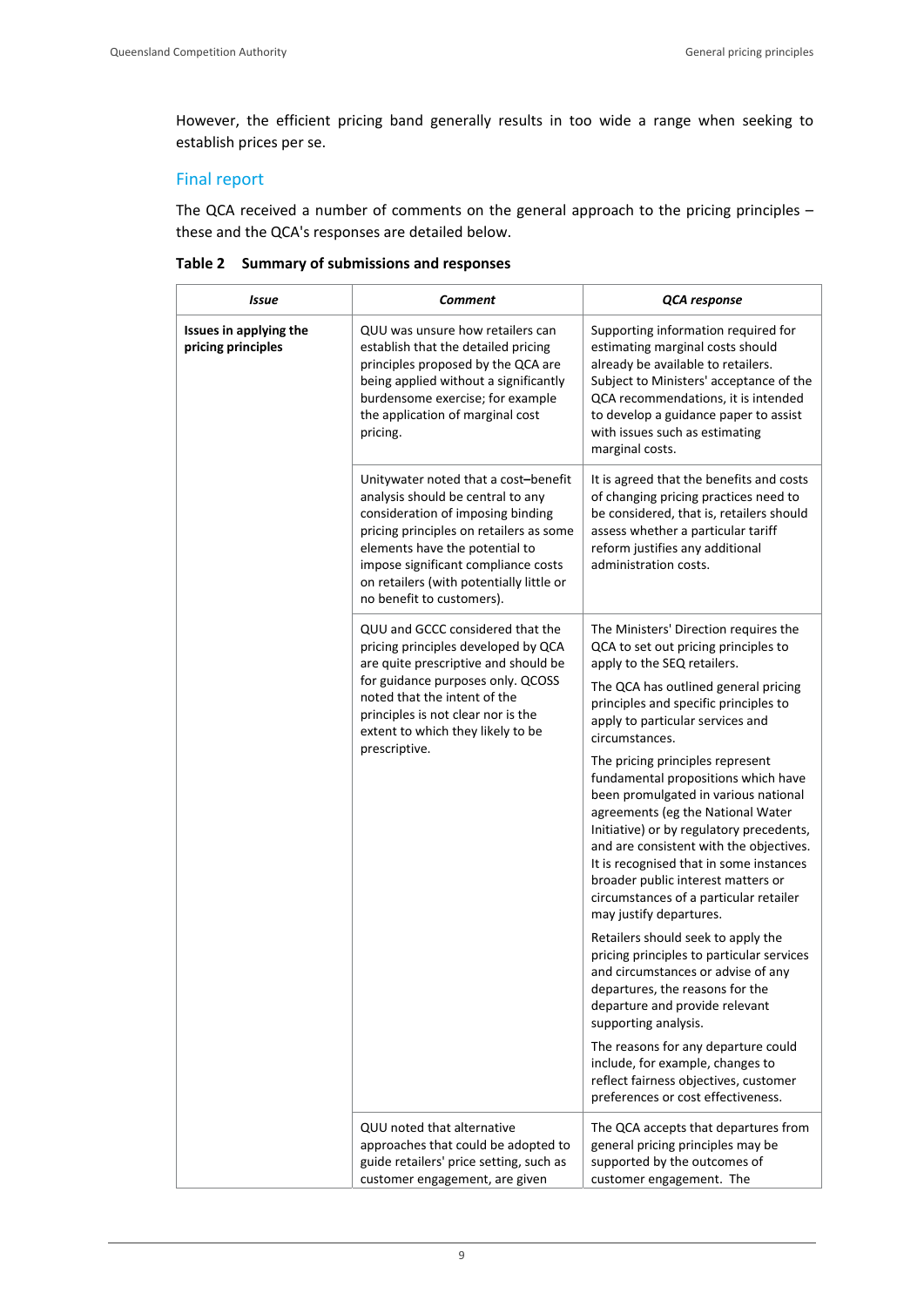However, the efficient pricing band generally results in too wide a range when seeking to establish prices per se.

## Final report

The QCA received a number of comments on the general approach to the pricing principles – these and the QCA's responses are detailed below.

**Table 2 Summary of submissions and responses**

| *Issue* | *Comment* | *QCA response* |
|---|---|---|
| **Issues in applying the pricing principles** | QUU was unsure how retailers can establish that the detailed pricing principles proposed by the QCA are being applied without a significantly burdensome exercise; for example the application of marginal cost pricing. | Supporting information required for estimating marginal costs should already be available to retailers. Subject to Ministers' acceptance of the QCA recommendations, it is intended to develop a guidance paper to assist with issues such as estimating marginal costs. |
| | Unitywater noted that a cost–benefit analysis should be central to any consideration of imposing binding pricing principles on retailers as some elements have the potential to impose significant compliance costs on retailers (with potentially little or no benefit to customers). | It is agreed that the benefits and costs of changing pricing practices need to be considered, that is, retailers should assess whether a particular tariff reform justifies any additional administration costs. |
| | QUU and GCCC considered that the pricing principles developed by QCA are quite prescriptive and should be for guidance purposes only. QCOSS noted that the intent of the principles is not clear nor is the extent to which they likely to be prescriptive. | The Ministers' Direction requires the QCA to set out pricing principles to apply to the SEQ retailers.<br><br>The QCA has outlined general pricing principles and specific principles to apply to particular services and circumstances.<br><br>The pricing principles represent fundamental propositions which have been promulgated in various national agreements (eg the National Water Initiative) or by regulatory precedents, and are consistent with the objectives. It is recognised that in some instances broader public interest matters or circumstances of a particular retailer may justify departures.<br><br>Retailers should seek to apply the pricing principles to particular services and circumstances or advise of any departures, the reasons for the departure and provide relevant supporting analysis.<br><br>The reasons for any departure could include, for example, changes to reflect fairness objectives, customer preferences or cost effectiveness. |
| | QUU noted that alternative approaches that could be adopted to guide retailers' price setting, such as customer engagement, are given | The QCA accepts that departures from general pricing principles may be supported by the outcomes of customer engagement. The |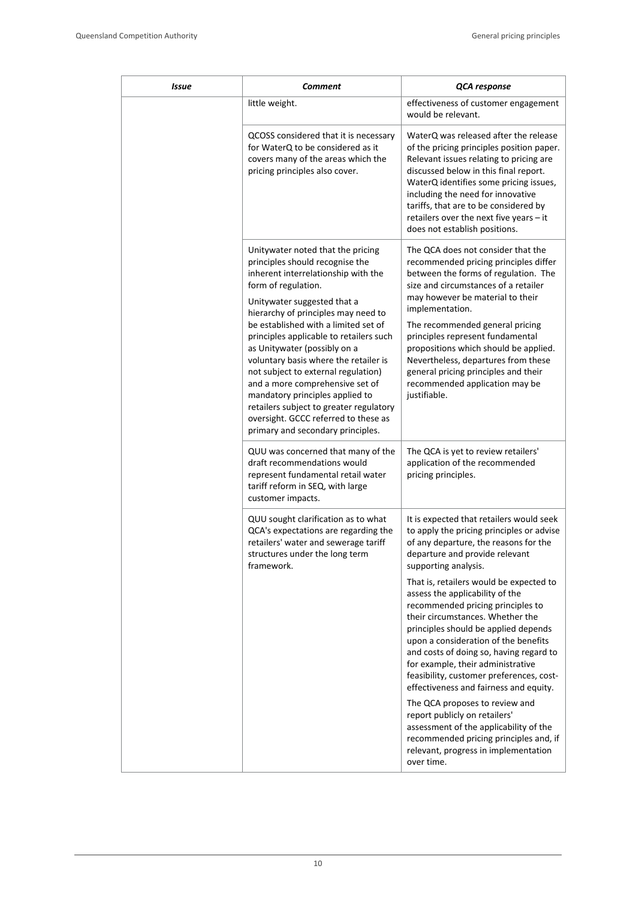| *Issue* | *Comment* | *QCA response* |
|---|---|---|
| | little weight. | effectiveness of customer engagement would be relevant. |
| | QCOSS considered that it is necessary for WaterQ to be considered as it covers many of the areas which the pricing principles also cover. | WaterQ was released after the release of the pricing principles position paper. Relevant issues relating to pricing are discussed below in this final report. WaterQ identifies some pricing issues, including the need for innovative tariffs, that are to be considered by retailers over the next five years – it does not establish positions. |
| | Unitywater noted that the pricing principles should recognise the inherent interrelationship with the form of regulation.<br><br>Unitywater suggested that a hierarchy of principles may need to be established with a limited set of principles applicable to retailers such as Unitywater (possibly on a voluntary basis where the retailer is not subject to external regulation) and a more comprehensive set of mandatory principles applied to retailers subject to greater regulatory oversight. GCCC referred to these as primary and secondary principles. | The QCA does not consider that the recommended pricing principles differ between the forms of regulation. The size and circumstances of a retailer may however be material to their implementation.<br><br>The recommended general pricing principles represent fundamental propositions which should be applied. Nevertheless, departures from these general pricing principles and their recommended application may be justifiable. |
| | QUU was concerned that many of the draft recommendations would represent fundamental retail water tariff reform in SEQ, with large customer impacts. | The QCA is yet to review retailers' application of the recommended pricing principles. |
| | QUU sought clarification as to what QCA's expectations are regarding the retailers' water and sewerage tariff structures under the long term framework. | It is expected that retailers would seek to apply the pricing principles or advise of any departure, the reasons for the departure and provide relevant supporting analysis.<br><br>That is, retailers would be expected to assess the applicability of the recommended pricing principles to their circumstances. Whether the principles should be applied depends upon a consideration of the benefits and costs of doing so, having regard to for example, their administrative feasibility, customer preferences, cost-effectiveness and fairness and equity.<br><br>The QCA proposes to review and report publicly on retailers' assessment of the applicability of the recommended pricing principles and, if relevant, progress in implementation over time. |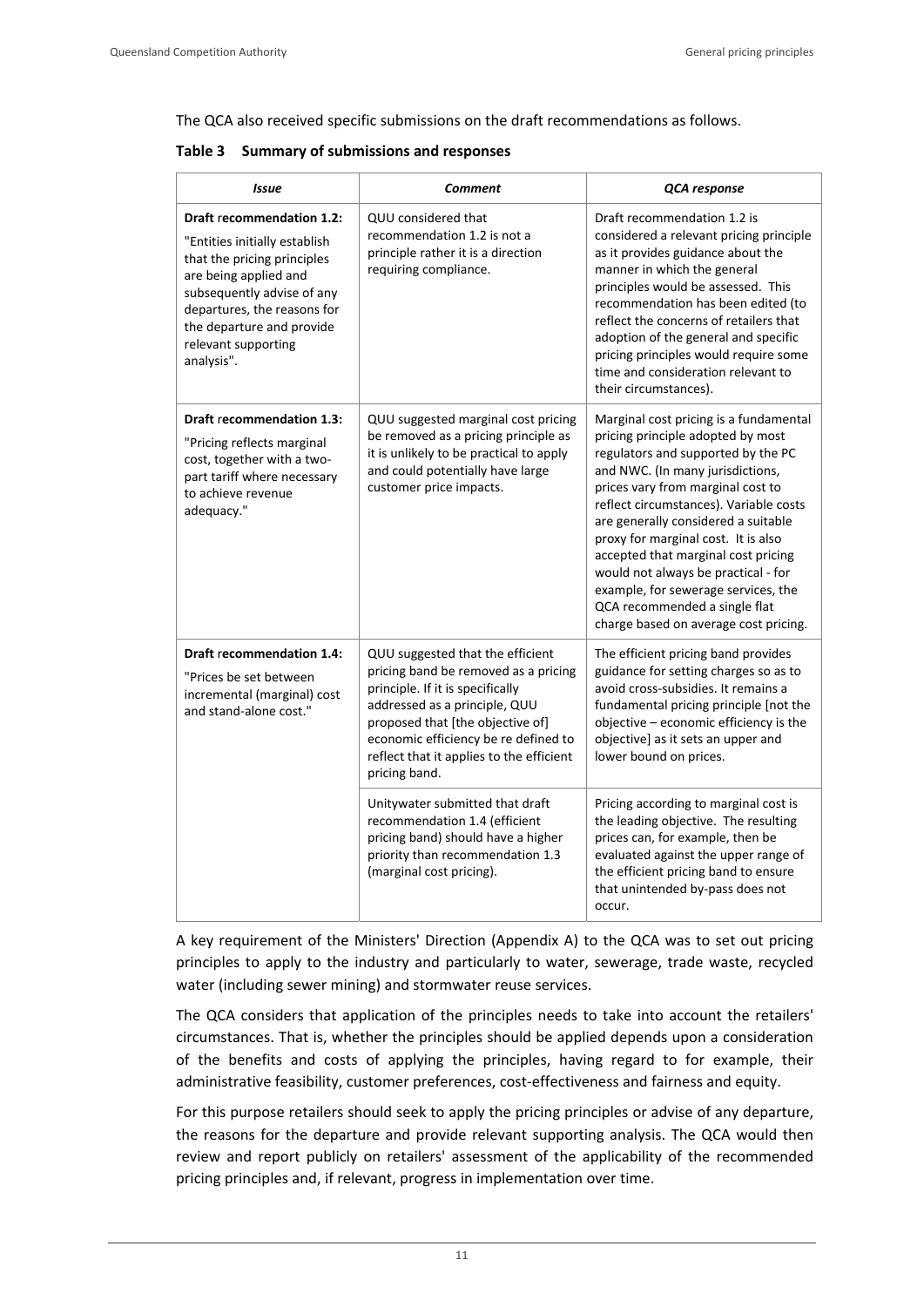The QCA also received specific submissions on the draft recommendations as follows.

**Table 3 Summary of submissions and responses**

| *Issue* | *Comment* | *QCA response* |
|---|---|---|
| **Draft recommendation 1.2:** "Entities initially establish that the pricing principles are being applied and subsequently advise of any departures, the reasons for the departure and provide relevant supporting analysis". | QUU considered that recommendation 1.2 is not a principle rather it is a direction requiring compliance. | Draft recommendation 1.2 is considered a relevant pricing principle as it provides guidance about the manner in which the general principles would be assessed. This recommendation has been edited (to reflect the concerns of retailers that adoption of the general and specific pricing principles would require some time and consideration relevant to their circumstances). |
| **Draft recommendation 1.3:** "Pricing reflects marginal cost, together with a two-part tariff where necessary to achieve revenue adequacy." | QUU suggested marginal cost pricing be removed as a pricing principle as it is unlikely to be practical to apply and could potentially have large customer price impacts. | Marginal cost pricing is a fundamental pricing principle adopted by most regulators and supported by the PC and NWC. (In many jurisdictions, prices vary from marginal cost to reflect circumstances). Variable costs are generally considered a suitable proxy for marginal cost. It is also accepted that marginal cost pricing would not always be practical - for example, for sewerage services, the QCA recommended a single flat charge based on average cost pricing. |
| **Draft recommendation 1.4:** "Prices be set between incremental (marginal) cost and stand-alone cost." | QUU suggested that the efficient pricing band be removed as a pricing principle. If it is specifically addressed as a principle, QUU proposed that [the objective of] economic efficiency be re defined to reflect that it applies to the efficient pricing band. | The efficient pricing band provides guidance for setting charges so as to avoid cross-subsidies. It remains a fundamental pricing principle [not the objective – economic efficiency is the objective] as it sets an upper and lower bound on prices. |
| | Unitywater submitted that draft recommendation 1.4 (efficient pricing band) should have a higher priority than recommendation 1.3 (marginal cost pricing). | Pricing according to marginal cost is the leading objective. The resulting prices can, for example, then be evaluated against the upper range of the efficient pricing band to ensure that unintended by-pass does not occur. |

A key requirement of the Ministers' Direction (Appendix A) to the QCA was to set out pricing principles to apply to the industry and particularly to water, sewerage, trade waste, recycled water (including sewer mining) and stormwater reuse services.

The QCA considers that application of the principles needs to take into account the retailers' circumstances. That is, whether the principles should be applied depends upon a consideration of the benefits and costs of applying the principles, having regard to for example, their administrative feasibility, customer preferences, cost-effectiveness and fairness and equity.

For this purpose retailers should seek to apply the pricing principles or advise of any departure, the reasons for the departure and provide relevant supporting analysis. The QCA would then review and report publicly on retailers' assessment of the applicability of the recommended pricing principles and, if relevant, progress in implementation over time.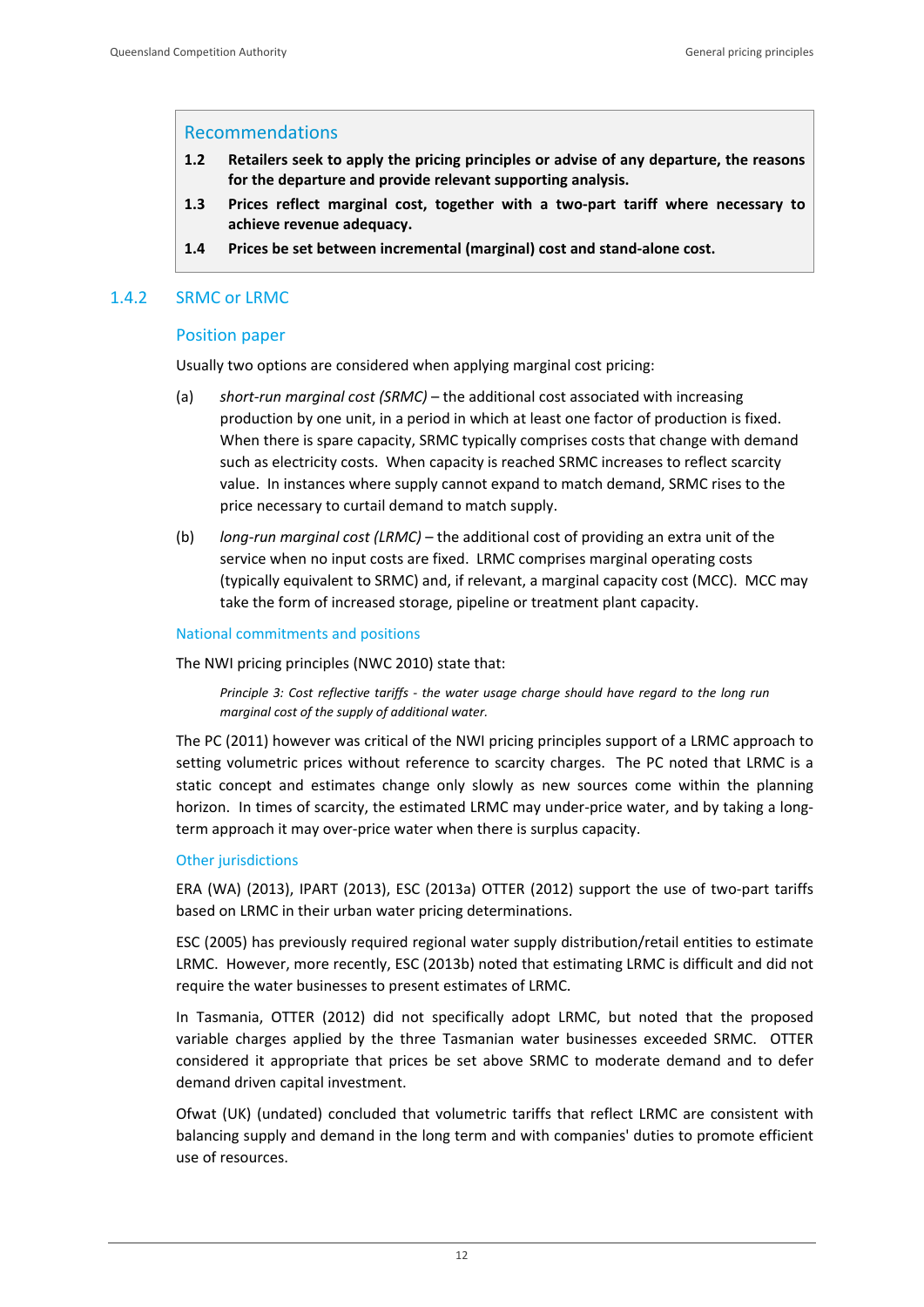> **Recommendations**
>
> **1.2 Retailers seek to apply the pricing principles or advise of any departure, the reasons for the departure and provide relevant supporting analysis.**
>
> **1.3 Prices reflect marginal cost, together with a two-part tariff where necessary to achieve revenue adequacy.**
>
> **1.4 Prices be set between incremental (marginal) cost and stand-alone cost.**

### 1.4.2 SRMC or LRMC

#### Position paper

Usually two options are considered when applying marginal cost pricing:

(a) *short-run marginal cost (SRMC)* – the additional cost associated with increasing production by one unit, in a period in which at least one factor of production is fixed. When there is spare capacity, SRMC typically comprises costs that change with demand such as electricity costs. When capacity is reached SRMC increases to reflect scarcity value. In instances where supply cannot expand to match demand, SRMC rises to the price necessary to curtail demand to match supply.

(b) *long-run marginal cost (LRMC)* – the additional cost of providing an extra unit of the service when no input costs are fixed. LRMC comprises marginal operating costs (typically equivalent to SRMC) and, if relevant, a marginal capacity cost (MCC). MCC may take the form of increased storage, pipeline or treatment plant capacity.

##### National commitments and positions

The NWI pricing principles (NWC 2010) state that:

> *Principle 3: Cost reflective tariffs - the water usage charge should have regard to the long run marginal cost of the supply of additional water.*

The PC (2011) however was critical of the NWI pricing principles support of a LRMC approach to setting volumetric prices without reference to scarcity charges. The PC noted that LRMC is a static concept and estimates change only slowly as new sources come within the planning horizon. In times of scarcity, the estimated LRMC may under-price water, and by taking a long-term approach it may over-price water when there is surplus capacity.

##### Other jurisdictions

ERA (WA) (2013), IPART (2013), ESC (2013a) OTTER (2012) support the use of two-part tariffs based on LRMC in their urban water pricing determinations.

ESC (2005) has previously required regional water supply distribution/retail entities to estimate LRMC. However, more recently, ESC (2013b) noted that estimating LRMC is difficult and did not require the water businesses to present estimates of LRMC.

In Tasmania, OTTER (2012) did not specifically adopt LRMC, but noted that the proposed variable charges applied by the three Tasmanian water businesses exceeded SRMC. OTTER considered it appropriate that prices be set above SRMC to moderate demand and to defer demand driven capital investment.

Ofwat (UK) (undated) concluded that volumetric tariffs that reflect LRMC are consistent with balancing supply and demand in the long term and with companies' duties to promote efficient use of resources.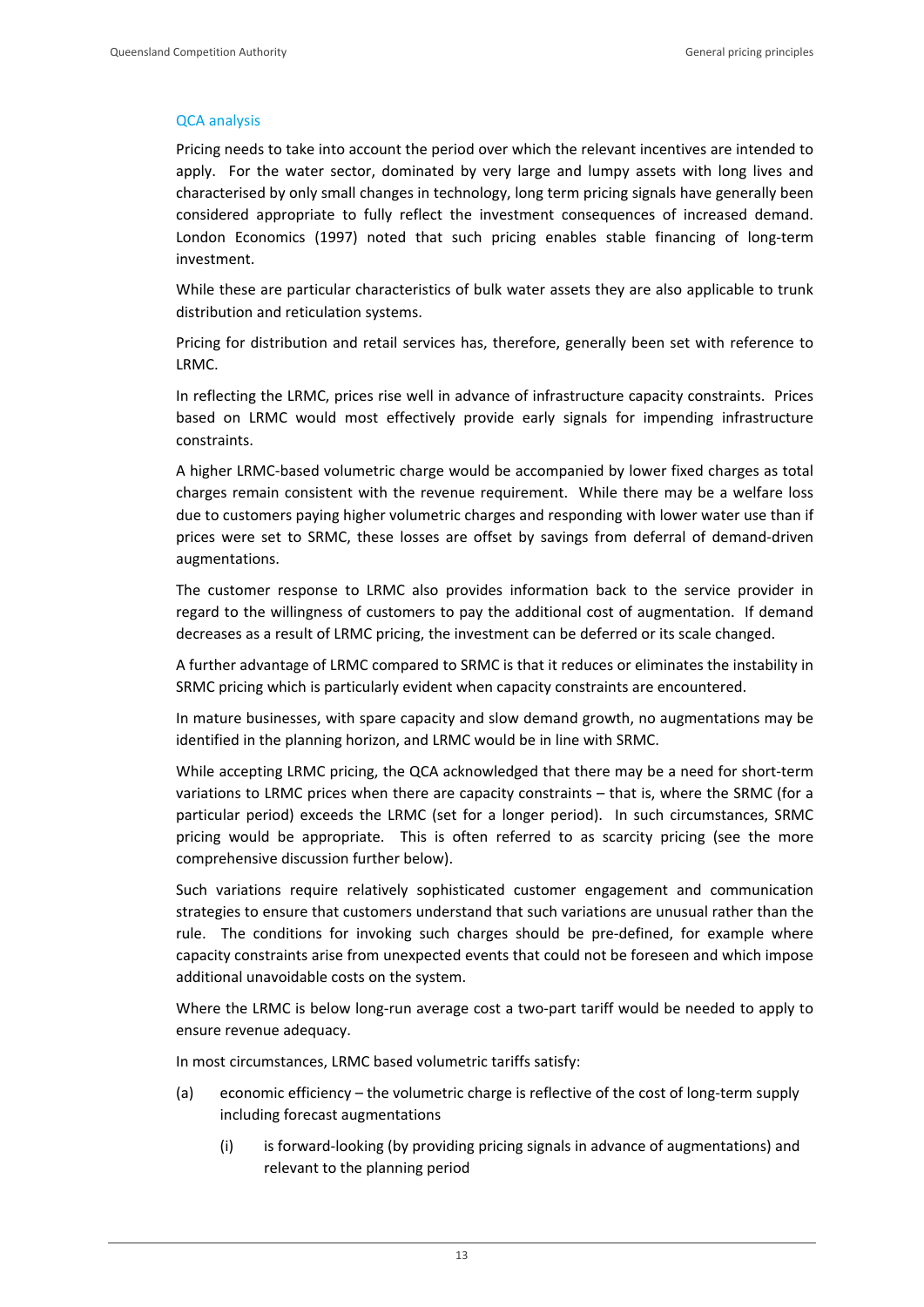### QCA analysis

Pricing needs to take into account the period over which the relevant incentives are intended to apply. For the water sector, dominated by very large and lumpy assets with long lives and characterised by only small changes in technology, long term pricing signals have generally been considered appropriate to fully reflect the investment consequences of increased demand. London Economics (1997) noted that such pricing enables stable financing of long-term investment.

While these are particular characteristics of bulk water assets they are also applicable to trunk distribution and reticulation systems.

Pricing for distribution and retail services has, therefore, generally been set with reference to LRMC.

In reflecting the LRMC, prices rise well in advance of infrastructure capacity constraints. Prices based on LRMC would most effectively provide early signals for impending infrastructure constraints.

A higher LRMC-based volumetric charge would be accompanied by lower fixed charges as total charges remain consistent with the revenue requirement. While there may be a welfare loss due to customers paying higher volumetric charges and responding with lower water use than if prices were set to SRMC, these losses are offset by savings from deferral of demand-driven augmentations.

The customer response to LRMC also provides information back to the service provider in regard to the willingness of customers to pay the additional cost of augmentation. If demand decreases as a result of LRMC pricing, the investment can be deferred or its scale changed.

A further advantage of LRMC compared to SRMC is that it reduces or eliminates the instability in SRMC pricing which is particularly evident when capacity constraints are encountered.

In mature businesses, with spare capacity and slow demand growth, no augmentations may be identified in the planning horizon, and LRMC would be in line with SRMC.

While accepting LRMC pricing, the QCA acknowledged that there may be a need for short-term variations to LRMC prices when there are capacity constraints – that is, where the SRMC (for a particular period) exceeds the LRMC (set for a longer period). In such circumstances, SRMC pricing would be appropriate. This is often referred to as scarcity pricing (see the more comprehensive discussion further below).

Such variations require relatively sophisticated customer engagement and communication strategies to ensure that customers understand that such variations are unusual rather than the rule. The conditions for invoking such charges should be pre-defined, for example where capacity constraints arise from unexpected events that could not be foreseen and which impose additional unavoidable costs on the system.

Where the LRMC is below long-run average cost a two-part tariff would be needed to apply to ensure revenue adequacy.

In most circumstances, LRMC based volumetric tariffs satisfy:

(a) economic efficiency – the volumetric charge is reflective of the cost of long-term supply including forecast augmentations

  (i) is forward-looking (by providing pricing signals in advance of augmentations) and relevant to the planning period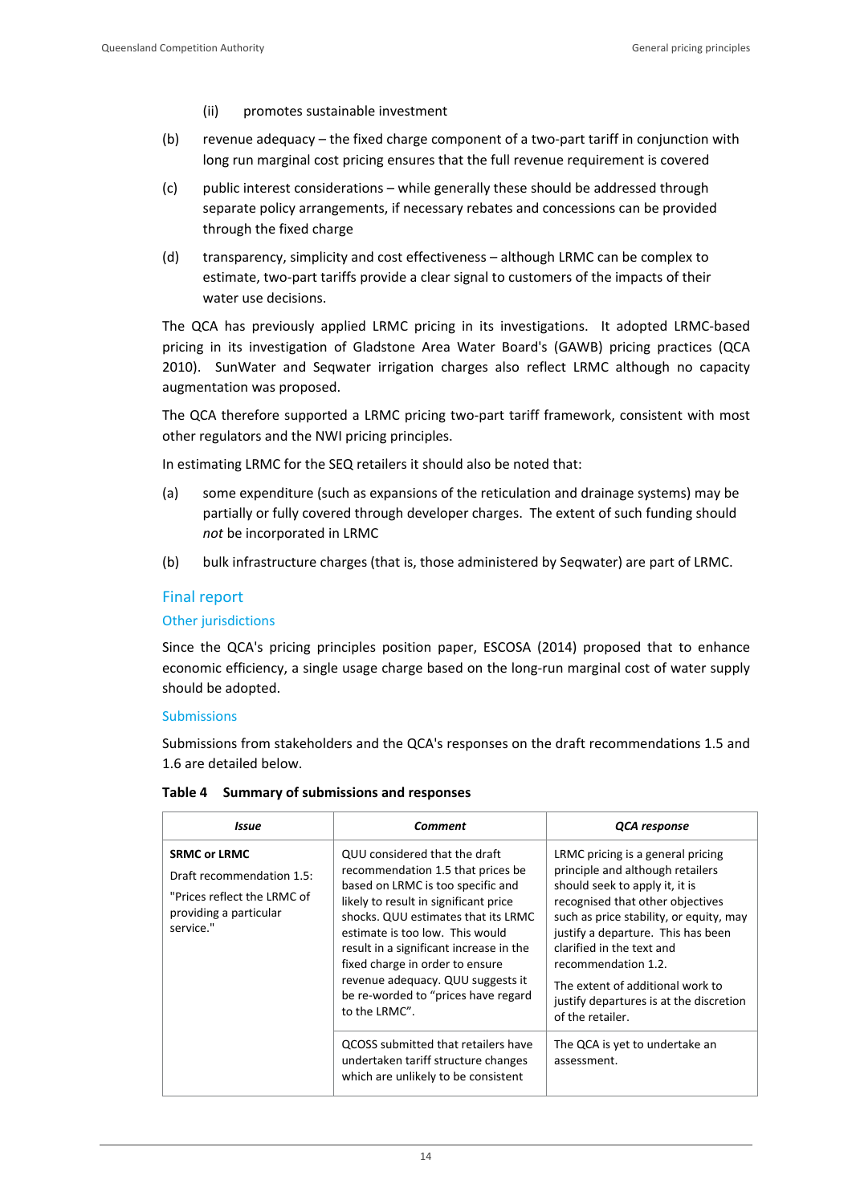(ii) promotes sustainable investment

(b) revenue adequacy – the fixed charge component of a two-part tariff in conjunction with long run marginal cost pricing ensures that the full revenue requirement is covered

(c) public interest considerations – while generally these should be addressed through separate policy arrangements, if necessary rebates and concessions can be provided through the fixed charge

(d) transparency, simplicity and cost effectiveness – although LRMC can be complex to estimate, two-part tariffs provide a clear signal to customers of the impacts of their water use decisions.

The QCA has previously applied LRMC pricing in its investigations. It adopted LRMC-based pricing in its investigation of Gladstone Area Water Board's (GAWB) pricing practices (QCA 2010). SunWater and Seqwater irrigation charges also reflect LRMC although no capacity augmentation was proposed.

The QCA therefore supported a LRMC pricing two-part tariff framework, consistent with most other regulators and the NWI pricing principles.

In estimating LRMC for the SEQ retailers it should also be noted that:

(a) some expenditure (such as expansions of the reticulation and drainage systems) may be partially or fully covered through developer charges. The extent of such funding should *not* be incorporated in LRMC

(b) bulk infrastructure charges (that is, those administered by Seqwater) are part of LRMC.

## Final report

### Other jurisdictions

Since the QCA's pricing principles position paper, ESCOSA (2014) proposed that to enhance economic efficiency, a single usage charge based on the long-run marginal cost of water supply should be adopted.

### Submissions

Submissions from stakeholders and the QCA's responses on the draft recommendations 1.5 and 1.6 are detailed below.

**Table 4 Summary of submissions and responses**

| *Issue* | *Comment* | *QCA response* |
|---|---|---|
| **SRMC or LRMC** Draft recommendation 1.5: "Prices reflect the LRMC of providing a particular service." | QUU considered that the draft recommendation 1.5 that prices be based on LRMC is too specific and likely to result in significant price shocks. QUU estimates that its LRMC estimate is too low. This would result in a significant increase in the fixed charge in order to ensure revenue adequacy. QUU suggests it be re-worded to "prices have regard to the LRMC". | LRMC pricing is a general pricing principle and although retailers should seek to apply it, it is recognised that other objectives such as price stability, or equity, may justify a departure. This has been clarified in the text and recommendation 1.2. The extent of additional work to justify departures is at the discretion of the retailer. |
| | QCOSS submitted that retailers have undertaken tariff structure changes which are unlikely to be consistent | The QCA is yet to undertake an assessment. |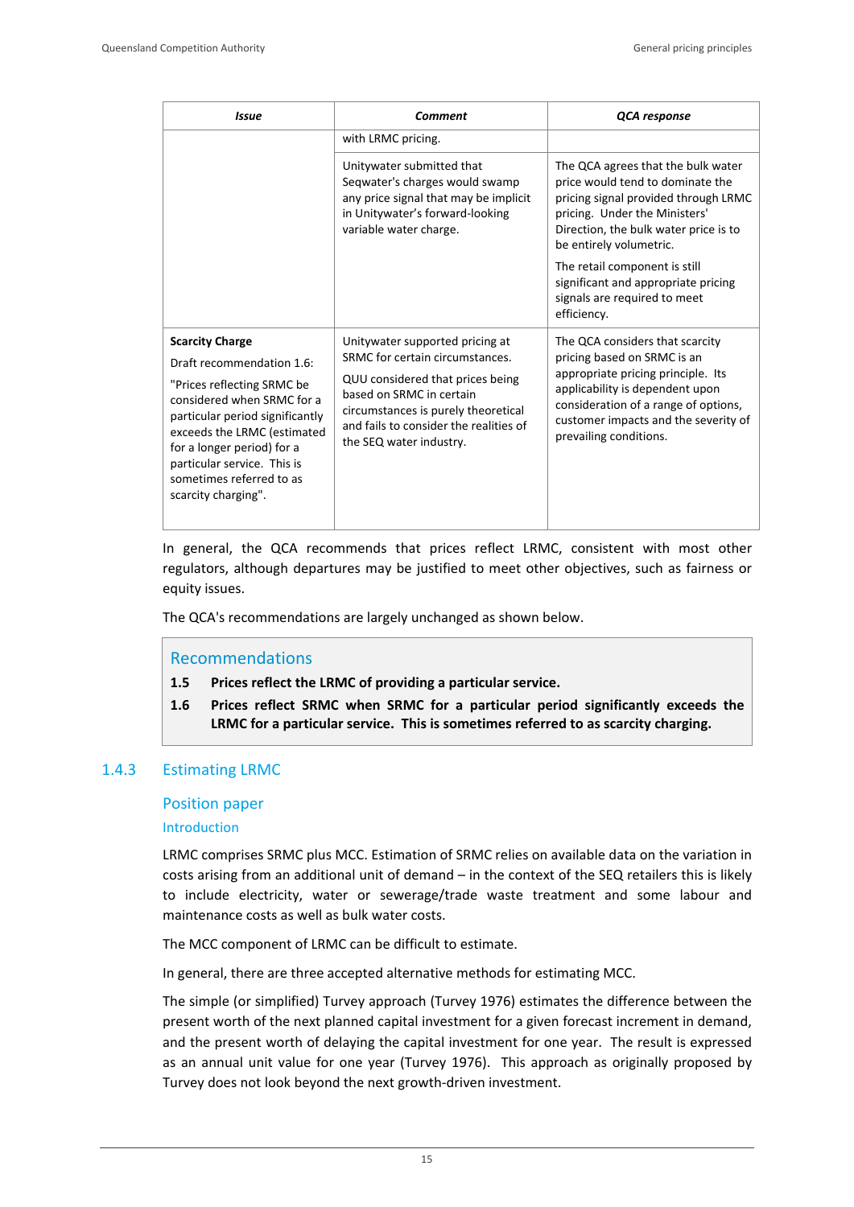| *Issue* | *Comment* | *QCA response* |
|---|---|---|
| | with LRMC pricing. | |
| | Unitywater submitted that Seqwater's charges would swamp any price signal that may be implicit in Unitywater's forward-looking variable water charge. | The QCA agrees that the bulk water price would tend to dominate the pricing signal provided through LRMC pricing. Under the Ministers' Direction, the bulk water price is to be entirely volumetric. The retail component is still significant and appropriate pricing signals are required to meet efficiency. |
| **Scarcity Charge** Draft recommendation 1.6: "Prices reflecting SRMC be considered when SRMC for a particular period significantly exceeds the LRMC (estimated for a longer period) for a particular service. This is sometimes referred to as scarcity charging". | Unitywater supported pricing at SRMC for certain circumstances. QUU considered that prices being based on SRMC in certain circumstances is purely theoretical and fails to consider the realities of the SEQ water industry. | The QCA considers that scarcity pricing based on SRMC is an appropriate pricing principle. Its applicability is dependent upon consideration of a range of options, customer impacts and the severity of prevailing conditions. |

In general, the QCA recommends that prices reflect LRMC, consistent with most other regulators, although departures may be justified to meet other objectives, such as fairness or equity issues.

The QCA's recommendations are largely unchanged as shown below.

> **Recommendations**
>
> **1.5 Prices reflect the LRMC of providing a particular service.**
>
> **1.6 Prices reflect SRMC when SRMC for a particular period significantly exceeds the LRMC for a particular service. This is sometimes referred to as scarcity charging.**

### 1.4.3 Estimating LRMC

#### Position paper

##### Introduction

LRMC comprises SRMC plus MCC. Estimation of SRMC relies on available data on the variation in costs arising from an additional unit of demand – in the context of the SEQ retailers this is likely to include electricity, water or sewerage/trade waste treatment and some labour and maintenance costs as well as bulk water costs.

The MCC component of LRMC can be difficult to estimate.

In general, there are three accepted alternative methods for estimating MCC.

The simple (or simplified) Turvey approach (Turvey 1976) estimates the difference between the present worth of the next planned capital investment for a given forecast increment in demand, and the present worth of delaying the capital investment for one year. The result is expressed as an annual unit value for one year (Turvey 1976). This approach as originally proposed by Turvey does not look beyond the next growth-driven investment.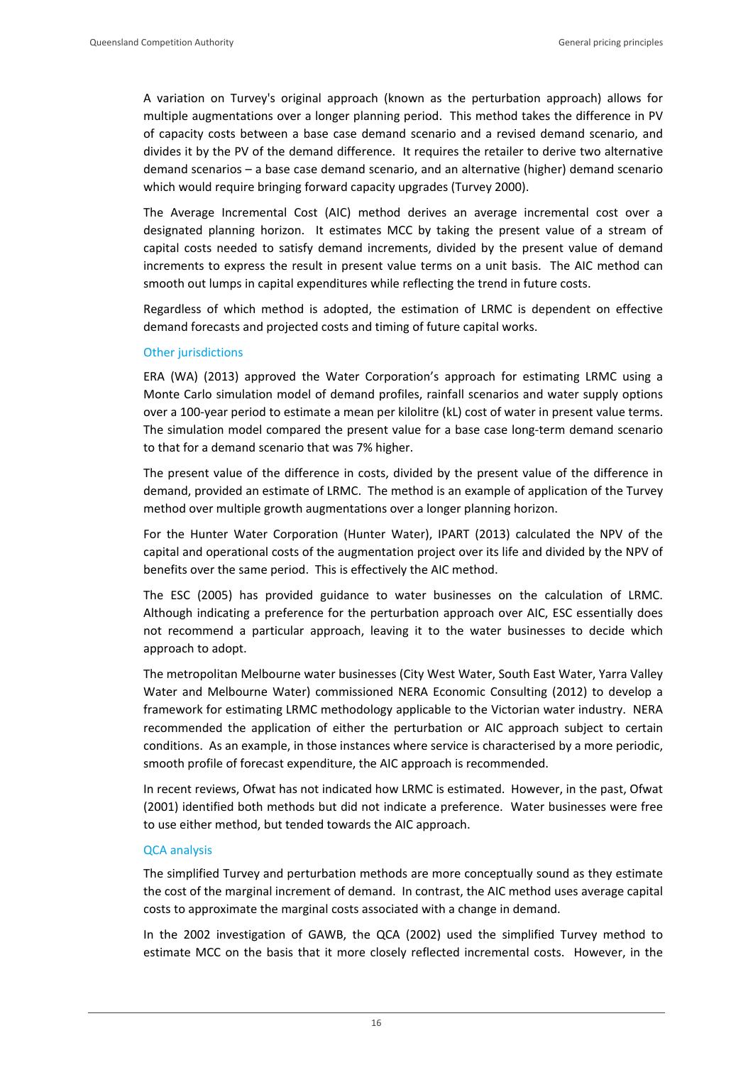A variation on Turvey's original approach (known as the perturbation approach) allows for multiple augmentations over a longer planning period. This method takes the difference in PV of capacity costs between a base case demand scenario and a revised demand scenario, and divides it by the PV of the demand difference. It requires the retailer to derive two alternative demand scenarios – a base case demand scenario, and an alternative (higher) demand scenario which would require bringing forward capacity upgrades (Turvey 2000).

The Average Incremental Cost (AIC) method derives an average incremental cost over a designated planning horizon. It estimates MCC by taking the present value of a stream of capital costs needed to satisfy demand increments, divided by the present value of demand increments to express the result in present value terms on a unit basis. The AIC method can smooth out lumps in capital expenditures while reflecting the trend in future costs.

Regardless of which method is adopted, the estimation of LRMC is dependent on effective demand forecasts and projected costs and timing of future capital works.

### Other jurisdictions

ERA (WA) (2013) approved the Water Corporation's approach for estimating LRMC using a Monte Carlo simulation model of demand profiles, rainfall scenarios and water supply options over a 100-year period to estimate a mean per kilolitre (kL) cost of water in present value terms. The simulation model compared the present value for a base case long-term demand scenario to that for a demand scenario that was 7% higher.

The present value of the difference in costs, divided by the present value of the difference in demand, provided an estimate of LRMC. The method is an example of application of the Turvey method over multiple growth augmentations over a longer planning horizon.

For the Hunter Water Corporation (Hunter Water), IPART (2013) calculated the NPV of the capital and operational costs of the augmentation project over its life and divided by the NPV of benefits over the same period. This is effectively the AIC method.

The ESC (2005) has provided guidance to water businesses on the calculation of LRMC. Although indicating a preference for the perturbation approach over AIC, ESC essentially does not recommend a particular approach, leaving it to the water businesses to decide which approach to adopt.

The metropolitan Melbourne water businesses (City West Water, South East Water, Yarra Valley Water and Melbourne Water) commissioned NERA Economic Consulting (2012) to develop a framework for estimating LRMC methodology applicable to the Victorian water industry. NERA recommended the application of either the perturbation or AIC approach subject to certain conditions. As an example, in those instances where service is characterised by a more periodic, smooth profile of forecast expenditure, the AIC approach is recommended.

In recent reviews, Ofwat has not indicated how LRMC is estimated. However, in the past, Ofwat (2001) identified both methods but did not indicate a preference. Water businesses were free to use either method, but tended towards the AIC approach.

### QCA analysis

The simplified Turvey and perturbation methods are more conceptually sound as they estimate the cost of the marginal increment of demand. In contrast, the AIC method uses average capital costs to approximate the marginal costs associated with a change in demand.

In the 2002 investigation of GAWB, the QCA (2002) used the simplified Turvey method to estimate MCC on the basis that it more closely reflected incremental costs. However, in the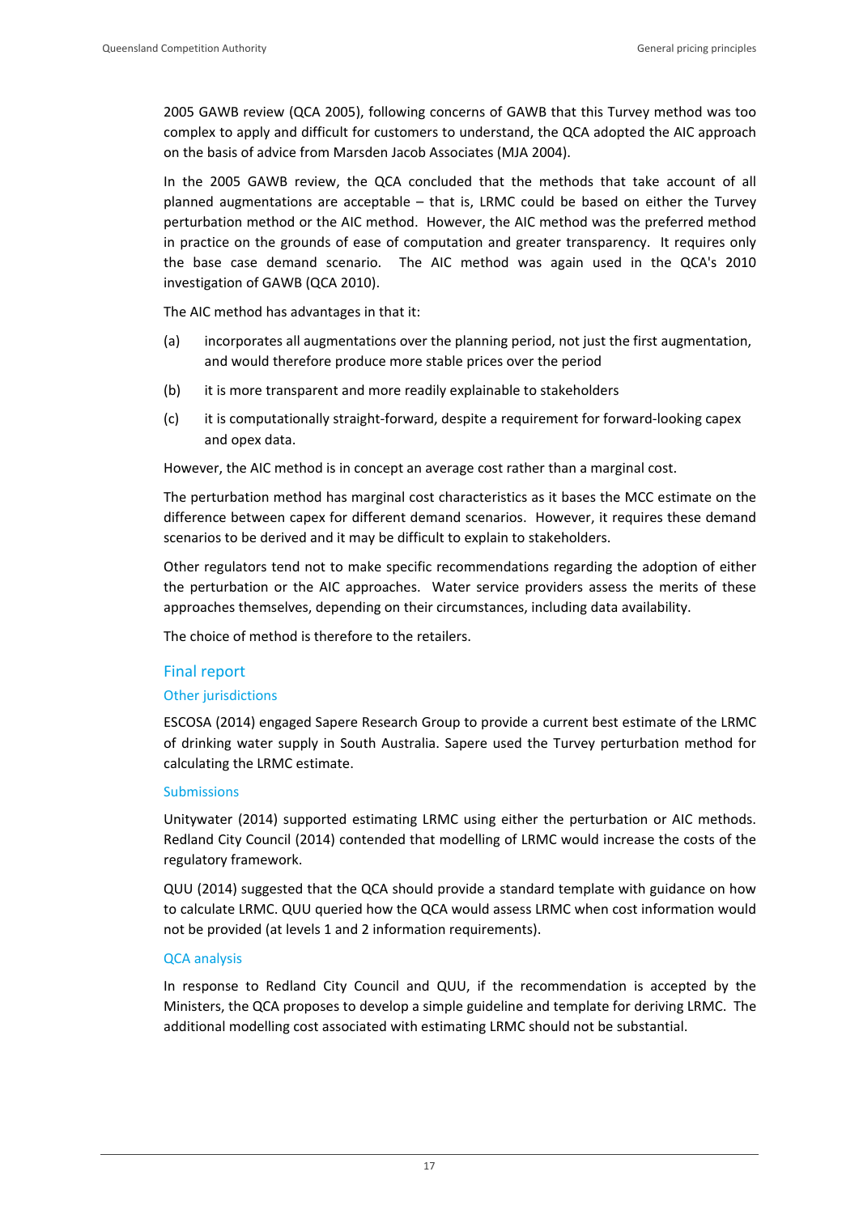2005 GAWB review (QCA 2005), following concerns of GAWB that this Turvey method was too complex to apply and difficult for customers to understand, the QCA adopted the AIC approach on the basis of advice from Marsden Jacob Associates (MJA 2004).

In the 2005 GAWB review, the QCA concluded that the methods that take account of all planned augmentations are acceptable – that is, LRMC could be based on either the Turvey perturbation method or the AIC method. However, the AIC method was the preferred method in practice on the grounds of ease of computation and greater transparency. It requires only the base case demand scenario. The AIC method was again used in the QCA's 2010 investigation of GAWB (QCA 2010).

The AIC method has advantages in that it:

(a) incorporates all augmentations over the planning period, not just the first augmentation, and would therefore produce more stable prices over the period

(b) it is more transparent and more readily explainable to stakeholders

(c) it is computationally straight-forward, despite a requirement for forward-looking capex and opex data.

However, the AIC method is in concept an average cost rather than a marginal cost.

The perturbation method has marginal cost characteristics as it bases the MCC estimate on the difference between capex for different demand scenarios. However, it requires these demand scenarios to be derived and it may be difficult to explain to stakeholders.

Other regulators tend not to make specific recommendations regarding the adoption of either the perturbation or the AIC approaches. Water service providers assess the merits of these approaches themselves, depending on their circumstances, including data availability.

The choice of method is therefore to the retailers.

## Final report

### Other jurisdictions

ESCOSA (2014) engaged Sapere Research Group to provide a current best estimate of the LRMC of drinking water supply in South Australia. Sapere used the Turvey perturbation method for calculating the LRMC estimate.

### Submissions

Unitywater (2014) supported estimating LRMC using either the perturbation or AIC methods. Redland City Council (2014) contended that modelling of LRMC would increase the costs of the regulatory framework.

QUU (2014) suggested that the QCA should provide a standard template with guidance on how to calculate LRMC. QUU queried how the QCA would assess LRMC when cost information would not be provided (at levels 1 and 2 information requirements).

### QCA analysis

In response to Redland City Council and QUU, if the recommendation is accepted by the Ministers, the QCA proposes to develop a simple guideline and template for deriving LRMC. The additional modelling cost associated with estimating LRMC should not be substantial.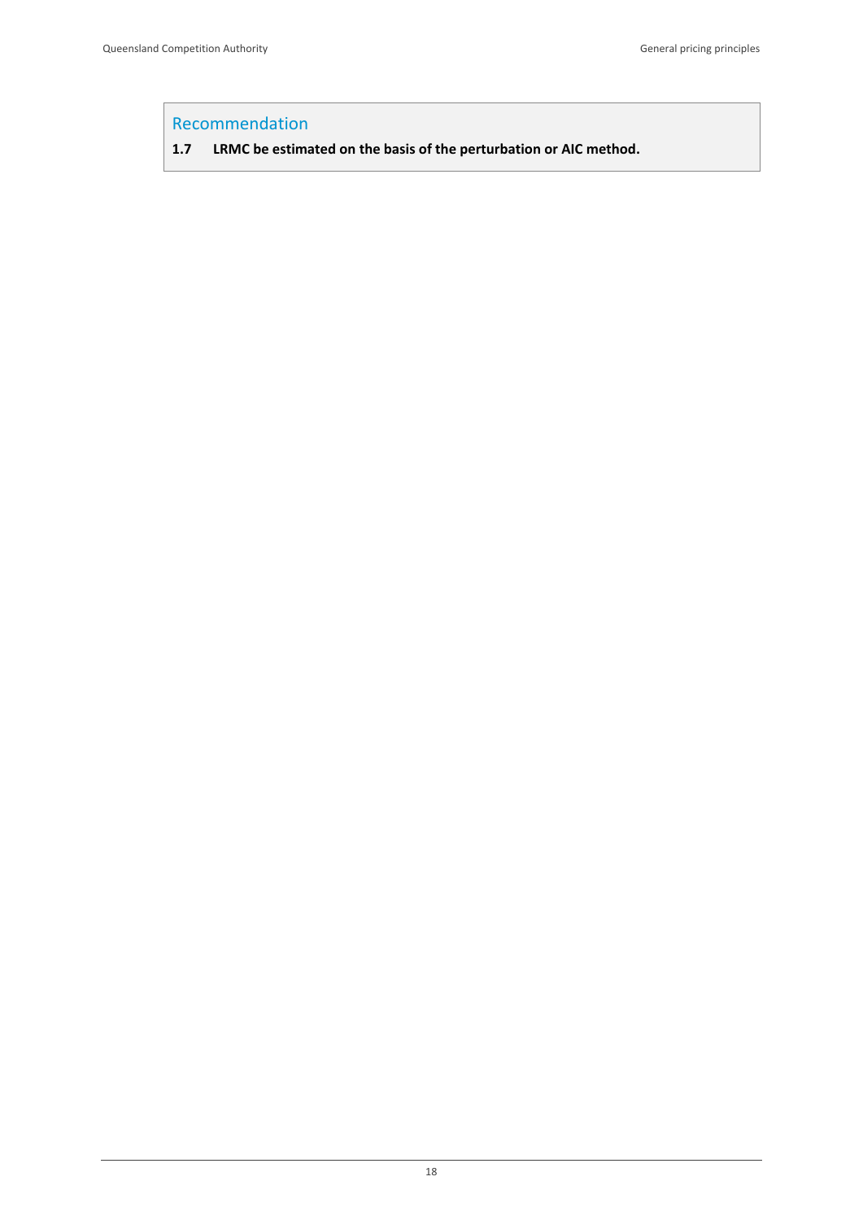Recommendation

**1.7 LRMC be estimated on the basis of the perturbation or AIC method.**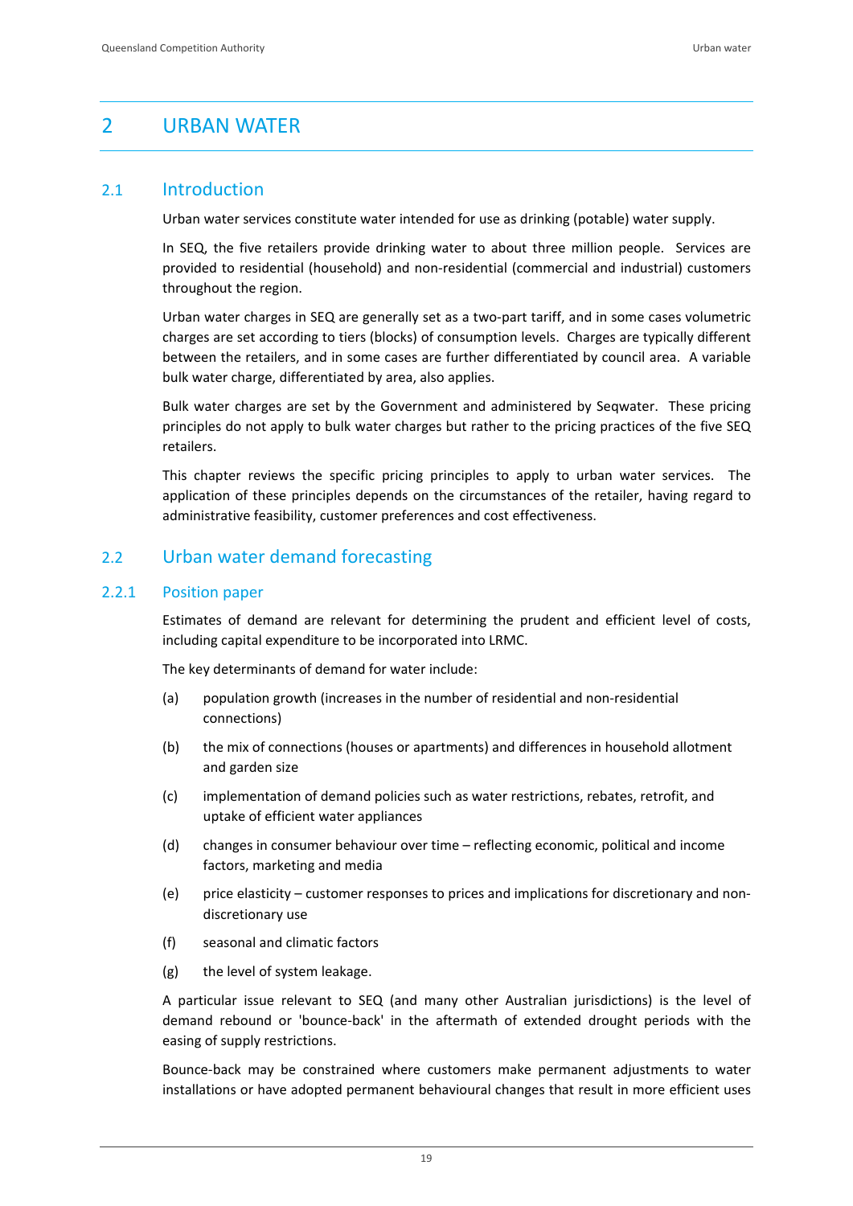# 2 URBAN WATER

## 2.1 Introduction

Urban water services constitute water intended for use as drinking (potable) water supply.

In SEQ, the five retailers provide drinking water to about three million people. Services are provided to residential (household) and non-residential (commercial and industrial) customers throughout the region.

Urban water charges in SEQ are generally set as a two-part tariff, and in some cases volumetric charges are set according to tiers (blocks) of consumption levels. Charges are typically different between the retailers, and in some cases are further differentiated by council area. A variable bulk water charge, differentiated by area, also applies.

Bulk water charges are set by the Government and administered by Seqwater. These pricing principles do not apply to bulk water charges but rather to the pricing practices of the five SEQ retailers.

This chapter reviews the specific pricing principles to apply to urban water services. The application of these principles depends on the circumstances of the retailer, having regard to administrative feasibility, customer preferences and cost effectiveness.

## 2.2 Urban water demand forecasting

### 2.2.1 Position paper

Estimates of demand are relevant for determining the prudent and efficient level of costs, including capital expenditure to be incorporated into LRMC.

The key determinants of demand for water include:

(a) population growth (increases in the number of residential and non-residential connections)

(b) the mix of connections (houses or apartments) and differences in household allotment and garden size

(c) implementation of demand policies such as water restrictions, rebates, retrofit, and uptake of efficient water appliances

(d) changes in consumer behaviour over time – reflecting economic, political and income factors, marketing and media

(e) price elasticity – customer responses to prices and implications for discretionary and non-discretionary use

(f) seasonal and climatic factors

(g) the level of system leakage.

A particular issue relevant to SEQ (and many other Australian jurisdictions) is the level of demand rebound or 'bounce-back' in the aftermath of extended drought periods with the easing of supply restrictions.

Bounce-back may be constrained where customers make permanent adjustments to water installations or have adopted permanent behavioural changes that result in more efficient uses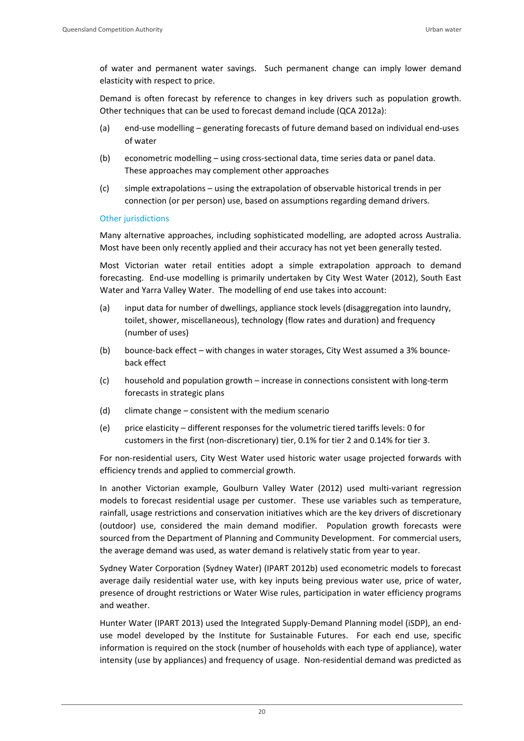of water and permanent water savings. Such permanent change can imply lower demand elasticity with respect to price.

Demand is often forecast by reference to changes in key drivers such as population growth. Other techniques that can be used to forecast demand include (QCA 2012a):

(a) end-use modelling – generating forecasts of future demand based on individual end-uses of water

(b) econometric modelling – using cross-sectional data, time series data or panel data. These approaches may complement other approaches

(c) simple extrapolations – using the extrapolation of observable historical trends in per connection (or per person) use, based on assumptions regarding demand drivers.

### Other jurisdictions

Many alternative approaches, including sophisticated modelling, are adopted across Australia. Most have been only recently applied and their accuracy has not yet been generally tested.

Most Victorian water retail entities adopt a simple extrapolation approach to demand forecasting. End-use modelling is primarily undertaken by City West Water (2012), South East Water and Yarra Valley Water. The modelling of end use takes into account:

(a) input data for number of dwellings, appliance stock levels (disaggregation into laundry, toilet, shower, miscellaneous), technology (flow rates and duration) and frequency (number of uses)

(b) bounce-back effect – with changes in water storages, City West assumed a 3% bounce-back effect

(c) household and population growth – increase in connections consistent with long-term forecasts in strategic plans

(d) climate change – consistent with the medium scenario

(e) price elasticity – different responses for the volumetric tiered tariffs levels: 0 for customers in the first (non-discretionary) tier, 0.1% for tier 2 and 0.14% for tier 3.

For non-residential users, City West Water used historic water usage projected forwards with efficiency trends and applied to commercial growth.

In another Victorian example, Goulburn Valley Water (2012) used multi-variant regression models to forecast residential usage per customer. These use variables such as temperature, rainfall, usage restrictions and conservation initiatives which are the key drivers of discretionary (outdoor) use, considered the main demand modifier. Population growth forecasts were sourced from the Department of Planning and Community Development. For commercial users, the average demand was used, as water demand is relatively static from year to year.

Sydney Water Corporation (Sydney Water) (IPART 2012b) used econometric models to forecast average daily residential water use, with key inputs being previous water use, price of water, presence of drought restrictions or Water Wise rules, participation in water efficiency programs and weather.

Hunter Water (IPART 2013) used the Integrated Supply-Demand Planning model (iSDP), an end-use model developed by the Institute for Sustainable Futures. For each end use, specific information is required on the stock (number of households with each type of appliance), water intensity (use by appliances) and frequency of usage. Non-residential demand was predicted as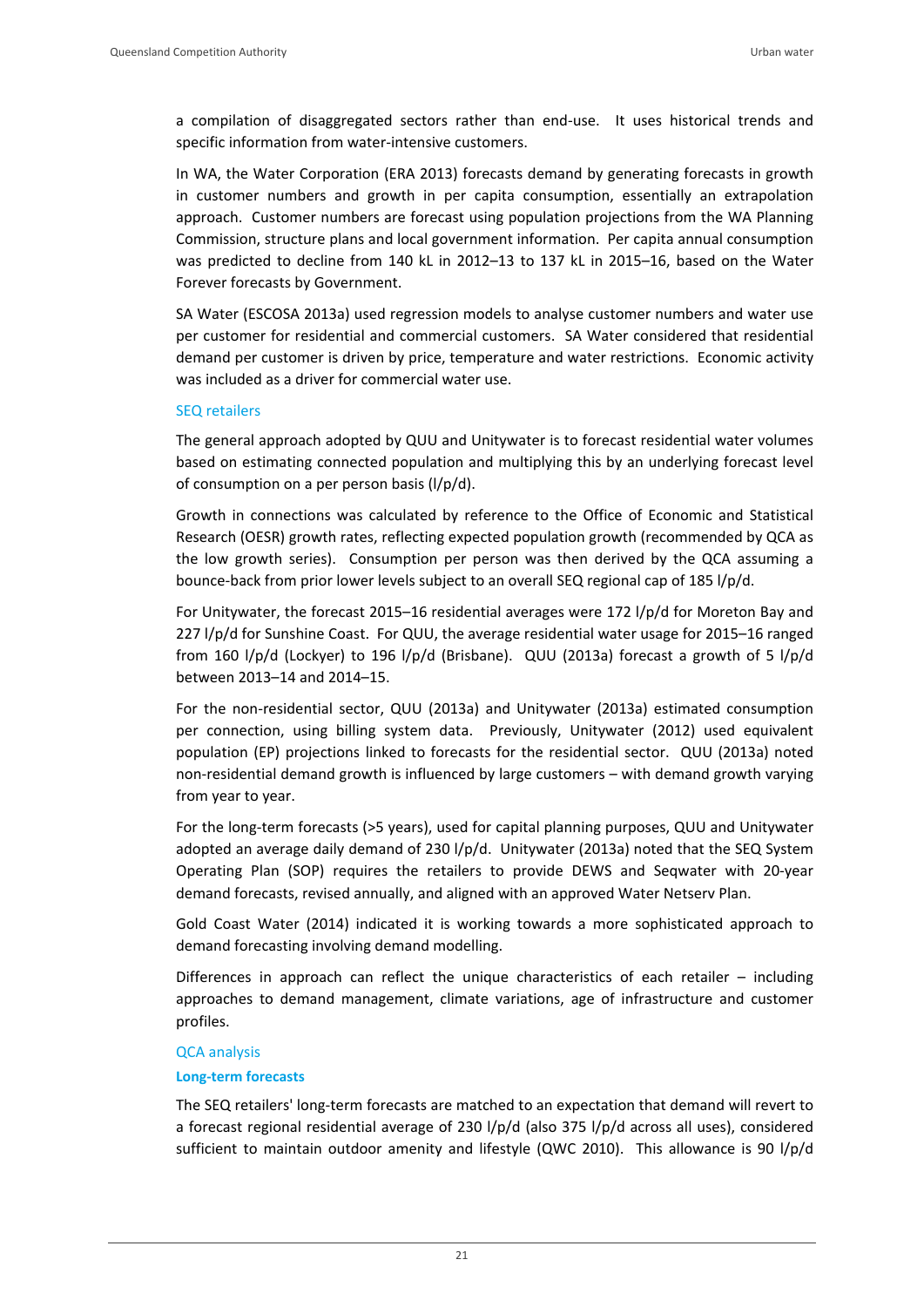a compilation of disaggregated sectors rather than end-use. It uses historical trends and specific information from water-intensive customers.

In WA, the Water Corporation (ERA 2013) forecasts demand by generating forecasts in growth in customer numbers and growth in per capita consumption, essentially an extrapolation approach. Customer numbers are forecast using population projections from the WA Planning Commission, structure plans and local government information. Per capita annual consumption was predicted to decline from 140 kL in 2012–13 to 137 kL in 2015–16, based on the Water Forever forecasts by Government.

SA Water (ESCOSA 2013a) used regression models to analyse customer numbers and water use per customer for residential and commercial customers. SA Water considered that residential demand per customer is driven by price, temperature and water restrictions. Economic activity was included as a driver for commercial water use.

### SEQ retailers

The general approach adopted by QUU and Unitywater is to forecast residential water volumes based on estimating connected population and multiplying this by an underlying forecast level of consumption on a per person basis (l/p/d).

Growth in connections was calculated by reference to the Office of Economic and Statistical Research (OESR) growth rates, reflecting expected population growth (recommended by QCA as the low growth series). Consumption per person was then derived by the QCA assuming a bounce-back from prior lower levels subject to an overall SEQ regional cap of 185 l/p/d.

For Unitywater, the forecast 2015–16 residential averages were 172 l/p/d for Moreton Bay and 227 l/p/d for Sunshine Coast. For QUU, the average residential water usage for 2015–16 ranged from 160 l/p/d (Lockyer) to 196 l/p/d (Brisbane). QUU (2013a) forecast a growth of 5 l/p/d between 2013–14 and 2014–15.

For the non-residential sector, QUU (2013a) and Unitywater (2013a) estimated consumption per connection, using billing system data. Previously, Unitywater (2012) used equivalent population (EP) projections linked to forecasts for the residential sector. QUU (2013a) noted non-residential demand growth is influenced by large customers – with demand growth varying from year to year.

For the long-term forecasts (>5 years), used for capital planning purposes, QUU and Unitywater adopted an average daily demand of 230 l/p/d. Unitywater (2013a) noted that the SEQ System Operating Plan (SOP) requires the retailers to provide DEWS and Seqwater with 20-year demand forecasts, revised annually, and aligned with an approved Water Netserv Plan.

Gold Coast Water (2014) indicated it is working towards a more sophisticated approach to demand forecasting involving demand modelling.

Differences in approach can reflect the unique characteristics of each retailer – including approaches to demand management, climate variations, age of infrastructure and customer profiles.

### QCA analysis

#### Long-term forecasts

The SEQ retailers' long-term forecasts are matched to an expectation that demand will revert to a forecast regional residential average of 230 l/p/d (also 375 l/p/d across all uses), considered sufficient to maintain outdoor amenity and lifestyle (QWC 2010). This allowance is 90 l/p/d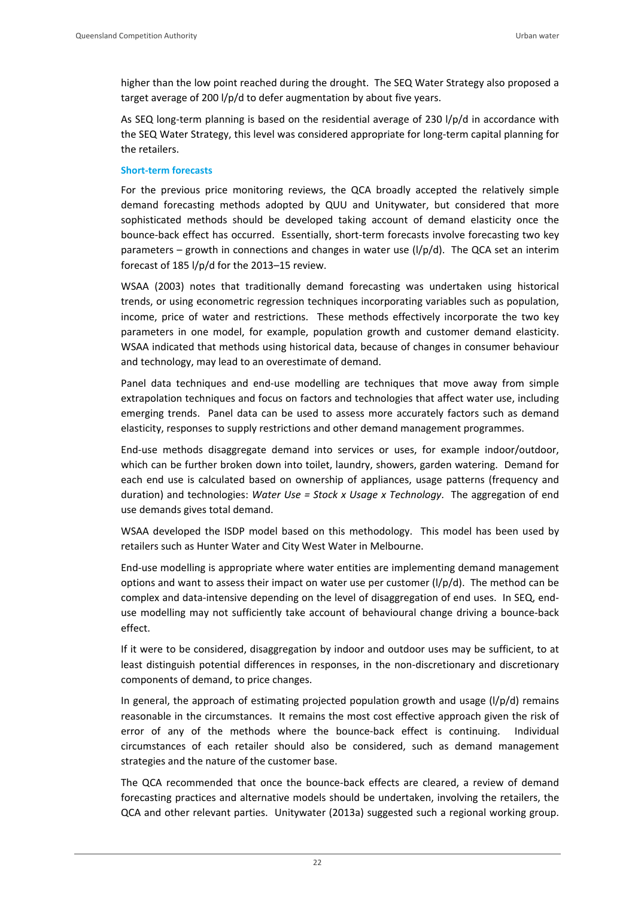higher than the low point reached during the drought. The SEQ Water Strategy also proposed a target average of 200 l/p/d to defer augmentation by about five years.

As SEQ long-term planning is based on the residential average of 230 l/p/d in accordance with the SEQ Water Strategy, this level was considered appropriate for long-term capital planning for the retailers.

**Short-term forecasts**

For the previous price monitoring reviews, the QCA broadly accepted the relatively simple demand forecasting methods adopted by QUU and Unitywater, but considered that more sophisticated methods should be developed taking account of demand elasticity once the bounce-back effect has occurred. Essentially, short-term forecasts involve forecasting two key parameters – growth in connections and changes in water use (l/p/d). The QCA set an interim forecast of 185 l/p/d for the 2013–15 review.

WSAA (2003) notes that traditionally demand forecasting was undertaken using historical trends, or using econometric regression techniques incorporating variables such as population, income, price of water and restrictions. These methods effectively incorporate the two key parameters in one model, for example, population growth and customer demand elasticity. WSAA indicated that methods using historical data, because of changes in consumer behaviour and technology, may lead to an overestimate of demand.

Panel data techniques and end-use modelling are techniques that move away from simple extrapolation techniques and focus on factors and technologies that affect water use, including emerging trends. Panel data can be used to assess more accurately factors such as demand elasticity, responses to supply restrictions and other demand management programmes.

End-use methods disaggregate demand into services or uses, for example indoor/outdoor, which can be further broken down into toilet, laundry, showers, garden watering. Demand for each end use is calculated based on ownership of appliances, usage patterns (frequency and duration) and technologies: *Water Use = Stock x Usage x Technology*. The aggregation of end use demands gives total demand.

WSAA developed the ISDP model based on this methodology. This model has been used by retailers such as Hunter Water and City West Water in Melbourne.

End-use modelling is appropriate where water entities are implementing demand management options and want to assess their impact on water use per customer (l/p/d). The method can be complex and data-intensive depending on the level of disaggregation of end uses. In SEQ, end-use modelling may not sufficiently take account of behavioural change driving a bounce-back effect.

If it were to be considered, disaggregation by indoor and outdoor uses may be sufficient, to at least distinguish potential differences in responses, in the non-discretionary and discretionary components of demand, to price changes.

In general, the approach of estimating projected population growth and usage (l/p/d) remains reasonable in the circumstances. It remains the most cost effective approach given the risk of error of any of the methods where the bounce-back effect is continuing. Individual circumstances of each retailer should also be considered, such as demand management strategies and the nature of the customer base.

The QCA recommended that once the bounce-back effects are cleared, a review of demand forecasting practices and alternative models should be undertaken, involving the retailers, the QCA and other relevant parties. Unitywater (2013a) suggested such a regional working group.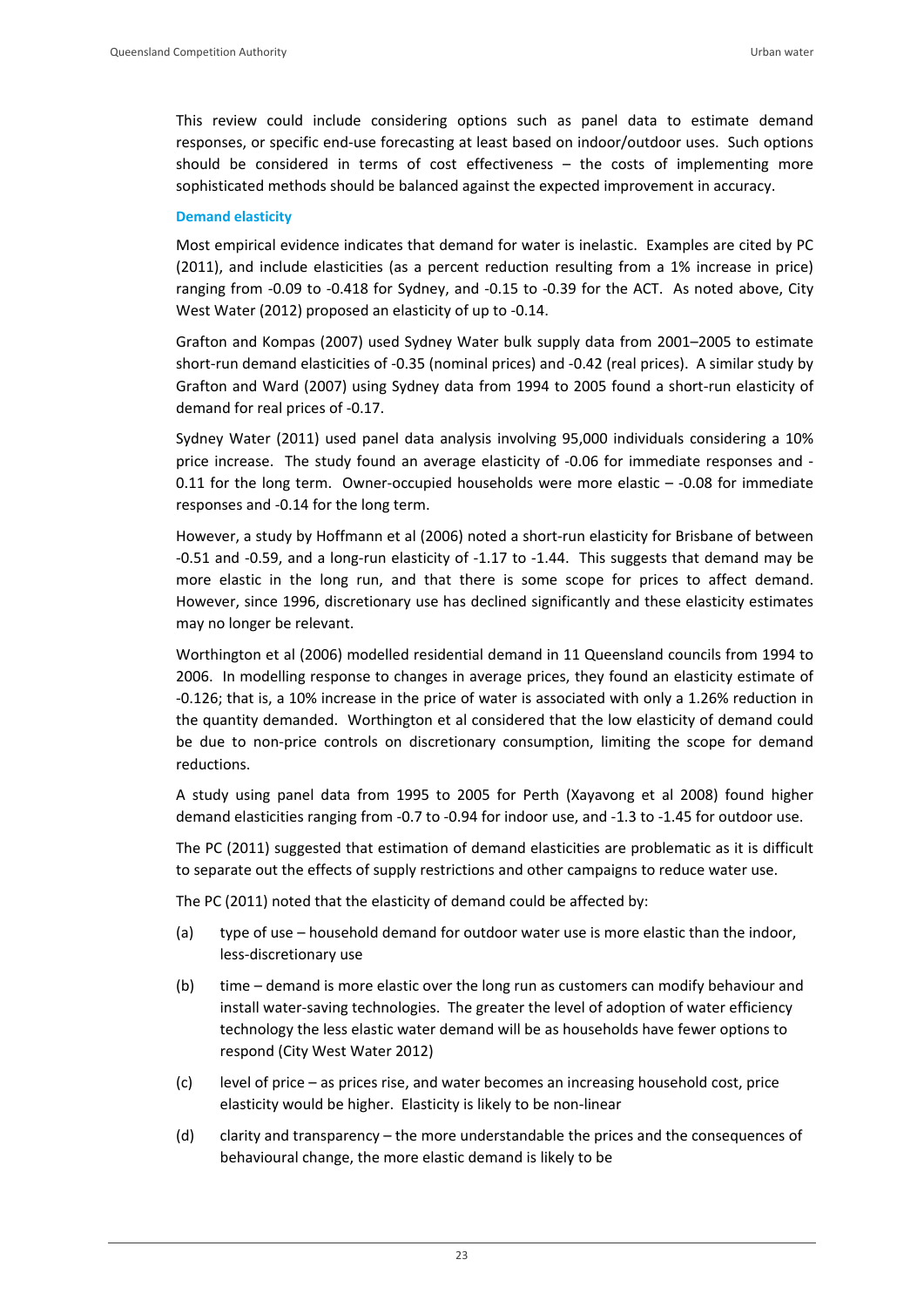This review could include considering options such as panel data to estimate demand responses, or specific end-use forecasting at least based on indoor/outdoor uses. Such options should be considered in terms of cost effectiveness – the costs of implementing more sophisticated methods should be balanced against the expected improvement in accuracy.

### Demand elasticity

Most empirical evidence indicates that demand for water is inelastic. Examples are cited by PC (2011), and include elasticities (as a percent reduction resulting from a 1% increase in price) ranging from -0.09 to -0.418 for Sydney, and -0.15 to -0.39 for the ACT. As noted above, City West Water (2012) proposed an elasticity of up to -0.14.

Grafton and Kompas (2007) used Sydney Water bulk supply data from 2001–2005 to estimate short-run demand elasticities of -0.35 (nominal prices) and -0.42 (real prices). A similar study by Grafton and Ward (2007) using Sydney data from 1994 to 2005 found a short-run elasticity of demand for real prices of -0.17.

Sydney Water (2011) used panel data analysis involving 95,000 individuals considering a 10% price increase. The study found an average elasticity of -0.06 for immediate responses and -0.11 for the long term. Owner-occupied households were more elastic – -0.08 for immediate responses and -0.14 for the long term.

However, a study by Hoffmann et al (2006) noted a short-run elasticity for Brisbane of between -0.51 and -0.59, and a long-run elasticity of -1.17 to -1.44. This suggests that demand may be more elastic in the long run, and that there is some scope for prices to affect demand. However, since 1996, discretionary use has declined significantly and these elasticity estimates may no longer be relevant.

Worthington et al (2006) modelled residential demand in 11 Queensland councils from 1994 to 2006. In modelling response to changes in average prices, they found an elasticity estimate of -0.126; that is, a 10% increase in the price of water is associated with only a 1.26% reduction in the quantity demanded. Worthington et al considered that the low elasticity of demand could be due to non-price controls on discretionary consumption, limiting the scope for demand reductions.

A study using panel data from 1995 to 2005 for Perth (Xayavong et al 2008) found higher demand elasticities ranging from -0.7 to -0.94 for indoor use, and -1.3 to -1.45 for outdoor use.

The PC (2011) suggested that estimation of demand elasticities are problematic as it is difficult to separate out the effects of supply restrictions and other campaigns to reduce water use.

The PC (2011) noted that the elasticity of demand could be affected by:

(a) type of use – household demand for outdoor water use is more elastic than the indoor, less-discretionary use

(b) time – demand is more elastic over the long run as customers can modify behaviour and install water-saving technologies. The greater the level of adoption of water efficiency technology the less elastic water demand will be as households have fewer options to respond (City West Water 2012)

(c) level of price – as prices rise, and water becomes an increasing household cost, price elasticity would be higher. Elasticity is likely to be non-linear

(d) clarity and transparency – the more understandable the prices and the consequences of behavioural change, the more elastic demand is likely to be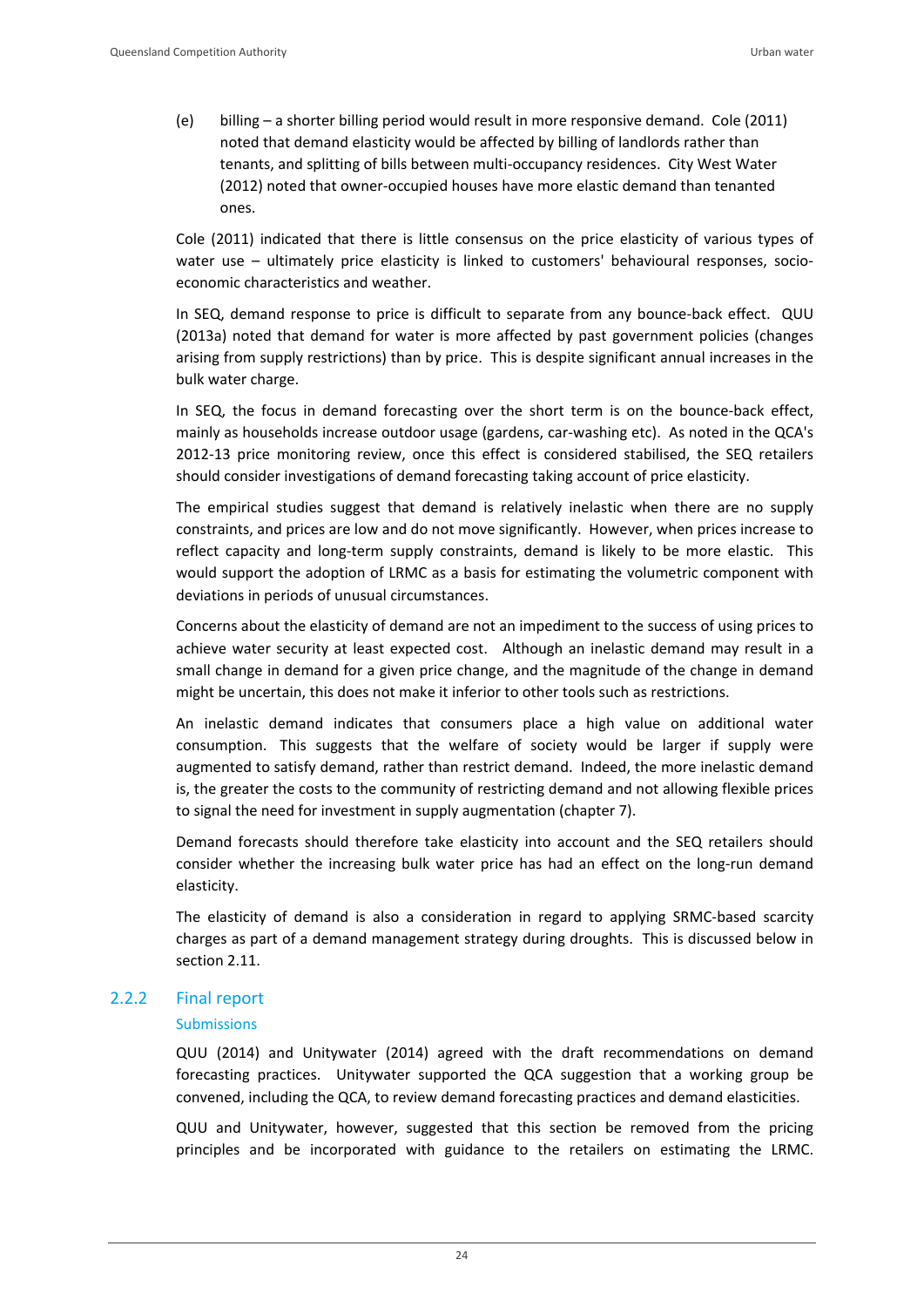(e) billing – a shorter billing period would result in more responsive demand. Cole (2011) noted that demand elasticity would be affected by billing of landlords rather than tenants, and splitting of bills between multi-occupancy residences. City West Water (2012) noted that owner-occupied houses have more elastic demand than tenanted ones.

Cole (2011) indicated that there is little consensus on the price elasticity of various types of water use – ultimately price elasticity is linked to customers' behavioural responses, socio-economic characteristics and weather.

In SEQ, demand response to price is difficult to separate from any bounce-back effect. QUU (2013a) noted that demand for water is more affected by past government policies (changes arising from supply restrictions) than by price. This is despite significant annual increases in the bulk water charge.

In SEQ, the focus in demand forecasting over the short term is on the bounce-back effect, mainly as households increase outdoor usage (gardens, car-washing etc). As noted in the QCA's 2012-13 price monitoring review, once this effect is considered stabilised, the SEQ retailers should consider investigations of demand forecasting taking account of price elasticity.

The empirical studies suggest that demand is relatively inelastic when there are no supply constraints, and prices are low and do not move significantly. However, when prices increase to reflect capacity and long-term supply constraints, demand is likely to be more elastic. This would support the adoption of LRMC as a basis for estimating the volumetric component with deviations in periods of unusual circumstances.

Concerns about the elasticity of demand are not an impediment to the success of using prices to achieve water security at least expected cost. Although an inelastic demand may result in a small change in demand for a given price change, and the magnitude of the change in demand might be uncertain, this does not make it inferior to other tools such as restrictions.

An inelastic demand indicates that consumers place a high value on additional water consumption. This suggests that the welfare of society would be larger if supply were augmented to satisfy demand, rather than restrict demand. Indeed, the more inelastic demand is, the greater the costs to the community of restricting demand and not allowing flexible prices to signal the need for investment in supply augmentation (chapter 7).

Demand forecasts should therefore take elasticity into account and the SEQ retailers should consider whether the increasing bulk water price has had an effect on the long-run demand elasticity.

The elasticity of demand is also a consideration in regard to applying SRMC-based scarcity charges as part of a demand management strategy during droughts. This is discussed below in section 2.11.

### 2.2.2 Final report

#### Submissions

QUU (2014) and Unitywater (2014) agreed with the draft recommendations on demand forecasting practices. Unitywater supported the QCA suggestion that a working group be convened, including the QCA, to review demand forecasting practices and demand elasticities.

QUU and Unitywater, however, suggested that this section be removed from the pricing principles and be incorporated with guidance to the retailers on estimating the LRMC.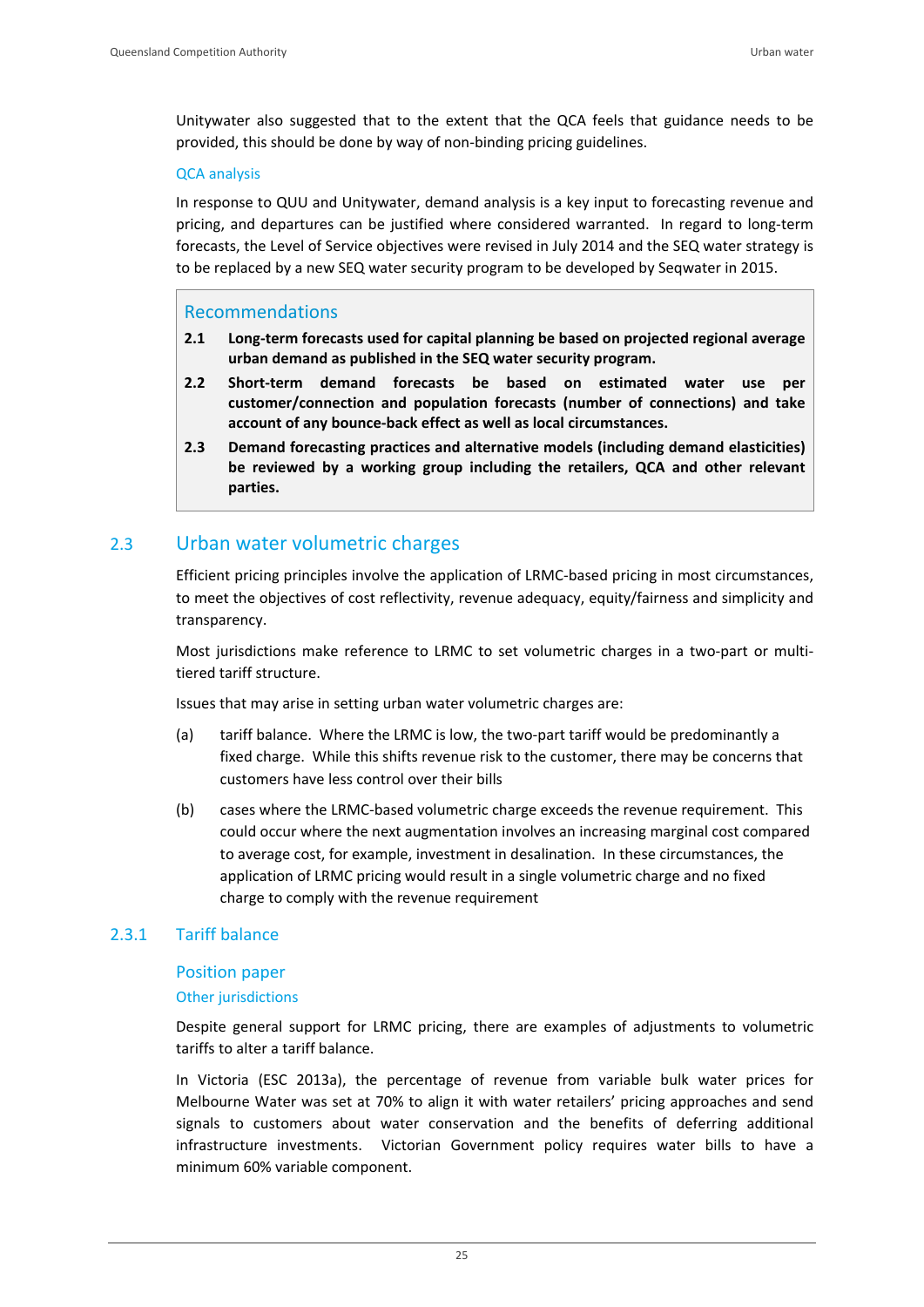Unitywater also suggested that to the extent that the QCA feels that guidance needs to be provided, this should be done by way of non-binding pricing guidelines.

#### QCA analysis

In response to QUU and Unitywater, demand analysis is a key input to forecasting revenue and pricing, and departures can be justified where considered warranted. In regard to long-term forecasts, the Level of Service objectives were revised in July 2014 and the SEQ water strategy is to be replaced by a new SEQ water security program to be developed by Seqwater in 2015.

> **Recommendations**
>
> **2.1 Long-term forecasts used for capital planning be based on projected regional average urban demand as published in the SEQ water security program.**
>
> **2.2 Short-term demand forecasts be based on estimated water use per customer/connection and population forecasts (number of connections) and take account of any bounce-back effect as well as local circumstances.**
>
> **2.3 Demand forecasting practices and alternative models (including demand elasticities) be reviewed by a working group including the retailers, QCA and other relevant parties.**

## 2.3 Urban water volumetric charges

Efficient pricing principles involve the application of LRMC-based pricing in most circumstances, to meet the objectives of cost reflectivity, revenue adequacy, equity/fairness and simplicity and transparency.

Most jurisdictions make reference to LRMC to set volumetric charges in a two-part or multi-tiered tariff structure.

Issues that may arise in setting urban water volumetric charges are:

(a) tariff balance. Where the LRMC is low, the two-part tariff would be predominantly a fixed charge. While this shifts revenue risk to the customer, there may be concerns that customers have less control over their bills

(b) cases where the LRMC-based volumetric charge exceeds the revenue requirement. This could occur where the next augmentation involves an increasing marginal cost compared to average cost, for example, investment in desalination. In these circumstances, the application of LRMC pricing would result in a single volumetric charge and no fixed charge to comply with the revenue requirement

### 2.3.1 Tariff balance

#### Position paper

##### Other jurisdictions

Despite general support for LRMC pricing, there are examples of adjustments to volumetric tariffs to alter a tariff balance.

In Victoria (ESC 2013a), the percentage of revenue from variable bulk water prices for Melbourne Water was set at 70% to align it with water retailers' pricing approaches and send signals to customers about water conservation and the benefits of deferring additional infrastructure investments. Victorian Government policy requires water bills to have a minimum 60% variable component.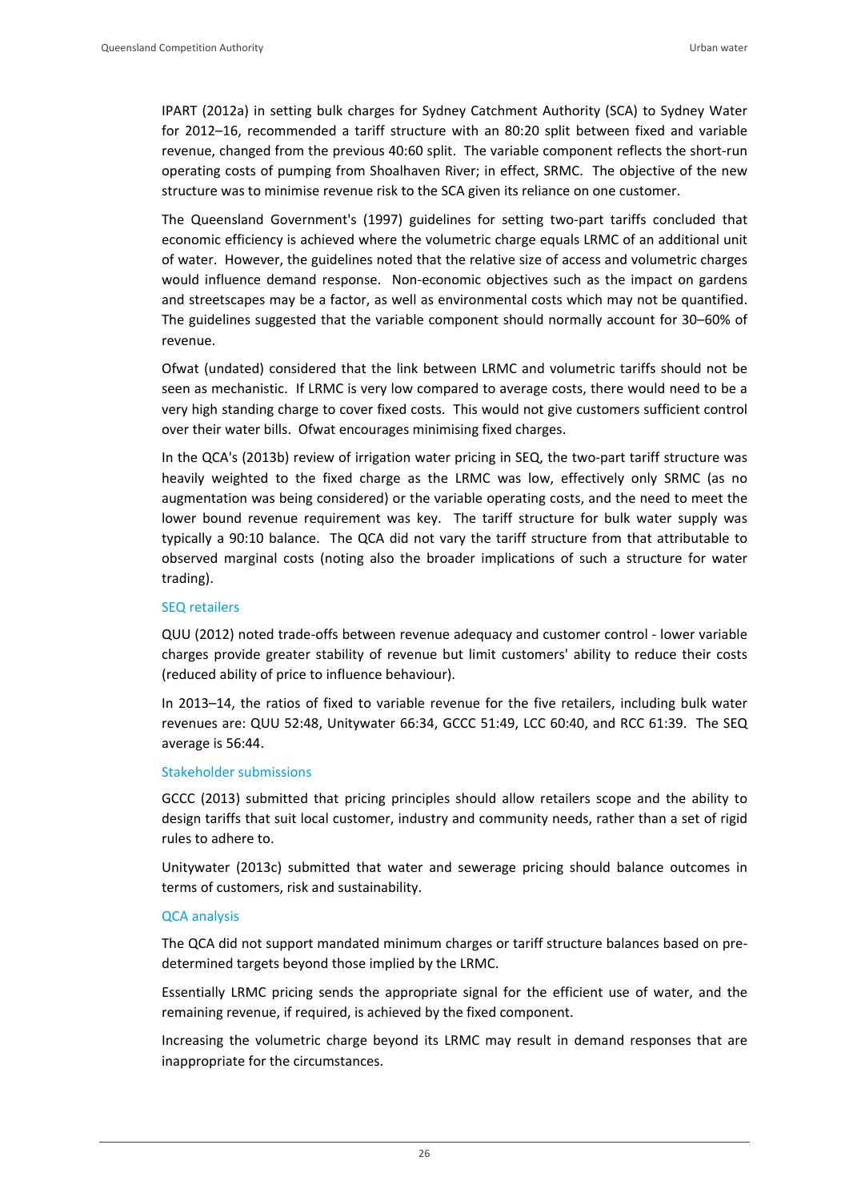IPART (2012a) in setting bulk charges for Sydney Catchment Authority (SCA) to Sydney Water for 2012–16, recommended a tariff structure with an 80:20 split between fixed and variable revenue, changed from the previous 40:60 split. The variable component reflects the short-run operating costs of pumping from Shoalhaven River; in effect, SRMC. The objective of the new structure was to minimise revenue risk to the SCA given its reliance on one customer.

The Queensland Government's (1997) guidelines for setting two-part tariffs concluded that economic efficiency is achieved where the volumetric charge equals LRMC of an additional unit of water. However, the guidelines noted that the relative size of access and volumetric charges would influence demand response. Non-economic objectives such as the impact on gardens and streetscapes may be a factor, as well as environmental costs which may not be quantified. The guidelines suggested that the variable component should normally account for 30–60% of revenue.

Ofwat (undated) considered that the link between LRMC and volumetric tariffs should not be seen as mechanistic. If LRMC is very low compared to average costs, there would need to be a very high standing charge to cover fixed costs. This would not give customers sufficient control over their water bills. Ofwat encourages minimising fixed charges.

In the QCA's (2013b) review of irrigation water pricing in SEQ, the two-part tariff structure was heavily weighted to the fixed charge as the LRMC was low, effectively only SRMC (as no augmentation was being considered) or the variable operating costs, and the need to meet the lower bound revenue requirement was key. The tariff structure for bulk water supply was typically a 90:10 balance. The QCA did not vary the tariff structure from that attributable to observed marginal costs (noting also the broader implications of such a structure for water trading).

### SEQ retailers

QUU (2012) noted trade-offs between revenue adequacy and customer control - lower variable charges provide greater stability of revenue but limit customers' ability to reduce their costs (reduced ability of price to influence behaviour).

In 2013–14, the ratios of fixed to variable revenue for the five retailers, including bulk water revenues are: QUU 52:48, Unitywater 66:34, GCCC 51:49, LCC 60:40, and RCC 61:39. The SEQ average is 56:44.

### Stakeholder submissions

GCCC (2013) submitted that pricing principles should allow retailers scope and the ability to design tariffs that suit local customer, industry and community needs, rather than a set of rigid rules to adhere to.

Unitywater (2013c) submitted that water and sewerage pricing should balance outcomes in terms of customers, risk and sustainability.

### QCA analysis

The QCA did not support mandated minimum charges or tariff structure balances based on pre-determined targets beyond those implied by the LRMC.

Essentially LRMC pricing sends the appropriate signal for the efficient use of water, and the remaining revenue, if required, is achieved by the fixed component.

Increasing the volumetric charge beyond its LRMC may result in demand responses that are inappropriate for the circumstances.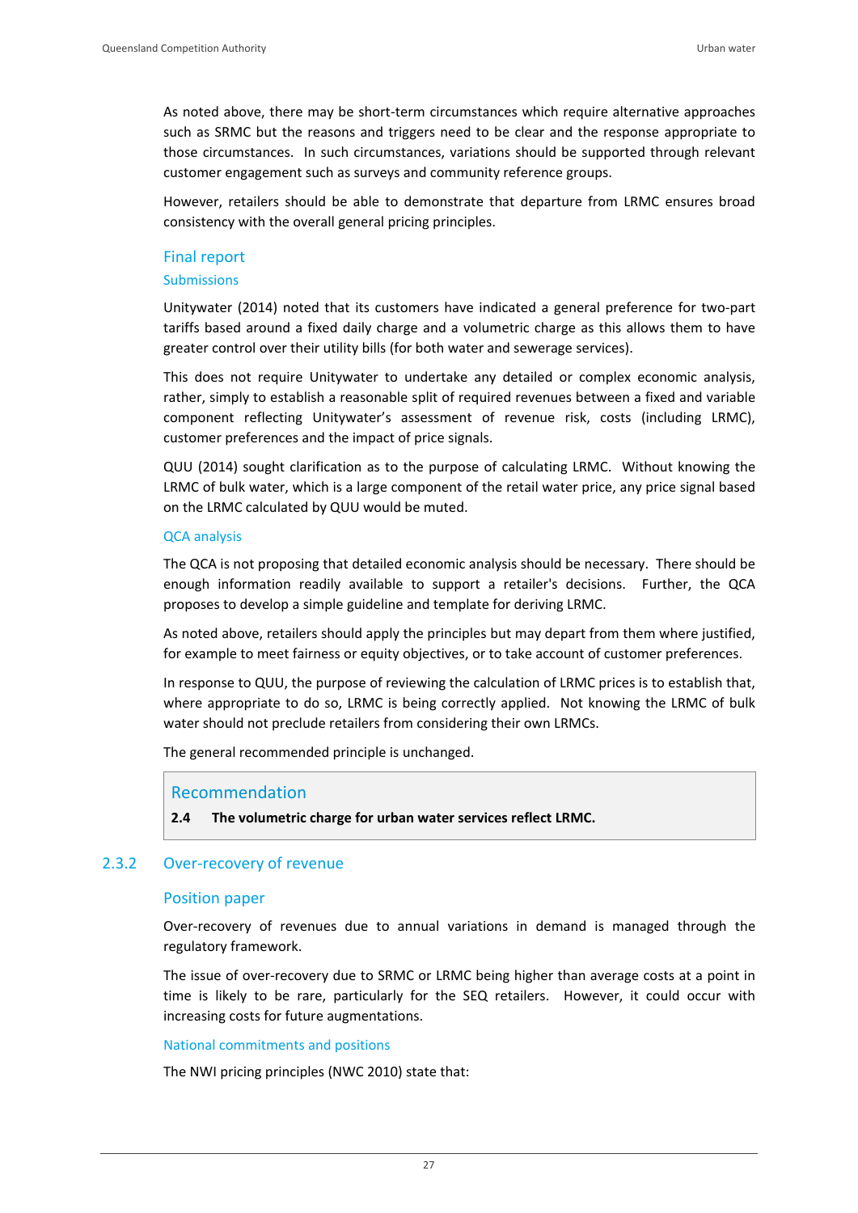As noted above, there may be short-term circumstances which require alternative approaches such as SRMC but the reasons and triggers need to be clear and the response appropriate to those circumstances. In such circumstances, variations should be supported through relevant customer engagement such as surveys and community reference groups.

However, retailers should be able to demonstrate that departure from LRMC ensures broad consistency with the overall general pricing principles.

### Final report

#### Submissions

Unitywater (2014) noted that its customers have indicated a general preference for two-part tariffs based around a fixed daily charge and a volumetric charge as this allows them to have greater control over their utility bills (for both water and sewerage services).

This does not require Unitywater to undertake any detailed or complex economic analysis, rather, simply to establish a reasonable split of required revenues between a fixed and variable component reflecting Unitywater's assessment of revenue risk, costs (including LRMC), customer preferences and the impact of price signals.

QUU (2014) sought clarification as to the purpose of calculating LRMC. Without knowing the LRMC of bulk water, which is a large component of the retail water price, any price signal based on the LRMC calculated by QUU would be muted.

#### QCA analysis

The QCA is not proposing that detailed economic analysis should be necessary. There should be enough information readily available to support a retailer's decisions. Further, the QCA proposes to develop a simple guideline and template for deriving LRMC.

As noted above, retailers should apply the principles but may depart from them where justified, for example to meet fairness or equity objectives, or to take account of customer preferences.

In response to QUU, the purpose of reviewing the calculation of LRMC prices is to establish that, where appropriate to do so, LRMC is being correctly applied. Not knowing the LRMC of bulk water should not preclude retailers from considering their own LRMCs.

The general recommended principle is unchanged.

> **Recommendation**
>
> **2.4 The volumetric charge for urban water services reflect LRMC.**

## 2.3.2 Over-recovery of revenue

### Position paper

Over-recovery of revenues due to annual variations in demand is managed through the regulatory framework.

The issue of over-recovery due to SRMC or LRMC being higher than average costs at a point in time is likely to be rare, particularly for the SEQ retailers. However, it could occur with increasing costs for future augmentations.

#### National commitments and positions

The NWI pricing principles (NWC 2010) state that: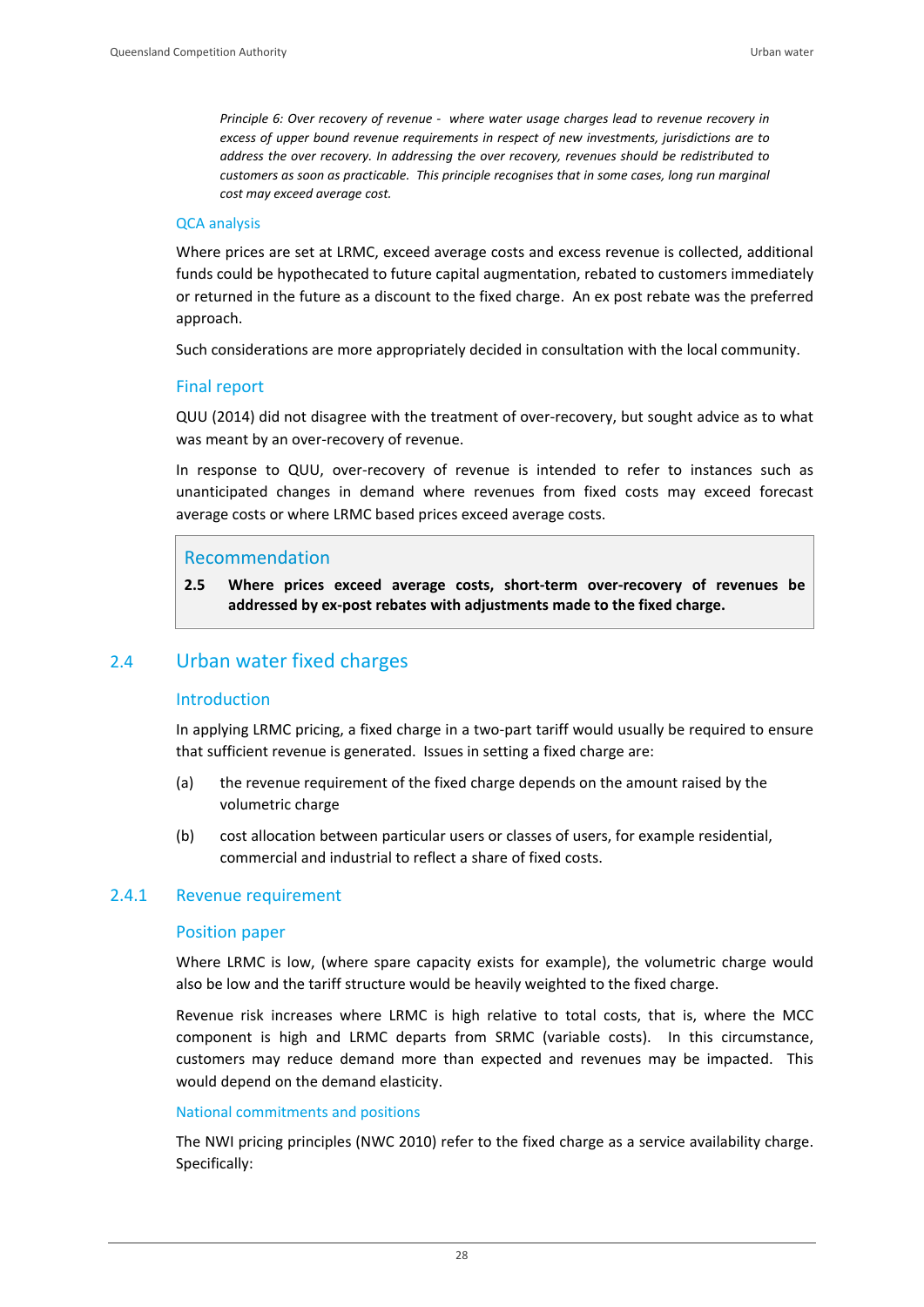*Principle 6: Over recovery of revenue - where water usage charges lead to revenue recovery in excess of upper bound revenue requirements in respect of new investments, jurisdictions are to address the over recovery. In addressing the over recovery, revenues should be redistributed to customers as soon as practicable. This principle recognises that in some cases, long run marginal cost may exceed average cost.*

#### QCA analysis

Where prices are set at LRMC, exceed average costs and excess revenue is collected, additional funds could be hypothecated to future capital augmentation, rebated to customers immediately or returned in the future as a discount to the fixed charge. An ex post rebate was the preferred approach.

Such considerations are more appropriately decided in consultation with the local community.

### Final report

QUU (2014) did not disagree with the treatment of over-recovery, but sought advice as to what was meant by an over-recovery of revenue.

In response to QUU, over-recovery of revenue is intended to refer to instances such as unanticipated changes in demand where revenues from fixed costs may exceed forecast average costs or where LRMC based prices exceed average costs.

> ### Recommendation
>
> **2.5 Where prices exceed average costs, short-term over-recovery of revenues be addressed by ex-post rebates with adjustments made to the fixed charge.**

## 2.4 Urban water fixed charges

### Introduction

In applying LRMC pricing, a fixed charge in a two-part tariff would usually be required to ensure that sufficient revenue is generated. Issues in setting a fixed charge are:

(a) the revenue requirement of the fixed charge depends on the amount raised by the volumetric charge

(b) cost allocation between particular users or classes of users, for example residential, commercial and industrial to reflect a share of fixed costs.

### 2.4.1 Revenue requirement

### Position paper

Where LRMC is low, (where spare capacity exists for example), the volumetric charge would also be low and the tariff structure would be heavily weighted to the fixed charge.

Revenue risk increases where LRMC is high relative to total costs, that is, where the MCC component is high and LRMC departs from SRMC (variable costs). In this circumstance, customers may reduce demand more than expected and revenues may be impacted. This would depend on the demand elasticity.

#### National commitments and positions

The NWI pricing principles (NWC 2010) refer to the fixed charge as a service availability charge. Specifically: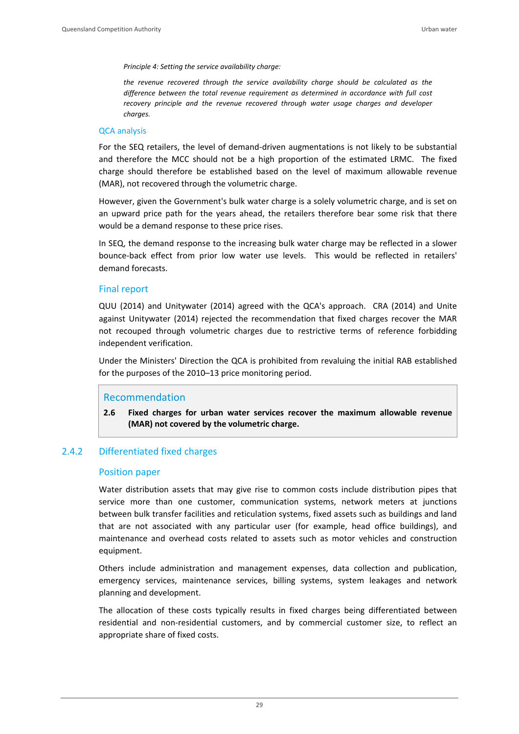*Principle 4: Setting the service availability charge:*

*the revenue recovered through the service availability charge should be calculated as the difference between the total revenue requirement as determined in accordance with full cost recovery principle and the revenue recovered through water usage charges and developer charges.*

### QCA analysis

For the SEQ retailers, the level of demand-driven augmentations is not likely to be substantial and therefore the MCC should not be a high proportion of the estimated LRMC. The fixed charge should therefore be established based on the level of maximum allowable revenue (MAR), not recovered through the volumetric charge.

However, given the Government's bulk water charge is a solely volumetric charge, and is set on an upward price path for the years ahead, the retailers therefore bear some risk that there would be a demand response to these price rises.

In SEQ, the demand response to the increasing bulk water charge may be reflected in a slower bounce-back effect from prior low water use levels. This would be reflected in retailers' demand forecasts.

### Final report

QUU (2014) and Unitywater (2014) agreed with the QCA's approach. CRA (2014) and Unite against Unitywater (2014) rejected the recommendation that fixed charges recover the MAR not recouped through volumetric charges due to restrictive terms of reference forbidding independent verification.

Under the Ministers' Direction the QCA is prohibited from revaluing the initial RAB established for the purposes of the 2010–13 price monitoring period.

> **Recommendation**
>
> **2.6 Fixed charges for urban water services recover the maximum allowable revenue (MAR) not covered by the volumetric charge.**

## 2.4.2 Differentiated fixed charges

### Position paper

Water distribution assets that may give rise to common costs include distribution pipes that service more than one customer, communication systems, network meters at junctions between bulk transfer facilities and reticulation systems, fixed assets such as buildings and land that are not associated with any particular user (for example, head office buildings), and maintenance and overhead costs related to assets such as motor vehicles and construction equipment.

Others include administration and management expenses, data collection and publication, emergency services, maintenance services, billing systems, system leakages and network planning and development.

The allocation of these costs typically results in fixed charges being differentiated between residential and non-residential customers, and by commercial customer size, to reflect an appropriate share of fixed costs.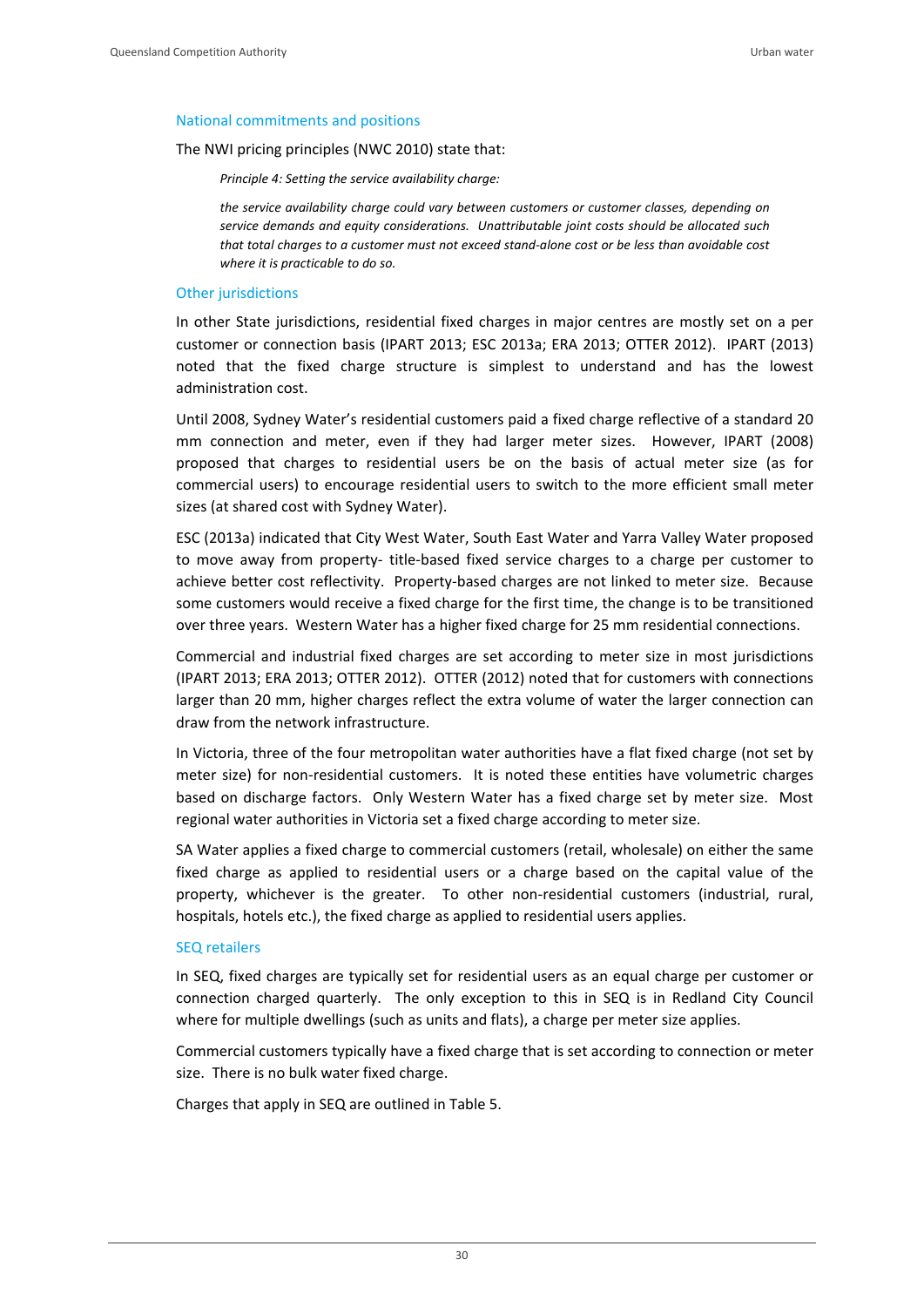### National commitments and positions

The NWI pricing principles (NWC 2010) state that:

> *Principle 4: Setting the service availability charge:*
>
> *the service availability charge could vary between customers or customer classes, depending on service demands and equity considerations. Unattributable joint costs should be allocated such that total charges to a customer must not exceed stand-alone cost or be less than avoidable cost where it is practicable to do so.*

### Other jurisdictions

In other State jurisdictions, residential fixed charges in major centres are mostly set on a per customer or connection basis (IPART 2013; ESC 2013a; ERA 2013; OTTER 2012). IPART (2013) noted that the fixed charge structure is simplest to understand and has the lowest administration cost.

Until 2008, Sydney Water's residential customers paid a fixed charge reflective of a standard 20 mm connection and meter, even if they had larger meter sizes. However, IPART (2008) proposed that charges to residential users be on the basis of actual meter size (as for commercial users) to encourage residential users to switch to the more efficient small meter sizes (at shared cost with Sydney Water).

ESC (2013a) indicated that City West Water, South East Water and Yarra Valley Water proposed to move away from property- title-based fixed service charges to a charge per customer to achieve better cost reflectivity. Property-based charges are not linked to meter size. Because some customers would receive a fixed charge for the first time, the change is to be transitioned over three years. Western Water has a higher fixed charge for 25 mm residential connections.

Commercial and industrial fixed charges are set according to meter size in most jurisdictions (IPART 2013; ERA 2013; OTTER 2012). OTTER (2012) noted that for customers with connections larger than 20 mm, higher charges reflect the extra volume of water the larger connection can draw from the network infrastructure.

In Victoria, three of the four metropolitan water authorities have a flat fixed charge (not set by meter size) for non-residential customers. It is noted these entities have volumetric charges based on discharge factors. Only Western Water has a fixed charge set by meter size. Most regional water authorities in Victoria set a fixed charge according to meter size.

SA Water applies a fixed charge to commercial customers (retail, wholesale) on either the same fixed charge as applied to residential users or a charge based on the capital value of the property, whichever is the greater. To other non-residential customers (industrial, rural, hospitals, hotels etc.), the fixed charge as applied to residential users applies.

### SEQ retailers

In SEQ, fixed charges are typically set for residential users as an equal charge per customer or connection charged quarterly. The only exception to this in SEQ is in Redland City Council where for multiple dwellings (such as units and flats), a charge per meter size applies.

Commercial customers typically have a fixed charge that is set according to connection or meter size. There is no bulk water fixed charge.

Charges that apply in SEQ are outlined in Table 5.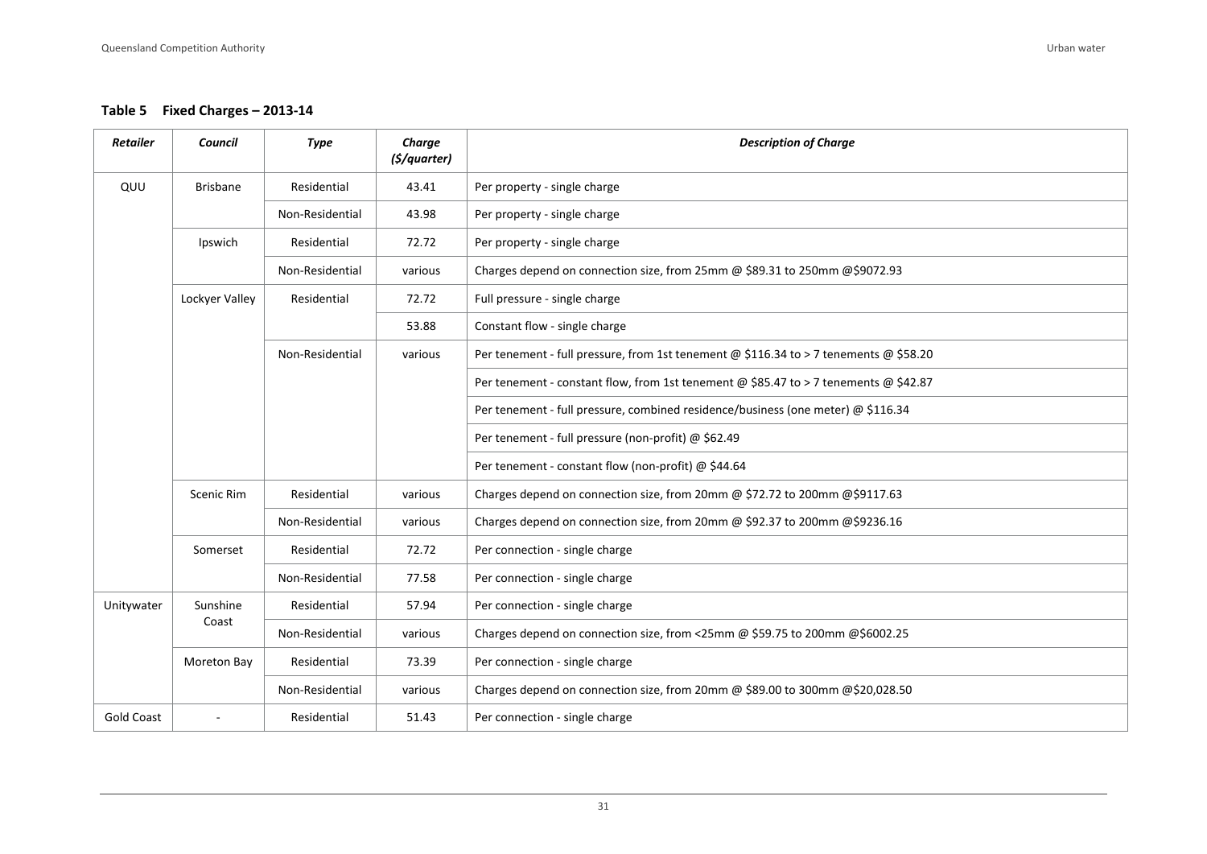**Table 5 Fixed Charges – 2013-14**

| Retailer | Council | Type | Charge ($/quarter) | Description of Charge |
| --- | --- | --- | --- | --- |
| QUU | Brisbane | Residential | 43.41 | Per property - single charge |
| | | Non-Residential | 43.98 | Per property - single charge |
| | Ipswich | Residential | 72.72 | Per property - single charge |
| | | Non-Residential | various | Charges depend on connection size, from 25mm @ $89.31 to 250mm @$9072.93 |
| | Lockyer Valley | Residential | 72.72 | Full pressure - single charge |
| | | | 53.88 | Constant flow - single charge |
| | | Non-Residential | various | Per tenement - full pressure, from 1st tenement @ $116.34 to > 7 tenements @ $58.20 |
| | | | | Per tenement - constant flow, from 1st tenement @ $85.47 to > 7 tenements @ $42.87 |
| | | | | Per tenement - full pressure, combined residence/business (one meter) @ $116.34 |
| | | | | Per tenement - full pressure (non-profit) @ $62.49 |
| | | | | Per tenement - constant flow (non-profit) @ $44.64 |
| | Scenic Rim | Residential | various | Charges depend on connection size, from 20mm @ $72.72 to 200mm @$9117.63 |
| | | Non-Residential | various | Charges depend on connection size, from 20mm @ $92.37 to 200mm @$9236.16 |
| | Somerset | Residential | 72.72 | Per connection - single charge |
| | | Non-Residential | 77.58 | Per connection - single charge |
| Unitywater | Sunshine Coast | Residential | 57.94 | Per connection - single charge |
| | | Non-Residential | various | Charges depend on connection size, from <25mm @ $59.75 to 200mm @$6002.25 |
| | Moreton Bay | Residential | 73.39 | Per connection - single charge |
| | | Non-Residential | various | Charges depend on connection size, from 20mm @ $89.00 to 300mm @$20,028.50 |
| Gold Coast | - | Residential | 51.43 | Per connection - single charge |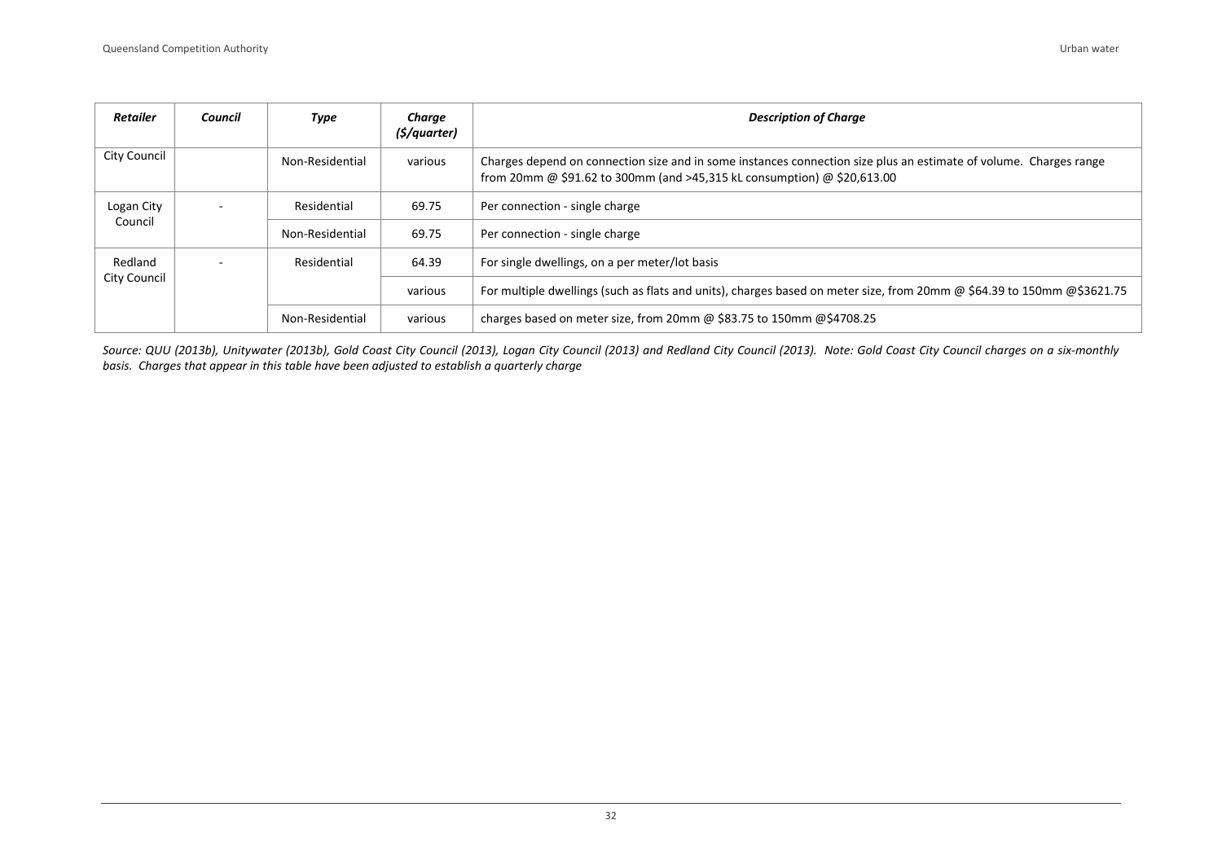| Retailer | Council | Type | Charge ($/quarter) | Description of Charge |
|---|---|---|---|---|
| City Council | | Non-Residential | various | Charges depend on connection size and in some instances connection size plus an estimate of volume. Charges range from 20mm @ $91.62 to 300mm (and >45,315 kL consumption) @ $20,613.00 |
| Logan City Council | - | Residential | 69.75 | Per connection - single charge |
| | | Non-Residential | 69.75 | Per connection - single charge |
| Redland City Council | - | Residential | 64.39 | For single dwellings, on a per meter/lot basis |
| | | | various | For multiple dwellings (such as flats and units), charges based on meter size, from 20mm @ $64.39 to 150mm @$3621.75 |
| | | Non-Residential | various | charges based on meter size, from 20mm @ $83.75 to 150mm @$4708.25 |

*Source: QUU (2013b), Unitywater (2013b), Gold Coast City Council (2013), Logan City Council (2013) and Redland City Council (2013). Note: Gold Coast City Council charges on a six-monthly basis. Charges that appear in this table have been adjusted to establish a quarterly charge*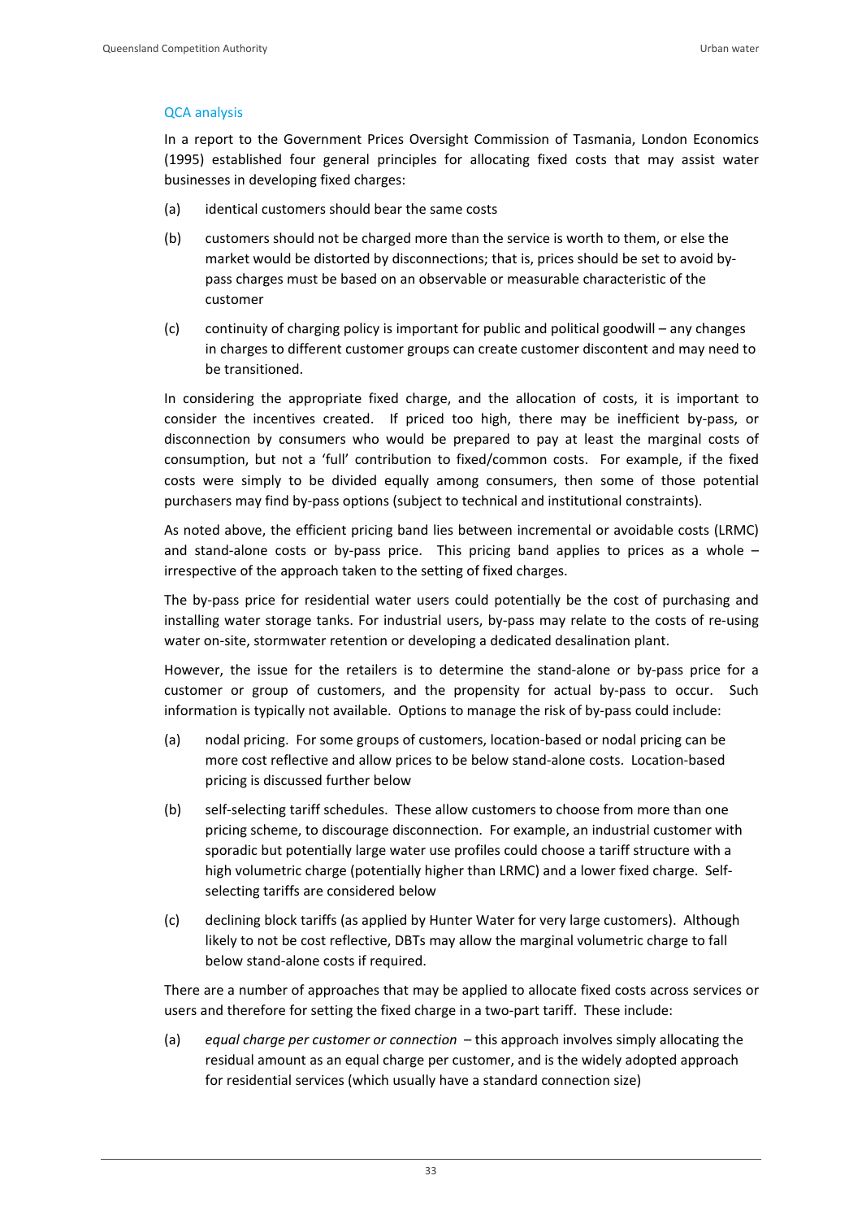### QCA analysis

In a report to the Government Prices Oversight Commission of Tasmania, London Economics (1995) established four general principles for allocating fixed costs that may assist water businesses in developing fixed charges:

(a) identical customers should bear the same costs

(b) customers should not be charged more than the service is worth to them, or else the market would be distorted by disconnections; that is, prices should be set to avoid by-pass charges must be based on an observable or measurable characteristic of the customer

(c) continuity of charging policy is important for public and political goodwill – any changes in charges to different customer groups can create customer discontent and may need to be transitioned.

In considering the appropriate fixed charge, and the allocation of costs, it is important to consider the incentives created. If priced too high, there may be inefficient by-pass, or disconnection by consumers who would be prepared to pay at least the marginal costs of consumption, but not a 'full' contribution to fixed/common costs. For example, if the fixed costs were simply to be divided equally among consumers, then some of those potential purchasers may find by-pass options (subject to technical and institutional constraints).

As noted above, the efficient pricing band lies between incremental or avoidable costs (LRMC) and stand-alone costs or by-pass price. This pricing band applies to prices as a whole – irrespective of the approach taken to the setting of fixed charges.

The by-pass price for residential water users could potentially be the cost of purchasing and installing water storage tanks. For industrial users, by-pass may relate to the costs of re-using water on-site, stormwater retention or developing a dedicated desalination plant.

However, the issue for the retailers is to determine the stand-alone or by-pass price for a customer or group of customers, and the propensity for actual by-pass to occur. Such information is typically not available. Options to manage the risk of by-pass could include:

(a) nodal pricing. For some groups of customers, location-based or nodal pricing can be more cost reflective and allow prices to be below stand-alone costs. Location-based pricing is discussed further below

(b) self-selecting tariff schedules. These allow customers to choose from more than one pricing scheme, to discourage disconnection. For example, an industrial customer with sporadic but potentially large water use profiles could choose a tariff structure with a high volumetric charge (potentially higher than LRMC) and a lower fixed charge. Self-selecting tariffs are considered below

(c) declining block tariffs (as applied by Hunter Water for very large customers). Although likely to not be cost reflective, DBTs may allow the marginal volumetric charge to fall below stand-alone costs if required.

There are a number of approaches that may be applied to allocate fixed costs across services or users and therefore for setting the fixed charge in a two-part tariff. These include:

(a) *equal charge per customer or connection* – this approach involves simply allocating the residual amount as an equal charge per customer, and is the widely adopted approach for residential services (which usually have a standard connection size)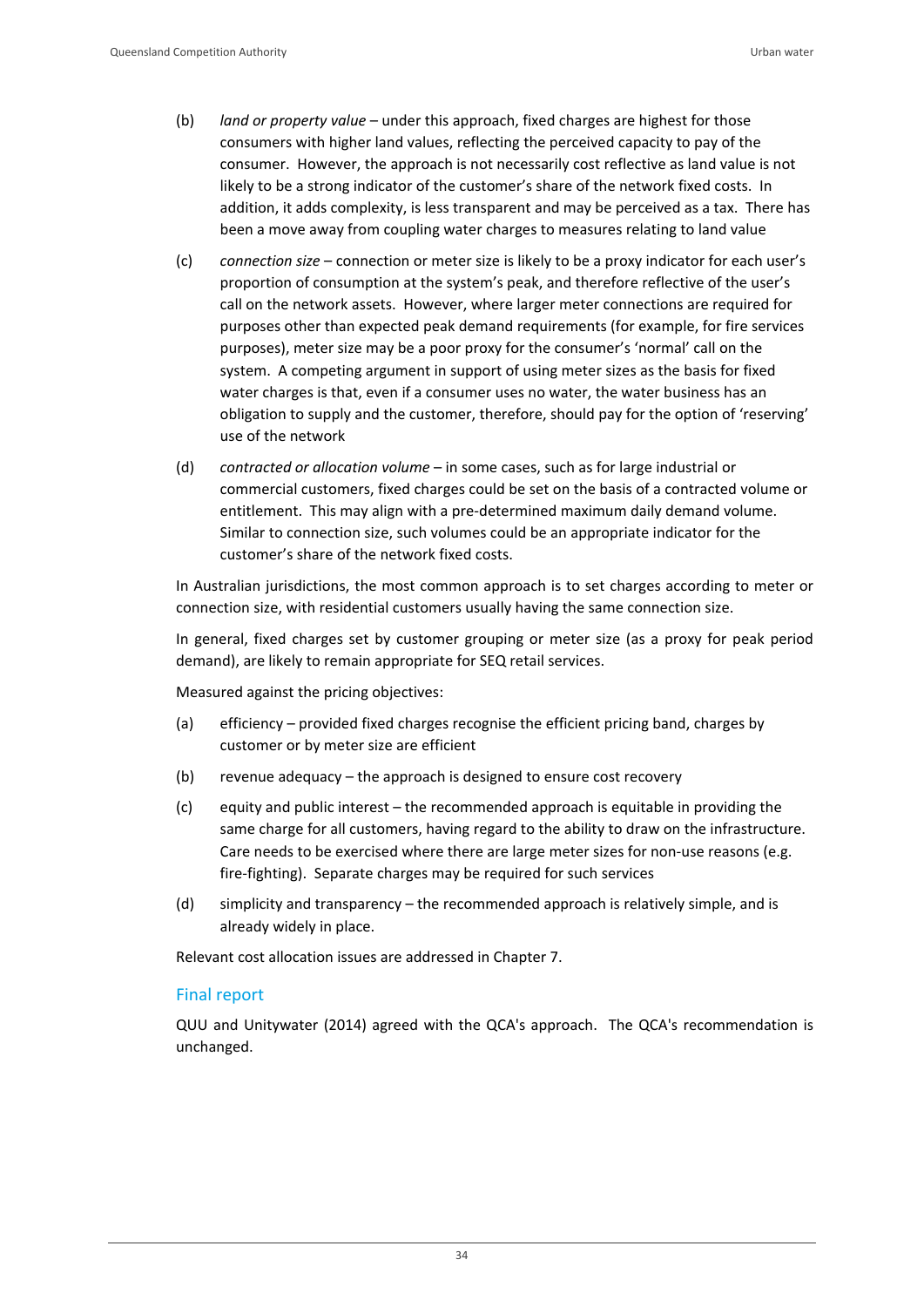(b) *land or property value* – under this approach, fixed charges are highest for those consumers with higher land values, reflecting the perceived capacity to pay of the consumer. However, the approach is not necessarily cost reflective as land value is not likely to be a strong indicator of the customer's share of the network fixed costs. In addition, it adds complexity, is less transparent and may be perceived as a tax. There has been a move away from coupling water charges to measures relating to land value

(c) *connection size* – connection or meter size is likely to be a proxy indicator for each user's proportion of consumption at the system's peak, and therefore reflective of the user's call on the network assets. However, where larger meter connections are required for purposes other than expected peak demand requirements (for example, for fire services purposes), meter size may be a poor proxy for the consumer's 'normal' call on the system. A competing argument in support of using meter sizes as the basis for fixed water charges is that, even if a consumer uses no water, the water business has an obligation to supply and the customer, therefore, should pay for the option of 'reserving' use of the network

(d) *contracted or allocation volume* – in some cases, such as for large industrial or commercial customers, fixed charges could be set on the basis of a contracted volume or entitlement. This may align with a pre-determined maximum daily demand volume. Similar to connection size, such volumes could be an appropriate indicator for the customer's share of the network fixed costs.

In Australian jurisdictions, the most common approach is to set charges according to meter or connection size, with residential customers usually having the same connection size.

In general, fixed charges set by customer grouping or meter size (as a proxy for peak period demand), are likely to remain appropriate for SEQ retail services.

Measured against the pricing objectives:

(a) efficiency – provided fixed charges recognise the efficient pricing band, charges by customer or by meter size are efficient

(b) revenue adequacy – the approach is designed to ensure cost recovery

(c) equity and public interest – the recommended approach is equitable in providing the same charge for all customers, having regard to the ability to draw on the infrastructure. Care needs to be exercised where there are large meter sizes for non-use reasons (e.g. fire-fighting). Separate charges may be required for such services

(d) simplicity and transparency – the recommended approach is relatively simple, and is already widely in place.

Relevant cost allocation issues are addressed in Chapter 7.

### Final report

QUU and Unitywater (2014) agreed with the QCA's approach. The QCA's recommendation is unchanged.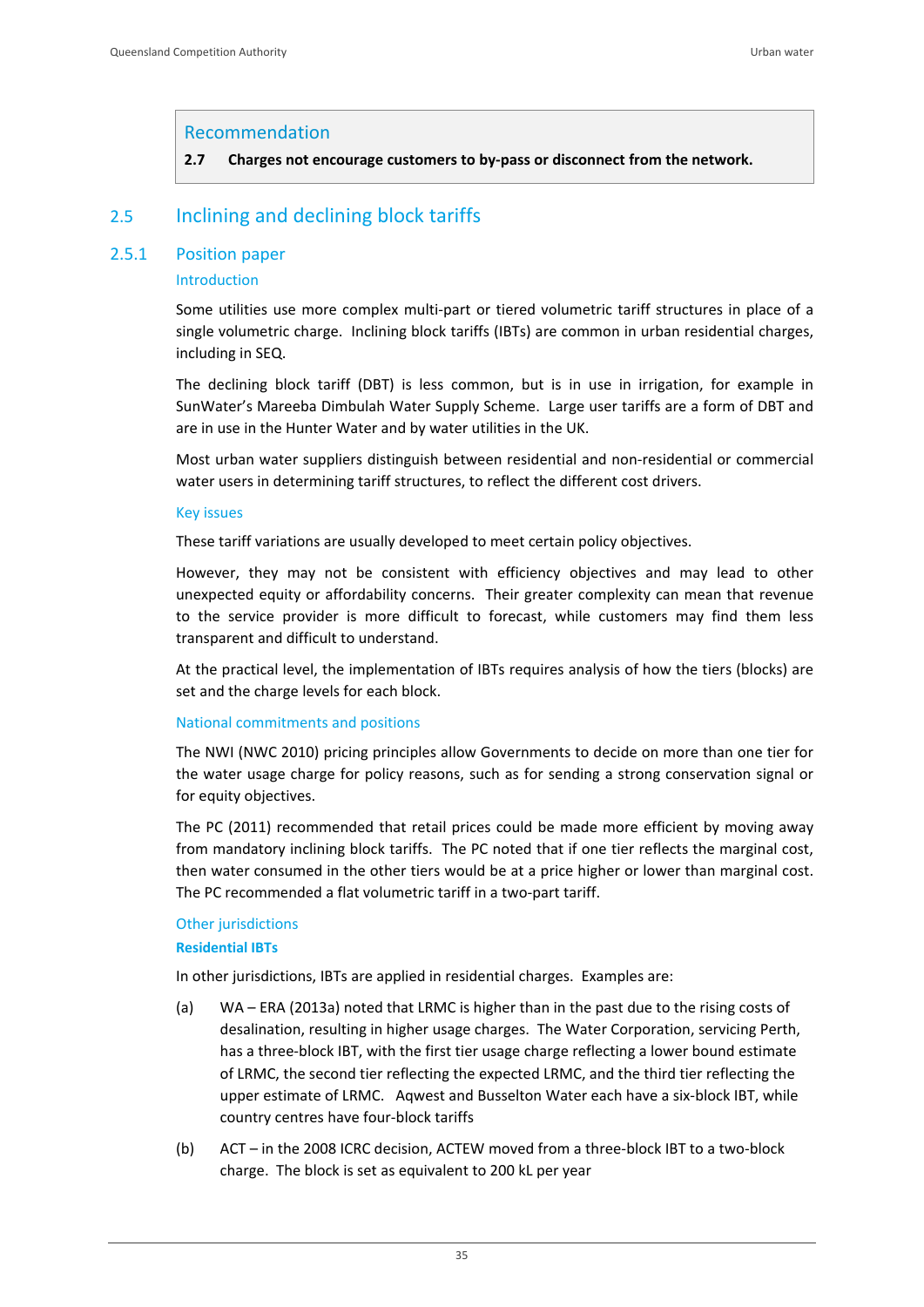**Recommendation**

**2.7 Charges not encourage customers to by-pass or disconnect from the network.**

## 2.5 Inclining and declining block tariffs

### 2.5.1 Position paper

#### Introduction

Some utilities use more complex multi-part or tiered volumetric tariff structures in place of a single volumetric charge. Inclining block tariffs (IBTs) are common in urban residential charges, including in SEQ.

The declining block tariff (DBT) is less common, but is in use in irrigation, for example in SunWater's Mareeba Dimbulah Water Supply Scheme. Large user tariffs are a form of DBT and are in use in the Hunter Water and by water utilities in the UK.

Most urban water suppliers distinguish between residential and non-residential or commercial water users in determining tariff structures, to reflect the different cost drivers.

#### Key issues

These tariff variations are usually developed to meet certain policy objectives.

However, they may not be consistent with efficiency objectives and may lead to other unexpected equity or affordability concerns. Their greater complexity can mean that revenue to the service provider is more difficult to forecast, while customers may find them less transparent and difficult to understand.

At the practical level, the implementation of IBTs requires analysis of how the tiers (blocks) are set and the charge levels for each block.

#### National commitments and positions

The NWI (NWC 2010) pricing principles allow Governments to decide on more than one tier for the water usage charge for policy reasons, such as for sending a strong conservation signal or for equity objectives.

The PC (2011) recommended that retail prices could be made more efficient by moving away from mandatory inclining block tariffs. The PC noted that if one tier reflects the marginal cost, then water consumed in the other tiers would be at a price higher or lower than marginal cost. The PC recommended a flat volumetric tariff in a two-part tariff.

#### Other jurisdictions

**Residential IBTs**

In other jurisdictions, IBTs are applied in residential charges. Examples are:

(a) WA – ERA (2013a) noted that LRMC is higher than in the past due to the rising costs of desalination, resulting in higher usage charges. The Water Corporation, servicing Perth, has a three-block IBT, with the first tier usage charge reflecting a lower bound estimate of LRMC, the second tier reflecting the expected LRMC, and the third tier reflecting the upper estimate of LRMC. Aqwest and Busselton Water each have a six-block IBT, while country centres have four-block tariffs

(b) ACT – in the 2008 ICRC decision, ACTEW moved from a three-block IBT to a two-block charge. The block is set as equivalent to 200 kL per year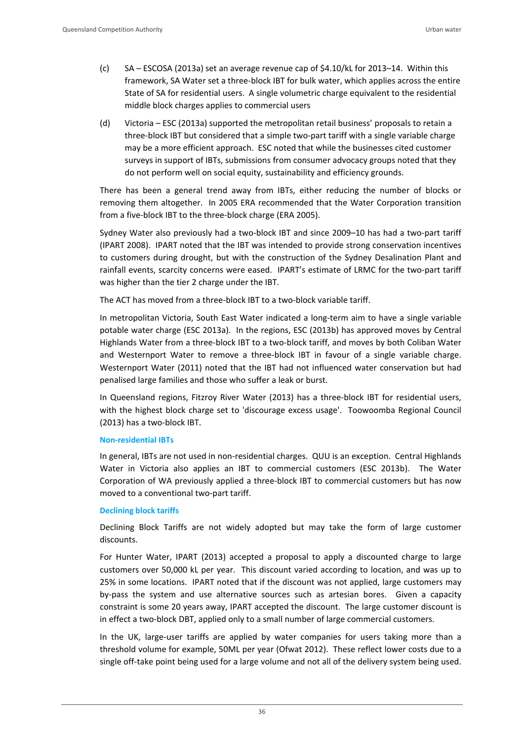(c) SA – ESCOSA (2013a) set an average revenue cap of $4.10/kL for 2013–14. Within this framework, SA Water set a three-block IBT for bulk water, which applies across the entire State of SA for residential users. A single volumetric charge equivalent to the residential middle block charges applies to commercial users

(d) Victoria – ESC (2013a) supported the metropolitan retail business' proposals to retain a three-block IBT but considered that a simple two-part tariff with a single variable charge may be a more efficient approach. ESC noted that while the businesses cited customer surveys in support of IBTs, submissions from consumer advocacy groups noted that they do not perform well on social equity, sustainability and efficiency grounds.

There has been a general trend away from IBTs, either reducing the number of blocks or removing them altogether. In 2005 ERA recommended that the Water Corporation transition from a five-block IBT to the three-block charge (ERA 2005).

Sydney Water also previously had a two-block IBT and since 2009–10 has had a two-part tariff (IPART 2008). IPART noted that the IBT was intended to provide strong conservation incentives to customers during drought, but with the construction of the Sydney Desalination Plant and rainfall events, scarcity concerns were eased. IPART's estimate of LRMC for the two-part tariff was higher than the tier 2 charge under the IBT.

The ACT has moved from a three-block IBT to a two-block variable tariff.

In metropolitan Victoria, South East Water indicated a long-term aim to have a single variable potable water charge (ESC 2013a). In the regions, ESC (2013b) has approved moves by Central Highlands Water from a three-block IBT to a two-block tariff, and moves by both Coliban Water and Westernport Water to remove a three-block IBT in favour of a single variable charge. Westernport Water (2011) noted that the IBT had not influenced water conservation but had penalised large families and those who suffer a leak or burst.

In Queensland regions, Fitzroy River Water (2013) has a three-block IBT for residential users, with the highest block charge set to 'discourage excess usage'. Toowoomba Regional Council (2013) has a two-block IBT.

### Non-residential IBTs

In general, IBTs are not used in non-residential charges. QUU is an exception. Central Highlands Water in Victoria also applies an IBT to commercial customers (ESC 2013b). The Water Corporation of WA previously applied a three-block IBT to commercial customers but has now moved to a conventional two-part tariff.

### Declining block tariffs

Declining Block Tariffs are not widely adopted but may take the form of large customer discounts.

For Hunter Water, IPART (2013) accepted a proposal to apply a discounted charge to large customers over 50,000 kL per year. This discount varied according to location, and was up to 25% in some locations. IPART noted that if the discount was not applied, large customers may by-pass the system and use alternative sources such as artesian bores. Given a capacity constraint is some 20 years away, IPART accepted the discount. The large customer discount is in effect a two-block DBT, applied only to a small number of large commercial customers.

In the UK, large-user tariffs are applied by water companies for users taking more than a threshold volume for example, 50ML per year (Ofwat 2012). These reflect lower costs due to a single off-take point being used for a large volume and not all of the delivery system being used.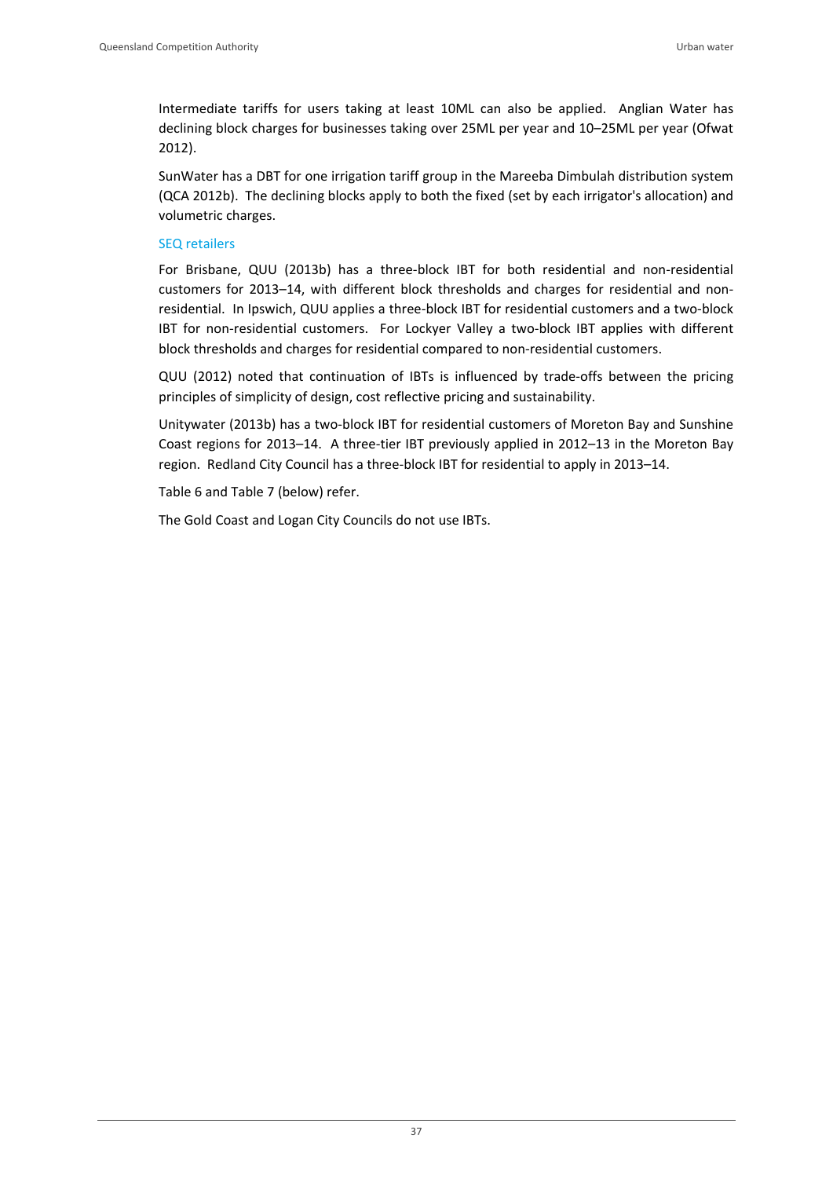Intermediate tariffs for users taking at least 10ML can also be applied. Anglian Water has declining block charges for businesses taking over 25ML per year and 10–25ML per year (Ofwat 2012).

SunWater has a DBT for one irrigation tariff group in the Mareeba Dimbulah distribution system (QCA 2012b). The declining blocks apply to both the fixed (set by each irrigator's allocation) and volumetric charges.

### SEQ retailers

For Brisbane, QUU (2013b) has a three-block IBT for both residential and non-residential customers for 2013–14, with different block thresholds and charges for residential and non-residential. In Ipswich, QUU applies a three-block IBT for residential customers and a two-block IBT for non-residential customers. For Lockyer Valley a two-block IBT applies with different block thresholds and charges for residential compared to non-residential customers.

QUU (2012) noted that continuation of IBTs is influenced by trade-offs between the pricing principles of simplicity of design, cost reflective pricing and sustainability.

Unitywater (2013b) has a two-block IBT for residential customers of Moreton Bay and Sunshine Coast regions for 2013–14. A three-tier IBT previously applied in 2012–13 in the Moreton Bay region. Redland City Council has a three-block IBT for residential to apply in 2013–14.

Table 6 and Table 7 (below) refer.

The Gold Coast and Logan City Councils do not use IBTs.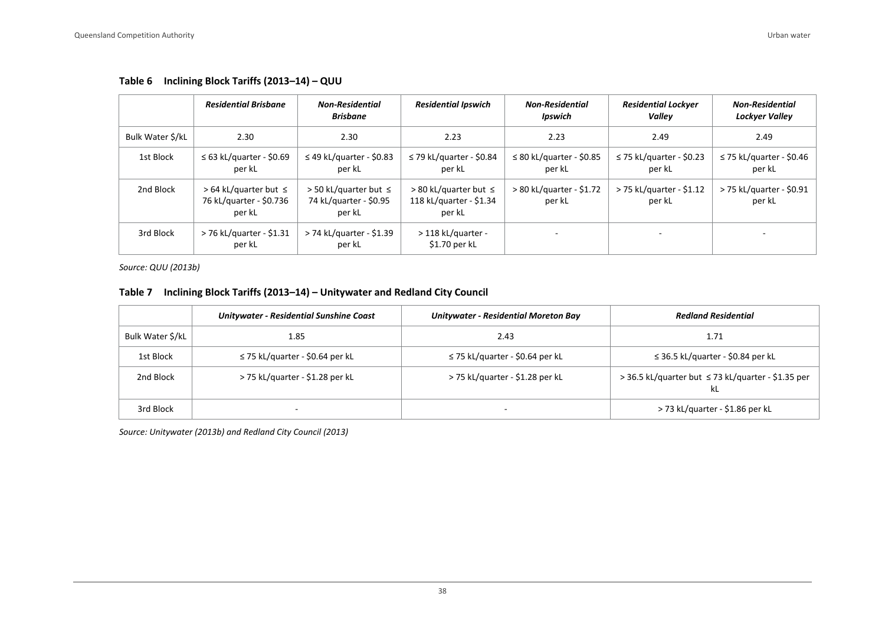**Table 6 Inclining Block Tariffs (2013–14) – QUU**

| | *Residential Brisbane* | *Non-Residential Brisbane* | *Residential Ipswich* | *Non-Residential Ipswich* | *Residential Lockyer Valley* | *Non-Residential Lockyer Valley* |
|---|---|---|---|---|---|---|
| Bulk Water $/kL | 2.30 | 2.30 | 2.23 | 2.23 | 2.49 | 2.49 |
| 1st Block | ≤ 63 kL/quarter - $0.69 per kL | ≤ 49 kL/quarter - $0.83 per kL | ≤ 79 kL/quarter - $0.84 per kL | ≤ 80 kL/quarter - $0.85 per kL | ≤ 75 kL/quarter - $0.23 per kL | ≤ 75 kL/quarter - $0.46 per kL |
| 2nd Block | > 64 kL/quarter but ≤ 76 kL/quarter - $0.736 per kL | > 50 kL/quarter but ≤ 74 kL/quarter - $0.95 per kL | > 80 kL/quarter but ≤ 118 kL/quarter - $1.34 per kL | > 80 kL/quarter - $1.72 per kL | > 75 kL/quarter - $1.12 per kL | > 75 kL/quarter - $0.91 per kL |
| 3rd Block | > 76 kL/quarter - $1.31 per kL | > 74 kL/quarter - $1.39 per kL | > 118 kL/quarter - $1.70 per kL | - | - | - |

*Source: QUU (2013b)*

**Table 7 Inclining Block Tariffs (2013–14) – Unitywater and Redland City Council**

| | *Unitywater - Residential Sunshine Coast* | *Unitywater - Residential Moreton Bay* | *Redland Residential* |
|---|---|---|---|
| Bulk Water $/kL | 1.85 | 2.43 | 1.71 |
| 1st Block | ≤ 75 kL/quarter - $0.64 per kL | ≤ 75 kL/quarter - $0.64 per kL | ≤ 36.5 kL/quarter - $0.84 per kL |
| 2nd Block | > 75 kL/quarter - $1.28 per kL | > 75 kL/quarter - $1.28 per kL | > 36.5 kL/quarter but ≤ 73 kL/quarter - $1.35 per kL |
| 3rd Block | - | - | > 73 kL/quarter - $1.86 per kL |

*Source: Unitywater (2013b) and Redland City Council (2013)*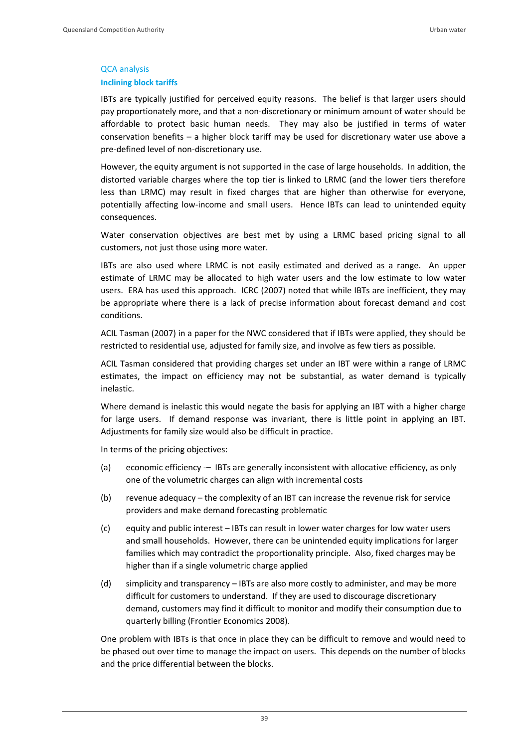### QCA analysis

#### Inclining block tariffs

IBTs are typically justified for perceived equity reasons. The belief is that larger users should pay proportionately more, and that a non-discretionary or minimum amount of water should be affordable to protect basic human needs. They may also be justified in terms of water conservation benefits – a higher block tariff may be used for discretionary water use above a pre-defined level of non-discretionary use.

However, the equity argument is not supported in the case of large households. In addition, the distorted variable charges where the top tier is linked to LRMC (and the lower tiers therefore less than LRMC) may result in fixed charges that are higher than otherwise for everyone, potentially affecting low-income and small users. Hence IBTs can lead to unintended equity consequences.

Water conservation objectives are best met by using a LRMC based pricing signal to all customers, not just those using more water.

IBTs are also used where LRMC is not easily estimated and derived as a range. An upper estimate of LRMC may be allocated to high water users and the low estimate to low water users. ERA has used this approach. ICRC (2007) noted that while IBTs are inefficient, they may be appropriate where there is a lack of precise information about forecast demand and cost conditions.

ACIL Tasman (2007) in a paper for the NWC considered that if IBTs were applied, they should be restricted to residential use, adjusted for family size, and involve as few tiers as possible.

ACIL Tasman considered that providing charges set under an IBT were within a range of LRMC estimates, the impact on efficiency may not be substantial, as water demand is typically inelastic.

Where demand is inelastic this would negate the basis for applying an IBT with a higher charge for large users. If demand response was invariant, there is little point in applying an IBT. Adjustments for family size would also be difficult in practice.

In terms of the pricing objectives:

(a) economic efficiency -– IBTs are generally inconsistent with allocative efficiency, as only one of the volumetric charges can align with incremental costs

(b) revenue adequacy – the complexity of an IBT can increase the revenue risk for service providers and make demand forecasting problematic

(c) equity and public interest – IBTs can result in lower water charges for low water users and small households. However, there can be unintended equity implications for larger families which may contradict the proportionality principle. Also, fixed charges may be higher than if a single volumetric charge applied

(d) simplicity and transparency – IBTs are also more costly to administer, and may be more difficult for customers to understand. If they are used to discourage discretionary demand, customers may find it difficult to monitor and modify their consumption due to quarterly billing (Frontier Economics 2008).

One problem with IBTs is that once in place they can be difficult to remove and would need to be phased out over time to manage the impact on users. This depends on the number of blocks and the price differential between the blocks.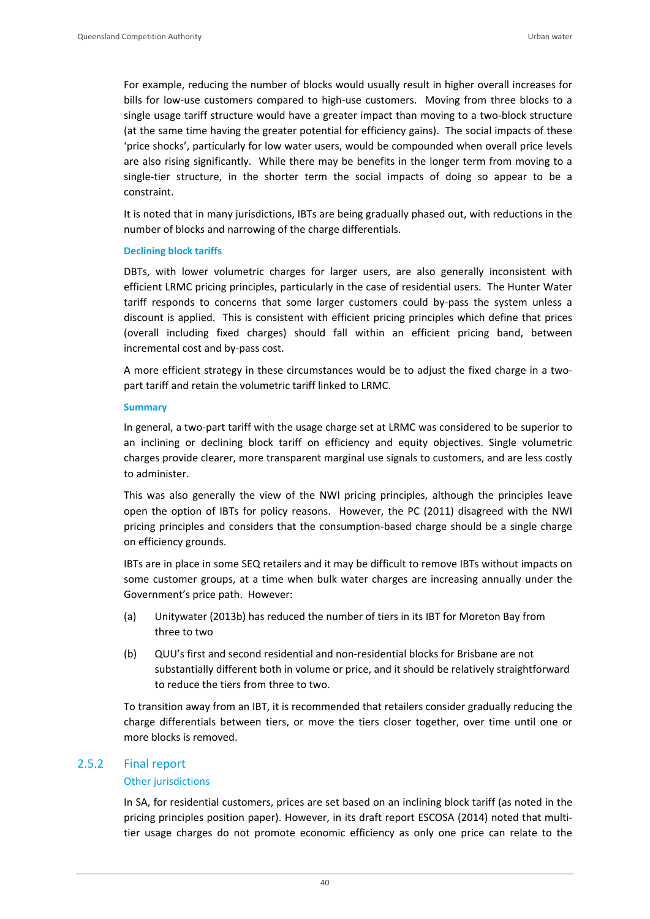For example, reducing the number of blocks would usually result in higher overall increases for bills for low-use customers compared to high-use customers. Moving from three blocks to a single usage tariff structure would have a greater impact than moving to a two-block structure (at the same time having the greater potential for efficiency gains). The social impacts of these 'price shocks', particularly for low water users, would be compounded when overall price levels are also rising significantly. While there may be benefits in the longer term from moving to a single-tier structure, in the shorter term the social impacts of doing so appear to be a constraint.

It is noted that in many jurisdictions, IBTs are being gradually phased out, with reductions in the number of blocks and narrowing of the charge differentials.

#### Declining block tariffs

DBTs, with lower volumetric charges for larger users, are also generally inconsistent with efficient LRMC pricing principles, particularly in the case of residential users. The Hunter Water tariff responds to concerns that some larger customers could by-pass the system unless a discount is applied. This is consistent with efficient pricing principles which define that prices (overall including fixed charges) should fall within an efficient pricing band, between incremental cost and by-pass cost.

A more efficient strategy in these circumstances would be to adjust the fixed charge in a two-part tariff and retain the volumetric tariff linked to LRMC.

#### Summary

In general, a two-part tariff with the usage charge set at LRMC was considered to be superior to an inclining or declining block tariff on efficiency and equity objectives. Single volumetric charges provide clearer, more transparent marginal use signals to customers, and are less costly to administer.

This was also generally the view of the NWI pricing principles, although the principles leave open the option of IBTs for policy reasons. However, the PC (2011) disagreed with the NWI pricing principles and considers that the consumption-based charge should be a single charge on efficiency grounds.

IBTs are in place in some SEQ retailers and it may be difficult to remove IBTs without impacts on some customer groups, at a time when bulk water charges are increasing annually under the Government's price path. However:

(a) Unitywater (2013b) has reduced the number of tiers in its IBT for Moreton Bay from three to two

(b) QUU's first and second residential and non-residential blocks for Brisbane are not substantially different both in volume or price, and it should be relatively straightforward to reduce the tiers from three to two.

To transition away from an IBT, it is recommended that retailers consider gradually reducing the charge differentials between tiers, or move the tiers closer together, over time until one or more blocks is removed.

## 2.5.2 Final report

### Other jurisdictions

In SA, for residential customers, prices are set based on an inclining block tariff (as noted in the pricing principles position paper). However, in its draft report ESCOSA (2014) noted that multi-tier usage charges do not promote economic efficiency as only one price can relate to the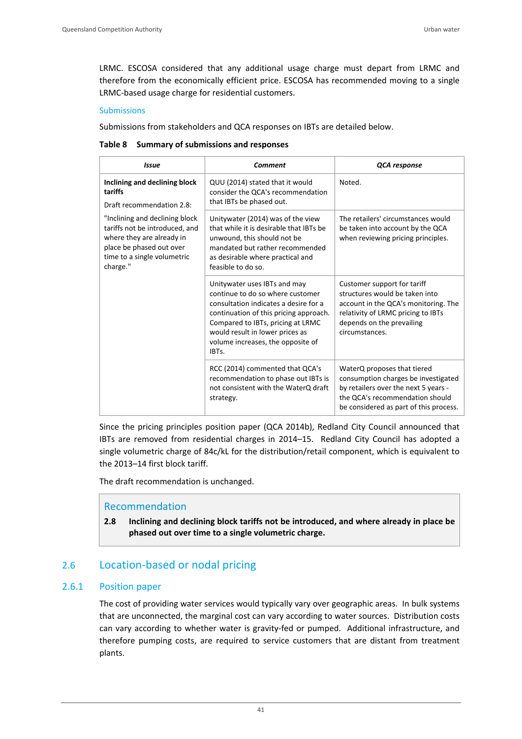LRMC. ESCOSA considered that any additional usage charge must depart from LRMC and therefore from the economically efficient price. ESCOSA has recommended moving to a single LRMC-based usage charge for residential customers.

### Submissions

Submissions from stakeholders and QCA responses on IBTs are detailed below.

**Table 8 Summary of submissions and responses**

| *Issue* | *Comment* | *QCA response* |
|---|---|---|
| **Inclining and declining block tariffs**<br>Draft recommendation 2.8:<br>"Inclining and declining block tariffs not be introduced, and where they are already in place be phased out over time to a single volumetric charge." | QUU (2014) stated that it would consider the QCA's recommendation that IBTs be phased out. | Noted. |
| | Unitywater (2014) was of the view that while it is desirable that IBTs be unwound, this should not be mandated but rather recommended as desirable where practical and feasible to do so. | The retailers' circumstances would be taken into account by the QCA when reviewing pricing principles. |
| | Unitywater uses IBTs and may continue to do so where customer consultation indicates a desire for a continuation of this pricing approach. Compared to IBTs, pricing at LRMC would result in lower prices as volume increases, the opposite of IBTs. | Customer support for tariff structures would be taken into account in the QCA's monitoring. The relativity of LRMC pricing to IBTs depends on the prevailing circumstances. |
| | RCC (2014) commented that QCA's recommendation to phase out IBTs is not consistent with the WaterQ draft strategy. | WaterQ proposes that tiered consumption charges be investigated by retailers over the next 5 years - the QCA's recommendation should be considered as part of this process. |

Since the pricing principles position paper (QCA 2014b), Redland City Council announced that IBTs are removed from residential charges in 2014–15. Redland City Council has adopted a single volumetric charge of 84c/kL for the distribution/retail component, which is equivalent to the 2013–14 first block tariff.

The draft recommendation is unchanged.

> **Recommendation**
>
> **2.8 Inclining and declining block tariffs not be introduced, and where already in place be phased out over time to a single volumetric charge.**

## 2.6 Location-based or nodal pricing

### 2.6.1 Position paper

The cost of providing water services would typically vary over geographic areas. In bulk systems that are unconnected, the marginal cost can vary according to water sources. Distribution costs can vary according to whether water is gravity-fed or pumped. Additional infrastructure, and therefore pumping costs, are required to service customers that are distant from treatment plants.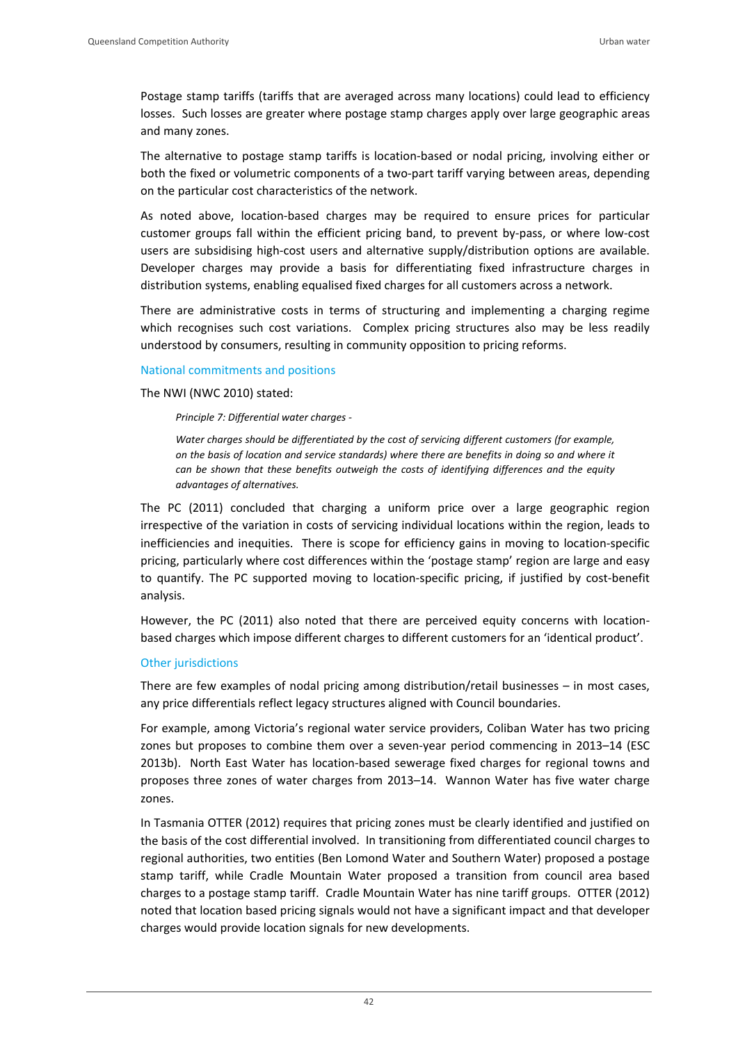Postage stamp tariffs (tariffs that are averaged across many locations) could lead to efficiency losses. Such losses are greater where postage stamp charges apply over large geographic areas and many zones.

The alternative to postage stamp tariffs is location-based or nodal pricing, involving either or both the fixed or volumetric components of a two-part tariff varying between areas, depending on the particular cost characteristics of the network.

As noted above, location-based charges may be required to ensure prices for particular customer groups fall within the efficient pricing band, to prevent by-pass, or where low-cost users are subsidising high-cost users and alternative supply/distribution options are available. Developer charges may provide a basis for differentiating fixed infrastructure charges in distribution systems, enabling equalised fixed charges for all customers across a network.

There are administrative costs in terms of structuring and implementing a charging regime which recognises such cost variations. Complex pricing structures also may be less readily understood by consumers, resulting in community opposition to pricing reforms.

### National commitments and positions

The NWI (NWC 2010) stated:

> *Principle 7: Differential water charges -*
>
> *Water charges should be differentiated by the cost of servicing different customers (for example, on the basis of location and service standards) where there are benefits in doing so and where it can be shown that these benefits outweigh the costs of identifying differences and the equity advantages of alternatives.*

The PC (2011) concluded that charging a uniform price over a large geographic region irrespective of the variation in costs of servicing individual locations within the region, leads to inefficiencies and inequities. There is scope for efficiency gains in moving to location-specific pricing, particularly where cost differences within the 'postage stamp' region are large and easy to quantify. The PC supported moving to location-specific pricing, if justified by cost-benefit analysis.

However, the PC (2011) also noted that there are perceived equity concerns with location-based charges which impose different charges to different customers for an 'identical product'.

### Other jurisdictions

There are few examples of nodal pricing among distribution/retail businesses – in most cases, any price differentials reflect legacy structures aligned with Council boundaries.

For example, among Victoria's regional water service providers, Coliban Water has two pricing zones but proposes to combine them over a seven-year period commencing in 2013–14 (ESC 2013b). North East Water has location-based sewerage fixed charges for regional towns and proposes three zones of water charges from 2013–14. Wannon Water has five water charge zones.

In Tasmania OTTER (2012) requires that pricing zones must be clearly identified and justified on the basis of the cost differential involved. In transitioning from differentiated council charges to regional authorities, two entities (Ben Lomond Water and Southern Water) proposed a postage stamp tariff, while Cradle Mountain Water proposed a transition from council area based charges to a postage stamp tariff. Cradle Mountain Water has nine tariff groups. OTTER (2012) noted that location based pricing signals would not have a significant impact and that developer charges would provide location signals for new developments.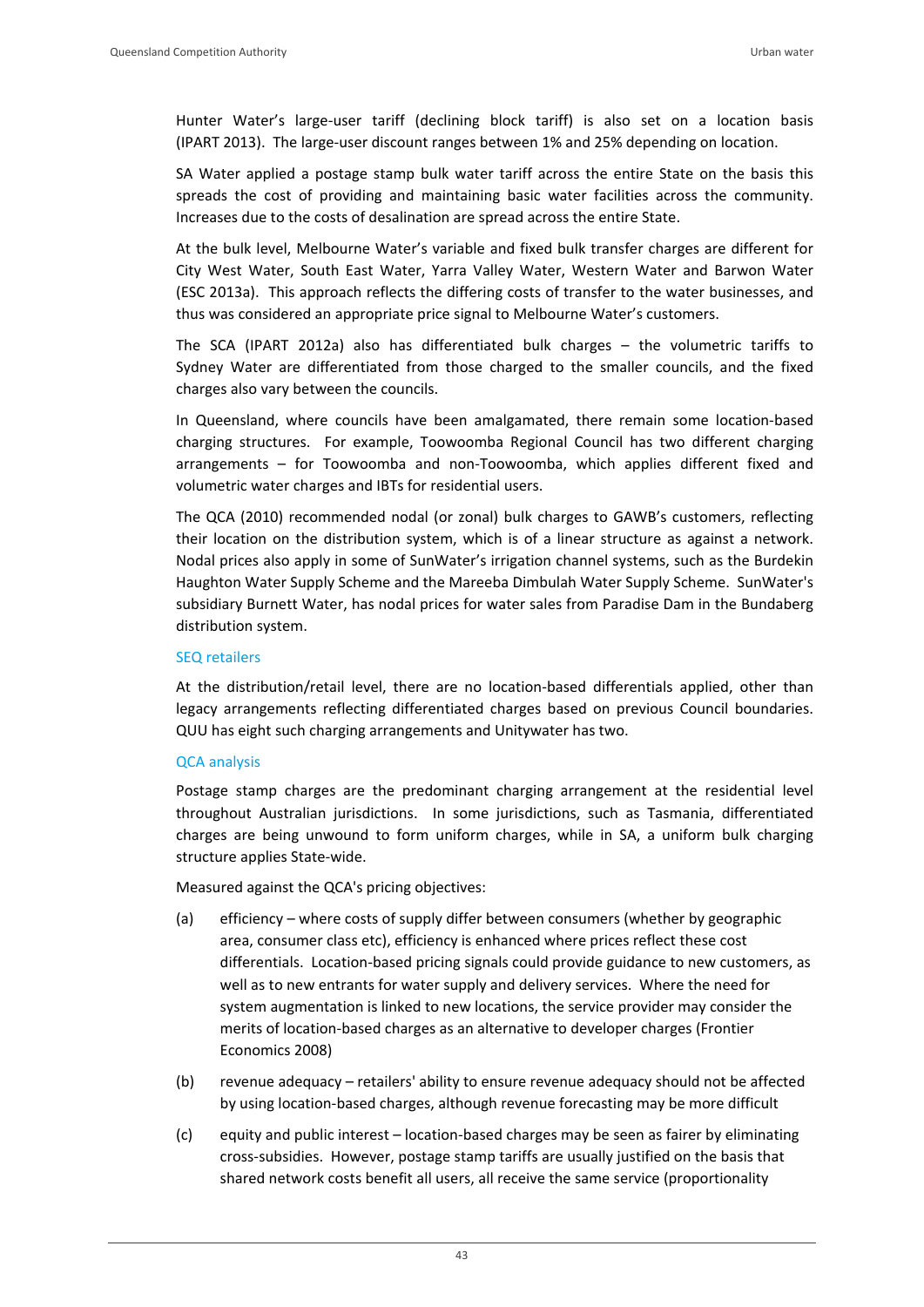Hunter Water's large-user tariff (declining block tariff) is also set on a location basis (IPART 2013). The large-user discount ranges between 1% and 25% depending on location.

SA Water applied a postage stamp bulk water tariff across the entire State on the basis this spreads the cost of providing and maintaining basic water facilities across the community. Increases due to the costs of desalination are spread across the entire State.

At the bulk level, Melbourne Water's variable and fixed bulk transfer charges are different for City West Water, South East Water, Yarra Valley Water, Western Water and Barwon Water (ESC 2013a). This approach reflects the differing costs of transfer to the water businesses, and thus was considered an appropriate price signal to Melbourne Water's customers.

The SCA (IPART 2012a) also has differentiated bulk charges – the volumetric tariffs to Sydney Water are differentiated from those charged to the smaller councils, and the fixed charges also vary between the councils.

In Queensland, where councils have been amalgamated, there remain some location-based charging structures. For example, Toowoomba Regional Council has two different charging arrangements – for Toowoomba and non-Toowoomba, which applies different fixed and volumetric water charges and IBTs for residential users.

The QCA (2010) recommended nodal (or zonal) bulk charges to GAWB's customers, reflecting their location on the distribution system, which is of a linear structure as against a network. Nodal prices also apply in some of SunWater's irrigation channel systems, such as the Burdekin Haughton Water Supply Scheme and the Mareeba Dimbulah Water Supply Scheme. SunWater's subsidiary Burnett Water, has nodal prices for water sales from Paradise Dam in the Bundaberg distribution system.

### SEQ retailers

At the distribution/retail level, there are no location-based differentials applied, other than legacy arrangements reflecting differentiated charges based on previous Council boundaries. QUU has eight such charging arrangements and Unitywater has two.

### QCA analysis

Postage stamp charges are the predominant charging arrangement at the residential level throughout Australian jurisdictions. In some jurisdictions, such as Tasmania, differentiated charges are being unwound to form uniform charges, while in SA, a uniform bulk charging structure applies State-wide.

Measured against the QCA's pricing objectives:

(a) efficiency – where costs of supply differ between consumers (whether by geographic area, consumer class etc), efficiency is enhanced where prices reflect these cost differentials. Location-based pricing signals could provide guidance to new customers, as well as to new entrants for water supply and delivery services. Where the need for system augmentation is linked to new locations, the service provider may consider the merits of location-based charges as an alternative to developer charges (Frontier Economics 2008)

(b) revenue adequacy – retailers' ability to ensure revenue adequacy should not be affected by using location-based charges, although revenue forecasting may be more difficult

(c) equity and public interest – location-based charges may be seen as fairer by eliminating cross-subsidies. However, postage stamp tariffs are usually justified on the basis that shared network costs benefit all users, all receive the same service (proportionality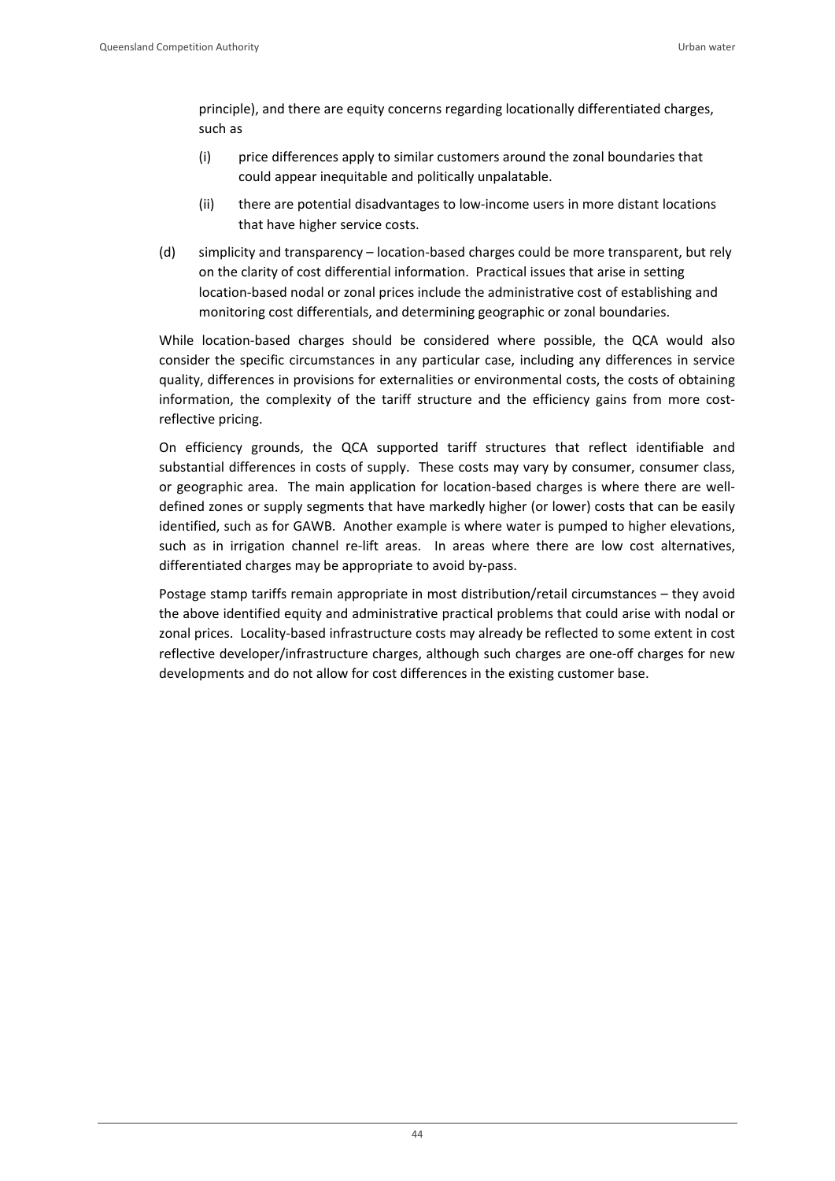principle), and there are equity concerns regarding locationally differentiated charges, such as

(i) price differences apply to similar customers around the zonal boundaries that could appear inequitable and politically unpalatable.

(ii) there are potential disadvantages to low-income users in more distant locations that have higher service costs.

(d) simplicity and transparency – location-based charges could be more transparent, but rely on the clarity of cost differential information. Practical issues that arise in setting location-based nodal or zonal prices include the administrative cost of establishing and monitoring cost differentials, and determining geographic or zonal boundaries.

While location-based charges should be considered where possible, the QCA would also consider the specific circumstances in any particular case, including any differences in service quality, differences in provisions for externalities or environmental costs, the costs of obtaining information, the complexity of the tariff structure and the efficiency gains from more cost-reflective pricing.

On efficiency grounds, the QCA supported tariff structures that reflect identifiable and substantial differences in costs of supply. These costs may vary by consumer, consumer class, or geographic area. The main application for location-based charges is where there are well-defined zones or supply segments that have markedly higher (or lower) costs that can be easily identified, such as for GAWB. Another example is where water is pumped to higher elevations, such as in irrigation channel re-lift areas. In areas where there are low cost alternatives, differentiated charges may be appropriate to avoid by-pass.

Postage stamp tariffs remain appropriate in most distribution/retail circumstances – they avoid the above identified equity and administrative practical problems that could arise with nodal or zonal prices. Locality-based infrastructure costs may already be reflected to some extent in cost reflective developer/infrastructure charges, although such charges are one-off charges for new developments and do not allow for cost differences in the existing customer base.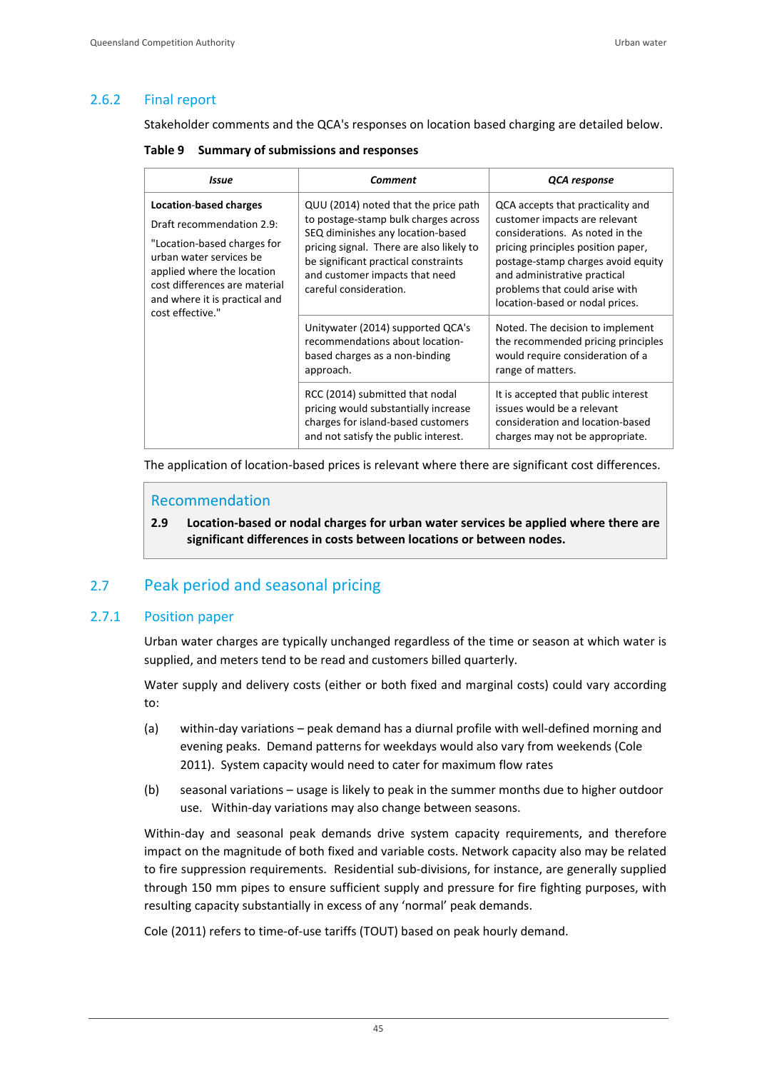### 2.6.2 Final report

Stakeholder comments and the QCA's responses on location based charging are detailed below.

**Table 9 Summary of submissions and responses**

| *Issue* | *Comment* | *QCA response* |
|---|---|---|
| **Location-based charges**<br>Draft recommendation 2.9:<br>"Location-based charges for urban water services be applied where the location cost differences are material and where it is practical and cost effective." | QUU (2014) noted that the price path to postage-stamp bulk charges across SEQ diminishes any location-based pricing signal. There are also likely to be significant practical constraints and customer impacts that need careful consideration. | QCA accepts that practicality and customer impacts are relevant considerations. As noted in the pricing principles position paper, postage-stamp charges avoid equity and administrative practical problems that could arise with location-based or nodal prices. |
| | Unitywater (2014) supported QCA's recommendations about location-based charges as a non-binding approach. | Noted. The decision to implement the recommended pricing principles would require consideration of a range of matters. |
| | RCC (2014) submitted that nodal pricing would substantially increase charges for island-based customers and not satisfy the public interest. | It is accepted that public interest issues would be a relevant consideration and location-based charges may not be appropriate. |

The application of location-based prices is relevant where there are significant cost differences.

> **Recommendation**
>
> **2.9 Location-based or nodal charges for urban water services be applied where there are significant differences in costs between locations or between nodes.**

## 2.7 Peak period and seasonal pricing

### 2.7.1 Position paper

Urban water charges are typically unchanged regardless of the time or season at which water is supplied, and meters tend to be read and customers billed quarterly.

Water supply and delivery costs (either or both fixed and marginal costs) could vary according to:

(a) within-day variations – peak demand has a diurnal profile with well-defined morning and evening peaks. Demand patterns for weekdays would also vary from weekends (Cole 2011). System capacity would need to cater for maximum flow rates

(b) seasonal variations – usage is likely to peak in the summer months due to higher outdoor use. Within-day variations may also change between seasons.

Within-day and seasonal peak demands drive system capacity requirements, and therefore impact on the magnitude of both fixed and variable costs. Network capacity also may be related to fire suppression requirements. Residential sub-divisions, for instance, are generally supplied through 150 mm pipes to ensure sufficient supply and pressure for fire fighting purposes, with resulting capacity substantially in excess of any 'normal' peak demands.

Cole (2011) refers to time-of-use tariffs (TOUT) based on peak hourly demand.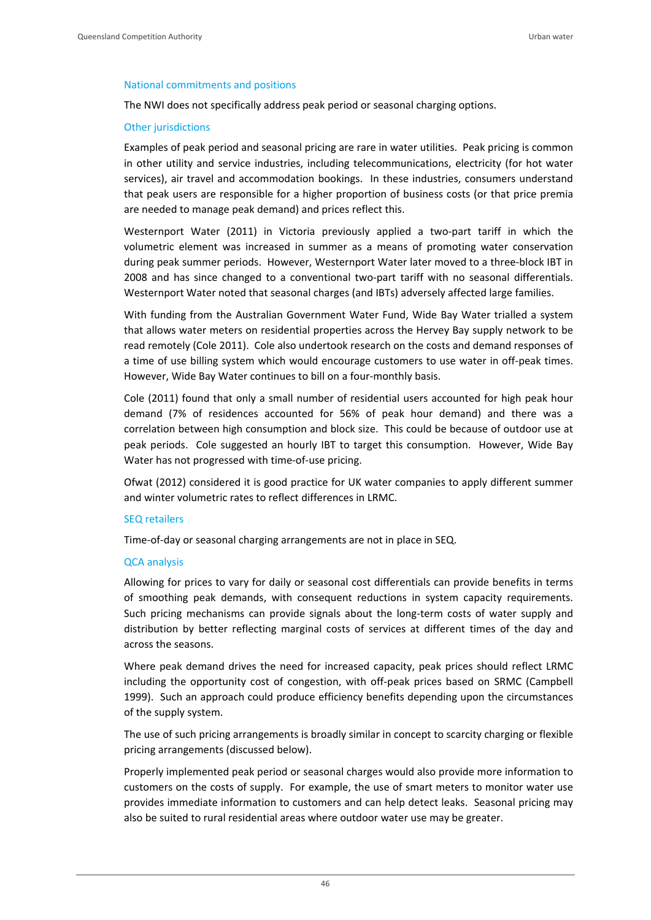### National commitments and positions

The NWI does not specifically address peak period or seasonal charging options.

### Other jurisdictions

Examples of peak period and seasonal pricing are rare in water utilities. Peak pricing is common in other utility and service industries, including telecommunications, electricity (for hot water services), air travel and accommodation bookings. In these industries, consumers understand that peak users are responsible for a higher proportion of business costs (or that price premia are needed to manage peak demand) and prices reflect this.

Westernport Water (2011) in Victoria previously applied a two-part tariff in which the volumetric element was increased in summer as a means of promoting water conservation during peak summer periods. However, Westernport Water later moved to a three-block IBT in 2008 and has since changed to a conventional two-part tariff with no seasonal differentials. Westernport Water noted that seasonal charges (and IBTs) adversely affected large families.

With funding from the Australian Government Water Fund, Wide Bay Water trialled a system that allows water meters on residential properties across the Hervey Bay supply network to be read remotely (Cole 2011). Cole also undertook research on the costs and demand responses of a time of use billing system which would encourage customers to use water in off-peak times. However, Wide Bay Water continues to bill on a four-monthly basis.

Cole (2011) found that only a small number of residential users accounted for high peak hour demand (7% of residences accounted for 56% of peak hour demand) and there was a correlation between high consumption and block size. This could be because of outdoor use at peak periods. Cole suggested an hourly IBT to target this consumption. However, Wide Bay Water has not progressed with time-of-use pricing.

Ofwat (2012) considered it is good practice for UK water companies to apply different summer and winter volumetric rates to reflect differences in LRMC.

### SEQ retailers

Time-of-day or seasonal charging arrangements are not in place in SEQ.

### QCA analysis

Allowing for prices to vary for daily or seasonal cost differentials can provide benefits in terms of smoothing peak demands, with consequent reductions in system capacity requirements. Such pricing mechanisms can provide signals about the long-term costs of water supply and distribution by better reflecting marginal costs of services at different times of the day and across the seasons.

Where peak demand drives the need for increased capacity, peak prices should reflect LRMC including the opportunity cost of congestion, with off-peak prices based on SRMC (Campbell 1999). Such an approach could produce efficiency benefits depending upon the circumstances of the supply system.

The use of such pricing arrangements is broadly similar in concept to scarcity charging or flexible pricing arrangements (discussed below).

Properly implemented peak period or seasonal charges would also provide more information to customers on the costs of supply. For example, the use of smart meters to monitor water use provides immediate information to customers and can help detect leaks. Seasonal pricing may also be suited to rural residential areas where outdoor water use may be greater.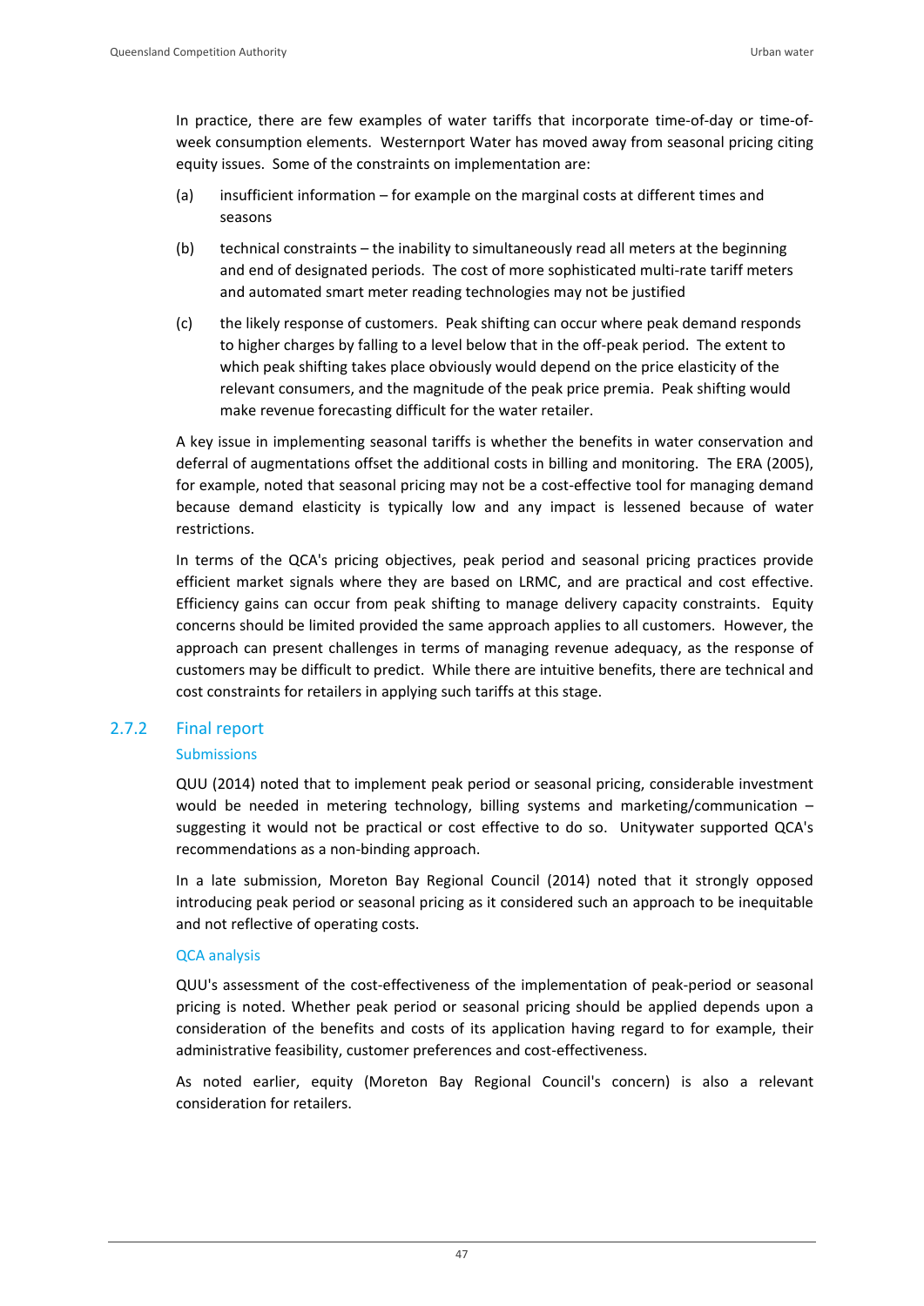In practice, there are few examples of water tariffs that incorporate time-of-day or time-of-week consumption elements. Westernport Water has moved away from seasonal pricing citing equity issues. Some of the constraints on implementation are:

(a) insufficient information – for example on the marginal costs at different times and seasons

(b) technical constraints – the inability to simultaneously read all meters at the beginning and end of designated periods. The cost of more sophisticated multi-rate tariff meters and automated smart meter reading technologies may not be justified

(c) the likely response of customers. Peak shifting can occur where peak demand responds to higher charges by falling to a level below that in the off-peak period. The extent to which peak shifting takes place obviously would depend on the price elasticity of the relevant consumers, and the magnitude of the peak price premia. Peak shifting would make revenue forecasting difficult for the water retailer.

A key issue in implementing seasonal tariffs is whether the benefits in water conservation and deferral of augmentations offset the additional costs in billing and monitoring. The ERA (2005), for example, noted that seasonal pricing may not be a cost-effective tool for managing demand because demand elasticity is typically low and any impact is lessened because of water restrictions.

In terms of the QCA's pricing objectives, peak period and seasonal pricing practices provide efficient market signals where they are based on LRMC, and are practical and cost effective. Efficiency gains can occur from peak shifting to manage delivery capacity constraints. Equity concerns should be limited provided the same approach applies to all customers. However, the approach can present challenges in terms of managing revenue adequacy, as the response of customers may be difficult to predict. While there are intuitive benefits, there are technical and cost constraints for retailers in applying such tariffs at this stage.

## 2.7.2 Final report

### Submissions

QUU (2014) noted that to implement peak period or seasonal pricing, considerable investment would be needed in metering technology, billing systems and marketing/communication – suggesting it would not be practical or cost effective to do so. Unitywater supported QCA's recommendations as a non-binding approach.

In a late submission, Moreton Bay Regional Council (2014) noted that it strongly opposed introducing peak period or seasonal pricing as it considered such an approach to be inequitable and not reflective of operating costs.

### QCA analysis

QUU's assessment of the cost-effectiveness of the implementation of peak-period or seasonal pricing is noted. Whether peak period or seasonal pricing should be applied depends upon a consideration of the benefits and costs of its application having regard to for example, their administrative feasibility, customer preferences and cost-effectiveness.

As noted earlier, equity (Moreton Bay Regional Council's concern) is also a relevant consideration for retailers.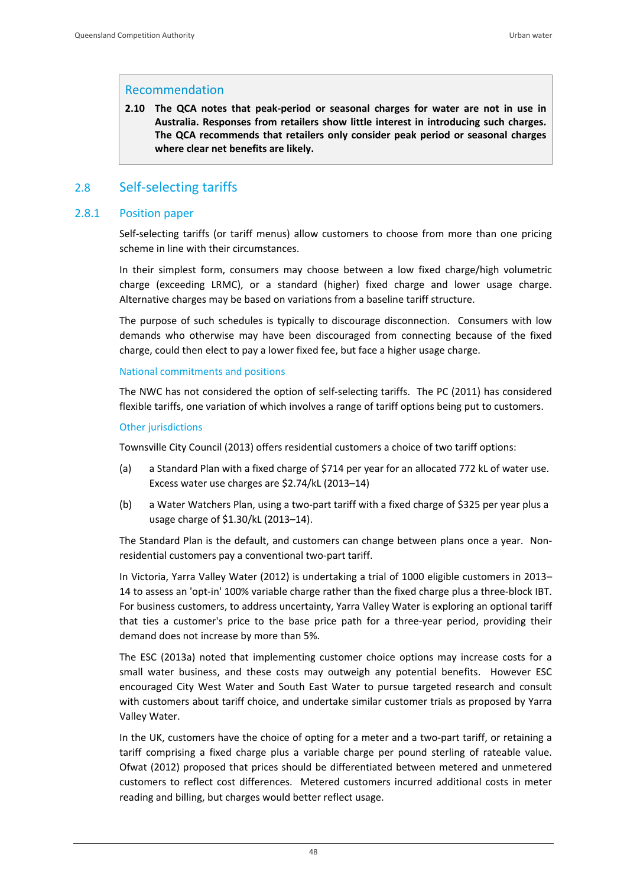> **Recommendation**
>
> **2.10 The QCA notes that peak-period or seasonal charges for water are not in use in Australia. Responses from retailers show little interest in introducing such charges. The QCA recommends that retailers only consider peak period or seasonal charges where clear net benefits are likely.**

## 2.8 Self-selecting tariffs

### 2.8.1 Position paper

Self-selecting tariffs (or tariff menus) allow customers to choose from more than one pricing scheme in line with their circumstances.

In their simplest form, consumers may choose between a low fixed charge/high volumetric charge (exceeding LRMC), or a standard (higher) fixed charge and lower usage charge. Alternative charges may be based on variations from a baseline tariff structure.

The purpose of such schedules is typically to discourage disconnection. Consumers with low demands who otherwise may have been discouraged from connecting because of the fixed charge, could then elect to pay a lower fixed fee, but face a higher usage charge.

#### National commitments and positions

The NWC has not considered the option of self-selecting tariffs. The PC (2011) has considered flexible tariffs, one variation of which involves a range of tariff options being put to customers.

#### Other jurisdictions

Townsville City Council (2013) offers residential customers a choice of two tariff options:

(a) a Standard Plan with a fixed charge of $714 per year for an allocated 772 kL of water use. Excess water use charges are $2.74/kL (2013–14)

(b) a Water Watchers Plan, using a two-part tariff with a fixed charge of $325 per year plus a usage charge of $1.30/kL (2013–14).

The Standard Plan is the default, and customers can change between plans once a year. Non-residential customers pay a conventional two-part tariff.

In Victoria, Yarra Valley Water (2012) is undertaking a trial of 1000 eligible customers in 2013–14 to assess an 'opt-in' 100% variable charge rather than the fixed charge plus a three-block IBT. For business customers, to address uncertainty, Yarra Valley Water is exploring an optional tariff that ties a customer's price to the base price path for a three-year period, providing their demand does not increase by more than 5%.

The ESC (2013a) noted that implementing customer choice options may increase costs for a small water business, and these costs may outweigh any potential benefits. However ESC encouraged City West Water and South East Water to pursue targeted research and consult with customers about tariff choice, and undertake similar customer trials as proposed by Yarra Valley Water.

In the UK, customers have the choice of opting for a meter and a two-part tariff, or retaining a tariff comprising a fixed charge plus a variable charge per pound sterling of rateable value. Ofwat (2012) proposed that prices should be differentiated between metered and unmetered customers to reflect cost differences. Metered customers incurred additional costs in meter reading and billing, but charges would better reflect usage.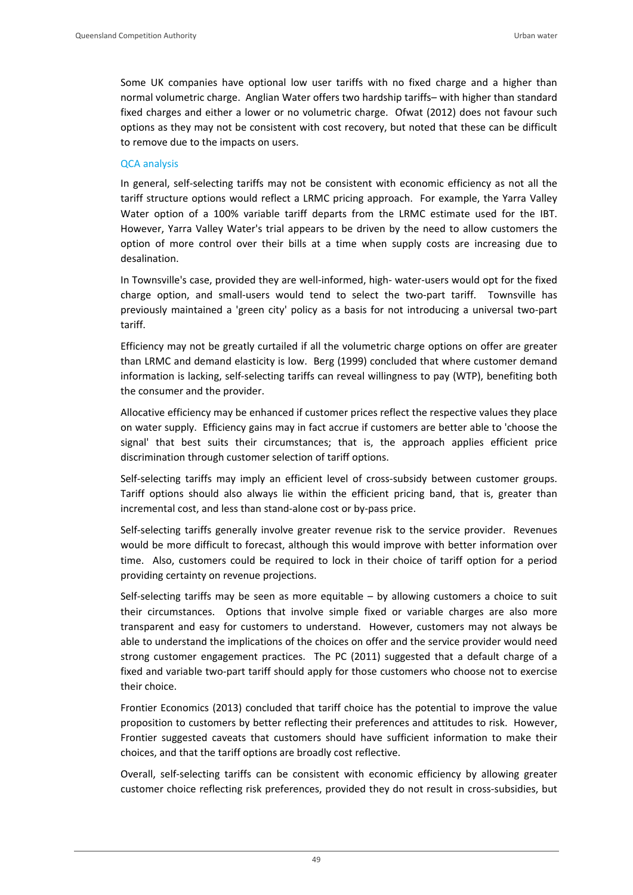Some UK companies have optional low user tariffs with no fixed charge and a higher than normal volumetric charge. Anglian Water offers two hardship tariffs– with higher than standard fixed charges and either a lower or no volumetric charge. Ofwat (2012) does not favour such options as they may not be consistent with cost recovery, but noted that these can be difficult to remove due to the impacts on users.

### QCA analysis

In general, self-selecting tariffs may not be consistent with economic efficiency as not all the tariff structure options would reflect a LRMC pricing approach. For example, the Yarra Valley Water option of a 100% variable tariff departs from the LRMC estimate used for the IBT. However, Yarra Valley Water's trial appears to be driven by the need to allow customers the option of more control over their bills at a time when supply costs are increasing due to desalination.

In Townsville's case, provided they are well-informed, high- water-users would opt for the fixed charge option, and small-users would tend to select the two-part tariff. Townsville has previously maintained a 'green city' policy as a basis for not introducing a universal two-part tariff.

Efficiency may not be greatly curtailed if all the volumetric charge options on offer are greater than LRMC and demand elasticity is low. Berg (1999) concluded that where customer demand information is lacking, self-selecting tariffs can reveal willingness to pay (WTP), benefiting both the consumer and the provider.

Allocative efficiency may be enhanced if customer prices reflect the respective values they place on water supply. Efficiency gains may in fact accrue if customers are better able to 'choose the signal' that best suits their circumstances; that is, the approach applies efficient price discrimination through customer selection of tariff options.

Self-selecting tariffs may imply an efficient level of cross-subsidy between customer groups. Tariff options should also always lie within the efficient pricing band, that is, greater than incremental cost, and less than stand-alone cost or by-pass price.

Self-selecting tariffs generally involve greater revenue risk to the service provider. Revenues would be more difficult to forecast, although this would improve with better information over time. Also, customers could be required to lock in their choice of tariff option for a period providing certainty on revenue projections.

Self-selecting tariffs may be seen as more equitable – by allowing customers a choice to suit their circumstances. Options that involve simple fixed or variable charges are also more transparent and easy for customers to understand. However, customers may not always be able to understand the implications of the choices on offer and the service provider would need strong customer engagement practices. The PC (2011) suggested that a default charge of a fixed and variable two-part tariff should apply for those customers who choose not to exercise their choice.

Frontier Economics (2013) concluded that tariff choice has the potential to improve the value proposition to customers by better reflecting their preferences and attitudes to risk. However, Frontier suggested caveats that customers should have sufficient information to make their choices, and that the tariff options are broadly cost reflective.

Overall, self-selecting tariffs can be consistent with economic efficiency by allowing greater customer choice reflecting risk preferences, provided they do not result in cross-subsidies, but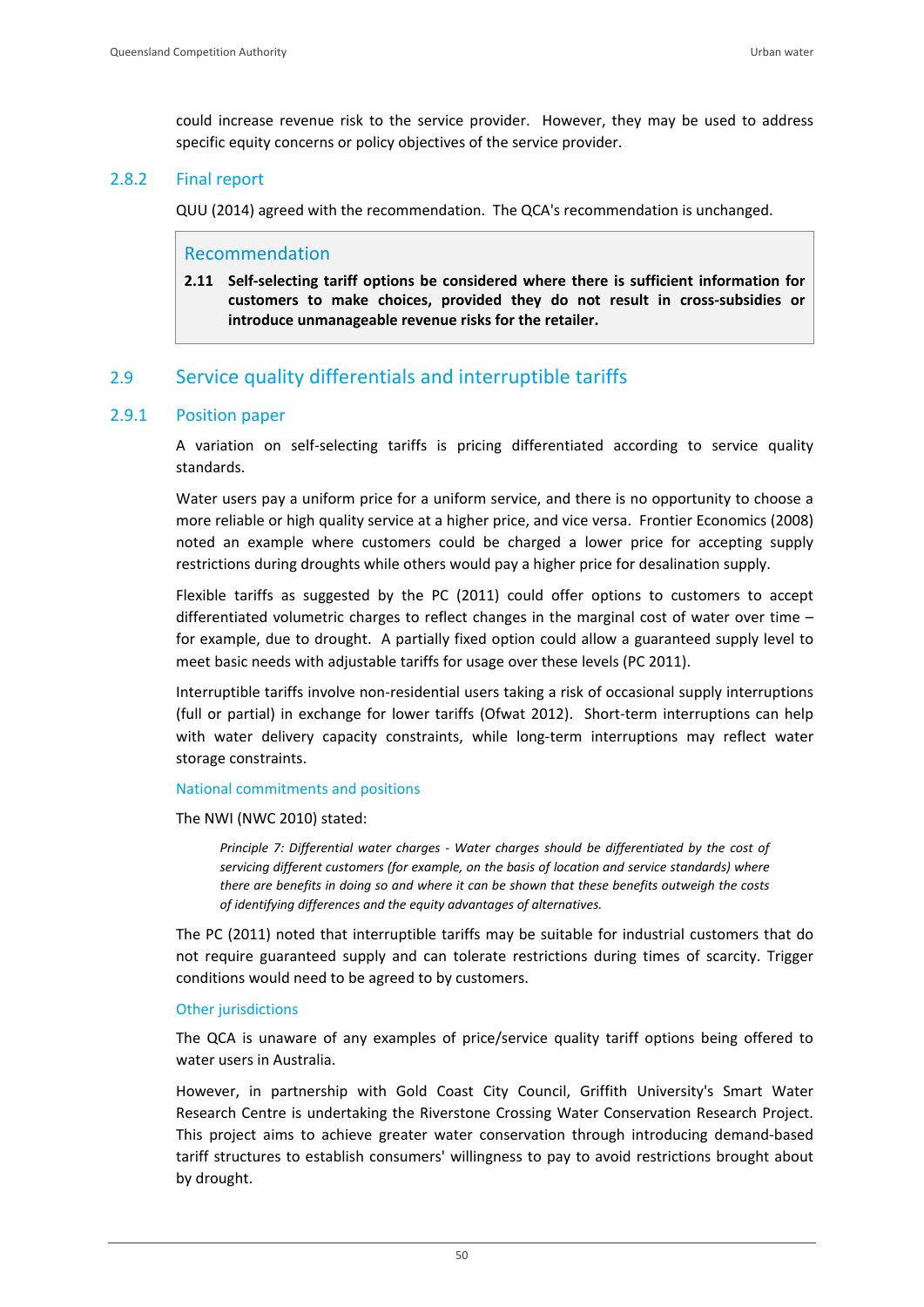could increase revenue risk to the service provider. However, they may be used to address specific equity concerns or policy objectives of the service provider.

### 2.8.2 Final report

QUU (2014) agreed with the recommendation. The QCA's recommendation is unchanged.

> **Recommendation**
>
> **2.11 Self-selecting tariff options be considered where there is sufficient information for customers to make choices, provided they do not result in cross-subsidies or introduce unmanageable revenue risks for the retailer.**

## 2.9 Service quality differentials and interruptible tariffs

### 2.9.1 Position paper

A variation on self-selecting tariffs is pricing differentiated according to service quality standards.

Water users pay a uniform price for a uniform service, and there is no opportunity to choose a more reliable or high quality service at a higher price, and vice versa. Frontier Economics (2008) noted an example where customers could be charged a lower price for accepting supply restrictions during droughts while others would pay a higher price for desalination supply.

Flexible tariffs as suggested by the PC (2011) could offer options to customers to accept differentiated volumetric charges to reflect changes in the marginal cost of water over time – for example, due to drought. A partially fixed option could allow a guaranteed supply level to meet basic needs with adjustable tariffs for usage over these levels (PC 2011).

Interruptible tariffs involve non-residential users taking a risk of occasional supply interruptions (full or partial) in exchange for lower tariffs (Ofwat 2012). Short-term interruptions can help with water delivery capacity constraints, while long-term interruptions may reflect water storage constraints.

#### National commitments and positions

The NWI (NWC 2010) stated:

> *Principle 7: Differential water charges - Water charges should be differentiated by the cost of servicing different customers (for example, on the basis of location and service standards) where there are benefits in doing so and where it can be shown that these benefits outweigh the costs of identifying differences and the equity advantages of alternatives.*

The PC (2011) noted that interruptible tariffs may be suitable for industrial customers that do not require guaranteed supply and can tolerate restrictions during times of scarcity. Trigger conditions would need to be agreed to by customers.

#### Other jurisdictions

The QCA is unaware of any examples of price/service quality tariff options being offered to water users in Australia.

However, in partnership with Gold Coast City Council, Griffith University's Smart Water Research Centre is undertaking the Riverstone Crossing Water Conservation Research Project. This project aims to achieve greater water conservation through introducing demand-based tariff structures to establish consumers' willingness to pay to avoid restrictions brought about by drought.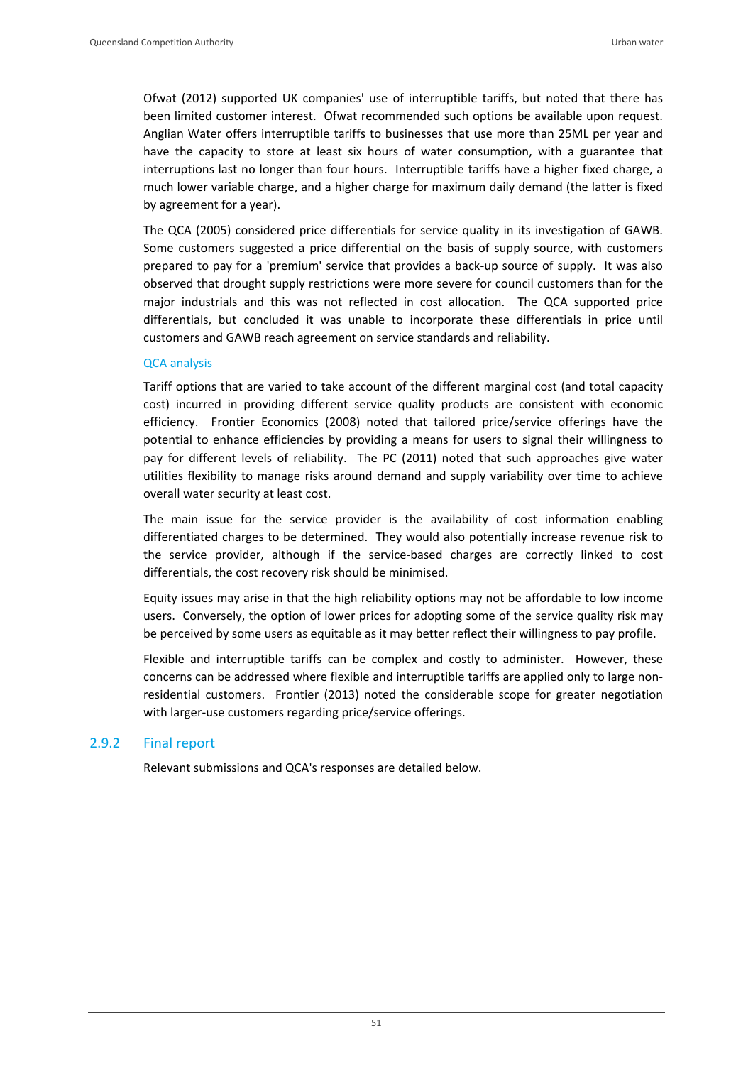Ofwat (2012) supported UK companies' use of interruptible tariffs, but noted that there has been limited customer interest. Ofwat recommended such options be available upon request. Anglian Water offers interruptible tariffs to businesses that use more than 25ML per year and have the capacity to store at least six hours of water consumption, with a guarantee that interruptions last no longer than four hours. Interruptible tariffs have a higher fixed charge, a much lower variable charge, and a higher charge for maximum daily demand (the latter is fixed by agreement for a year).

The QCA (2005) considered price differentials for service quality in its investigation of GAWB. Some customers suggested a price differential on the basis of supply source, with customers prepared to pay for a 'premium' service that provides a back-up source of supply. It was also observed that drought supply restrictions were more severe for council customers than for the major industrials and this was not reflected in cost allocation. The QCA supported price differentials, but concluded it was unable to incorporate these differentials in price until customers and GAWB reach agreement on service standards and reliability.

#### QCA analysis

Tariff options that are varied to take account of the different marginal cost (and total capacity cost) incurred in providing different service quality products are consistent with economic efficiency. Frontier Economics (2008) noted that tailored price/service offerings have the potential to enhance efficiencies by providing a means for users to signal their willingness to pay for different levels of reliability. The PC (2011) noted that such approaches give water utilities flexibility to manage risks around demand and supply variability over time to achieve overall water security at least cost.

The main issue for the service provider is the availability of cost information enabling differentiated charges to be determined. They would also potentially increase revenue risk to the service provider, although if the service-based charges are correctly linked to cost differentials, the cost recovery risk should be minimised.

Equity issues may arise in that the high reliability options may not be affordable to low income users. Conversely, the option of lower prices for adopting some of the service quality risk may be perceived by some users as equitable as it may better reflect their willingness to pay profile.

Flexible and interruptible tariffs can be complex and costly to administer. However, these concerns can be addressed where flexible and interruptible tariffs are applied only to large non-residential customers. Frontier (2013) noted the considerable scope for greater negotiation with larger-use customers regarding price/service offerings.

### 2.9.2 Final report

Relevant submissions and QCA's responses are detailed below.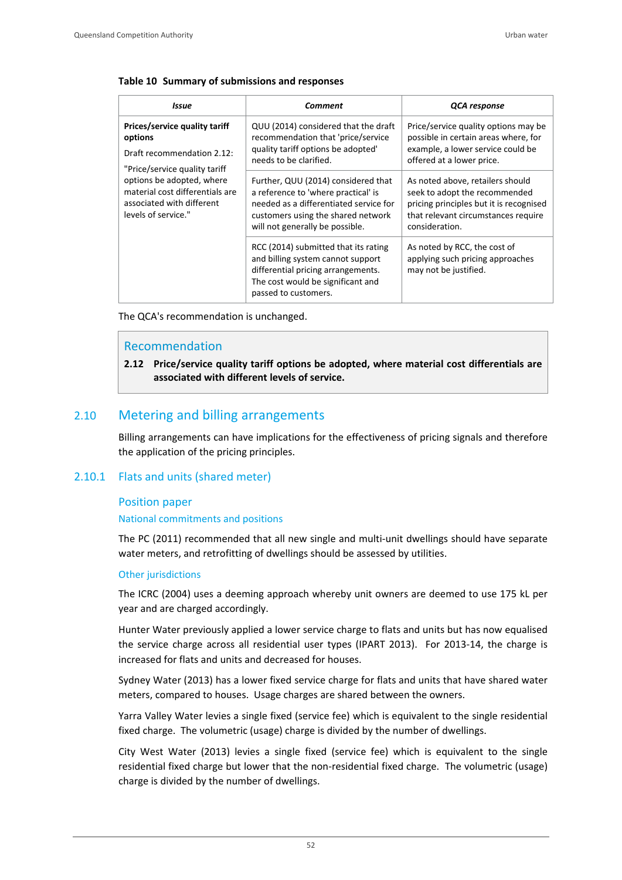**Table 10 Summary of submissions and responses**

| *Issue* | *Comment* | *QCA response* |
|---|---|---|
| **Prices/service quality tariff options**<br>Draft recommendation 2.12:<br>"Price/service quality tariff options be adopted, where material cost differentials are associated with different levels of service." | QUU (2014) considered that the draft recommendation that 'price/service quality tariff options be adopted' needs to be clarified. | Price/service quality options may be possible in certain areas where, for example, a lower service could be offered at a lower price. |
| | Further, QUU (2014) considered that a reference to 'where practical' is needed as a differentiated service for customers using the shared network will not generally be possible. | As noted above, retailers should seek to adopt the recommended pricing principles but it is recognised that relevant circumstances require consideration. |
| | RCC (2014) submitted that its rating and billing system cannot support differential pricing arrangements. The cost would be significant and passed to customers. | As noted by RCC, the cost of applying such pricing approaches may not be justified. |

The QCA's recommendation is unchanged.

> **Recommendation**
>
> **2.12 Price/service quality tariff options be adopted, where material cost differentials are associated with different levels of service.**

## 2.10 Metering and billing arrangements

Billing arrangements can have implications for the effectiveness of pricing signals and therefore the application of the pricing principles.

### 2.10.1 Flats and units (shared meter)

#### Position paper

##### National commitments and positions

The PC (2011) recommended that all new single and multi-unit dwellings should have separate water meters, and retrofitting of dwellings should be assessed by utilities.

##### Other jurisdictions

The ICRC (2004) uses a deeming approach whereby unit owners are deemed to use 175 kL per year and are charged accordingly.

Hunter Water previously applied a lower service charge to flats and units but has now equalised the service charge across all residential user types (IPART 2013). For 2013-14, the charge is increased for flats and units and decreased for houses.

Sydney Water (2013) has a lower fixed service charge for flats and units that have shared water meters, compared to houses. Usage charges are shared between the owners.

Yarra Valley Water levies a single fixed (service fee) which is equivalent to the single residential fixed charge. The volumetric (usage) charge is divided by the number of dwellings.

City West Water (2013) levies a single fixed (service fee) which is equivalent to the single residential fixed charge but lower that the non-residential fixed charge. The volumetric (usage) charge is divided by the number of dwellings.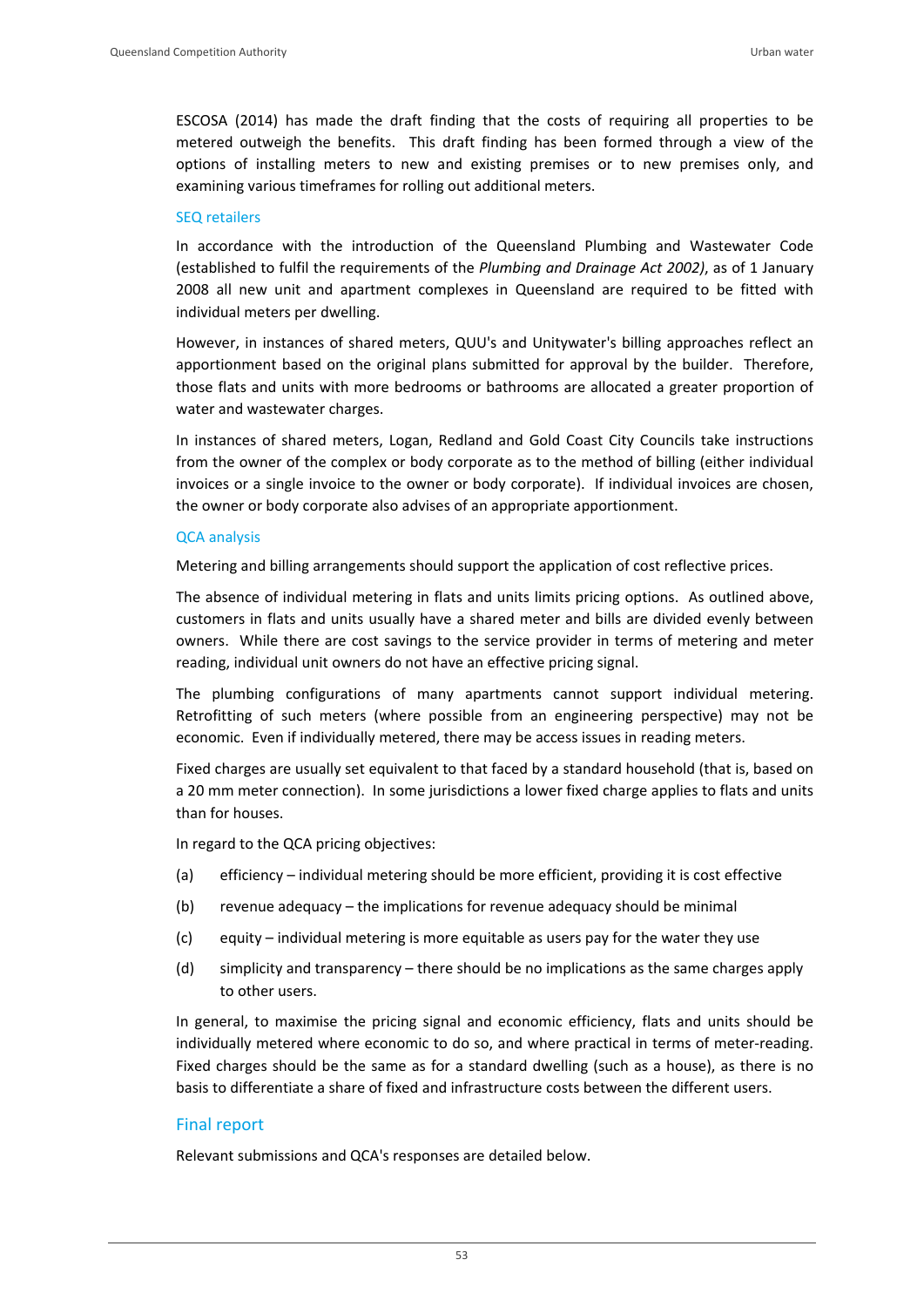ESCOSA (2014) has made the draft finding that the costs of requiring all properties to be metered outweigh the benefits. This draft finding has been formed through a view of the options of installing meters to new and existing premises or to new premises only, and examining various timeframes for rolling out additional meters.

### SEQ retailers

In accordance with the introduction of the Queensland Plumbing and Wastewater Code (established to fulfil the requirements of the *Plumbing and Drainage Act 2002)*, as of 1 January 2008 all new unit and apartment complexes in Queensland are required to be fitted with individual meters per dwelling.

However, in instances of shared meters, QUU's and Unitywater's billing approaches reflect an apportionment based on the original plans submitted for approval by the builder. Therefore, those flats and units with more bedrooms or bathrooms are allocated a greater proportion of water and wastewater charges.

In instances of shared meters, Logan, Redland and Gold Coast City Councils take instructions from the owner of the complex or body corporate as to the method of billing (either individual invoices or a single invoice to the owner or body corporate). If individual invoices are chosen, the owner or body corporate also advises of an appropriate apportionment.

### QCA analysis

Metering and billing arrangements should support the application of cost reflective prices.

The absence of individual metering in flats and units limits pricing options. As outlined above, customers in flats and units usually have a shared meter and bills are divided evenly between owners. While there are cost savings to the service provider in terms of metering and meter reading, individual unit owners do not have an effective pricing signal.

The plumbing configurations of many apartments cannot support individual metering. Retrofitting of such meters (where possible from an engineering perspective) may not be economic. Even if individually metered, there may be access issues in reading meters.

Fixed charges are usually set equivalent to that faced by a standard household (that is, based on a 20 mm meter connection). In some jurisdictions a lower fixed charge applies to flats and units than for houses.

In regard to the QCA pricing objectives:

(a) efficiency – individual metering should be more efficient, providing it is cost effective

(b) revenue adequacy – the implications for revenue adequacy should be minimal

(c) equity – individual metering is more equitable as users pay for the water they use

(d) simplicity and transparency – there should be no implications as the same charges apply to other users.

In general, to maximise the pricing signal and economic efficiency, flats and units should be individually metered where economic to do so, and where practical in terms of meter-reading. Fixed charges should be the same as for a standard dwelling (such as a house), as there is no basis to differentiate a share of fixed and infrastructure costs between the different users.

## Final report

Relevant submissions and QCA's responses are detailed below.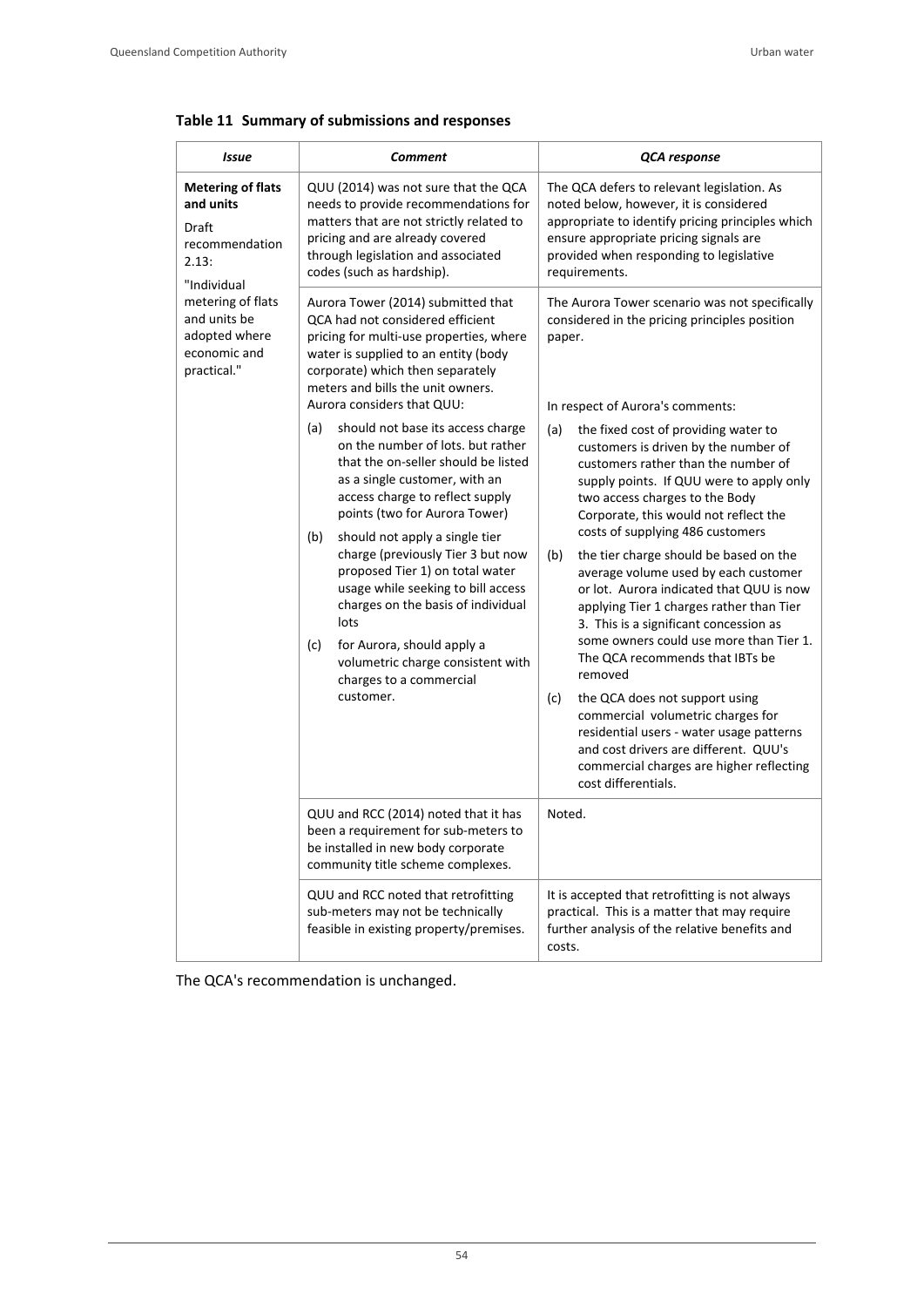**Table 11 Summary of submissions and responses**

| *Issue* | *Comment* | *QCA response* |
|---|---|---|
| **Metering of flats and units**<br>Draft recommendation 2.13:<br>"Individual metering of flats and units be adopted where economic and practical." | QUU (2014) was not sure that the QCA needs to provide recommendations for matters that are not strictly related to pricing and are already covered through legislation and associated codes (such as hardship). | The QCA defers to relevant legislation. As noted below, however, it is considered appropriate to identify pricing principles which ensure appropriate pricing signals are provided when responding to legislative requirements. |
| | Aurora Tower (2014) submitted that QCA had not considered efficient pricing for multi-use properties, where water is supplied to an entity (body corporate) which then separately meters and bills the unit owners. Aurora considers that QUU:<br>(a) should not base its access charge on the number of lots. but rather that the on-seller should be listed as a single customer, with an access charge to reflect supply points (two for Aurora Tower)<br>(b) should not apply a single tier charge (previously Tier 3 but now proposed Tier 1) on total water usage while seeking to bill access charges on the basis of individual lots<br>(c) for Aurora, should apply a volumetric charge consistent with charges to a commercial customer. | The Aurora Tower scenario was not specifically considered in the pricing principles position paper.<br>In respect of Aurora's comments:<br>(a) the fixed cost of providing water to customers is driven by the number of customers rather than the number of supply points. If QUU were to apply only two access charges to the Body Corporate, this would not reflect the costs of supplying 486 customers<br>(b) the tier charge should be based on the average volume used by each customer or lot. Aurora indicated that QUU is now applying Tier 1 charges rather than Tier 3. This is a significant concession as some owners could use more than Tier 1. The QCA recommends that IBTs be removed<br>(c) the QCA does not support using commercial volumetric charges for residential users - water usage patterns and cost drivers are different. QUU's commercial charges are higher reflecting cost differentials. |
| | QUU and RCC (2014) noted that it has been a requirement for sub-meters to be installed in new body corporate community title scheme complexes. | Noted. |
| | QUU and RCC noted that retrofitting sub-meters may not be technically feasible in existing property/premises. | It is accepted that retrofitting is not always practical. This is a matter that may require further analysis of the relative benefits and costs. |

The QCA's recommendation is unchanged.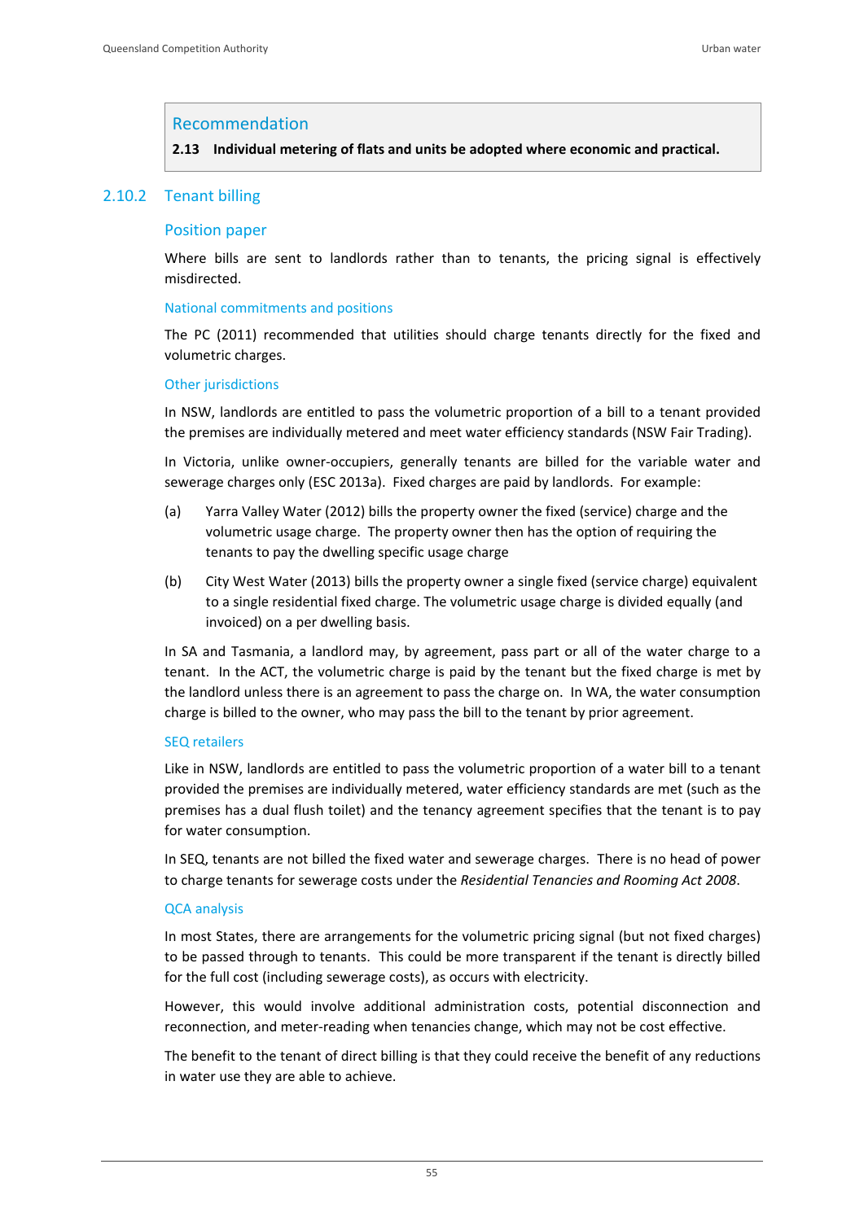> **Recommendation**
>
> **2.13 Individual metering of flats and units be adopted where economic and practical.**

## 2.10.2 Tenant billing

### Position paper

Where bills are sent to landlords rather than to tenants, the pricing signal is effectively misdirected.

#### National commitments and positions

The PC (2011) recommended that utilities should charge tenants directly for the fixed and volumetric charges.

#### Other jurisdictions

In NSW, landlords are entitled to pass the volumetric proportion of a bill to a tenant provided the premises are individually metered and meet water efficiency standards (NSW Fair Trading).

In Victoria, unlike owner-occupiers, generally tenants are billed for the variable water and sewerage charges only (ESC 2013a). Fixed charges are paid by landlords. For example:

(a) Yarra Valley Water (2012) bills the property owner the fixed (service) charge and the volumetric usage charge. The property owner then has the option of requiring the tenants to pay the dwelling specific usage charge

(b) City West Water (2013) bills the property owner a single fixed (service charge) equivalent to a single residential fixed charge. The volumetric usage charge is divided equally (and invoiced) on a per dwelling basis.

In SA and Tasmania, a landlord may, by agreement, pass part or all of the water charge to a tenant. In the ACT, the volumetric charge is paid by the tenant but the fixed charge is met by the landlord unless there is an agreement to pass the charge on. In WA, the water consumption charge is billed to the owner, who may pass the bill to the tenant by prior agreement.

#### SEQ retailers

Like in NSW, landlords are entitled to pass the volumetric proportion of a water bill to a tenant provided the premises are individually metered, water efficiency standards are met (such as the premises has a dual flush toilet) and the tenancy agreement specifies that the tenant is to pay for water consumption.

In SEQ, tenants are not billed the fixed water and sewerage charges. There is no head of power to charge tenants for sewerage costs under the *Residential Tenancies and Rooming Act 2008*.

#### QCA analysis

In most States, there are arrangements for the volumetric pricing signal (but not fixed charges) to be passed through to tenants. This could be more transparent if the tenant is directly billed for the full cost (including sewerage costs), as occurs with electricity.

However, this would involve additional administration costs, potential disconnection and reconnection, and meter-reading when tenancies change, which may not be cost effective.

The benefit to the tenant of direct billing is that they could receive the benefit of any reductions in water use they are able to achieve.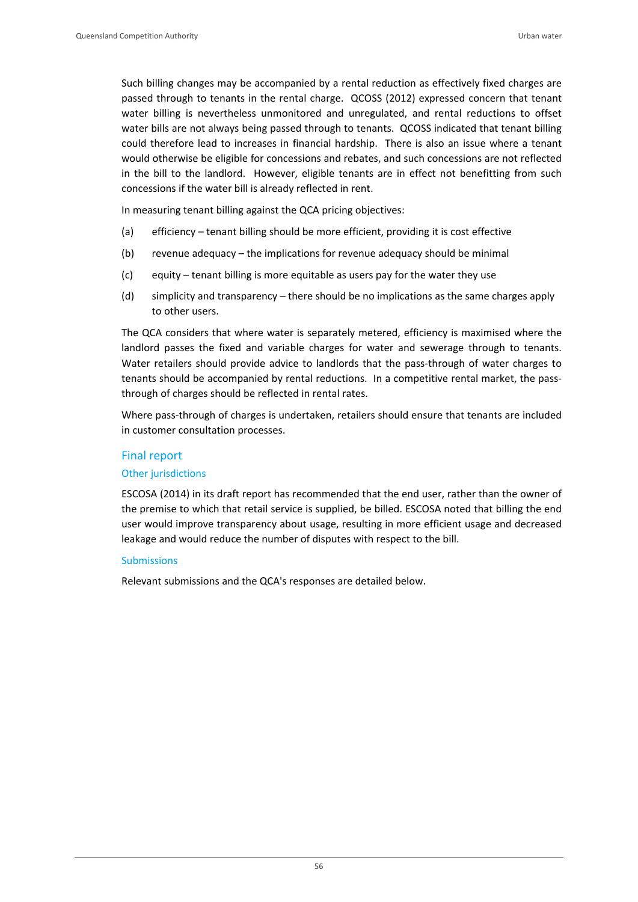Such billing changes may be accompanied by a rental reduction as effectively fixed charges are passed through to tenants in the rental charge. QCOSS (2012) expressed concern that tenant water billing is nevertheless unmonitored and unregulated, and rental reductions to offset water bills are not always being passed through to tenants. QCOSS indicated that tenant billing could therefore lead to increases in financial hardship. There is also an issue where a tenant would otherwise be eligible for concessions and rebates, and such concessions are not reflected in the bill to the landlord. However, eligible tenants are in effect not benefitting from such concessions if the water bill is already reflected in rent.

In measuring tenant billing against the QCA pricing objectives:

(a) efficiency – tenant billing should be more efficient, providing it is cost effective

(b) revenue adequacy – the implications for revenue adequacy should be minimal

(c) equity – tenant billing is more equitable as users pay for the water they use

(d) simplicity and transparency – there should be no implications as the same charges apply to other users.

The QCA considers that where water is separately metered, efficiency is maximised where the landlord passes the fixed and variable charges for water and sewerage through to tenants. Water retailers should provide advice to landlords that the pass-through of water charges to tenants should be accompanied by rental reductions. In a competitive rental market, the pass-through of charges should be reflected in rental rates.

Where pass-through of charges is undertaken, retailers should ensure that tenants are included in customer consultation processes.

## Final report

### Other jurisdictions

ESCOSA (2014) in its draft report has recommended that the end user, rather than the owner of the premise to which that retail service is supplied, be billed. ESCOSA noted that billing the end user would improve transparency about usage, resulting in more efficient usage and decreased leakage and would reduce the number of disputes with respect to the bill.

### Submissions

Relevant submissions and the QCA's responses are detailed below.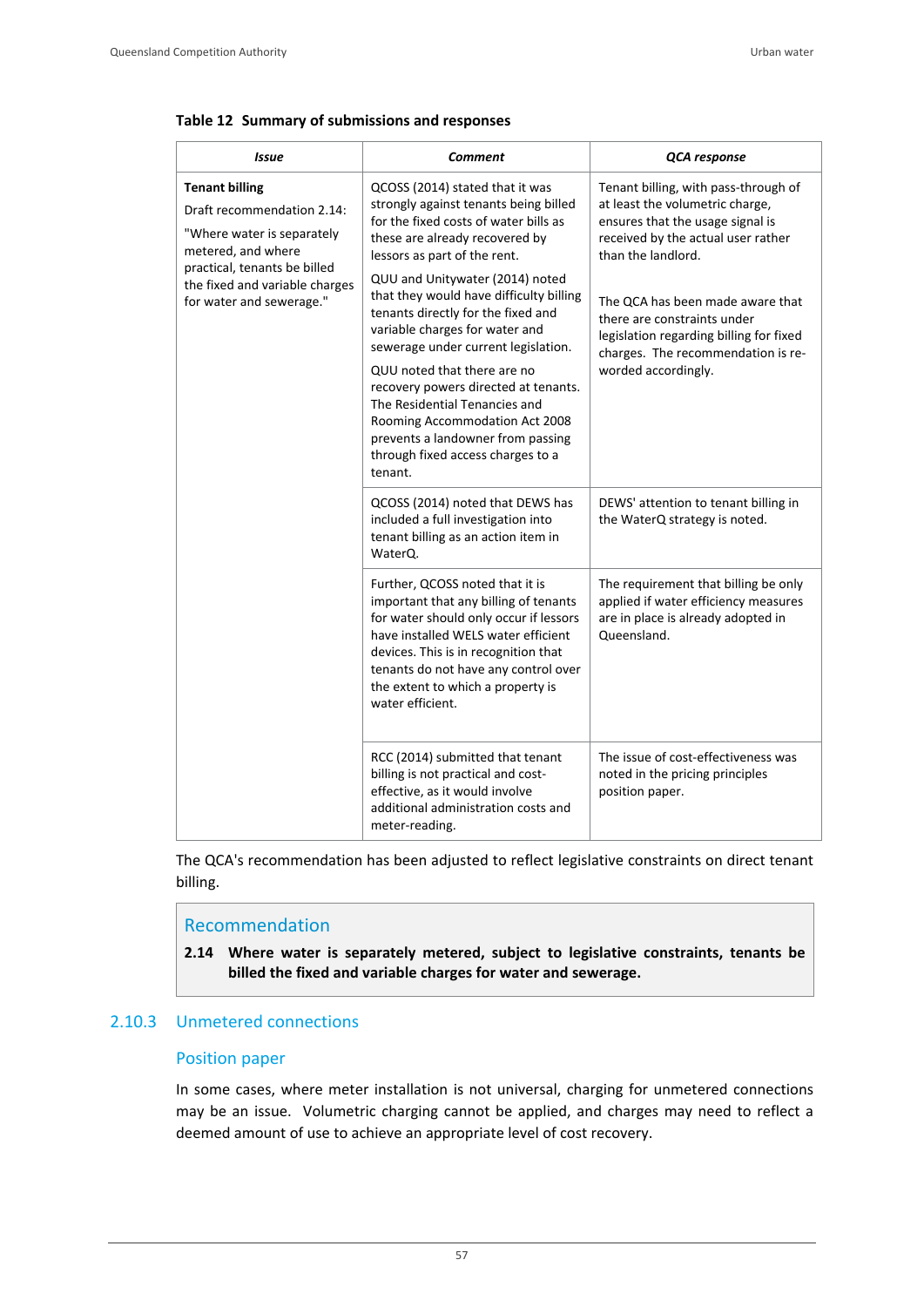**Table 12 Summary of submissions and responses**

| *Issue* | *Comment* | *QCA response* |
|---|---|---|
| **Tenant billing**<br>Draft recommendation 2.14:<br>"Where water is separately metered, and where practical, tenants be billed the fixed and variable charges for water and sewerage." | QCOSS (2014) stated that it was strongly against tenants being billed for the fixed costs of water bills as these are already recovered by lessors as part of the rent.<br>QUU and Unitywater (2014) noted that they would have difficulty billing tenants directly for the fixed and variable charges for water and sewerage under current legislation.<br>QUU noted that there are no recovery powers directed at tenants. The Residential Tenancies and Rooming Accommodation Act 2008 prevents a landowner from passing through fixed access charges to a tenant. | Tenant billing, with pass-through of at least the volumetric charge, ensures that the usage signal is received by the actual user rather than the landlord.<br>The QCA has been made aware that there are constraints under legislation regarding billing for fixed charges. The recommendation is re-worded accordingly. |
| | QCOSS (2014) noted that DEWS has included a full investigation into tenant billing as an action item in WaterQ. | DEWS' attention to tenant billing in the WaterQ strategy is noted. |
| | Further, QCOSS noted that it is important that any billing of tenants for water should only occur if lessors have installed WELS water efficient devices. This is in recognition that tenants do not have any control over the extent to which a property is water efficient. | The requirement that billing be only applied if water efficiency measures are in place is already adopted in Queensland. |
| | RCC (2014) submitted that tenant billing is not practical and cost-effective, as it would involve additional administration costs and meter-reading. | The issue of cost-effectiveness was noted in the pricing principles position paper. |

The QCA's recommendation has been adjusted to reflect legislative constraints on direct tenant billing.

> **Recommendation**
>
> **2.14 Where water is separately metered, subject to legislative constraints, tenants be billed the fixed and variable charges for water and sewerage.**

### 2.10.3 Unmetered connections

#### Position paper

In some cases, where meter installation is not universal, charging for unmetered connections may be an issue. Volumetric charging cannot be applied, and charges may need to reflect a deemed amount of use to achieve an appropriate level of cost recovery.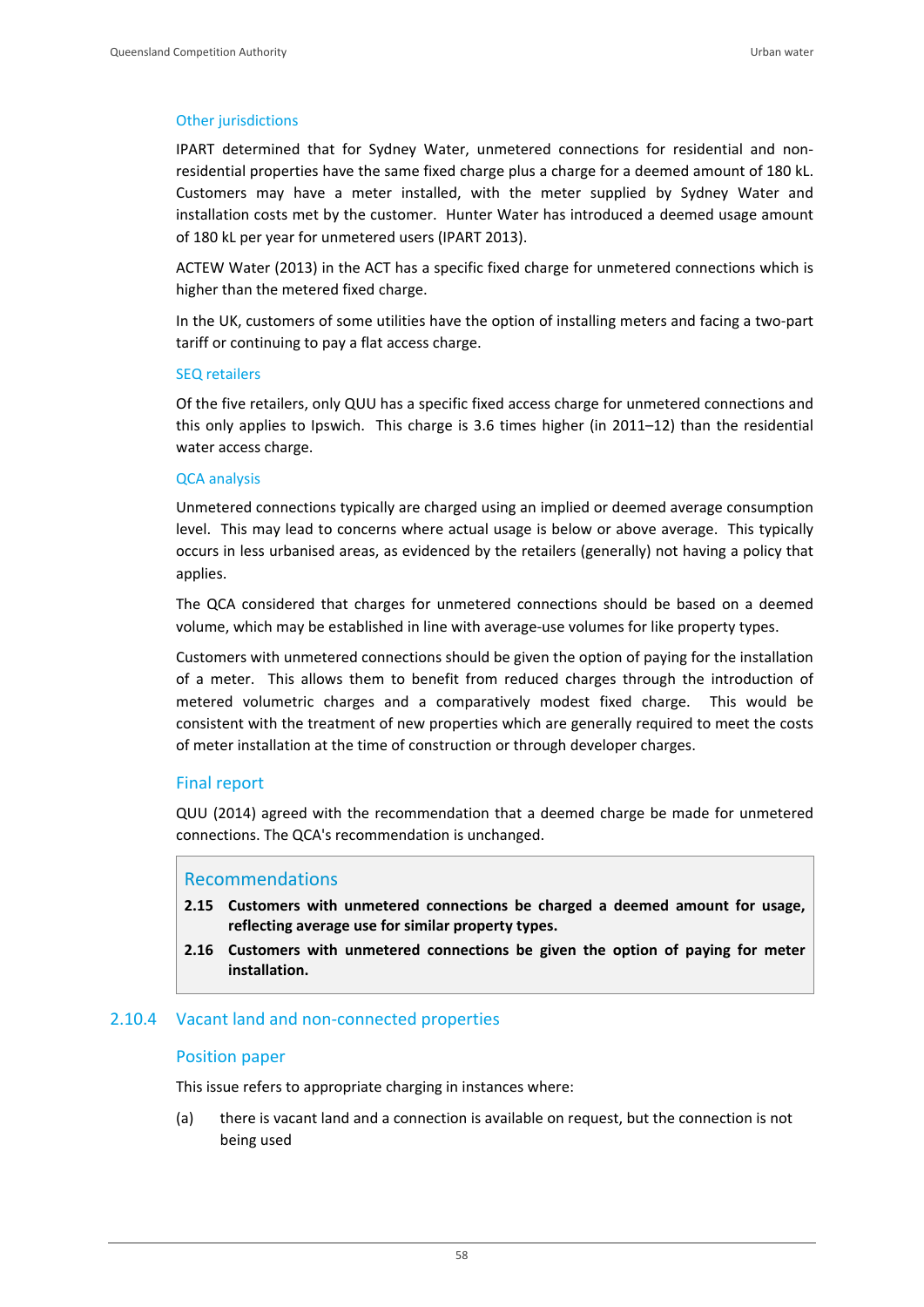#### Other jurisdictions

IPART determined that for Sydney Water, unmetered connections for residential and non-residential properties have the same fixed charge plus a charge for a deemed amount of 180 kL. Customers may have a meter installed, with the meter supplied by Sydney Water and installation costs met by the customer. Hunter Water has introduced a deemed usage amount of 180 kL per year for unmetered users (IPART 2013).

ACTEW Water (2013) in the ACT has a specific fixed charge for unmetered connections which is higher than the metered fixed charge.

In the UK, customers of some utilities have the option of installing meters and facing a two-part tariff or continuing to pay a flat access charge.

#### SEQ retailers

Of the five retailers, only QUU has a specific fixed access charge for unmetered connections and this only applies to Ipswich. This charge is 3.6 times higher (in 2011–12) than the residential water access charge.

#### QCA analysis

Unmetered connections typically are charged using an implied or deemed average consumption level. This may lead to concerns where actual usage is below or above average. This typically occurs in less urbanised areas, as evidenced by the retailers (generally) not having a policy that applies.

The QCA considered that charges for unmetered connections should be based on a deemed volume, which may be established in line with average-use volumes for like property types.

Customers with unmetered connections should be given the option of paying for the installation of a meter. This allows them to benefit from reduced charges through the introduction of metered volumetric charges and a comparatively modest fixed charge. This would be consistent with the treatment of new properties which are generally required to meet the costs of meter installation at the time of construction or through developer charges.

### Final report

QUU (2014) agreed with the recommendation that a deemed charge be made for unmetered connections. The QCA's recommendation is unchanged.

> ### Recommendations
>
> **2.15 Customers with unmetered connections be charged a deemed amount for usage, reflecting average use for similar property types.**
>
> **2.16 Customers with unmetered connections be given the option of paying for meter installation.**

## 2.10.4 Vacant land and non-connected properties

### Position paper

This issue refers to appropriate charging in instances where:

(a) there is vacant land and a connection is available on request, but the connection is not being used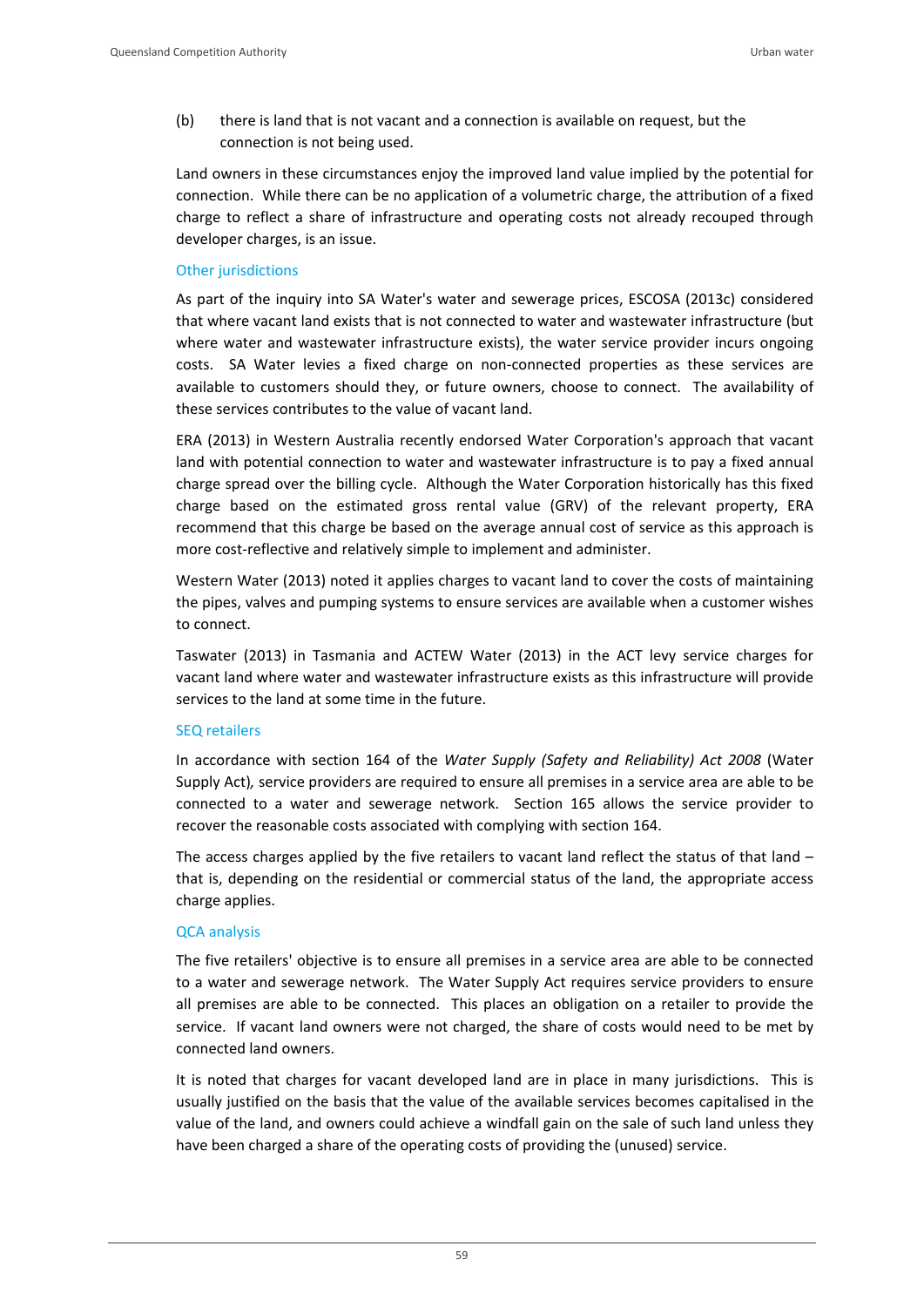(b) there is land that is not vacant and a connection is available on request, but the connection is not being used.

Land owners in these circumstances enjoy the improved land value implied by the potential for connection. While there can be no application of a volumetric charge, the attribution of a fixed charge to reflect a share of infrastructure and operating costs not already recouped through developer charges, is an issue.

### Other jurisdictions

As part of the inquiry into SA Water's water and sewerage prices, ESCOSA (2013c) considered that where vacant land exists that is not connected to water and wastewater infrastructure (but where water and wastewater infrastructure exists), the water service provider incurs ongoing costs. SA Water levies a fixed charge on non-connected properties as these services are available to customers should they, or future owners, choose to connect. The availability of these services contributes to the value of vacant land.

ERA (2013) in Western Australia recently endorsed Water Corporation's approach that vacant land with potential connection to water and wastewater infrastructure is to pay a fixed annual charge spread over the billing cycle. Although the Water Corporation historically has this fixed charge based on the estimated gross rental value (GRV) of the relevant property, ERA recommend that this charge be based on the average annual cost of service as this approach is more cost-reflective and relatively simple to implement and administer.

Western Water (2013) noted it applies charges to vacant land to cover the costs of maintaining the pipes, valves and pumping systems to ensure services are available when a customer wishes to connect.

Taswater (2013) in Tasmania and ACTEW Water (2013) in the ACT levy service charges for vacant land where water and wastewater infrastructure exists as this infrastructure will provide services to the land at some time in the future.

### SEQ retailers

In accordance with section 164 of the *Water Supply (Safety and Reliability) Act 2008* (Water Supply Act), service providers are required to ensure all premises in a service area are able to be connected to a water and sewerage network. Section 165 allows the service provider to recover the reasonable costs associated with complying with section 164.

The access charges applied by the five retailers to vacant land reflect the status of that land – that is, depending on the residential or commercial status of the land, the appropriate access charge applies.

### QCA analysis

The five retailers' objective is to ensure all premises in a service area are able to be connected to a water and sewerage network. The Water Supply Act requires service providers to ensure all premises are able to be connected. This places an obligation on a retailer to provide the service. If vacant land owners were not charged, the share of costs would need to be met by connected land owners.

It is noted that charges for vacant developed land are in place in many jurisdictions. This is usually justified on the basis that the value of the available services becomes capitalised in the value of the land, and owners could achieve a windfall gain on the sale of such land unless they have been charged a share of the operating costs of providing the (unused) service.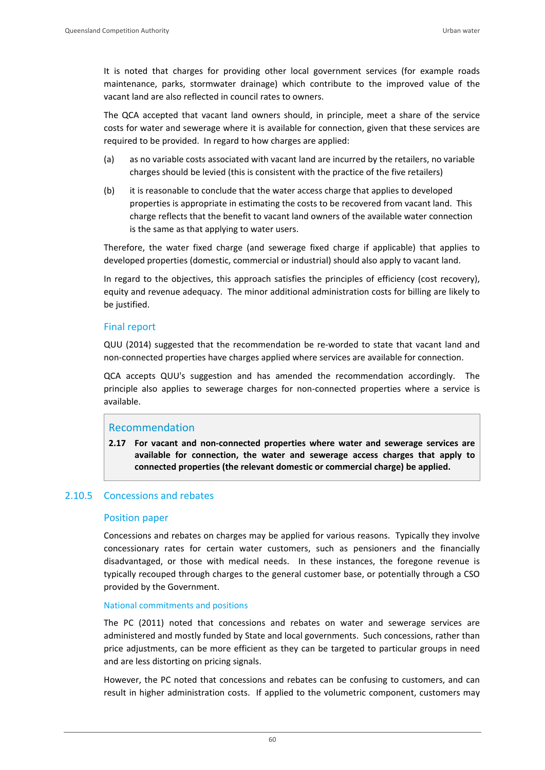It is noted that charges for providing other local government services (for example roads maintenance, parks, stormwater drainage) which contribute to the improved value of the vacant land are also reflected in council rates to owners.

The QCA accepted that vacant land owners should, in principle, meet a share of the service costs for water and sewerage where it is available for connection, given that these services are required to be provided. In regard to how charges are applied:

(a) as no variable costs associated with vacant land are incurred by the retailers, no variable charges should be levied (this is consistent with the practice of the five retailers)

(b) it is reasonable to conclude that the water access charge that applies to developed properties is appropriate in estimating the costs to be recovered from vacant land. This charge reflects that the benefit to vacant land owners of the available water connection is the same as that applying to water users.

Therefore, the water fixed charge (and sewerage fixed charge if applicable) that applies to developed properties (domestic, commercial or industrial) should also apply to vacant land.

In regard to the objectives, this approach satisfies the principles of efficiency (cost recovery), equity and revenue adequacy. The minor additional administration costs for billing are likely to be justified.

#### Final report

QUU (2014) suggested that the recommendation be re-worded to state that vacant land and non-connected properties have charges applied where services are available for connection.

QCA accepts QUU's suggestion and has amended the recommendation accordingly. The principle also applies to sewerage charges for non-connected properties where a service is available.

> **Recommendation**
>
> **2.17 For vacant and non-connected properties where water and sewerage services are available for connection, the water and sewerage access charges that apply to connected properties (the relevant domestic or commercial charge) be applied.**

### 2.10.5 Concessions and rebates

#### Position paper

Concessions and rebates on charges may be applied for various reasons. Typically they involve concessionary rates for certain water customers, such as pensioners and the financially disadvantaged, or those with medical needs. In these instances, the foregone revenue is typically recouped through charges to the general customer base, or potentially through a CSO provided by the Government.

##### National commitments and positions

The PC (2011) noted that concessions and rebates on water and sewerage services are administered and mostly funded by State and local governments. Such concessions, rather than price adjustments, can be more efficient as they can be targeted to particular groups in need and are less distorting on pricing signals.

However, the PC noted that concessions and rebates can be confusing to customers, and can result in higher administration costs. If applied to the volumetric component, customers may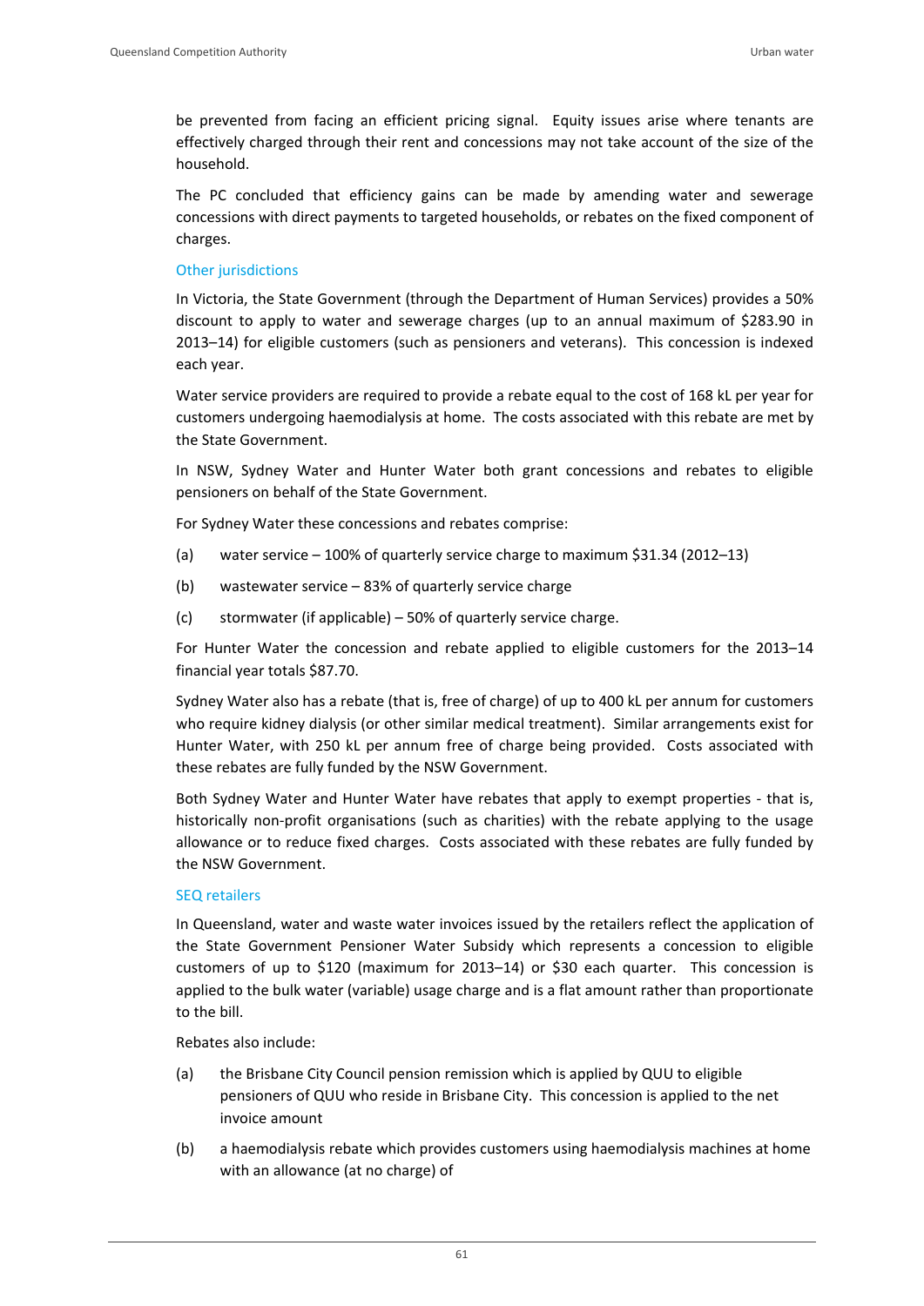be prevented from facing an efficient pricing signal. Equity issues arise where tenants are effectively charged through their rent and concessions may not take account of the size of the household.

The PC concluded that efficiency gains can be made by amending water and sewerage concessions with direct payments to targeted households, or rebates on the fixed component of charges.

### Other jurisdictions

In Victoria, the State Government (through the Department of Human Services) provides a 50% discount to apply to water and sewerage charges (up to an annual maximum of $283.90 in 2013–14) for eligible customers (such as pensioners and veterans). This concession is indexed each year.

Water service providers are required to provide a rebate equal to the cost of 168 kL per year for customers undergoing haemodialysis at home. The costs associated with this rebate are met by the State Government.

In NSW, Sydney Water and Hunter Water both grant concessions and rebates to eligible pensioners on behalf of the State Government.

For Sydney Water these concessions and rebates comprise:

(a) water service – 100% of quarterly service charge to maximum $31.34 (2012–13)

(b) wastewater service – 83% of quarterly service charge

(c) stormwater (if applicable) – 50% of quarterly service charge.

For Hunter Water the concession and rebate applied to eligible customers for the 2013–14 financial year totals $87.70.

Sydney Water also has a rebate (that is, free of charge) of up to 400 kL per annum for customers who require kidney dialysis (or other similar medical treatment). Similar arrangements exist for Hunter Water, with 250 kL per annum free of charge being provided. Costs associated with these rebates are fully funded by the NSW Government.

Both Sydney Water and Hunter Water have rebates that apply to exempt properties - that is, historically non-profit organisations (such as charities) with the rebate applying to the usage allowance or to reduce fixed charges. Costs associated with these rebates are fully funded by the NSW Government.

### SEQ retailers

In Queensland, water and waste water invoices issued by the retailers reflect the application of the State Government Pensioner Water Subsidy which represents a concession to eligible customers of up to $120 (maximum for 2013–14) or $30 each quarter. This concession is applied to the bulk water (variable) usage charge and is a flat amount rather than proportionate to the bill.

Rebates also include:

(a) the Brisbane City Council pension remission which is applied by QUU to eligible pensioners of QUU who reside in Brisbane City. This concession is applied to the net invoice amount

(b) a haemodialysis rebate which provides customers using haemodialysis machines at home with an allowance (at no charge) of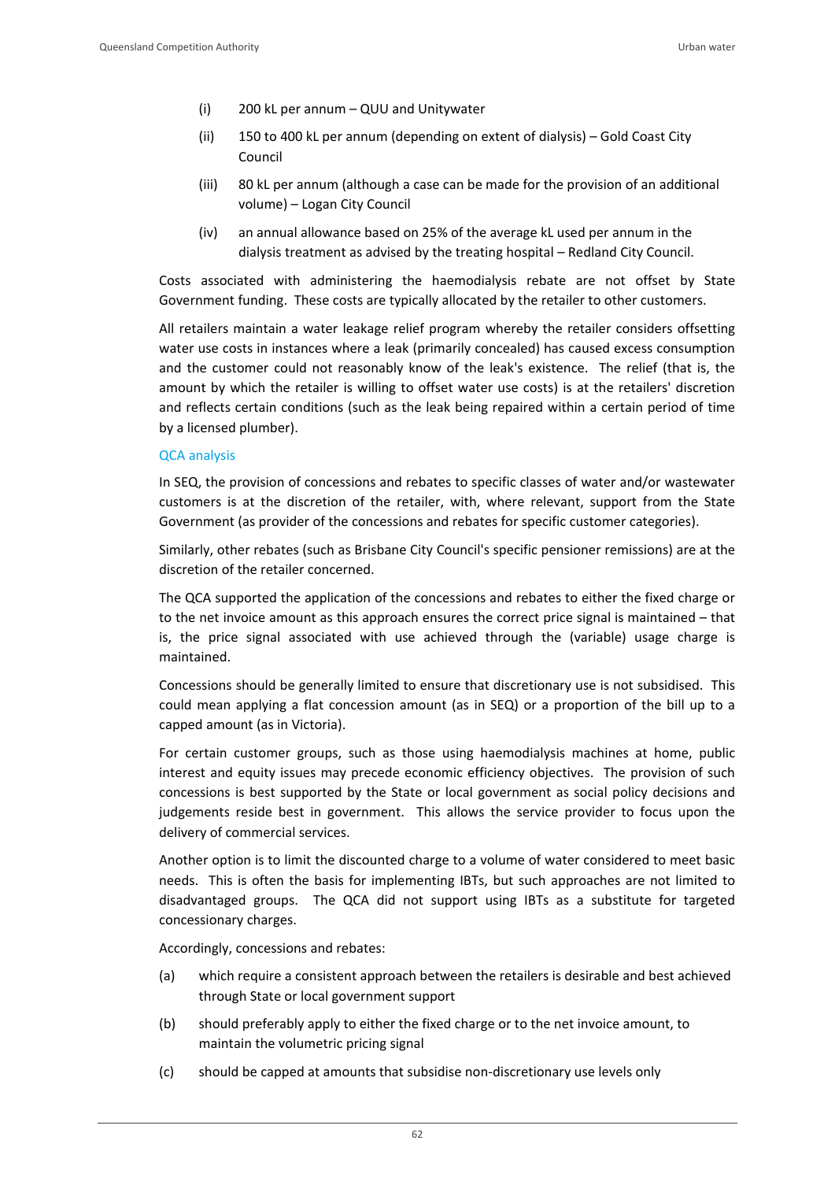(i) 200 kL per annum – QUU and Unitywater

(ii) 150 to 400 kL per annum (depending on extent of dialysis) – Gold Coast City Council

(iii) 80 kL per annum (although a case can be made for the provision of an additional volume) – Logan City Council

(iv) an annual allowance based on 25% of the average kL used per annum in the dialysis treatment as advised by the treating hospital – Redland City Council.

Costs associated with administering the haemodialysis rebate are not offset by State Government funding. These costs are typically allocated by the retailer to other customers.

All retailers maintain a water leakage relief program whereby the retailer considers offsetting water use costs in instances where a leak (primarily concealed) has caused excess consumption and the customer could not reasonably know of the leak's existence. The relief (that is, the amount by which the retailer is willing to offset water use costs) is at the retailers' discretion and reflects certain conditions (such as the leak being repaired within a certain period of time by a licensed plumber).

#### QCA analysis

In SEQ, the provision of concessions and rebates to specific classes of water and/or wastewater customers is at the discretion of the retailer, with, where relevant, support from the State Government (as provider of the concessions and rebates for specific customer categories).

Similarly, other rebates (such as Brisbane City Council's specific pensioner remissions) are at the discretion of the retailer concerned.

The QCA supported the application of the concessions and rebates to either the fixed charge or to the net invoice amount as this approach ensures the correct price signal is maintained – that is, the price signal associated with use achieved through the (variable) usage charge is maintained.

Concessions should be generally limited to ensure that discretionary use is not subsidised. This could mean applying a flat concession amount (as in SEQ) or a proportion of the bill up to a capped amount (as in Victoria).

For certain customer groups, such as those using haemodialysis machines at home, public interest and equity issues may precede economic efficiency objectives. The provision of such concessions is best supported by the State or local government as social policy decisions and judgements reside best in government. This allows the service provider to focus upon the delivery of commercial services.

Another option is to limit the discounted charge to a volume of water considered to meet basic needs. This is often the basis for implementing IBTs, but such approaches are not limited to disadvantaged groups. The QCA did not support using IBTs as a substitute for targeted concessionary charges.

Accordingly, concessions and rebates:

(a) which require a consistent approach between the retailers is desirable and best achieved through State or local government support

(b) should preferably apply to either the fixed charge or to the net invoice amount, to maintain the volumetric pricing signal

(c) should be capped at amounts that subsidise non-discretionary use levels only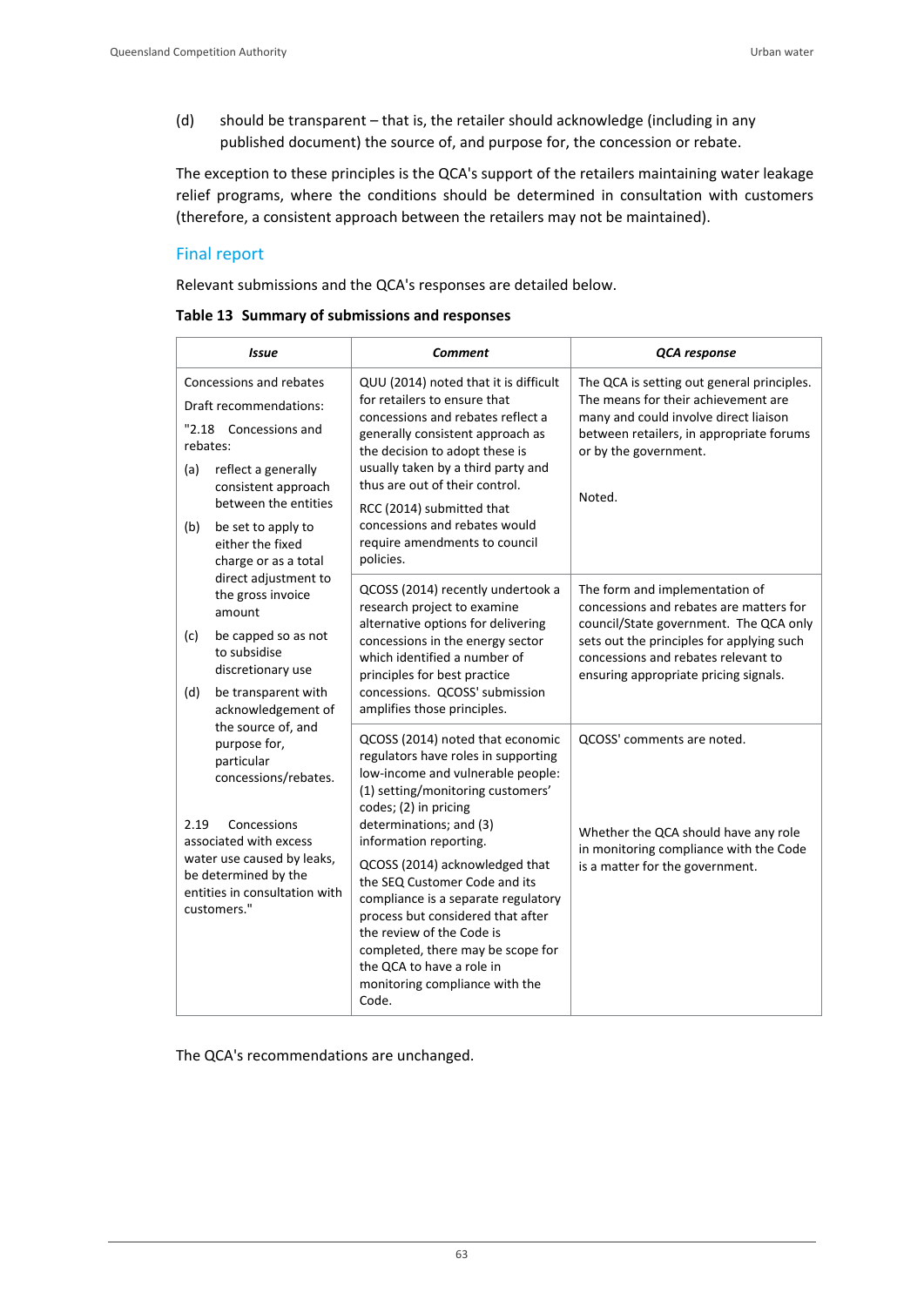(d) should be transparent – that is, the retailer should acknowledge (including in any published document) the source of, and purpose for, the concession or rebate.

The exception to these principles is the QCA's support of the retailers maintaining water leakage relief programs, where the conditions should be determined in consultation with customers (therefore, a consistent approach between the retailers may not be maintained).

## Final report

Relevant submissions and the QCA's responses are detailed below.

**Table 13 Summary of submissions and responses**

| *Issue* | *Comment* | *QCA response* |
|---|---|---|
| Concessions and rebates<br><br>Draft recommendations:<br><br>"2.18 Concessions and rebates:<br><br>(a) reflect a generally consistent approach between the entities<br><br>(b) be set to apply to either the fixed charge or as a total direct adjustment to the gross invoice amount<br><br>(c) be capped so as not to subsidise discretionary use<br><br>(d) be transparent with acknowledgement of the source of, and purpose for, particular concessions/rebates.<br><br>2.19 Concessions associated with excess water use caused by leaks, be determined by the entities in consultation with customers." | QUU (2014) noted that it is difficult for retailers to ensure that concessions and rebates reflect a generally consistent approach as the decision to adopt these is usually taken by a third party and thus are out of their control.<br><br>RCC (2014) submitted that concessions and rebates would require amendments to council policies. | The QCA is setting out general principles. The means for their achievement are many and could involve direct liaison between retailers, in appropriate forums or by the government.<br><br>Noted. |
| | QCOSS (2014) recently undertook a research project to examine alternative options for delivering concessions in the energy sector which identified a number of principles for best practice concessions. QCOSS' submission amplifies those principles. | The form and implementation of concessions and rebates are matters for council/State government. The QCA only sets out the principles for applying such concessions and rebates relevant to ensuring appropriate pricing signals. |
| | QCOSS (2014) noted that economic regulators have roles in supporting low-income and vulnerable people: (1) setting/monitoring customers' codes; (2) in pricing determinations; and (3) information reporting.<br><br>QCOSS (2014) acknowledged that the SEQ Customer Code and its compliance is a separate regulatory process but considered that after the review of the Code is completed, there may be scope for the QCA to have a role in monitoring compliance with the Code. | QCOSS' comments are noted.<br><br>Whether the QCA should have any role in monitoring compliance with the Code is a matter for the government. |

The QCA's recommendations are unchanged.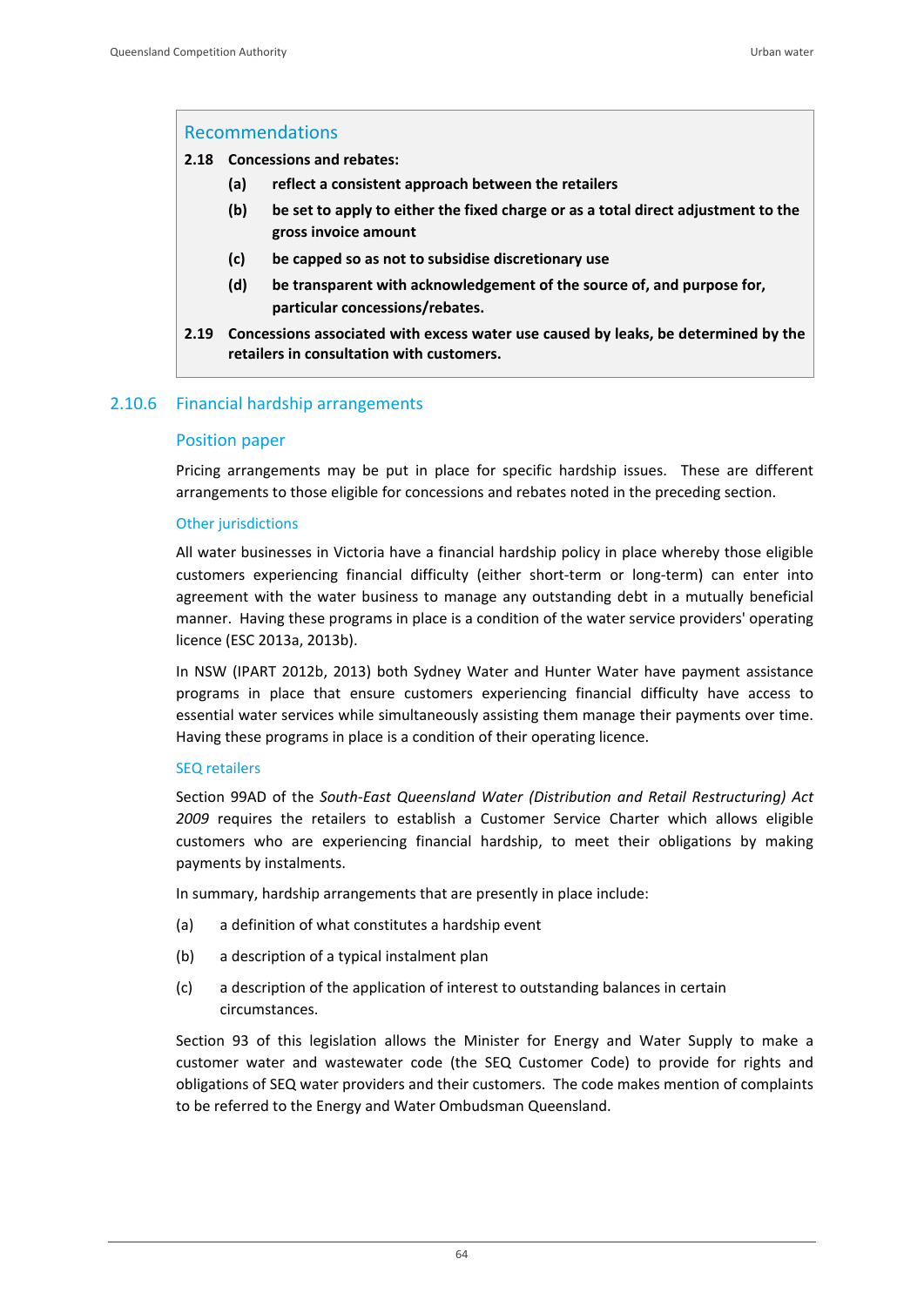> ### Recommendations
>
> **2.18 Concessions and rebates:**
>
> **(a) reflect a consistent approach between the retailers**
>
> **(b) be set to apply to either the fixed charge or as a total direct adjustment to the gross invoice amount**
>
> **(c) be capped so as not to subsidise discretionary use**
>
> **(d) be transparent with acknowledgement of the source of, and purpose for, particular concessions/rebates.**
>
> **2.19 Concessions associated with excess water use caused by leaks, be determined by the retailers in consultation with customers.**

## 2.10.6 Financial hardship arrangements

### Position paper

Pricing arrangements may be put in place for specific hardship issues. These are different arrangements to those eligible for concessions and rebates noted in the preceding section.

#### Other jurisdictions

All water businesses in Victoria have a financial hardship policy in place whereby those eligible customers experiencing financial difficulty (either short-term or long-term) can enter into agreement with the water business to manage any outstanding debt in a mutually beneficial manner. Having these programs in place is a condition of the water service providers' operating licence (ESC 2013a, 2013b).

In NSW (IPART 2012b, 2013) both Sydney Water and Hunter Water have payment assistance programs in place that ensure customers experiencing financial difficulty have access to essential water services while simultaneously assisting them manage their payments over time. Having these programs in place is a condition of their operating licence.

#### SEQ retailers

Section 99AD of the *South-East Queensland Water (Distribution and Retail Restructuring) Act 2009* requires the retailers to establish a Customer Service Charter which allows eligible customers who are experiencing financial hardship, to meet their obligations by making payments by instalments.

In summary, hardship arrangements that are presently in place include:

(a) a definition of what constitutes a hardship event

(b) a description of a typical instalment plan

(c) a description of the application of interest to outstanding balances in certain circumstances.

Section 93 of this legislation allows the Minister for Energy and Water Supply to make a customer water and wastewater code (the SEQ Customer Code) to provide for rights and obligations of SEQ water providers and their customers. The code makes mention of complaints to be referred to the Energy and Water Ombudsman Queensland.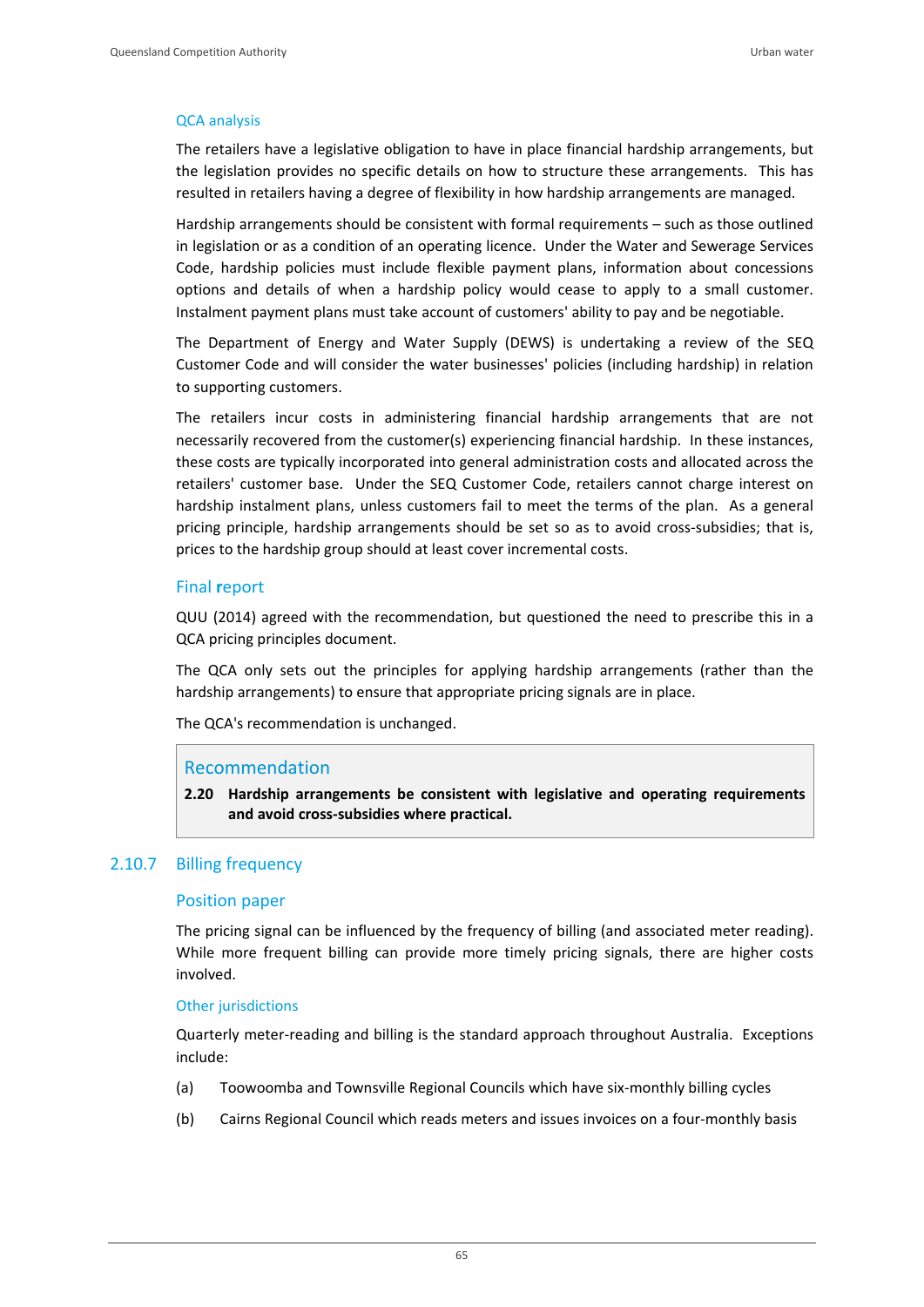#### QCA analysis

The retailers have a legislative obligation to have in place financial hardship arrangements, but the legislation provides no specific details on how to structure these arrangements. This has resulted in retailers having a degree of flexibility in how hardship arrangements are managed.

Hardship arrangements should be consistent with formal requirements – such as those outlined in legislation or as a condition of an operating licence. Under the Water and Sewerage Services Code, hardship policies must include flexible payment plans, information about concessions options and details of when a hardship policy would cease to apply to a small customer. Instalment payment plans must take account of customers' ability to pay and be negotiable.

The Department of Energy and Water Supply (DEWS) is undertaking a review of the SEQ Customer Code and will consider the water businesses' policies (including hardship) in relation to supporting customers.

The retailers incur costs in administering financial hardship arrangements that are not necessarily recovered from the customer(s) experiencing financial hardship. In these instances, these costs are typically incorporated into general administration costs and allocated across the retailers' customer base. Under the SEQ Customer Code, retailers cannot charge interest on hardship instalment plans, unless customers fail to meet the terms of the plan. As a general pricing principle, hardship arrangements should be set so as to avoid cross-subsidies; that is, prices to the hardship group should at least cover incremental costs.

### Final report

QUU (2014) agreed with the recommendation, but questioned the need to prescribe this in a QCA pricing principles document.

The QCA only sets out the principles for applying hardship arrangements (rather than the hardship arrangements) to ensure that appropriate pricing signals are in place.

The QCA's recommendation is unchanged.

> ### Recommendation
>
> **2.20 Hardship arrangements be consistent with legislative and operating requirements and avoid cross-subsidies where practical.**

## 2.10.7 Billing frequency

### Position paper

The pricing signal can be influenced by the frequency of billing (and associated meter reading). While more frequent billing can provide more timely pricing signals, there are higher costs involved.

#### Other jurisdictions

Quarterly meter-reading and billing is the standard approach throughout Australia. Exceptions include:

(a) Toowoomba and Townsville Regional Councils which have six-monthly billing cycles

(b) Cairns Regional Council which reads meters and issues invoices on a four-monthly basis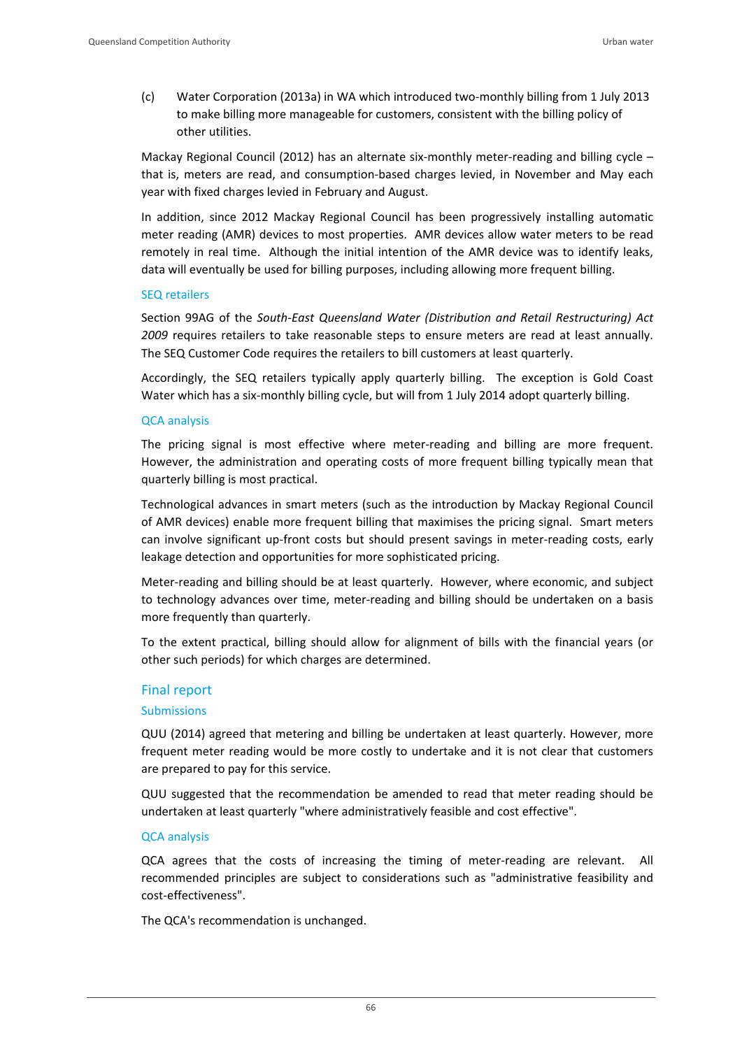(c) Water Corporation (2013a) in WA which introduced two-monthly billing from 1 July 2013 to make billing more manageable for customers, consistent with the billing policy of other utilities.

Mackay Regional Council (2012) has an alternate six-monthly meter-reading and billing cycle – that is, meters are read, and consumption-based charges levied, in November and May each year with fixed charges levied in February and August.

In addition, since 2012 Mackay Regional Council has been progressively installing automatic meter reading (AMR) devices to most properties. AMR devices allow water meters to be read remotely in real time. Although the initial intention of the AMR device was to identify leaks, data will eventually be used for billing purposes, including allowing more frequent billing.

#### SEQ retailers

Section 99AG of the *South-East Queensland Water (Distribution and Retail Restructuring) Act 2009* requires retailers to take reasonable steps to ensure meters are read at least annually. The SEQ Customer Code requires the retailers to bill customers at least quarterly.

Accordingly, the SEQ retailers typically apply quarterly billing. The exception is Gold Coast Water which has a six-monthly billing cycle, but will from 1 July 2014 adopt quarterly billing.

#### QCA analysis

The pricing signal is most effective where meter-reading and billing are more frequent. However, the administration and operating costs of more frequent billing typically mean that quarterly billing is most practical.

Technological advances in smart meters (such as the introduction by Mackay Regional Council of AMR devices) enable more frequent billing that maximises the pricing signal. Smart meters can involve significant up-front costs but should present savings in meter-reading costs, early leakage detection and opportunities for more sophisticated pricing.

Meter-reading and billing should be at least quarterly. However, where economic, and subject to technology advances over time, meter-reading and billing should be undertaken on a basis more frequently than quarterly.

To the extent practical, billing should allow for alignment of bills with the financial years (or other such periods) for which charges are determined.

### Final report

#### Submissions

QUU (2014) agreed that metering and billing be undertaken at least quarterly. However, more frequent meter reading would be more costly to undertake and it is not clear that customers are prepared to pay for this service.

QUU suggested that the recommendation be amended to read that meter reading should be undertaken at least quarterly "where administratively feasible and cost effective".

#### QCA analysis

QCA agrees that the costs of increasing the timing of meter-reading are relevant. All recommended principles are subject to considerations such as "administrative feasibility and cost-effectiveness".

The QCA's recommendation is unchanged.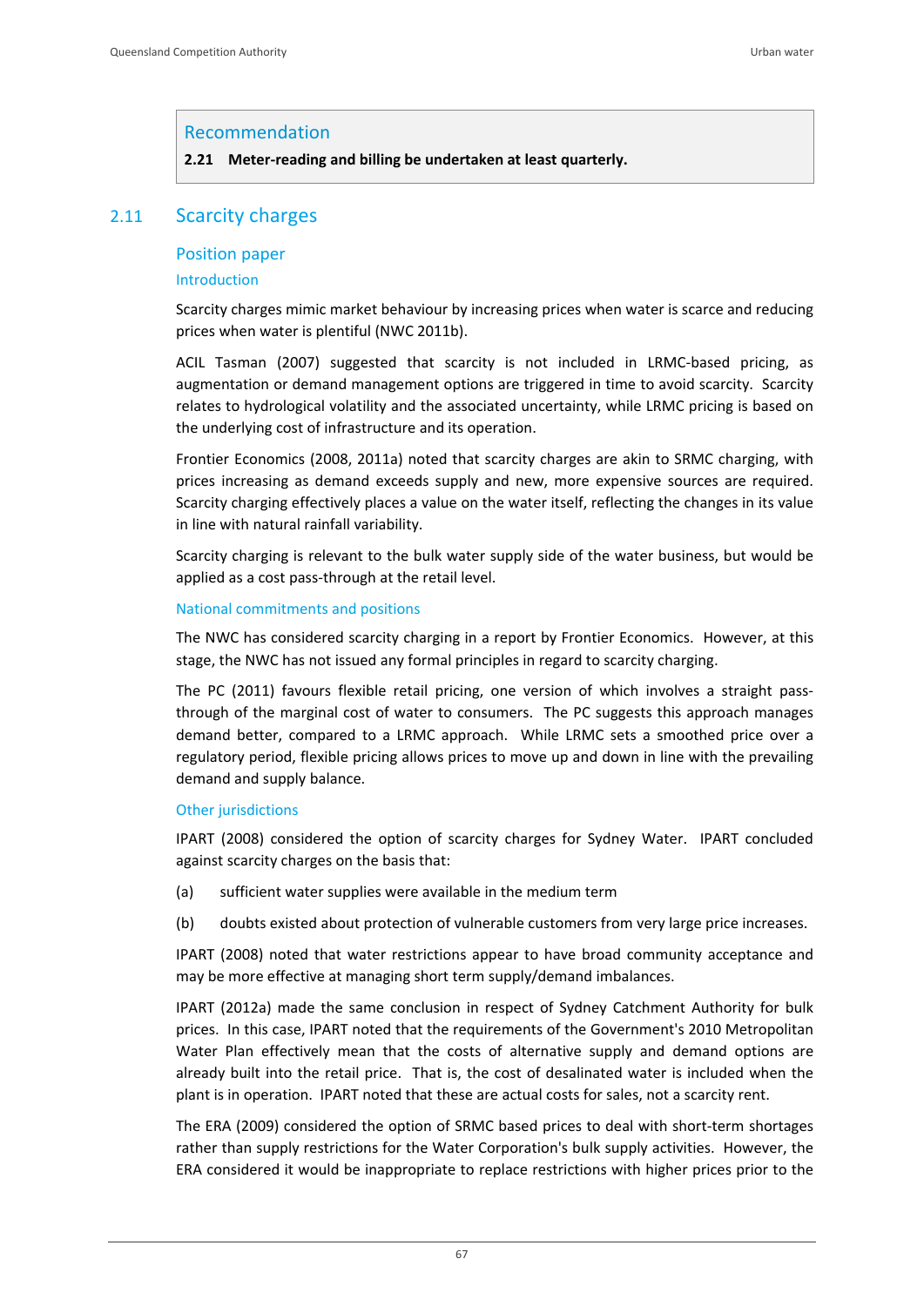> **Recommendation**
>
> **2.21 Meter-reading and billing be undertaken at least quarterly.**

## 2.11 Scarcity charges

### Position paper

#### Introduction

Scarcity charges mimic market behaviour by increasing prices when water is scarce and reducing prices when water is plentiful (NWC 2011b).

ACIL Tasman (2007) suggested that scarcity is not included in LRMC-based pricing, as augmentation or demand management options are triggered in time to avoid scarcity. Scarcity relates to hydrological volatility and the associated uncertainty, while LRMC pricing is based on the underlying cost of infrastructure and its operation.

Frontier Economics (2008, 2011a) noted that scarcity charges are akin to SRMC charging, with prices increasing as demand exceeds supply and new, more expensive sources are required. Scarcity charging effectively places a value on the water itself, reflecting the changes in its value in line with natural rainfall variability.

Scarcity charging is relevant to the bulk water supply side of the water business, but would be applied as a cost pass-through at the retail level.

#### National commitments and positions

The NWC has considered scarcity charging in a report by Frontier Economics. However, at this stage, the NWC has not issued any formal principles in regard to scarcity charging.

The PC (2011) favours flexible retail pricing, one version of which involves a straight pass-through of the marginal cost of water to consumers. The PC suggests this approach manages demand better, compared to a LRMC approach. While LRMC sets a smoothed price over a regulatory period, flexible pricing allows prices to move up and down in line with the prevailing demand and supply balance.

#### Other jurisdictions

IPART (2008) considered the option of scarcity charges for Sydney Water. IPART concluded against scarcity charges on the basis that:

(a) sufficient water supplies were available in the medium term

(b) doubts existed about protection of vulnerable customers from very large price increases.

IPART (2008) noted that water restrictions appear to have broad community acceptance and may be more effective at managing short term supply/demand imbalances.

IPART (2012a) made the same conclusion in respect of Sydney Catchment Authority for bulk prices. In this case, IPART noted that the requirements of the Government's 2010 Metropolitan Water Plan effectively mean that the costs of alternative supply and demand options are already built into the retail price. That is, the cost of desalinated water is included when the plant is in operation. IPART noted that these are actual costs for sales, not a scarcity rent.

The ERA (2009) considered the option of SRMC based prices to deal with short-term shortages rather than supply restrictions for the Water Corporation's bulk supply activities. However, the ERA considered it would be inappropriate to replace restrictions with higher prices prior to the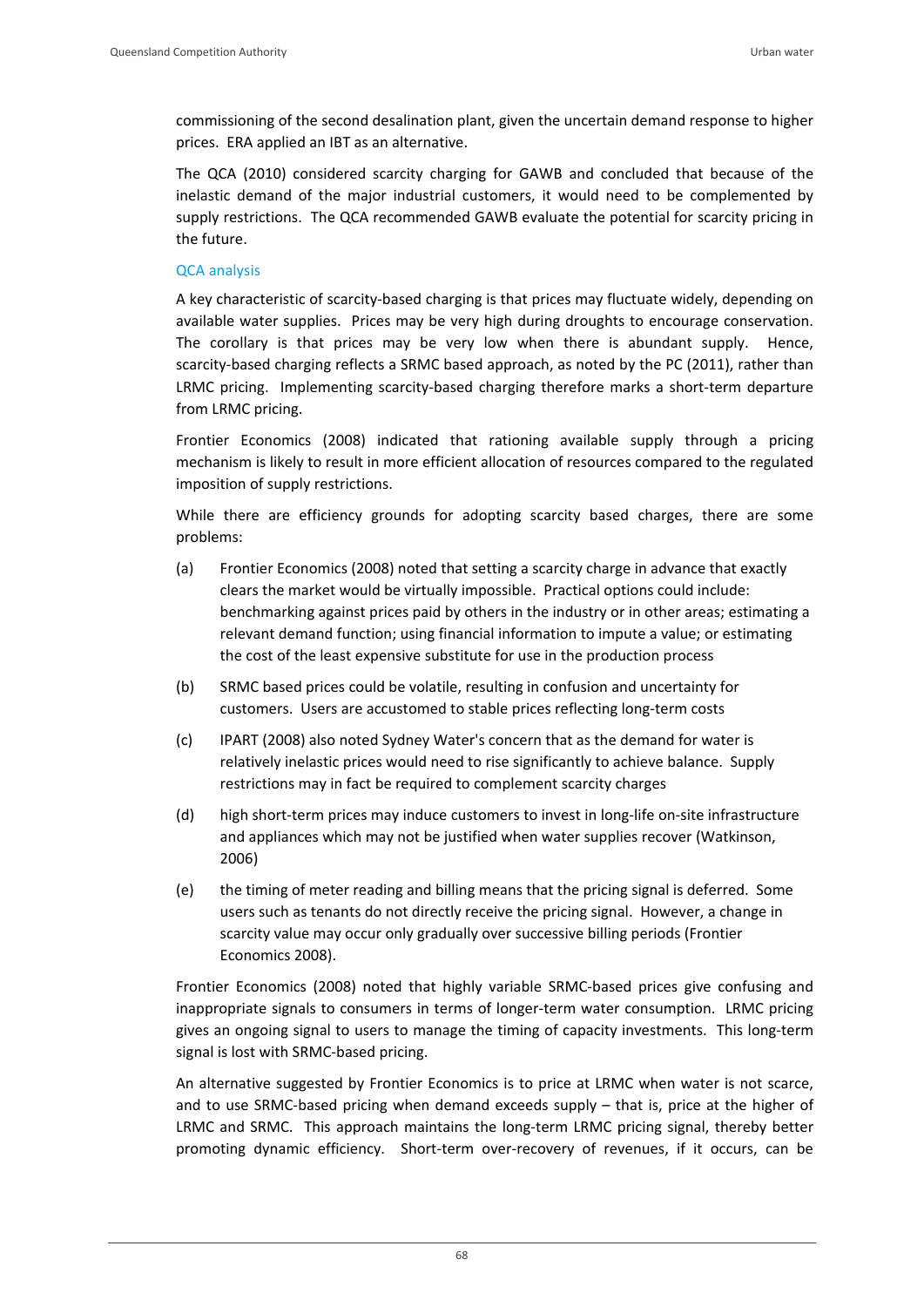commissioning of the second desalination plant, given the uncertain demand response to higher prices. ERA applied an IBT as an alternative.

The QCA (2010) considered scarcity charging for GAWB and concluded that because of the inelastic demand of the major industrial customers, it would need to be complemented by supply restrictions. The QCA recommended GAWB evaluate the potential for scarcity pricing in the future.

### QCA analysis

A key characteristic of scarcity-based charging is that prices may fluctuate widely, depending on available water supplies. Prices may be very high during droughts to encourage conservation. The corollary is that prices may be very low when there is abundant supply. Hence, scarcity-based charging reflects a SRMC based approach, as noted by the PC (2011), rather than LRMC pricing. Implementing scarcity-based charging therefore marks a short-term departure from LRMC pricing.

Frontier Economics (2008) indicated that rationing available supply through a pricing mechanism is likely to result in more efficient allocation of resources compared to the regulated imposition of supply restrictions.

While there are efficiency grounds for adopting scarcity based charges, there are some problems:

(a) Frontier Economics (2008) noted that setting a scarcity charge in advance that exactly clears the market would be virtually impossible. Practical options could include: benchmarking against prices paid by others in the industry or in other areas; estimating a relevant demand function; using financial information to impute a value; or estimating the cost of the least expensive substitute for use in the production process

(b) SRMC based prices could be volatile, resulting in confusion and uncertainty for customers. Users are accustomed to stable prices reflecting long-term costs

(c) IPART (2008) also noted Sydney Water's concern that as the demand for water is relatively inelastic prices would need to rise significantly to achieve balance. Supply restrictions may in fact be required to complement scarcity charges

(d) high short-term prices may induce customers to invest in long-life on-site infrastructure and appliances which may not be justified when water supplies recover (Watkinson, 2006)

(e) the timing of meter reading and billing means that the pricing signal is deferred. Some users such as tenants do not directly receive the pricing signal. However, a change in scarcity value may occur only gradually over successive billing periods (Frontier Economics 2008).

Frontier Economics (2008) noted that highly variable SRMC-based prices give confusing and inappropriate signals to consumers in terms of longer-term water consumption. LRMC pricing gives an ongoing signal to users to manage the timing of capacity investments. This long-term signal is lost with SRMC-based pricing.

An alternative suggested by Frontier Economics is to price at LRMC when water is not scarce, and to use SRMC-based pricing when demand exceeds supply – that is, price at the higher of LRMC and SRMC. This approach maintains the long-term LRMC pricing signal, thereby better promoting dynamic efficiency. Short-term over-recovery of revenues, if it occurs, can be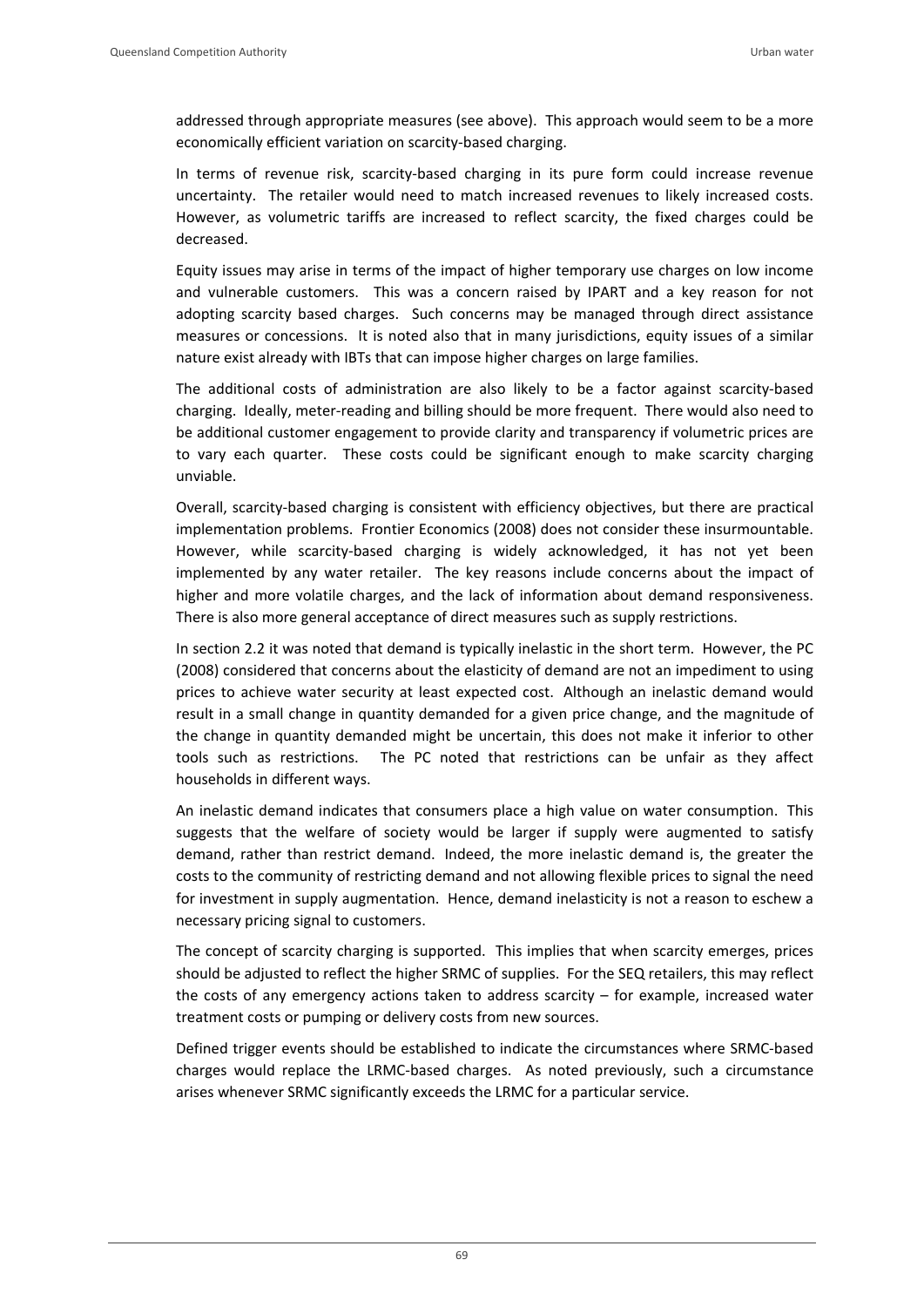addressed through appropriate measures (see above). This approach would seem to be a more economically efficient variation on scarcity-based charging.

In terms of revenue risk, scarcity-based charging in its pure form could increase revenue uncertainty. The retailer would need to match increased revenues to likely increased costs. However, as volumetric tariffs are increased to reflect scarcity, the fixed charges could be decreased.

Equity issues may arise in terms of the impact of higher temporary use charges on low income and vulnerable customers. This was a concern raised by IPART and a key reason for not adopting scarcity based charges. Such concerns may be managed through direct assistance measures or concessions. It is noted also that in many jurisdictions, equity issues of a similar nature exist already with IBTs that can impose higher charges on large families.

The additional costs of administration are also likely to be a factor against scarcity-based charging. Ideally, meter-reading and billing should be more frequent. There would also need to be additional customer engagement to provide clarity and transparency if volumetric prices are to vary each quarter. These costs could be significant enough to make scarcity charging unviable.

Overall, scarcity-based charging is consistent with efficiency objectives, but there are practical implementation problems. Frontier Economics (2008) does not consider these insurmountable. However, while scarcity-based charging is widely acknowledged, it has not yet been implemented by any water retailer. The key reasons include concerns about the impact of higher and more volatile charges, and the lack of information about demand responsiveness. There is also more general acceptance of direct measures such as supply restrictions.

In section 2.2 it was noted that demand is typically inelastic in the short term. However, the PC (2008) considered that concerns about the elasticity of demand are not an impediment to using prices to achieve water security at least expected cost. Although an inelastic demand would result in a small change in quantity demanded for a given price change, and the magnitude of the change in quantity demanded might be uncertain, this does not make it inferior to other tools such as restrictions. The PC noted that restrictions can be unfair as they affect households in different ways.

An inelastic demand indicates that consumers place a high value on water consumption. This suggests that the welfare of society would be larger if supply were augmented to satisfy demand, rather than restrict demand. Indeed, the more inelastic demand is, the greater the costs to the community of restricting demand and not allowing flexible prices to signal the need for investment in supply augmentation. Hence, demand inelasticity is not a reason to eschew a necessary pricing signal to customers.

The concept of scarcity charging is supported. This implies that when scarcity emerges, prices should be adjusted to reflect the higher SRMC of supplies. For the SEQ retailers, this may reflect the costs of any emergency actions taken to address scarcity – for example, increased water treatment costs or pumping or delivery costs from new sources.

Defined trigger events should be established to indicate the circumstances where SRMC-based charges would replace the LRMC-based charges. As noted previously, such a circumstance arises whenever SRMC significantly exceeds the LRMC for a particular service.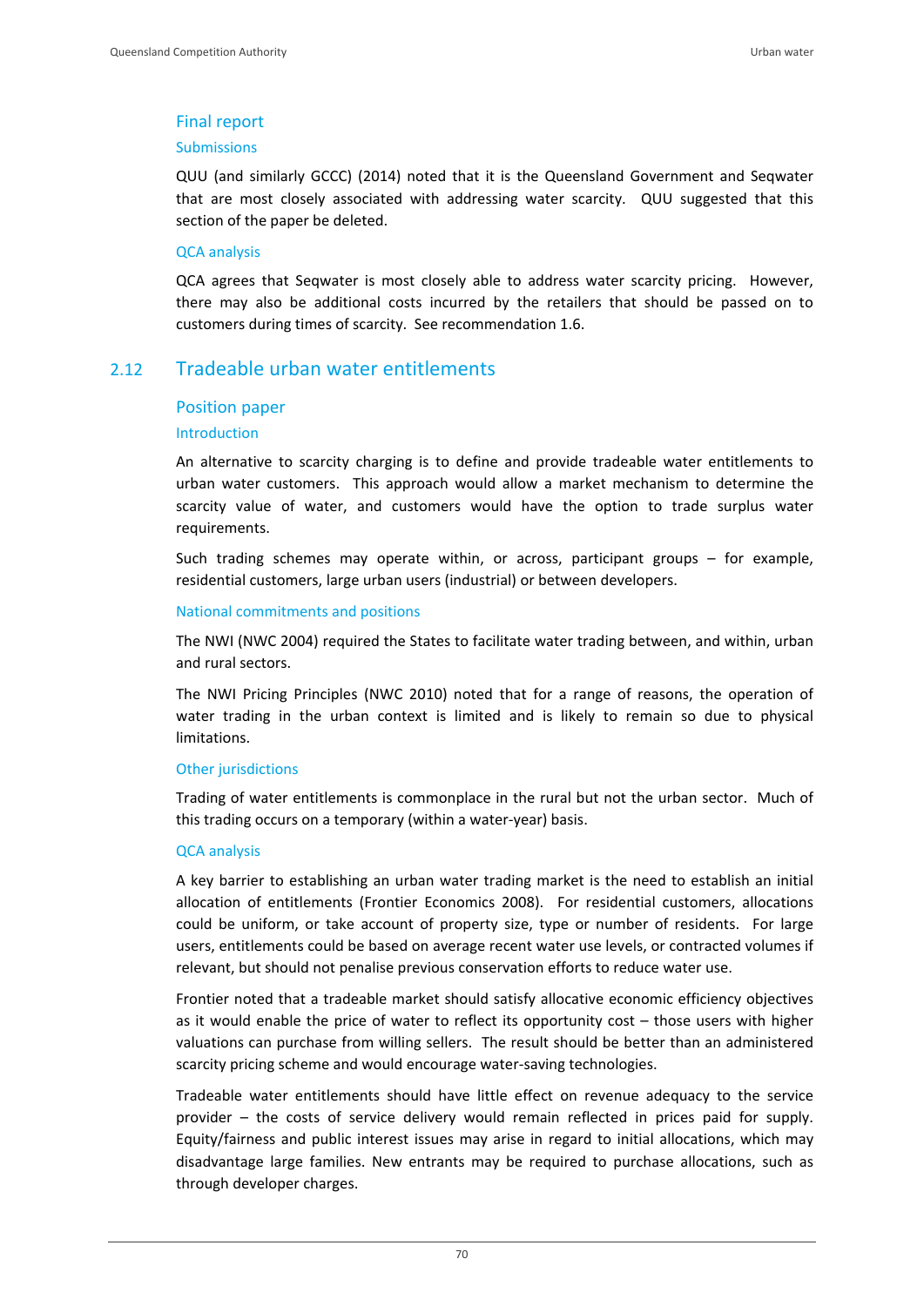### Final report

#### Submissions

QUU (and similarly GCCC) (2014) noted that it is the Queensland Government and Seqwater that are most closely associated with addressing water scarcity. QUU suggested that this section of the paper be deleted.

#### QCA analysis

QCA agrees that Seqwater is most closely able to address water scarcity pricing. However, there may also be additional costs incurred by the retailers that should be passed on to customers during times of scarcity. See recommendation 1.6.

## 2.12 Tradeable urban water entitlements

### Position paper

#### Introduction

An alternative to scarcity charging is to define and provide tradeable water entitlements to urban water customers. This approach would allow a market mechanism to determine the scarcity value of water, and customers would have the option to trade surplus water requirements.

Such trading schemes may operate within, or across, participant groups – for example, residential customers, large urban users (industrial) or between developers.

#### National commitments and positions

The NWI (NWC 2004) required the States to facilitate water trading between, and within, urban and rural sectors.

The NWI Pricing Principles (NWC 2010) noted that for a range of reasons, the operation of water trading in the urban context is limited and is likely to remain so due to physical limitations.

#### Other jurisdictions

Trading of water entitlements is commonplace in the rural but not the urban sector. Much of this trading occurs on a temporary (within a water-year) basis.

#### QCA analysis

A key barrier to establishing an urban water trading market is the need to establish an initial allocation of entitlements (Frontier Economics 2008). For residential customers, allocations could be uniform, or take account of property size, type or number of residents. For large users, entitlements could be based on average recent water use levels, or contracted volumes if relevant, but should not penalise previous conservation efforts to reduce water use.

Frontier noted that a tradeable market should satisfy allocative economic efficiency objectives as it would enable the price of water to reflect its opportunity cost – those users with higher valuations can purchase from willing sellers. The result should be better than an administered scarcity pricing scheme and would encourage water-saving technologies.

Tradeable water entitlements should have little effect on revenue adequacy to the service provider – the costs of service delivery would remain reflected in prices paid for supply. Equity/fairness and public interest issues may arise in regard to initial allocations, which may disadvantage large families. New entrants may be required to purchase allocations, such as through developer charges.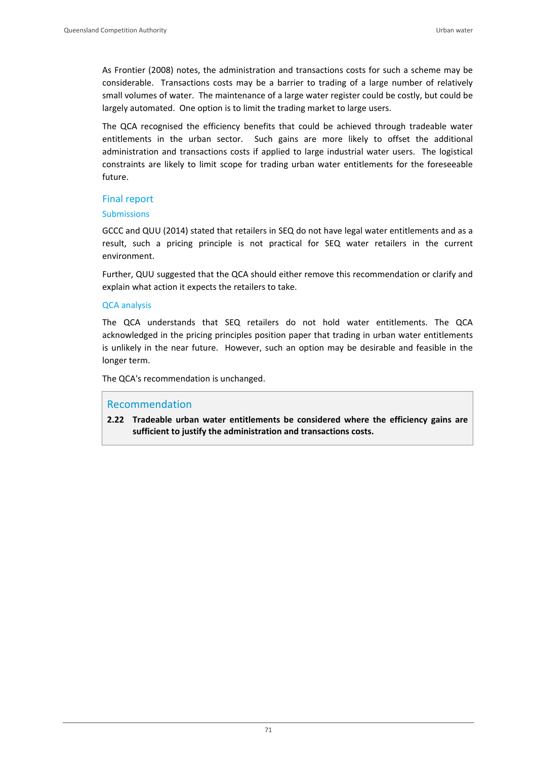As Frontier (2008) notes, the administration and transactions costs for such a scheme may be considerable. Transactions costs may be a barrier to trading of a large number of relatively small volumes of water. The maintenance of a large water register could be costly, but could be largely automated. One option is to limit the trading market to large users.

The QCA recognised the efficiency benefits that could be achieved through tradeable water entitlements in the urban sector. Such gains are more likely to offset the additional administration and transactions costs if applied to large industrial water users. The logistical constraints are likely to limit scope for trading urban water entitlements for the foreseeable future.

## Final report

### Submissions

GCCC and QUU (2014) stated that retailers in SEQ do not have legal water entitlements and as a result, such a pricing principle is not practical for SEQ water retailers in the current environment.

Further, QUU suggested that the QCA should either remove this recommendation or clarify and explain what action it expects the retailers to take.

### QCA analysis

The QCA understands that SEQ retailers do not hold water entitlements. The QCA acknowledged in the pricing principles position paper that trading in urban water entitlements is unlikely in the near future. However, such an option may be desirable and feasible in the longer term.

The QCA's recommendation is unchanged.

> ### Recommendation
>
> **2.22 Tradeable urban water entitlements be considered where the efficiency gains are sufficient to justify the administration and transactions costs.**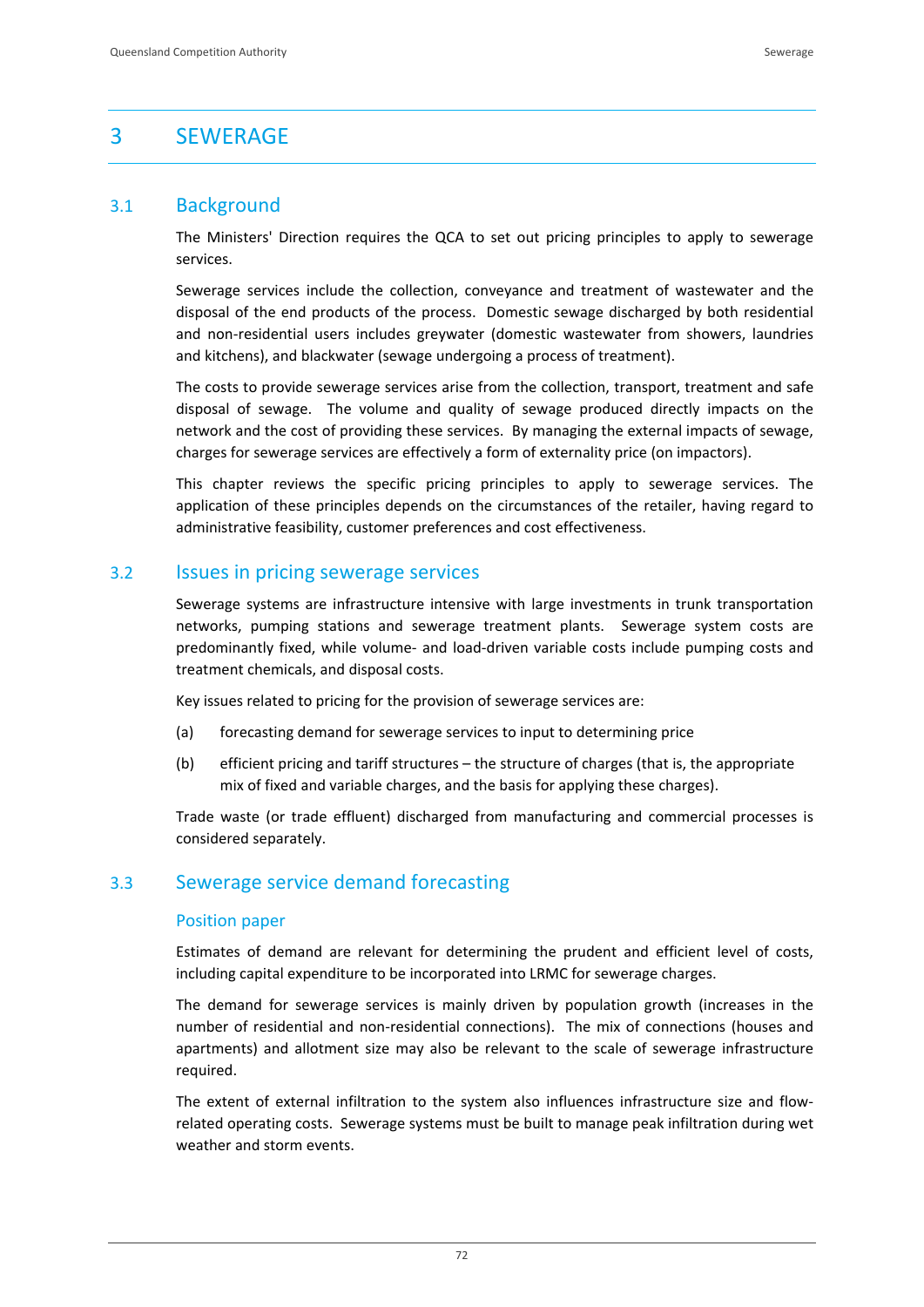# 3 SEWERAGE

## 3.1 Background

The Ministers' Direction requires the QCA to set out pricing principles to apply to sewerage services.

Sewerage services include the collection, conveyance and treatment of wastewater and the disposal of the end products of the process. Domestic sewage discharged by both residential and non-residential users includes greywater (domestic wastewater from showers, laundries and kitchens), and blackwater (sewage undergoing a process of treatment).

The costs to provide sewerage services arise from the collection, transport, treatment and safe disposal of sewage. The volume and quality of sewage produced directly impacts on the network and the cost of providing these services. By managing the external impacts of sewage, charges for sewerage services are effectively a form of externality price (on impactors).

This chapter reviews the specific pricing principles to apply to sewerage services. The application of these principles depends on the circumstances of the retailer, having regard to administrative feasibility, customer preferences and cost effectiveness.

## 3.2 Issues in pricing sewerage services

Sewerage systems are infrastructure intensive with large investments in trunk transportation networks, pumping stations and sewerage treatment plants. Sewerage system costs are predominantly fixed, while volume- and load-driven variable costs include pumping costs and treatment chemicals, and disposal costs.

Key issues related to pricing for the provision of sewerage services are:

(a) forecasting demand for sewerage services to input to determining price

(b) efficient pricing and tariff structures – the structure of charges (that is, the appropriate mix of fixed and variable charges, and the basis for applying these charges).

Trade waste (or trade effluent) discharged from manufacturing and commercial processes is considered separately.

## 3.3 Sewerage service demand forecasting

### Position paper

Estimates of demand are relevant for determining the prudent and efficient level of costs, including capital expenditure to be incorporated into LRMC for sewerage charges.

The demand for sewerage services is mainly driven by population growth (increases in the number of residential and non-residential connections). The mix of connections (houses and apartments) and allotment size may also be relevant to the scale of sewerage infrastructure required.

The extent of external infiltration to the system also influences infrastructure size and flow-related operating costs. Sewerage systems must be built to manage peak infiltration during wet weather and storm events.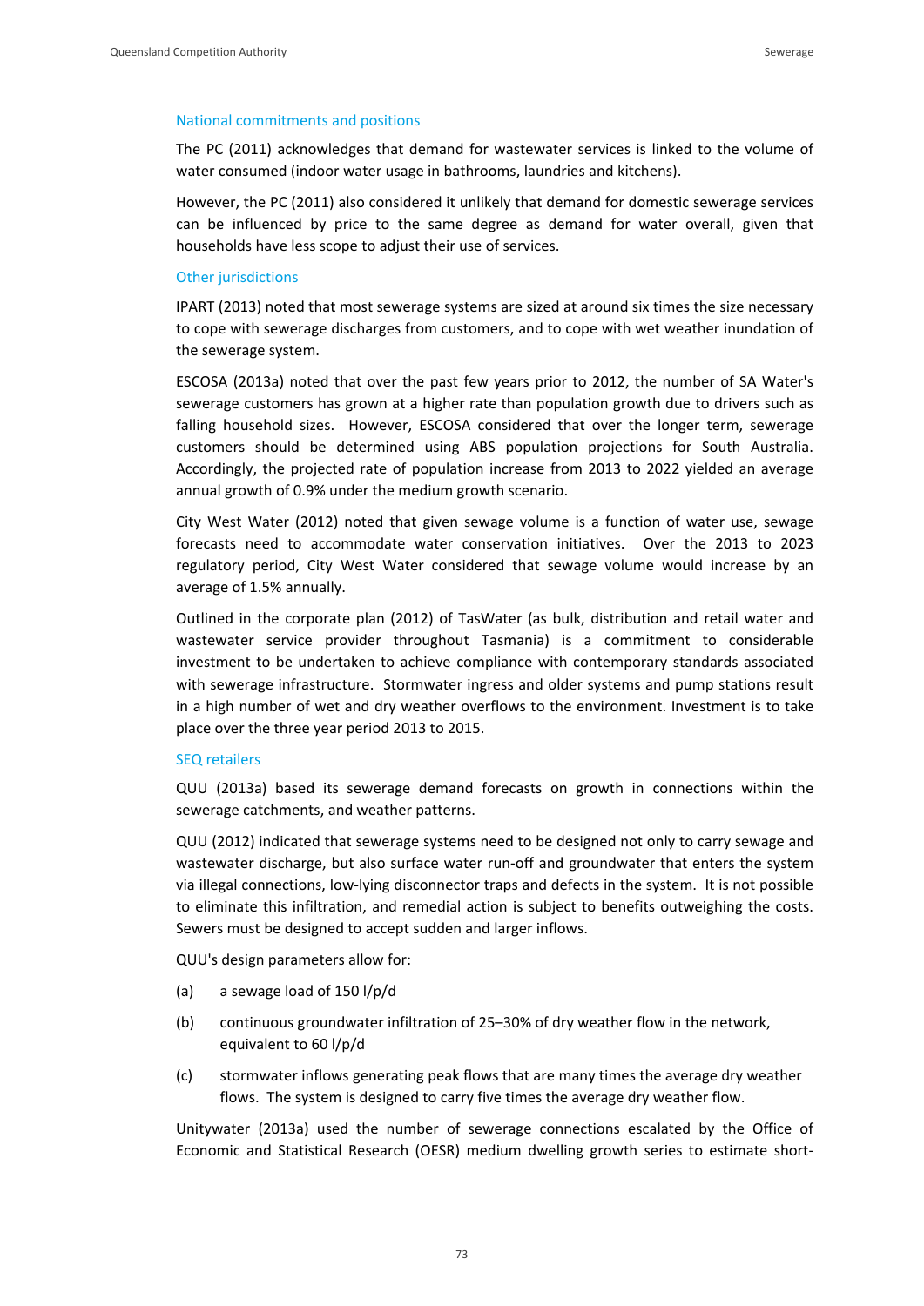### National commitments and positions

The PC (2011) acknowledges that demand for wastewater services is linked to the volume of water consumed (indoor water usage in bathrooms, laundries and kitchens).

However, the PC (2011) also considered it unlikely that demand for domestic sewerage services can be influenced by price to the same degree as demand for water overall, given that households have less scope to adjust their use of services.

### Other jurisdictions

IPART (2013) noted that most sewerage systems are sized at around six times the size necessary to cope with sewerage discharges from customers, and to cope with wet weather inundation of the sewerage system.

ESCOSA (2013a) noted that over the past few years prior to 2012, the number of SA Water's sewerage customers has grown at a higher rate than population growth due to drivers such as falling household sizes. However, ESCOSA considered that over the longer term, sewerage customers should be determined using ABS population projections for South Australia. Accordingly, the projected rate of population increase from 2013 to 2022 yielded an average annual growth of 0.9% under the medium growth scenario.

City West Water (2012) noted that given sewage volume is a function of water use, sewage forecasts need to accommodate water conservation initiatives. Over the 2013 to 2023 regulatory period, City West Water considered that sewage volume would increase by an average of 1.5% annually.

Outlined in the corporate plan (2012) of TasWater (as bulk, distribution and retail water and wastewater service provider throughout Tasmania) is a commitment to considerable investment to be undertaken to achieve compliance with contemporary standards associated with sewerage infrastructure. Stormwater ingress and older systems and pump stations result in a high number of wet and dry weather overflows to the environment. Investment is to take place over the three year period 2013 to 2015.

### SEQ retailers

QUU (2013a) based its sewerage demand forecasts on growth in connections within the sewerage catchments, and weather patterns.

QUU (2012) indicated that sewerage systems need to be designed not only to carry sewage and wastewater discharge, but also surface water run-off and groundwater that enters the system via illegal connections, low-lying disconnector traps and defects in the system. It is not possible to eliminate this infiltration, and remedial action is subject to benefits outweighing the costs. Sewers must be designed to accept sudden and larger inflows.

QUU's design parameters allow for:

(a) a sewage load of 150 l/p/d

(b) continuous groundwater infiltration of 25–30% of dry weather flow in the network, equivalent to 60 l/p/d

(c) stormwater inflows generating peak flows that are many times the average dry weather flows. The system is designed to carry five times the average dry weather flow.

Unitywater (2013a) used the number of sewerage connections escalated by the Office of Economic and Statistical Research (OESR) medium dwelling growth series to estimate short-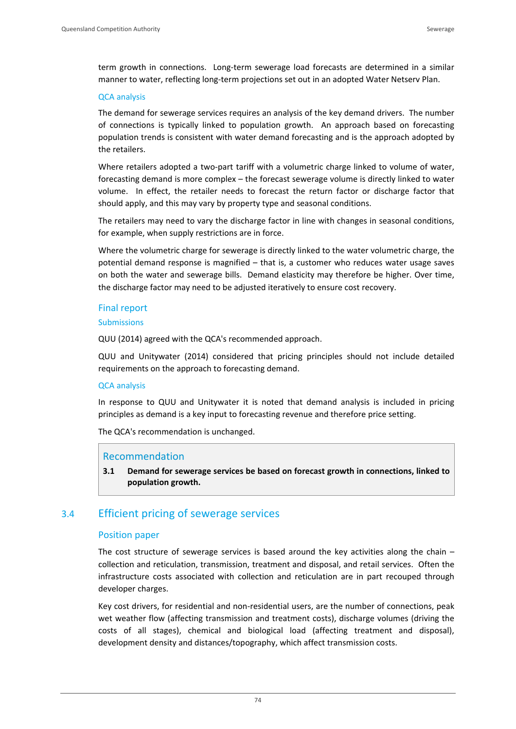term growth in connections. Long-term sewerage load forecasts are determined in a similar manner to water, reflecting long-term projections set out in an adopted Water Netserv Plan.

#### QCA analysis

The demand for sewerage services requires an analysis of the key demand drivers. The number of connections is typically linked to population growth. An approach based on forecasting population trends is consistent with water demand forecasting and is the approach adopted by the retailers.

Where retailers adopted a two-part tariff with a volumetric charge linked to volume of water, forecasting demand is more complex – the forecast sewerage volume is directly linked to water volume. In effect, the retailer needs to forecast the return factor or discharge factor that should apply, and this may vary by property type and seasonal conditions.

The retailers may need to vary the discharge factor in line with changes in seasonal conditions, for example, when supply restrictions are in force.

Where the volumetric charge for sewerage is directly linked to the water volumetric charge, the potential demand response is magnified – that is, a customer who reduces water usage saves on both the water and sewerage bills. Demand elasticity may therefore be higher. Over time, the discharge factor may need to be adjusted iteratively to ensure cost recovery.

### Final report

#### Submissions

QUU (2014) agreed with the QCA's recommended approach.

QUU and Unitywater (2014) considered that pricing principles should not include detailed requirements on the approach to forecasting demand.

#### QCA analysis

In response to QUU and Unitywater it is noted that demand analysis is included in pricing principles as demand is a key input to forecasting revenue and therefore price setting.

The QCA's recommendation is unchanged.

> **Recommendation**
>
> **3.1 Demand for sewerage services be based on forecast growth in connections, linked to population growth.**

## 3.4 Efficient pricing of sewerage services

### Position paper

The cost structure of sewerage services is based around the key activities along the chain – collection and reticulation, transmission, treatment and disposal, and retail services. Often the infrastructure costs associated with collection and reticulation are in part recouped through developer charges.

Key cost drivers, for residential and non-residential users, are the number of connections, peak wet weather flow (affecting transmission and treatment costs), discharge volumes (driving the costs of all stages), chemical and biological load (affecting treatment and disposal), development density and distances/topography, which affect transmission costs.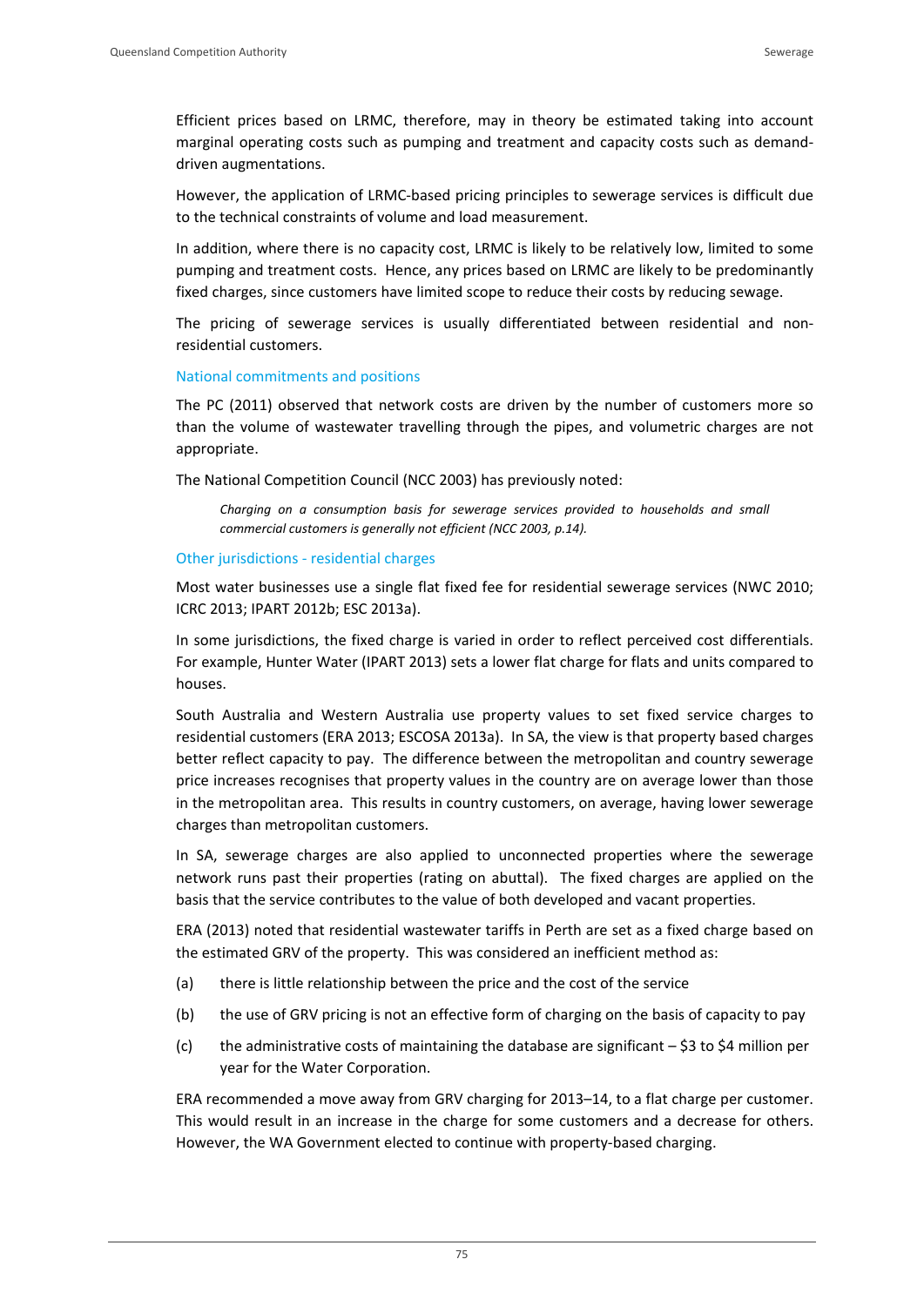Efficient prices based on LRMC, therefore, may in theory be estimated taking into account marginal operating costs such as pumping and treatment and capacity costs such as demand-driven augmentations.

However, the application of LRMC-based pricing principles to sewerage services is difficult due to the technical constraints of volume and load measurement.

In addition, where there is no capacity cost, LRMC is likely to be relatively low, limited to some pumping and treatment costs. Hence, any prices based on LRMC are likely to be predominantly fixed charges, since customers have limited scope to reduce their costs by reducing sewage.

The pricing of sewerage services is usually differentiated between residential and non-residential customers.

### National commitments and positions

The PC (2011) observed that network costs are driven by the number of customers more so than the volume of wastewater travelling through the pipes, and volumetric charges are not appropriate.

The National Competition Council (NCC 2003) has previously noted:

> *Charging on a consumption basis for sewerage services provided to households and small commercial customers is generally not efficient (NCC 2003, p.14).*

### Other jurisdictions - residential charges

Most water businesses use a single flat fixed fee for residential sewerage services (NWC 2010; ICRC 2013; IPART 2012b; ESC 2013a).

In some jurisdictions, the fixed charge is varied in order to reflect perceived cost differentials. For example, Hunter Water (IPART 2013) sets a lower flat charge for flats and units compared to houses.

South Australia and Western Australia use property values to set fixed service charges to residential customers (ERA 2013; ESCOSA 2013a). In SA, the view is that property based charges better reflect capacity to pay. The difference between the metropolitan and country sewerage price increases recognises that property values in the country are on average lower than those in the metropolitan area. This results in country customers, on average, having lower sewerage charges than metropolitan customers.

In SA, sewerage charges are also applied to unconnected properties where the sewerage network runs past their properties (rating on abuttal). The fixed charges are applied on the basis that the service contributes to the value of both developed and vacant properties.

ERA (2013) noted that residential wastewater tariffs in Perth are set as a fixed charge based on the estimated GRV of the property. This was considered an inefficient method as:

(a) there is little relationship between the price and the cost of the service

(b) the use of GRV pricing is not an effective form of charging on the basis of capacity to pay

(c) the administrative costs of maintaining the database are significant – $3 to $4 million per year for the Water Corporation.

ERA recommended a move away from GRV charging for 2013–14, to a flat charge per customer. This would result in an increase in the charge for some customers and a decrease for others. However, the WA Government elected to continue with property-based charging.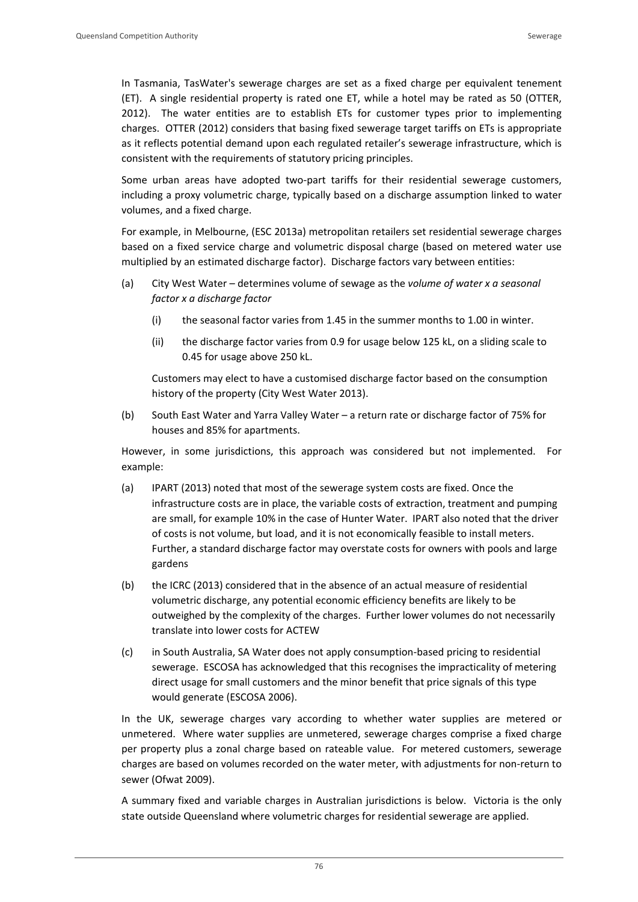In Tasmania, TasWater's sewerage charges are set as a fixed charge per equivalent tenement (ET). A single residential property is rated one ET, while a hotel may be rated as 50 (OTTER, 2012). The water entities are to establish ETs for customer types prior to implementing charges. OTTER (2012) considers that basing fixed sewerage target tariffs on ETs is appropriate as it reflects potential demand upon each regulated retailer's sewerage infrastructure, which is consistent with the requirements of statutory pricing principles.

Some urban areas have adopted two-part tariffs for their residential sewerage customers, including a proxy volumetric charge, typically based on a discharge assumption linked to water volumes, and a fixed charge.

For example, in Melbourne, (ESC 2013a) metropolitan retailers set residential sewerage charges based on a fixed service charge and volumetric disposal charge (based on metered water use multiplied by an estimated discharge factor). Discharge factors vary between entities:

(a) City West Water – determines volume of sewage as the *volume of water x a seasonal factor x a discharge factor*

 (i) the seasonal factor varies from 1.45 in the summer months to 1.00 in winter.

 (ii) the discharge factor varies from 0.9 for usage below 125 kL, on a sliding scale to 0.45 for usage above 250 kL.

 Customers may elect to have a customised discharge factor based on the consumption history of the property (City West Water 2013).

(b) South East Water and Yarra Valley Water – a return rate or discharge factor of 75% for houses and 85% for apartments.

However, in some jurisdictions, this approach was considered but not implemented. For example:

(a) IPART (2013) noted that most of the sewerage system costs are fixed. Once the infrastructure costs are in place, the variable costs of extraction, treatment and pumping are small, for example 10% in the case of Hunter Water. IPART also noted that the driver of costs is not volume, but load, and it is not economically feasible to install meters. Further, a standard discharge factor may overstate costs for owners with pools and large gardens

(b) the ICRC (2013) considered that in the absence of an actual measure of residential volumetric discharge, any potential economic efficiency benefits are likely to be outweighed by the complexity of the charges. Further lower volumes do not necessarily translate into lower costs for ACTEW

(c) in South Australia, SA Water does not apply consumption-based pricing to residential sewerage. ESCOSA has acknowledged that this recognises the impracticality of metering direct usage for small customers and the minor benefit that price signals of this type would generate (ESCOSA 2006).

In the UK, sewerage charges vary according to whether water supplies are metered or unmetered. Where water supplies are unmetered, sewerage charges comprise a fixed charge per property plus a zonal charge based on rateable value. For metered customers, sewerage charges are based on volumes recorded on the water meter, with adjustments for non-return to sewer (Ofwat 2009).

A summary fixed and variable charges in Australian jurisdictions is below. Victoria is the only state outside Queensland where volumetric charges for residential sewerage are applied.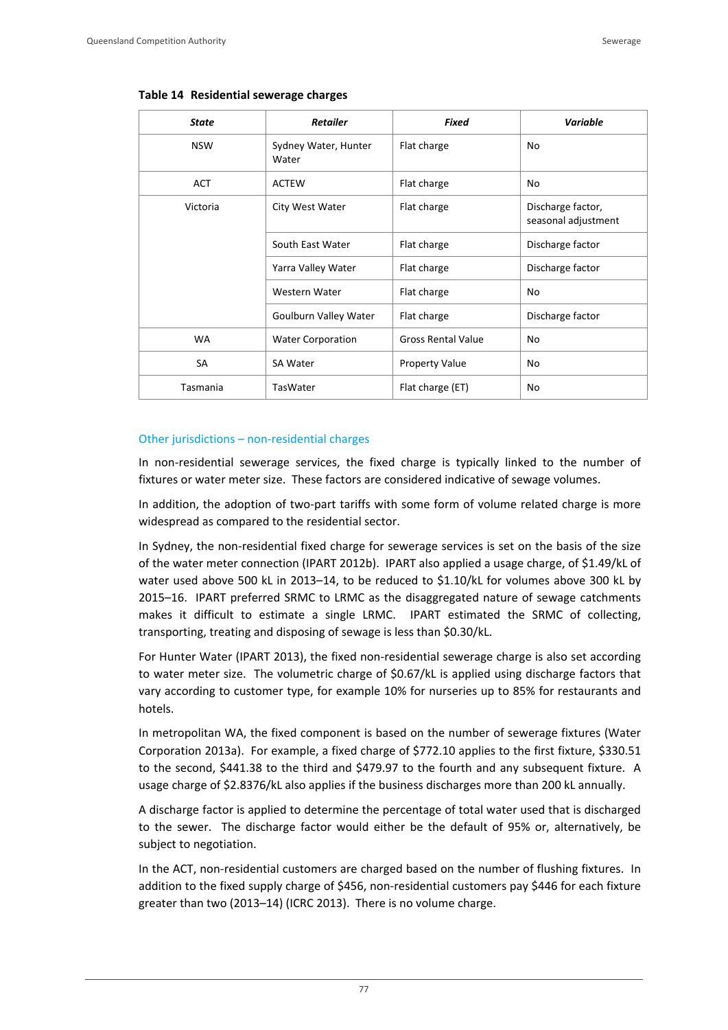**Table 14 Residential sewerage charges**

| State | Retailer | Fixed | Variable |
|---|---|---|---|
| NSW | Sydney Water, Hunter Water | Flat charge | No |
| ACT | ACTEW | Flat charge | No |
| Victoria | City West Water | Flat charge | Discharge factor, seasonal adjustment |
| | South East Water | Flat charge | Discharge factor |
| | Yarra Valley Water | Flat charge | Discharge factor |
| | Western Water | Flat charge | No |
| | Goulburn Valley Water | Flat charge | Discharge factor |
| WA | Water Corporation | Gross Rental Value | No |
| SA | SA Water | Property Value | No |
| Tasmania | TasWater | Flat charge (ET) | No |

### Other jurisdictions – non-residential charges

In non-residential sewerage services, the fixed charge is typically linked to the number of fixtures or water meter size. These factors are considered indicative of sewage volumes.

In addition, the adoption of two-part tariffs with some form of volume related charge is more widespread as compared to the residential sector.

In Sydney, the non-residential fixed charge for sewerage services is set on the basis of the size of the water meter connection (IPART 2012b). IPART also applied a usage charge, of $1.49/kL of water used above 500 kL in 2013–14, to be reduced to $1.10/kL for volumes above 300 kL by 2015–16. IPART preferred SRMC to LRMC as the disaggregated nature of sewage catchments makes it difficult to estimate a single LRMC. IPART estimated the SRMC of collecting, transporting, treating and disposing of sewage is less than $0.30/kL.

For Hunter Water (IPART 2013), the fixed non-residential sewerage charge is also set according to water meter size. The volumetric charge of $0.67/kL is applied using discharge factors that vary according to customer type, for example 10% for nurseries up to 85% for restaurants and hotels.

In metropolitan WA, the fixed component is based on the number of sewerage fixtures (Water Corporation 2013a). For example, a fixed charge of $772.10 applies to the first fixture, $330.51 to the second, $441.38 to the third and $479.97 to the fourth and any subsequent fixture. A usage charge of $2.8376/kL also applies if the business discharges more than 200 kL annually.

A discharge factor is applied to determine the percentage of total water used that is discharged to the sewer. The discharge factor would either be the default of 95% or, alternatively, be subject to negotiation.

In the ACT, non-residential customers are charged based on the number of flushing fixtures. In addition to the fixed supply charge of $456, non-residential customers pay $446 for each fixture greater than two (2013–14) (ICRC 2013). There is no volume charge.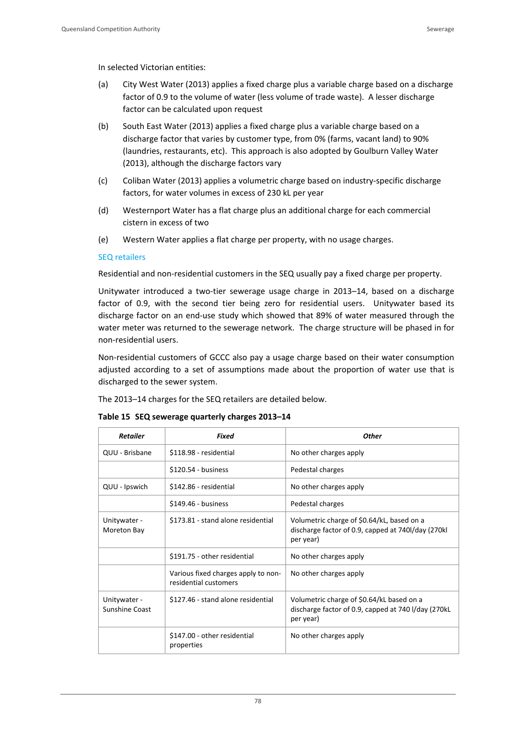In selected Victorian entities:

(a) City West Water (2013) applies a fixed charge plus a variable charge based on a discharge factor of 0.9 to the volume of water (less volume of trade waste). A lesser discharge factor can be calculated upon request

(b) South East Water (2013) applies a fixed charge plus a variable charge based on a discharge factor that varies by customer type, from 0% (farms, vacant land) to 90% (laundries, restaurants, etc). This approach is also adopted by Goulburn Valley Water (2013), although the discharge factors vary

(c) Coliban Water (2013) applies a volumetric charge based on industry-specific discharge factors, for water volumes in excess of 230 kL per year

(d) Westernport Water has a flat charge plus an additional charge for each commercial cistern in excess of two

(e) Western Water applies a flat charge per property, with no usage charges.

### SEQ retailers

Residential and non-residential customers in the SEQ usually pay a fixed charge per property.

Unitywater introduced a two-tier sewerage usage charge in 2013–14, based on a discharge factor of 0.9, with the second tier being zero for residential users. Unitywater based its discharge factor on an end-use study which showed that 89% of water measured through the water meter was returned to the sewerage network. The charge structure will be phased in for non-residential users.

Non-residential customers of GCCC also pay a usage charge based on their water consumption adjusted according to a set of assumptions made about the proportion of water use that is discharged to the sewer system.

The 2013–14 charges for the SEQ retailers are detailed below.

**Table 15 SEQ sewerage quarterly charges 2013–14**

| ***Retailer*** | ***Fixed*** | ***Other*** |
|---|---|---|
| QUU - Brisbane | $118.98 - residential | No other charges apply |
| | $120.54 - business | Pedestal charges |
| QUU - Ipswich | $142.86 - residential | No other charges apply |
| | $149.46 - business | Pedestal charges |
| Unitywater - Moreton Bay | $173.81 - stand alone residential | Volumetric charge of $0.64/kL, based on a discharge factor of 0.9, capped at 740l/day (270kl per year) |
| | $191.75 - other residential | No other charges apply |
| | Various fixed charges apply to non-residential customers | No other charges apply |
| Unitywater - Sunshine Coast | $127.46 - stand alone residential | Volumetric charge of $0.64/kL based on a discharge factor of 0.9, capped at 740 l/day (270kL per year) |
| | $147.00 - other residential properties | No other charges apply |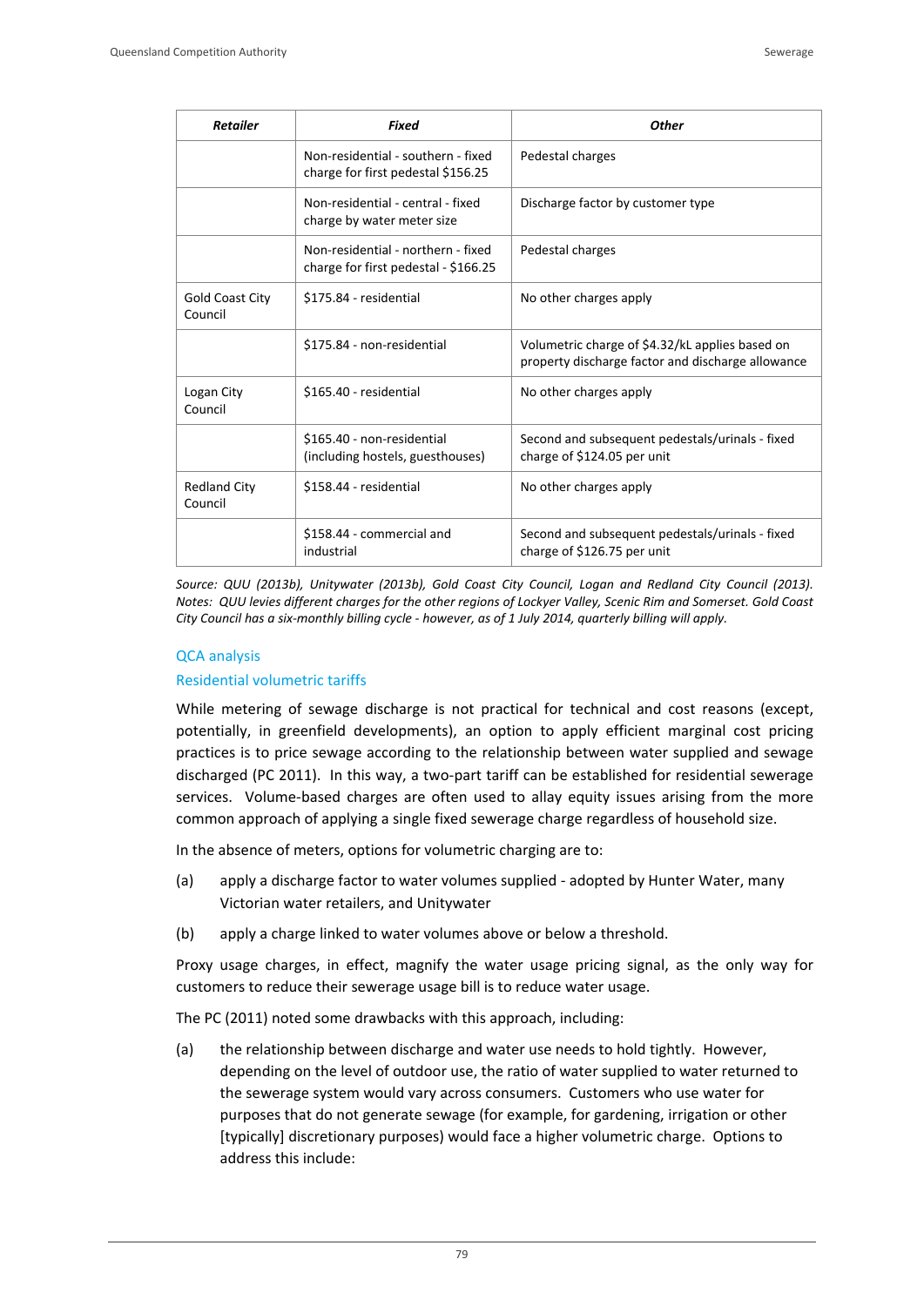| Retailer | Fixed | Other |
| --- | --- | --- |
| | Non-residential - southern - fixed charge for first pedestal $156.25 | Pedestal charges |
| | Non-residential - central - fixed charge by water meter size | Discharge factor by customer type |
| | Non-residential - northern - fixed charge for first pedestal - $166.25 | Pedestal charges |
| Gold Coast City Council | $175.84 - residential | No other charges apply |
| | $175.84 - non-residential | Volumetric charge of $4.32/kL applies based on property discharge factor and discharge allowance |
| Logan City Council | $165.40 - residential | No other charges apply |
| | $165.40 - non-residential (including hostels, guesthouses) | Second and subsequent pedestals/urinals - fixed charge of $124.05 per unit |
| Redland City Council | $158.44 - residential | No other charges apply |
| | $158.44 - commercial and industrial | Second and subsequent pedestals/urinals - fixed charge of $126.75 per unit |

*Source: QUU (2013b), Unitywater (2013b), Gold Coast City Council, Logan and Redland City Council (2013). Notes: QUU levies different charges for the other regions of Lockyer Valley, Scenic Rim and Somerset. Gold Coast City Council has a six-monthly billing cycle - however, as of 1 July 2014, quarterly billing will apply.*

### QCA analysis

#### Residential volumetric tariffs

While metering of sewage discharge is not practical for technical and cost reasons (except, potentially, in greenfield developments), an option to apply efficient marginal cost pricing practices is to price sewage according to the relationship between water supplied and sewage discharged (PC 2011). In this way, a two-part tariff can be established for residential sewerage services. Volume-based charges are often used to allay equity issues arising from the more common approach of applying a single fixed sewerage charge regardless of household size.

In the absence of meters, options for volumetric charging are to:

(a) apply a discharge factor to water volumes supplied - adopted by Hunter Water, many Victorian water retailers, and Unitywater

(b) apply a charge linked to water volumes above or below a threshold.

Proxy usage charges, in effect, magnify the water usage pricing signal, as the only way for customers to reduce their sewerage usage bill is to reduce water usage.

The PC (2011) noted some drawbacks with this approach, including:

(a) the relationship between discharge and water use needs to hold tightly. However, depending on the level of outdoor use, the ratio of water supplied to water returned to the sewerage system would vary across consumers. Customers who use water for purposes that do not generate sewage (for example, for gardening, irrigation or other [typically] discretionary purposes) would face a higher volumetric charge. Options to address this include: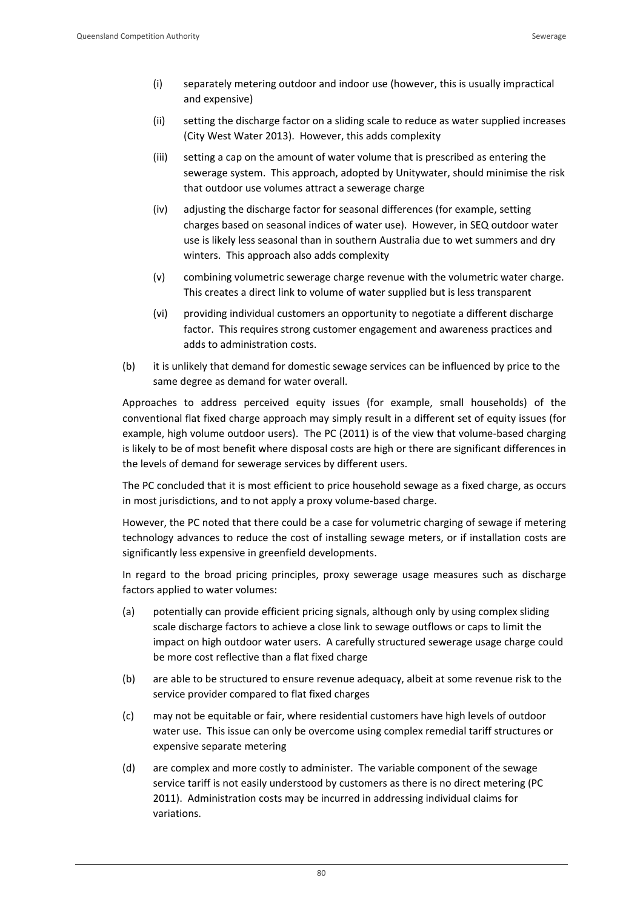(i) separately metering outdoor and indoor use (however, this is usually impractical and expensive)

(ii) setting the discharge factor on a sliding scale to reduce as water supplied increases (City West Water 2013). However, this adds complexity

(iii) setting a cap on the amount of water volume that is prescribed as entering the sewerage system. This approach, adopted by Unitywater, should minimise the risk that outdoor use volumes attract a sewerage charge

(iv) adjusting the discharge factor for seasonal differences (for example, setting charges based on seasonal indices of water use). However, in SEQ outdoor water use is likely less seasonal than in southern Australia due to wet summers and dry winters. This approach also adds complexity

(v) combining volumetric sewerage charge revenue with the volumetric water charge. This creates a direct link to volume of water supplied but is less transparent

(vi) providing individual customers an opportunity to negotiate a different discharge factor. This requires strong customer engagement and awareness practices and adds to administration costs.

(b) it is unlikely that demand for domestic sewage services can be influenced by price to the same degree as demand for water overall.

Approaches to address perceived equity issues (for example, small households) of the conventional flat fixed charge approach may simply result in a different set of equity issues (for example, high volume outdoor users). The PC (2011) is of the view that volume-based charging is likely to be of most benefit where disposal costs are high or there are significant differences in the levels of demand for sewerage services by different users.

The PC concluded that it is most efficient to price household sewage as a fixed charge, as occurs in most jurisdictions, and to not apply a proxy volume-based charge.

However, the PC noted that there could be a case for volumetric charging of sewage if metering technology advances to reduce the cost of installing sewage meters, or if installation costs are significantly less expensive in greenfield developments.

In regard to the broad pricing principles, proxy sewerage usage measures such as discharge factors applied to water volumes:

(a) potentially can provide efficient pricing signals, although only by using complex sliding scale discharge factors to achieve a close link to sewage outflows or caps to limit the impact on high outdoor water users. A carefully structured sewerage usage charge could be more cost reflective than a flat fixed charge

(b) are able to be structured to ensure revenue adequacy, albeit at some revenue risk to the service provider compared to flat fixed charges

(c) may not be equitable or fair, where residential customers have high levels of outdoor water use. This issue can only be overcome using complex remedial tariff structures or expensive separate metering

(d) are complex and more costly to administer. The variable component of the sewage service tariff is not easily understood by customers as there is no direct metering (PC 2011). Administration costs may be incurred in addressing individual claims for variations.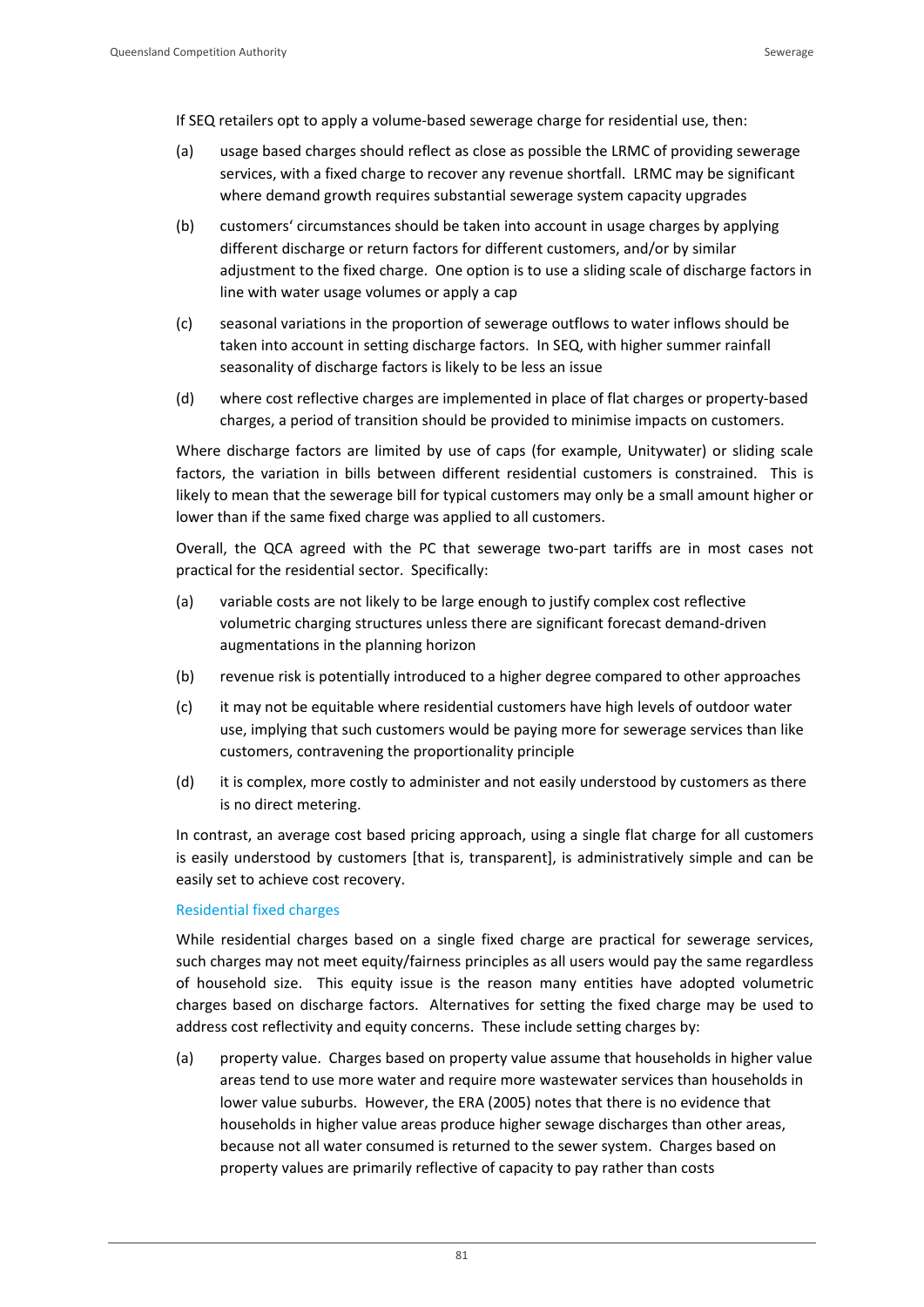If SEQ retailers opt to apply a volume-based sewerage charge for residential use, then:

(a) usage based charges should reflect as close as possible the LRMC of providing sewerage services, with a fixed charge to recover any revenue shortfall. LRMC may be significant where demand growth requires substantial sewerage system capacity upgrades

(b) customers' circumstances should be taken into account in usage charges by applying different discharge or return factors for different customers, and/or by similar adjustment to the fixed charge. One option is to use a sliding scale of discharge factors in line with water usage volumes or apply a cap

(c) seasonal variations in the proportion of sewerage outflows to water inflows should be taken into account in setting discharge factors. In SEQ, with higher summer rainfall seasonality of discharge factors is likely to be less an issue

(d) where cost reflective charges are implemented in place of flat charges or property-based charges, a period of transition should be provided to minimise impacts on customers.

Where discharge factors are limited by use of caps (for example, Unitywater) or sliding scale factors, the variation in bills between different residential customers is constrained. This is likely to mean that the sewerage bill for typical customers may only be a small amount higher or lower than if the same fixed charge was applied to all customers.

Overall, the QCA agreed with the PC that sewerage two-part tariffs are in most cases not practical for the residential sector. Specifically:

(a) variable costs are not likely to be large enough to justify complex cost reflective volumetric charging structures unless there are significant forecast demand-driven augmentations in the planning horizon

(b) revenue risk is potentially introduced to a higher degree compared to other approaches

(c) it may not be equitable where residential customers have high levels of outdoor water use, implying that such customers would be paying more for sewerage services than like customers, contravening the proportionality principle

(d) it is complex, more costly to administer and not easily understood by customers as there is no direct metering.

In contrast, an average cost based pricing approach, using a single flat charge for all customers is easily understood by customers [that is, transparent], is administratively simple and can be easily set to achieve cost recovery.

### Residential fixed charges

While residential charges based on a single fixed charge are practical for sewerage services, such charges may not meet equity/fairness principles as all users would pay the same regardless of household size. This equity issue is the reason many entities have adopted volumetric charges based on discharge factors. Alternatives for setting the fixed charge may be used to address cost reflectivity and equity concerns. These include setting charges by:

(a) property value. Charges based on property value assume that households in higher value areas tend to use more water and require more wastewater services than households in lower value suburbs. However, the ERA (2005) notes that there is no evidence that households in higher value areas produce higher sewage discharges than other areas, because not all water consumed is returned to the sewer system. Charges based on property values are primarily reflective of capacity to pay rather than costs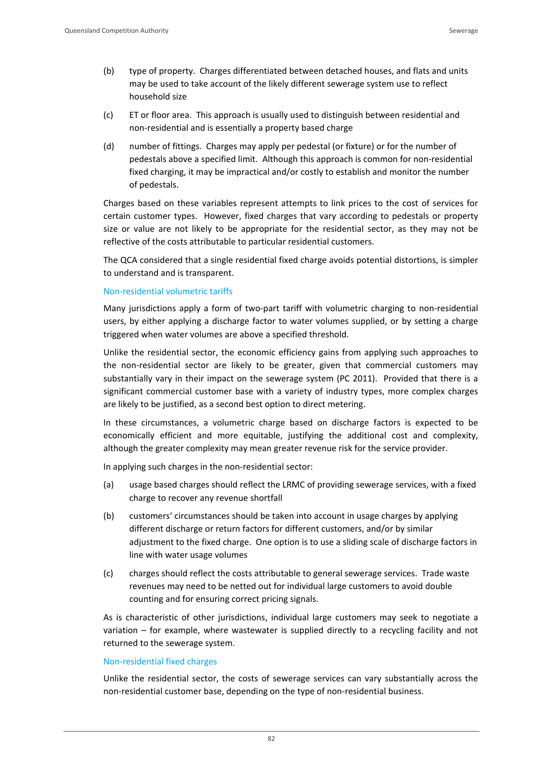(b) type of property. Charges differentiated between detached houses, and flats and units may be used to take account of the likely different sewerage system use to reflect household size

(c) ET or floor area. This approach is usually used to distinguish between residential and non-residential and is essentially a property based charge

(d) number of fittings. Charges may apply per pedestal (or fixture) or for the number of pedestals above a specified limit. Although this approach is common for non-residential fixed charging, it may be impractical and/or costly to establish and monitor the number of pedestals.

Charges based on these variables represent attempts to link prices to the cost of services for certain customer types. However, fixed charges that vary according to pedestals or property size or value are not likely to be appropriate for the residential sector, as they may not be reflective of the costs attributable to particular residential customers.

The QCA considered that a single residential fixed charge avoids potential distortions, is simpler to understand and is transparent.

### Non-residential volumetric tariffs

Many jurisdictions apply a form of two-part tariff with volumetric charging to non-residential users, by either applying a discharge factor to water volumes supplied, or by setting a charge triggered when water volumes are above a specified threshold.

Unlike the residential sector, the economic efficiency gains from applying such approaches to the non-residential sector are likely to be greater, given that commercial customers may substantially vary in their impact on the sewerage system (PC 2011). Provided that there is a significant commercial customer base with a variety of industry types, more complex charges are likely to be justified, as a second best option to direct metering.

In these circumstances, a volumetric charge based on discharge factors is expected to be economically efficient and more equitable, justifying the additional cost and complexity, although the greater complexity may mean greater revenue risk for the service provider.

In applying such charges in the non-residential sector:

(a) usage based charges should reflect the LRMC of providing sewerage services, with a fixed charge to recover any revenue shortfall

(b) customers' circumstances should be taken into account in usage charges by applying different discharge or return factors for different customers, and/or by similar adjustment to the fixed charge. One option is to use a sliding scale of discharge factors in line with water usage volumes

(c) charges should reflect the costs attributable to general sewerage services. Trade waste revenues may need to be netted out for individual large customers to avoid double counting and for ensuring correct pricing signals.

As is characteristic of other jurisdictions, individual large customers may seek to negotiate a variation – for example, where wastewater is supplied directly to a recycling facility and not returned to the sewerage system.

### Non-residential fixed charges

Unlike the residential sector, the costs of sewerage services can vary substantially across the non-residential customer base, depending on the type of non-residential business.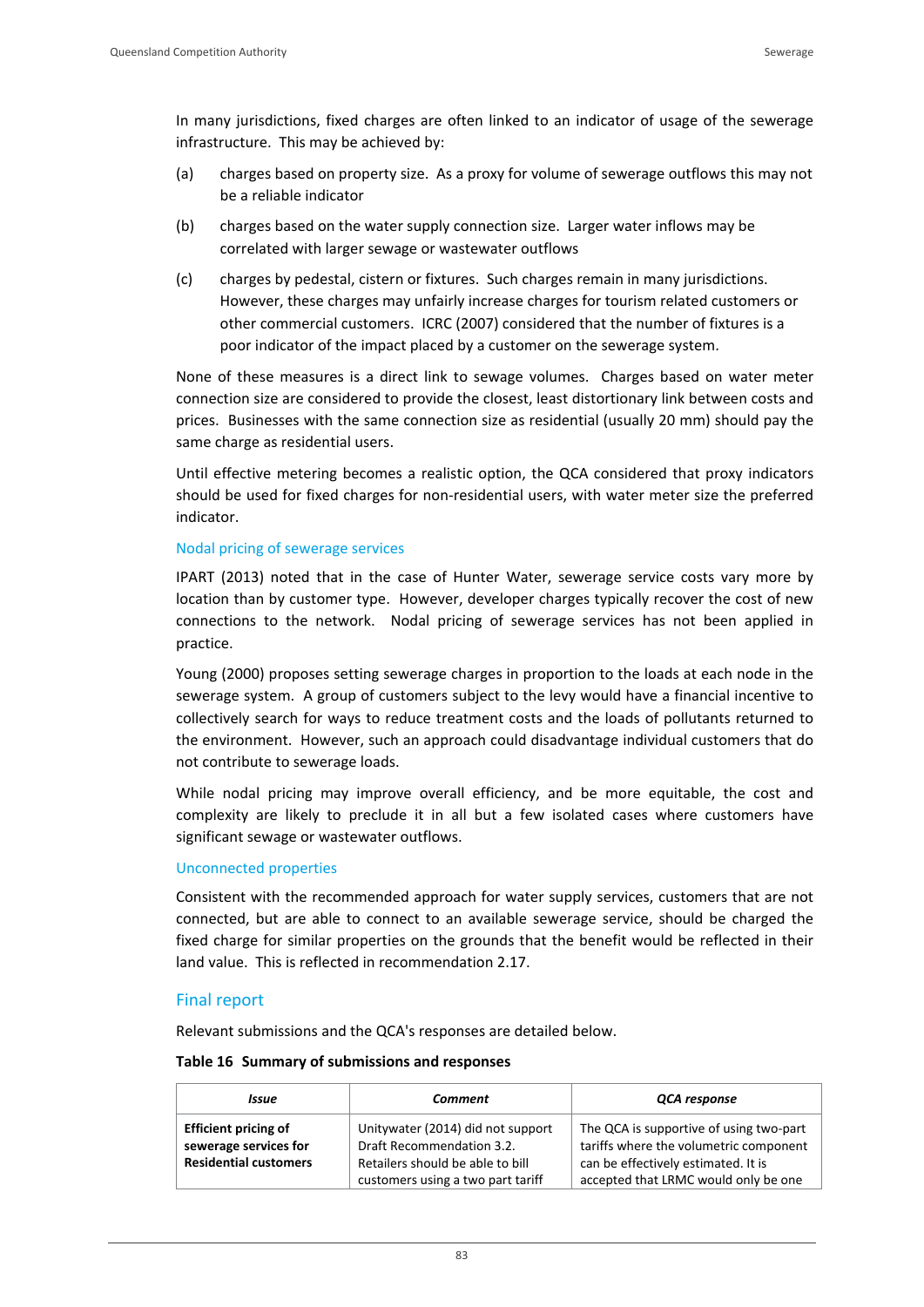In many jurisdictions, fixed charges are often linked to an indicator of usage of the sewerage infrastructure. This may be achieved by:

(a) charges based on property size. As a proxy for volume of sewerage outflows this may not be a reliable indicator

(b) charges based on the water supply connection size. Larger water inflows may be correlated with larger sewage or wastewater outflows

(c) charges by pedestal, cistern or fixtures. Such charges remain in many jurisdictions. However, these charges may unfairly increase charges for tourism related customers or other commercial customers. ICRC (2007) considered that the number of fixtures is a poor indicator of the impact placed by a customer on the sewerage system.

None of these measures is a direct link to sewage volumes. Charges based on water meter connection size are considered to provide the closest, least distortionary link between costs and prices. Businesses with the same connection size as residential (usually 20 mm) should pay the same charge as residential users.

Until effective metering becomes a realistic option, the QCA considered that proxy indicators should be used for fixed charges for non-residential users, with water meter size the preferred indicator.

### Nodal pricing of sewerage services

IPART (2013) noted that in the case of Hunter Water, sewerage service costs vary more by location than by customer type. However, developer charges typically recover the cost of new connections to the network. Nodal pricing of sewerage services has not been applied in practice.

Young (2000) proposes setting sewerage charges in proportion to the loads at each node in the sewerage system. A group of customers subject to the levy would have a financial incentive to collectively search for ways to reduce treatment costs and the loads of pollutants returned to the environment. However, such an approach could disadvantage individual customers that do not contribute to sewerage loads.

While nodal pricing may improve overall efficiency, and be more equitable, the cost and complexity are likely to preclude it in all but a few isolated cases where customers have significant sewage or wastewater outflows.

### Unconnected properties

Consistent with the recommended approach for water supply services, customers that are not connected, but are able to connect to an available sewerage service, should be charged the fixed charge for similar properties on the grounds that the benefit would be reflected in their land value. This is reflected in recommendation 2.17.

## Final report

Relevant submissions and the QCA's responses are detailed below.

**Table 16 Summary of submissions and responses**

| *Issue* | *Comment* | *QCA response* |
|---|---|---|
| **Efficient pricing of sewerage services for Residential customers** | Unitywater (2014) did not support Draft Recommendation 3.2. Retailers should be able to bill customers using a two part tariff | The QCA is supportive of using two-part tariffs where the volumetric component can be effectively estimated. It is accepted that LRMC would only be one |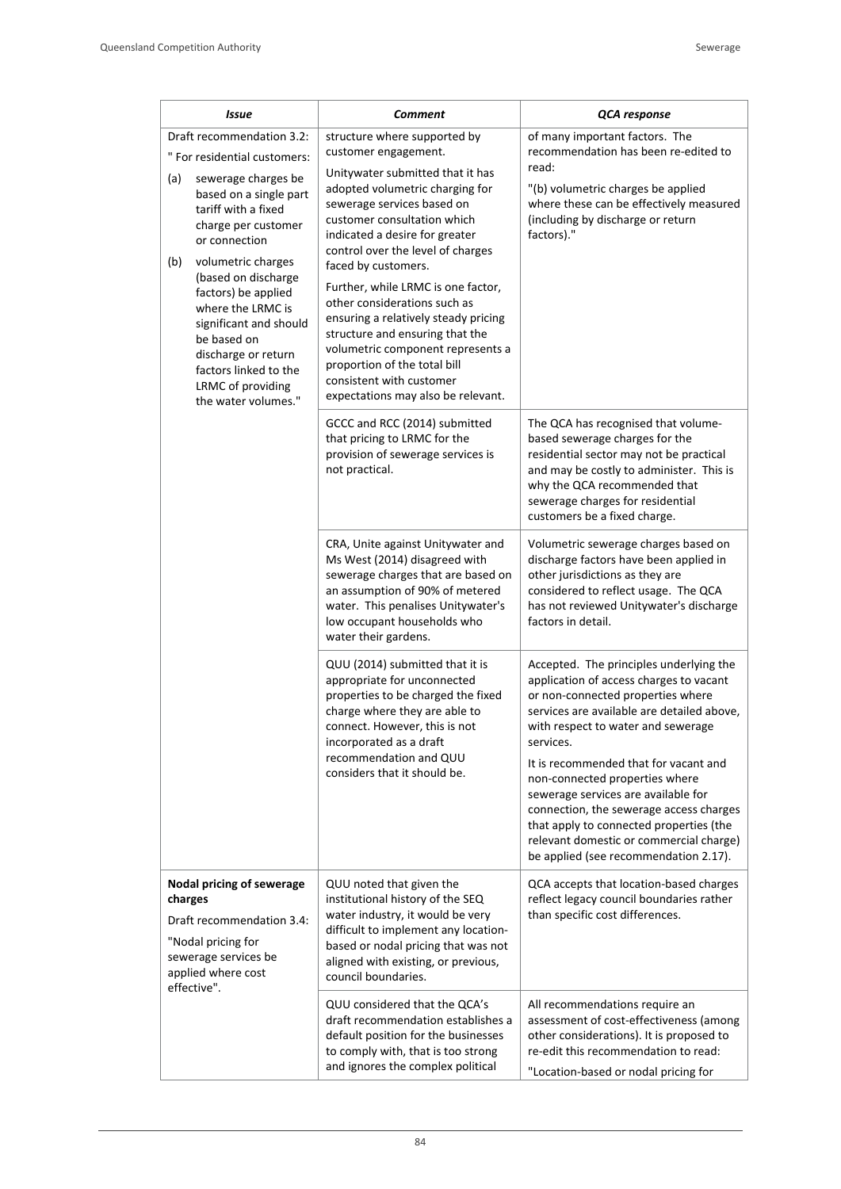| *Issue* | *Comment* | *QCA response* |
|---|---|---|
| Draft recommendation 3.2: " For residential customers: (a) sewerage charges be based on a single part tariff with a fixed charge per customer or connection (b) volumetric charges (based on discharge factors) be applied where the LRMC is significant and should be based on discharge or return factors linked to the LRMC of providing the water volumes." | structure where supported by customer engagement. Unitywater submitted that it has adopted volumetric charging for sewerage services based on customer consultation which indicated a desire for greater control over the level of charges faced by customers. Further, while LRMC is one factor, other considerations such as ensuring a relatively steady pricing structure and ensuring that the volumetric component represents a proportion of the total bill consistent with customer expectations may also be relevant. | of many important factors. The recommendation has been re-edited to read: "(b) volumetric charges be applied where these can be effectively measured (including by discharge or return factors)." |
| | GCCC and RCC (2014) submitted that pricing to LRMC for the provision of sewerage services is not practical. | The QCA has recognised that volume-based sewerage charges for the residential sector may not be practical and may be costly to administer. This is why the QCA recommended that sewerage charges for residential customers be a fixed charge. |
| | CRA, Unite against Unitywater and Ms West (2014) disagreed with sewerage charges that are based on an assumption of 90% of metered water. This penalises Unitywater's low occupant households who water their gardens. | Volumetric sewerage charges based on discharge factors have been applied in other jurisdictions as they are considered to reflect usage. The QCA has not reviewed Unitywater's discharge factors in detail. |
| | QUU (2014) submitted that it is appropriate for unconnected properties to be charged the fixed charge where they are able to connect. However, this is not incorporated as a draft recommendation and QUU considers that it should be. | Accepted. The principles underlying the application of access charges to vacant or non-connected properties where services are available are detailed above, with respect to water and sewerage services. It is recommended that for vacant and non-connected properties where sewerage services are available for connection, the sewerage access charges that apply to connected properties (the relevant domestic or commercial charge) be applied (see recommendation 2.17). |
| **Nodal pricing of sewerage charges** Draft recommendation 3.4: "Nodal pricing for sewerage services be applied where cost effective". | QUU noted that given the institutional history of the SEQ water industry, it would be very difficult to implement any location-based or nodal pricing that was not aligned with existing, or previous, council boundaries. | QCA accepts that location-based charges reflect legacy council boundaries rather than specific cost differences. |
| | QUU considered that the QCA's draft recommendation establishes a default position for the businesses to comply with, that is too strong and ignores the complex political | All recommendations require an assessment of cost-effectiveness (among other considerations). It is proposed to re-edit this recommendation to read: "Location-based or nodal pricing for |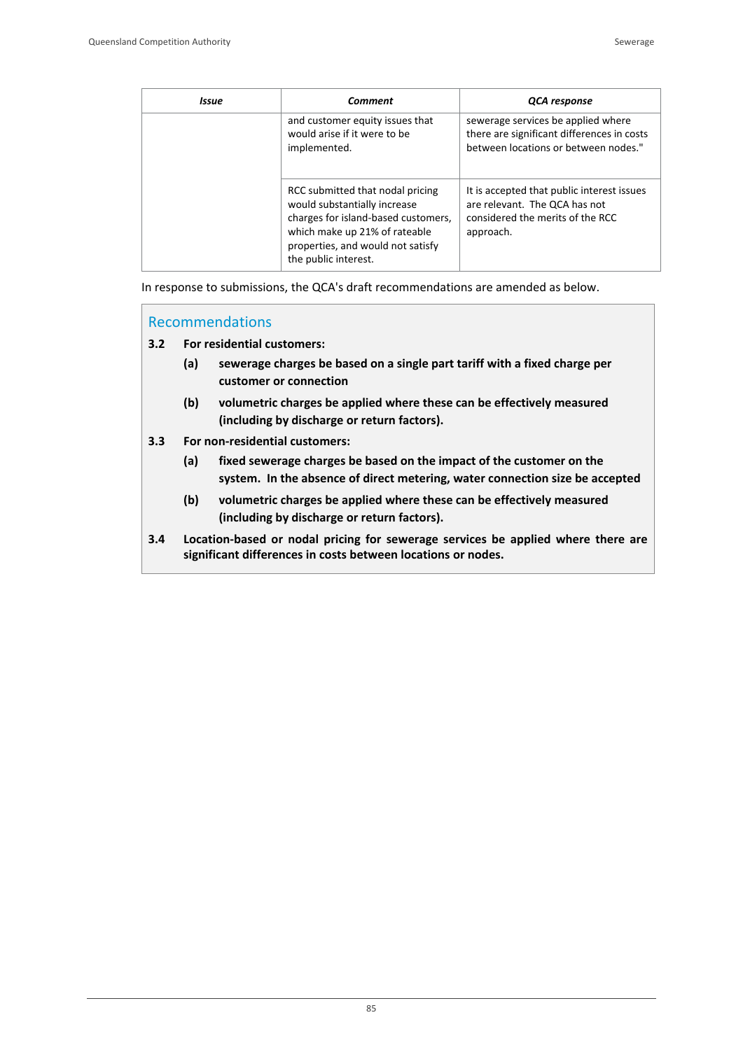| *Issue* | *Comment* | *QCA response* |
| --- | --- | --- |
| | and customer equity issues that would arise if it were to be implemented. | sewerage services be applied where there are significant differences in costs between locations or between nodes." |
| | RCC submitted that nodal pricing would substantially increase charges for island-based customers, which make up 21% of rateable properties, and would not satisfy the public interest. | It is accepted that public interest issues are relevant. The QCA has not considered the merits of the RCC approach. |

In response to submissions, the QCA's draft recommendations are amended as below.

## Recommendations

**3.2 For residential customers:**

- **(a) sewerage charges be based on a single part tariff with a fixed charge per customer or connection**
- **(b) volumetric charges be applied where these can be effectively measured (including by discharge or return factors).**

**3.3 For non-residential customers:**

- **(a) fixed sewerage charges be based on the impact of the customer on the system. In the absence of direct metering, water connection size be accepted**
- **(b) volumetric charges be applied where these can be effectively measured (including by discharge or return factors).**

**3.4 Location-based or nodal pricing for sewerage services be applied where there are significant differences in costs between locations or nodes.**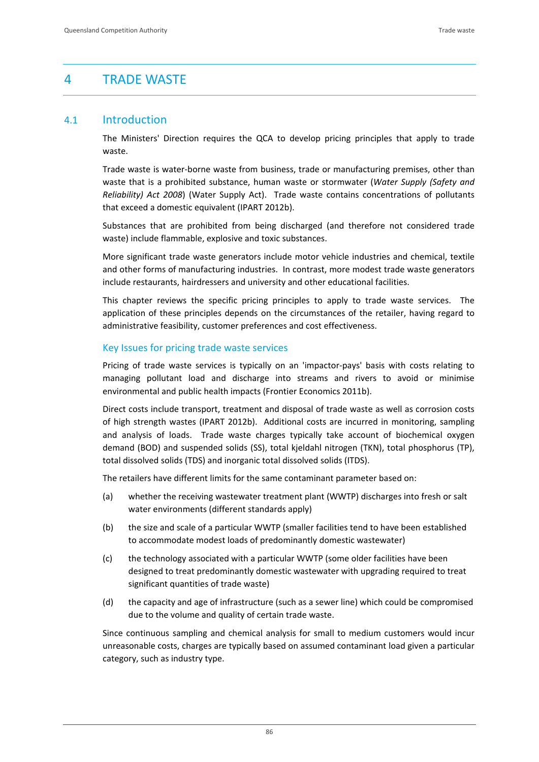# 4 TRADE WASTE

## 4.1 Introduction

The Ministers' Direction requires the QCA to develop pricing principles that apply to trade waste.

Trade waste is water-borne waste from business, trade or manufacturing premises, other than waste that is a prohibited substance, human waste or stormwater (*Water Supply (Safety and Reliability) Act 2008*) (Water Supply Act). Trade waste contains concentrations of pollutants that exceed a domestic equivalent (IPART 2012b).

Substances that are prohibited from being discharged (and therefore not considered trade waste) include flammable, explosive and toxic substances.

More significant trade waste generators include motor vehicle industries and chemical, textile and other forms of manufacturing industries. In contrast, more modest trade waste generators include restaurants, hairdressers and university and other educational facilities.

This chapter reviews the specific pricing principles to apply to trade waste services. The application of these principles depends on the circumstances of the retailer, having regard to administrative feasibility, customer preferences and cost effectiveness.

### Key Issues for pricing trade waste services

Pricing of trade waste services is typically on an 'impactor-pays' basis with costs relating to managing pollutant load and discharge into streams and rivers to avoid or minimise environmental and public health impacts (Frontier Economics 2011b).

Direct costs include transport, treatment and disposal of trade waste as well as corrosion costs of high strength wastes (IPART 2012b). Additional costs are incurred in monitoring, sampling and analysis of loads. Trade waste charges typically take account of biochemical oxygen demand (BOD) and suspended solids (SS), total kjeldahl nitrogen (TKN), total phosphorus (TP), total dissolved solids (TDS) and inorganic total dissolved solids (ITDS).

The retailers have different limits for the same contaminant parameter based on:

(a) whether the receiving wastewater treatment plant (WWTP) discharges into fresh or salt water environments (different standards apply)

(b) the size and scale of a particular WWTP (smaller facilities tend to have been established to accommodate modest loads of predominantly domestic wastewater)

(c) the technology associated with a particular WWTP (some older facilities have been designed to treat predominantly domestic wastewater with upgrading required to treat significant quantities of trade waste)

(d) the capacity and age of infrastructure (such as a sewer line) which could be compromised due to the volume and quality of certain trade waste.

Since continuous sampling and chemical analysis for small to medium customers would incur unreasonable costs, charges are typically based on assumed contaminant load given a particular category, such as industry type.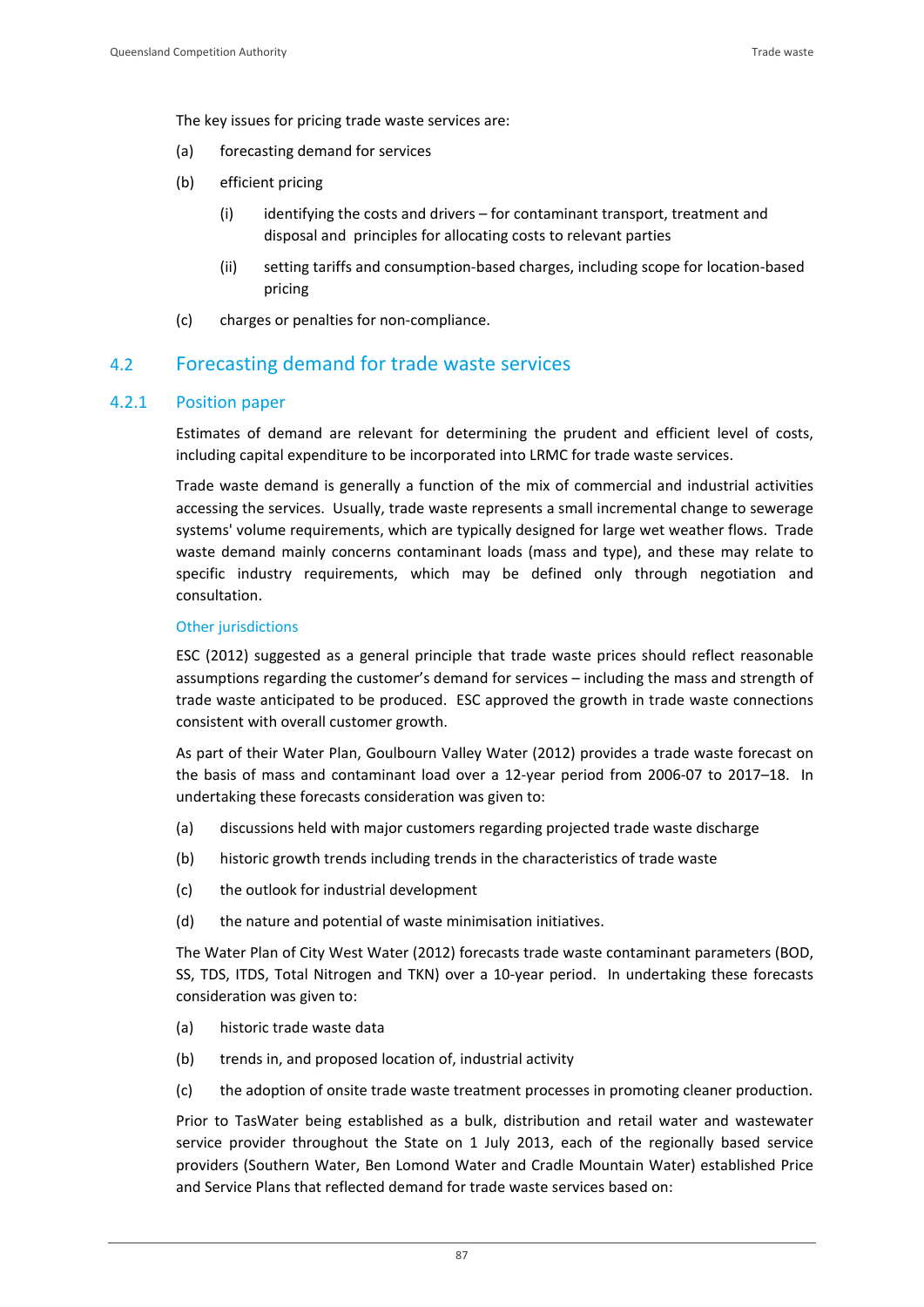The key issues for pricing trade waste services are:

(a) forecasting demand for services

(b) efficient pricing

  (i) identifying the costs and drivers – for contaminant transport, treatment and disposal and principles for allocating costs to relevant parties

  (ii) setting tariffs and consumption-based charges, including scope for location-based pricing

(c) charges or penalties for non-compliance.

## 4.2 Forecasting demand for trade waste services

### 4.2.1 Position paper

Estimates of demand are relevant for determining the prudent and efficient level of costs, including capital expenditure to be incorporated into LRMC for trade waste services.

Trade waste demand is generally a function of the mix of commercial and industrial activities accessing the services. Usually, trade waste represents a small incremental change to sewerage systems' volume requirements, which are typically designed for large wet weather flows. Trade waste demand mainly concerns contaminant loads (mass and type), and these may relate to specific industry requirements, which may be defined only through negotiation and consultation.

#### Other jurisdictions

ESC (2012) suggested as a general principle that trade waste prices should reflect reasonable assumptions regarding the customer's demand for services – including the mass and strength of trade waste anticipated to be produced. ESC approved the growth in trade waste connections consistent with overall customer growth.

As part of their Water Plan, Goulbourn Valley Water (2012) provides a trade waste forecast on the basis of mass and contaminant load over a 12-year period from 2006-07 to 2017–18. In undertaking these forecasts consideration was given to:

(a) discussions held with major customers regarding projected trade waste discharge

(b) historic growth trends including trends in the characteristics of trade waste

(c) the outlook for industrial development

(d) the nature and potential of waste minimisation initiatives.

The Water Plan of City West Water (2012) forecasts trade waste contaminant parameters (BOD, SS, TDS, ITDS, Total Nitrogen and TKN) over a 10-year period. In undertaking these forecasts consideration was given to:

(a) historic trade waste data

(b) trends in, and proposed location of, industrial activity

(c) the adoption of onsite trade waste treatment processes in promoting cleaner production.

Prior to TasWater being established as a bulk, distribution and retail water and wastewater service provider throughout the State on 1 July 2013, each of the regionally based service providers (Southern Water, Ben Lomond Water and Cradle Mountain Water) established Price and Service Plans that reflected demand for trade waste services based on: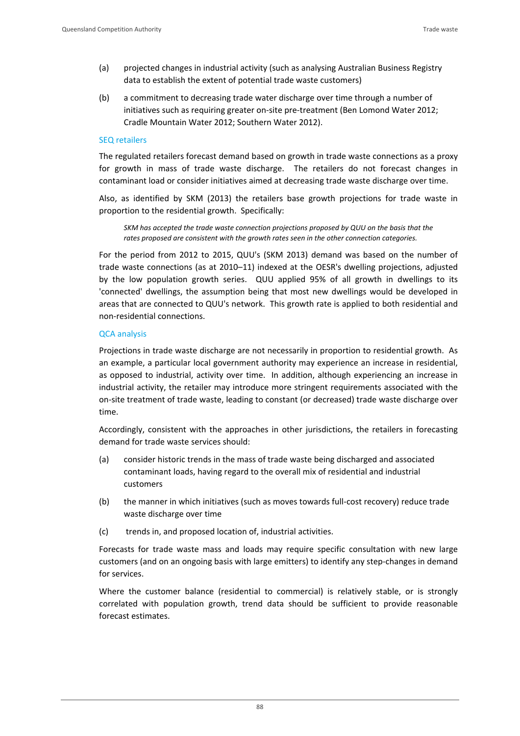(a) projected changes in industrial activity (such as analysing Australian Business Registry data to establish the extent of potential trade waste customers)

(b) a commitment to decreasing trade water discharge over time through a number of initiatives such as requiring greater on-site pre-treatment (Ben Lomond Water 2012; Cradle Mountain Water 2012; Southern Water 2012).

### SEQ retailers

The regulated retailers forecast demand based on growth in trade waste connections as a proxy for growth in mass of trade waste discharge. The retailers do not forecast changes in contaminant load or consider initiatives aimed at decreasing trade waste discharge over time.

Also, as identified by SKM (2013) the retailers base growth projections for trade waste in proportion to the residential growth. Specifically:

> *SKM has accepted the trade waste connection projections proposed by QUU on the basis that the rates proposed are consistent with the growth rates seen in the other connection categories.*

For the period from 2012 to 2015, QUU's (SKM 2013) demand was based on the number of trade waste connections (as at 2010–11) indexed at the OESR's dwelling projections, adjusted by the low population growth series. QUU applied 95% of all growth in dwellings to its 'connected' dwellings, the assumption being that most new dwellings would be developed in areas that are connected to QUU's network. This growth rate is applied to both residential and non-residential connections.

### QCA analysis

Projections in trade waste discharge are not necessarily in proportion to residential growth. As an example, a particular local government authority may experience an increase in residential, as opposed to industrial, activity over time. In addition, although experiencing an increase in industrial activity, the retailer may introduce more stringent requirements associated with the on-site treatment of trade waste, leading to constant (or decreased) trade waste discharge over time.

Accordingly, consistent with the approaches in other jurisdictions, the retailers in forecasting demand for trade waste services should:

(a) consider historic trends in the mass of trade waste being discharged and associated contaminant loads, having regard to the overall mix of residential and industrial customers

(b) the manner in which initiatives (such as moves towards full-cost recovery) reduce trade waste discharge over time

(c) trends in, and proposed location of, industrial activities.

Forecasts for trade waste mass and loads may require specific consultation with new large customers (and on an ongoing basis with large emitters) to identify any step-changes in demand for services.

Where the customer balance (residential to commercial) is relatively stable, or is strongly correlated with population growth, trend data should be sufficient to provide reasonable forecast estimates.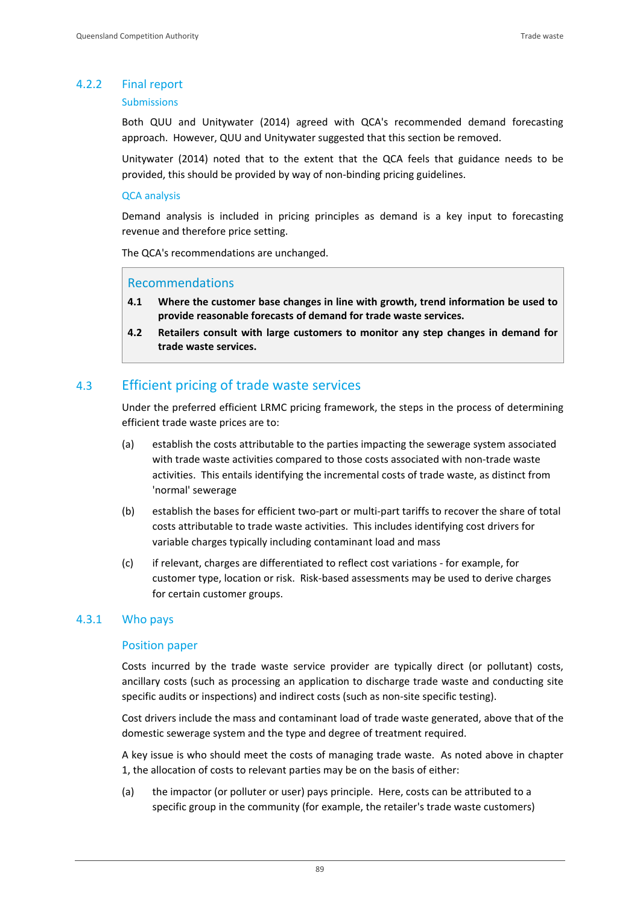### 4.2.2 Final report

#### Submissions

Both QUU and Unitywater (2014) agreed with QCA's recommended demand forecasting approach. However, QUU and Unitywater suggested that this section be removed.

Unitywater (2014) noted that to the extent that the QCA feels that guidance needs to be provided, this should be provided by way of non-binding pricing guidelines.

#### QCA analysis

Demand analysis is included in pricing principles as demand is a key input to forecasting revenue and therefore price setting.

The QCA's recommendations are unchanged.

> **Recommendations**
>
> **4.1 Where the customer base changes in line with growth, trend information be used to provide reasonable forecasts of demand for trade waste services.**
>
> **4.2 Retailers consult with large customers to monitor any step changes in demand for trade waste services.**

## 4.3 Efficient pricing of trade waste services

Under the preferred efficient LRMC pricing framework, the steps in the process of determining efficient trade waste prices are to:

(a) establish the costs attributable to the parties impacting the sewerage system associated with trade waste activities compared to those costs associated with non-trade waste activities. This entails identifying the incremental costs of trade waste, as distinct from 'normal' sewerage

(b) establish the bases for efficient two-part or multi-part tariffs to recover the share of total costs attributable to trade waste activities. This includes identifying cost drivers for variable charges typically including contaminant load and mass

(c) if relevant, charges are differentiated to reflect cost variations - for example, for customer type, location or risk. Risk-based assessments may be used to derive charges for certain customer groups.

### 4.3.1 Who pays

#### Position paper

Costs incurred by the trade waste service provider are typically direct (or pollutant) costs, ancillary costs (such as processing an application to discharge trade waste and conducting site specific audits or inspections) and indirect costs (such as non-site specific testing).

Cost drivers include the mass and contaminant load of trade waste generated, above that of the domestic sewerage system and the type and degree of treatment required.

A key issue is who should meet the costs of managing trade waste. As noted above in chapter 1, the allocation of costs to relevant parties may be on the basis of either:

(a) the impactor (or polluter or user) pays principle. Here, costs can be attributed to a specific group in the community (for example, the retailer's trade waste customers)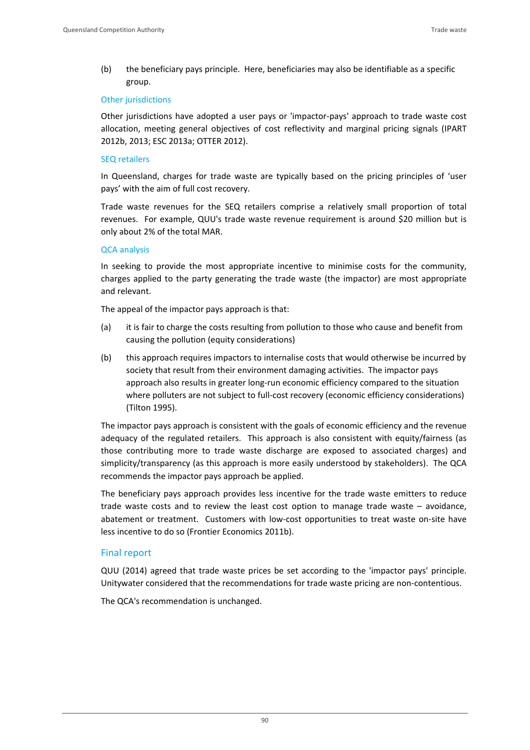(b) the beneficiary pays principle. Here, beneficiaries may also be identifiable as a specific group.

### Other jurisdictions

Other jurisdictions have adopted a user pays or 'impactor-pays' approach to trade waste cost allocation, meeting general objectives of cost reflectivity and marginal pricing signals (IPART 2012b, 2013; ESC 2013a; OTTER 2012).

### SEQ retailers

In Queensland, charges for trade waste are typically based on the pricing principles of 'user pays' with the aim of full cost recovery.

Trade waste revenues for the SEQ retailers comprise a relatively small proportion of total revenues. For example, QUU's trade waste revenue requirement is around $20 million but is only about 2% of the total MAR.

### QCA analysis

In seeking to provide the most appropriate incentive to minimise costs for the community, charges applied to the party generating the trade waste (the impactor) are most appropriate and relevant.

The appeal of the impactor pays approach is that:

(a) it is fair to charge the costs resulting from pollution to those who cause and benefit from causing the pollution (equity considerations)

(b) this approach requires impactors to internalise costs that would otherwise be incurred by society that result from their environment damaging activities. The impactor pays approach also results in greater long-run economic efficiency compared to the situation where polluters are not subject to full-cost recovery (economic efficiency considerations) (Tilton 1995).

The impactor pays approach is consistent with the goals of economic efficiency and the revenue adequacy of the regulated retailers. This approach is also consistent with equity/fairness (as those contributing more to trade waste discharge are exposed to associated charges) and simplicity/transparency (as this approach is more easily understood by stakeholders). The QCA recommends the impactor pays approach be applied.

The beneficiary pays approach provides less incentive for the trade waste emitters to reduce trade waste costs and to review the least cost option to manage trade waste – avoidance, abatement or treatment. Customers with low-cost opportunities to treat waste on-site have less incentive to do so (Frontier Economics 2011b).

## Final report

QUU (2014) agreed that trade waste prices be set according to the 'impactor pays' principle. Unitywater considered that the recommendations for trade waste pricing are non-contentious.

The QCA's recommendation is unchanged.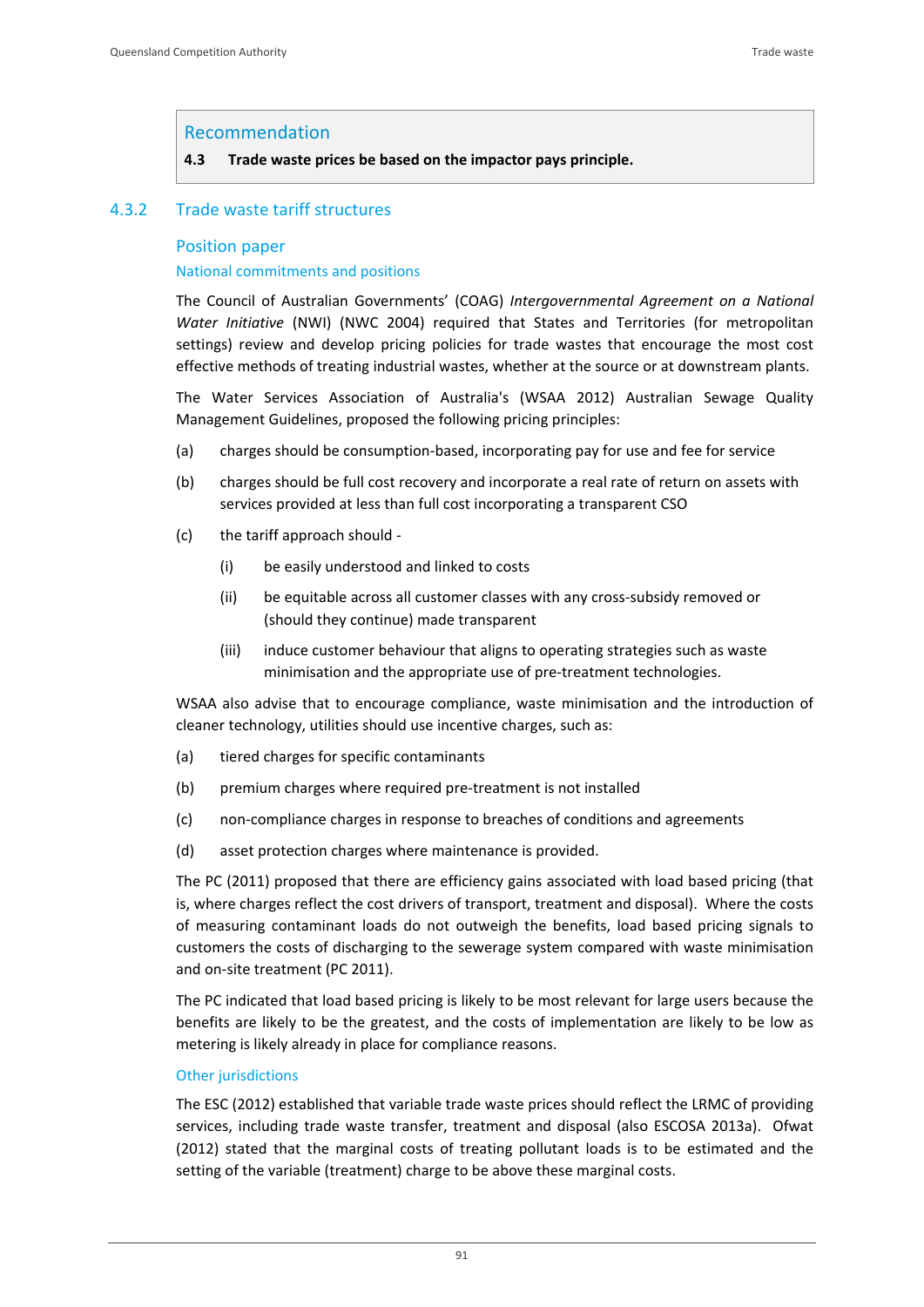> **Recommendation**
>
> **4.3 Trade waste prices be based on the impactor pays principle.**

### 4.3.2 Trade waste tariff structures

#### Position paper

##### National commitments and positions

The Council of Australian Governments' (COAG) *Intergovernmental Agreement on a National Water Initiative* (NWI) (NWC 2004) required that States and Territories (for metropolitan settings) review and develop pricing policies for trade wastes that encourage the most cost effective methods of treating industrial wastes, whether at the source or at downstream plants.

The Water Services Association of Australia's (WSAA 2012) Australian Sewage Quality Management Guidelines, proposed the following pricing principles:

(a) charges should be consumption-based, incorporating pay for use and fee for service

(b) charges should be full cost recovery and incorporate a real rate of return on assets with services provided at less than full cost incorporating a transparent CSO

(c) the tariff approach should -

  (i) be easily understood and linked to costs

  (ii) be equitable across all customer classes with any cross-subsidy removed or (should they continue) made transparent

  (iii) induce customer behaviour that aligns to operating strategies such as waste minimisation and the appropriate use of pre-treatment technologies.

WSAA also advise that to encourage compliance, waste minimisation and the introduction of cleaner technology, utilities should use incentive charges, such as:

(a) tiered charges for specific contaminants

(b) premium charges where required pre-treatment is not installed

(c) non-compliance charges in response to breaches of conditions and agreements

(d) asset protection charges where maintenance is provided.

The PC (2011) proposed that there are efficiency gains associated with load based pricing (that is, where charges reflect the cost drivers of transport, treatment and disposal). Where the costs of measuring contaminant loads do not outweigh the benefits, load based pricing signals to customers the costs of discharging to the sewerage system compared with waste minimisation and on-site treatment (PC 2011).

The PC indicated that load based pricing is likely to be most relevant for large users because the benefits are likely to be the greatest, and the costs of implementation are likely to be low as metering is likely already in place for compliance reasons.

##### Other jurisdictions

The ESC (2012) established that variable trade waste prices should reflect the LRMC of providing services, including trade waste transfer, treatment and disposal (also ESCOSA 2013a). Ofwat (2012) stated that the marginal costs of treating pollutant loads is to be estimated and the setting of the variable (treatment) charge to be above these marginal costs.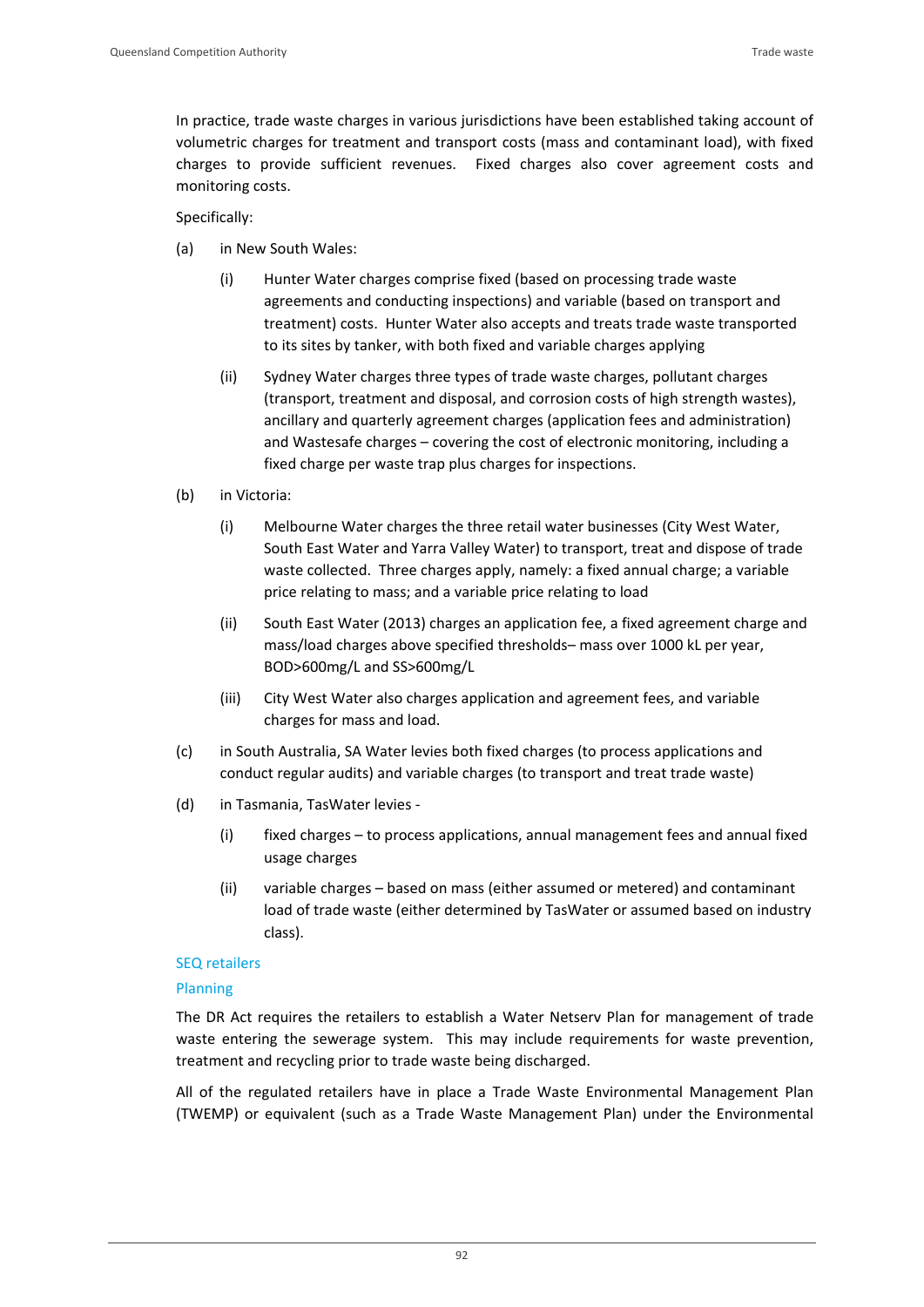In practice, trade waste charges in various jurisdictions have been established taking account of volumetric charges for treatment and transport costs (mass and contaminant load), with fixed charges to provide sufficient revenues. Fixed charges also cover agreement costs and monitoring costs.

Specifically:

(a) in New South Wales:

  (i) Hunter Water charges comprise fixed (based on processing trade waste agreements and conducting inspections) and variable (based on transport and treatment) costs. Hunter Water also accepts and treats trade waste transported to its sites by tanker, with both fixed and variable charges applying

  (ii) Sydney Water charges three types of trade waste charges, pollutant charges (transport, treatment and disposal, and corrosion costs of high strength wastes), ancillary and quarterly agreement charges (application fees and administration) and Wastesafe charges – covering the cost of electronic monitoring, including a fixed charge per waste trap plus charges for inspections.

(b) in Victoria:

  (i) Melbourne Water charges the three retail water businesses (City West Water, South East Water and Yarra Valley Water) to transport, treat and dispose of trade waste collected. Three charges apply, namely: a fixed annual charge; a variable price relating to mass; and a variable price relating to load

  (ii) South East Water (2013) charges an application fee, a fixed agreement charge and mass/load charges above specified thresholds– mass over 1000 kL per year, BOD>600mg/L and SS>600mg/L

  (iii) City West Water also charges application and agreement fees, and variable charges for mass and load.

(c) in South Australia, SA Water levies both fixed charges (to process applications and conduct regular audits) and variable charges (to transport and treat trade waste)

(d) in Tasmania, TasWater levies -

  (i) fixed charges – to process applications, annual management fees and annual fixed usage charges

  (ii) variable charges – based on mass (either assumed or metered) and contaminant load of trade waste (either determined by TasWater or assumed based on industry class).

### SEQ retailers

#### Planning

The DR Act requires the retailers to establish a Water Netserv Plan for management of trade waste entering the sewerage system. This may include requirements for waste prevention, treatment and recycling prior to trade waste being discharged.

All of the regulated retailers have in place a Trade Waste Environmental Management Plan (TWEMP) or equivalent (such as a Trade Waste Management Plan) under the Environmental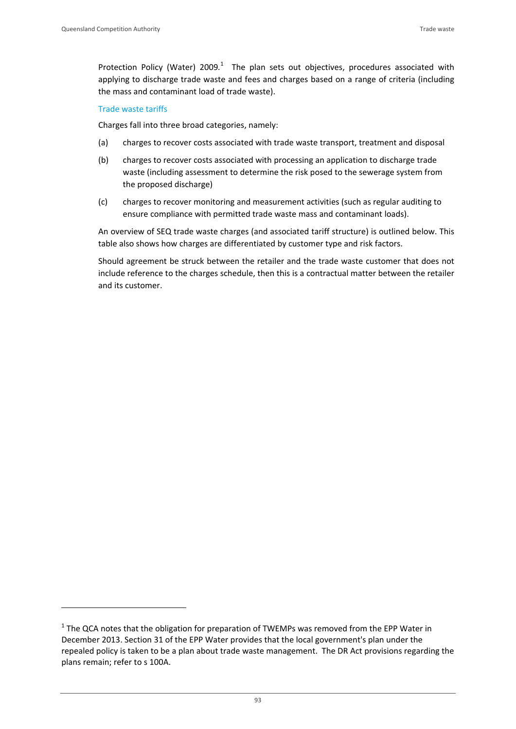Protection Policy (Water) 2009.[1] The plan sets out objectives, procedures associated with applying to discharge trade waste and fees and charges based on a range of criteria (including the mass and contaminant load of trade waste).

### Trade waste tariffs

Charges fall into three broad categories, namely:

(a) charges to recover costs associated with trade waste transport, treatment and disposal

(b) charges to recover costs associated with processing an application to discharge trade waste (including assessment to determine the risk posed to the sewerage system from the proposed discharge)

(c) charges to recover monitoring and measurement activities (such as regular auditing to ensure compliance with permitted trade waste mass and contaminant loads).

An overview of SEQ trade waste charges (and associated tariff structure) is outlined below. This table also shows how charges are differentiated by customer type and risk factors.

Should agreement be struck between the retailer and the trade waste customer that does not include reference to the charges schedule, then this is a contractual matter between the retailer and its customer.

[1] The QCA notes that the obligation for preparation of TWEMPs was removed from the EPP Water in December 2013. Section 31 of the EPP Water provides that the local government's plan under the repealed policy is taken to be a plan about trade waste management. The DR Act provisions regarding the plans remain; refer to s 100A.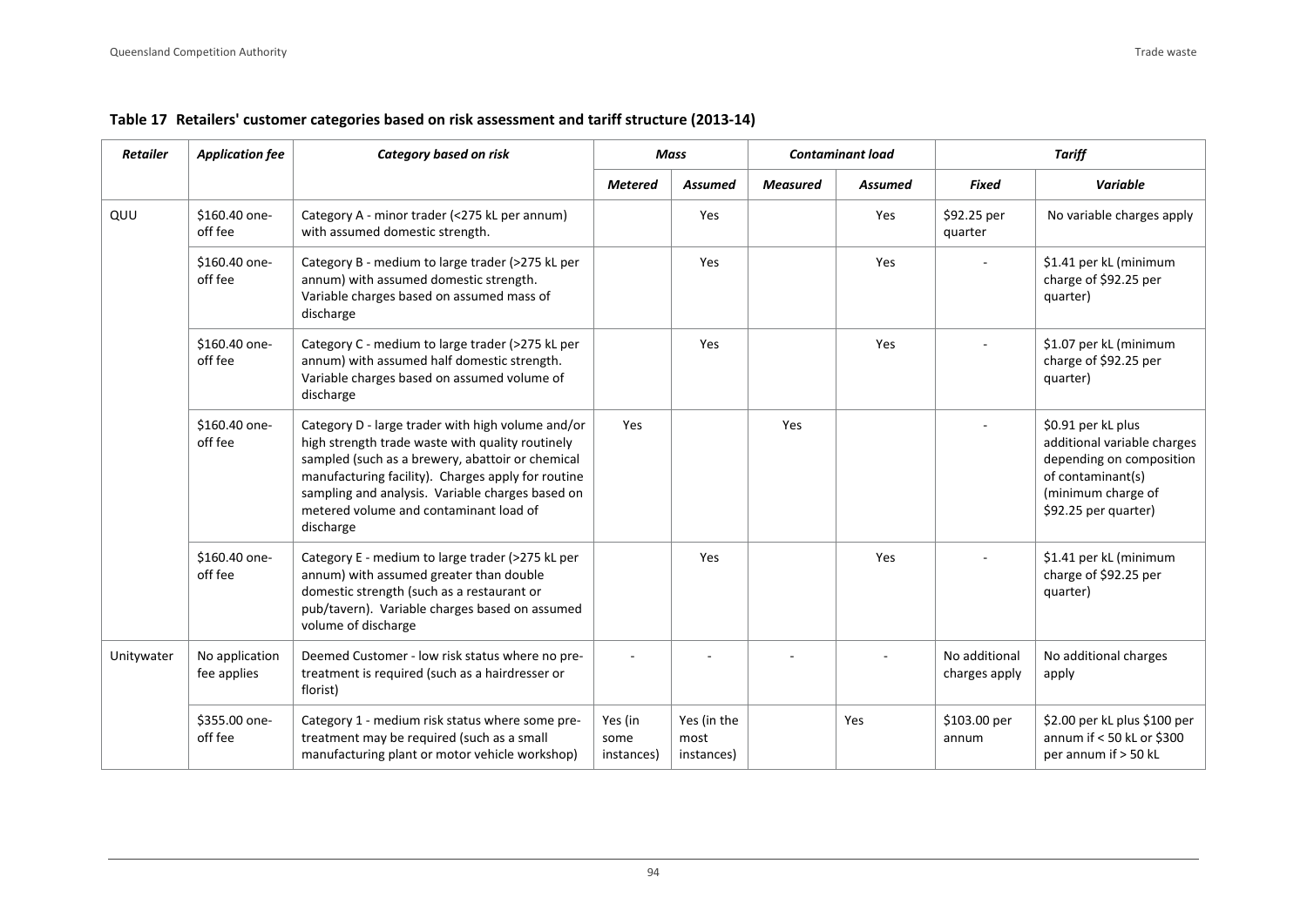**Table 17 Retailers' customer categories based on risk assessment and tariff structure (2013-14)**

| *Retailer* | *Application fee* | *Category based on risk* | *Mass* | | *Contaminant load* | | *Tariff* | |
|---|---|---|---|---|---|---|---|---|
| | | | *Metered* | *Assumed* | *Measured* | *Assumed* | *Fixed* | *Variable* |
| QUU | $160.40 one-off fee | Category A - minor trader (<275 kL per annum) with assumed domestic strength. | | Yes | | Yes | $92.25 per quarter | No variable charges apply |
| | $160.40 one-off fee | Category B - medium to large trader (>275 kL per annum) with assumed domestic strength. Variable charges based on assumed mass of discharge | | Yes | | Yes | - | $1.41 per kL (minimum charge of $92.25 per quarter) |
| | $160.40 one-off fee | Category C - medium to large trader (>275 kL per annum) with assumed half domestic strength. Variable charges based on assumed volume of discharge | | Yes | | Yes | - | $1.07 per kL (minimum charge of $92.25 per quarter) |
| | $160.40 one-off fee | Category D - large trader with high volume and/or high strength trade waste with quality routinely sampled (such as a brewery, abattoir or chemical manufacturing facility). Charges apply for routine sampling and analysis. Variable charges based on metered volume and contaminant load of discharge | Yes | | Yes | | - | $0.91 per kL plus additional variable charges depending on composition of contaminant(s) (minimum charge of $92.25 per quarter) |
| | $160.40 one-off fee | Category E - medium to large trader (>275 kL per annum) with assumed greater than double domestic strength (such as a restaurant or pub/tavern). Variable charges based on assumed volume of discharge | | Yes | | Yes | - | $1.41 per kL (minimum charge of $92.25 per quarter) |
| Unitywater | No application fee applies | Deemed Customer - low risk status where no pre-treatment is required (such as a hairdresser or florist) | - | - | - | - | No additional charges apply | No additional charges apply |
| | $355.00 one-off fee | Category 1 - medium risk status where some pre-treatment may be required (such as a small manufacturing plant or motor vehicle workshop) | Yes (in some instances) | Yes (in the most instances) | | Yes | $103.00 per annum | $2.00 per kL plus $100 per annum if < 50 kL or $300 per annum if > 50 kL |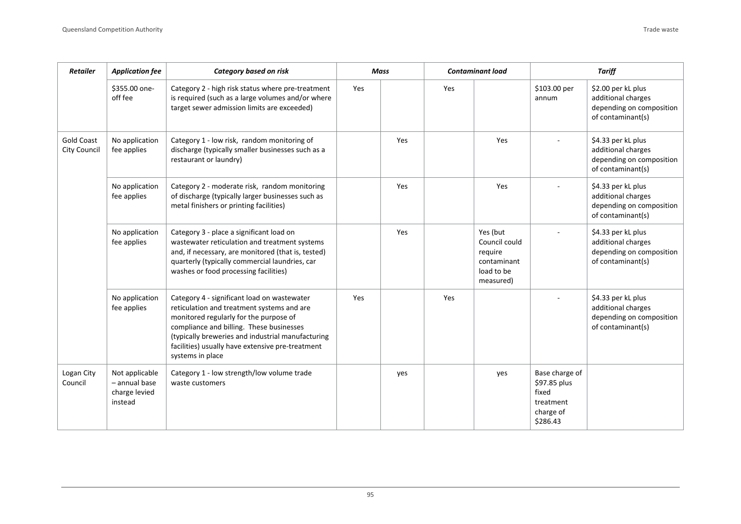| *Retailer* | *Application fee* | *Category based on risk* | *Mass* | | *Contaminant load* | | *Tariff* | |
|---|---|---|---|---|---|---|---|---|
| | $355.00 one-off fee | Category 2 - high risk status where pre-treatment is required (such as a large volumes and/or where target sewer admission limits are exceeded) | Yes | | Yes | | $103.00 per annum | $2.00 per kL plus additional charges depending on composition of contaminant(s) |
| Gold Coast City Council | No application fee applies | Category 1 - low risk, random monitoring of discharge (typically smaller businesses such as a restaurant or laundry) | | Yes | | Yes | - | $4.33 per kL plus additional charges depending on composition of contaminant(s) |
| | No application fee applies | Category 2 - moderate risk, random monitoring of discharge (typically larger businesses such as metal finishers or printing facilities) | | Yes | | Yes | - | $4.33 per kL plus additional charges depending on composition of contaminant(s) |
| | No application fee applies | Category 3 - place a significant load on wastewater reticulation and treatment systems and, if necessary, are monitored (that is, tested) quarterly (typically commercial laundries, car washes or food processing facilities) | | Yes | | Yes (but Council could require contaminant load to be measured) | - | $4.33 per kL plus additional charges depending on composition of contaminant(s) |
| | No application fee applies | Category 4 - significant load on wastewater reticulation and treatment systems and are monitored regularly for the purpose of compliance and billing. These businesses (typically breweries and industrial manufacturing facilities) usually have extensive pre-treatment systems in place | Yes | | Yes | | - | $4.33 per kL plus additional charges depending on composition of contaminant(s) |
| Logan City Council | Not applicable – annual base charge levied instead | Category 1 - low strength/low volume trade waste customers | | yes | | yes | Base charge of $97.85 plus fixed treatment charge of $286.43 | |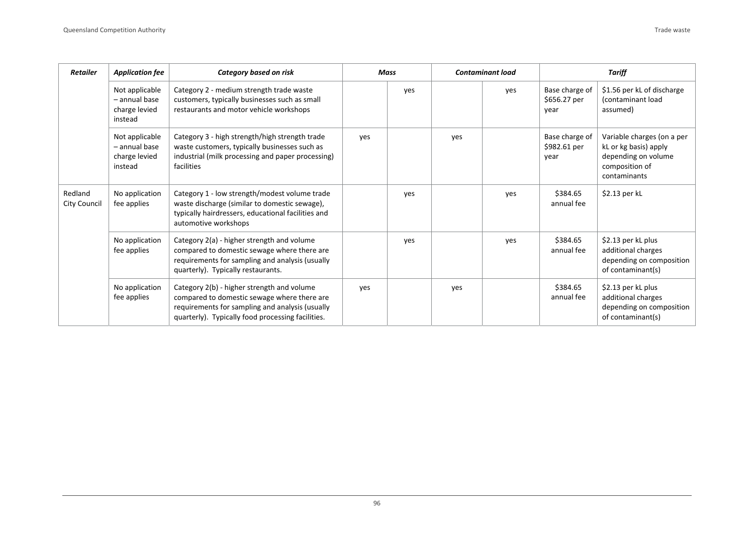| Retailer | Application fee | Category based on risk | Mass | | Contaminant load | | Tariff | |
|---|---|---|---|---|---|---|---|---|
| | Not applicable – annual base charge levied instead | Category 2 - medium strength trade waste customers, typically businesses such as small restaurants and motor vehicle workshops | | yes | | yes | Base charge of $656.27 per year | $1.56 per kL of discharge (contaminant load assumed) |
| | Not applicable – annual base charge levied instead | Category 3 - high strength/high strength trade waste customers, typically businesses such as industrial (milk processing and paper processing) facilities | yes | | yes | | Base charge of $982.61 per year | Variable charges (on a per kL or kg basis) apply depending on volume composition of contaminants |
| Redland City Council | No application fee applies | Category 1 - low strength/modest volume trade waste discharge (similar to domestic sewage), typically hairdressers, educational facilities and automotive workshops | | yes | | yes | $384.65 annual fee | $2.13 per kL |
| | No application fee applies | Category 2(a) - higher strength and volume compared to domestic sewage where there are requirements for sampling and analysis (usually quarterly). Typically restaurants. | | yes | | yes | $384.65 annual fee | $2.13 per kL plus additional charges depending on composition of contaminant(s) |
| | No application fee applies | Category 2(b) - higher strength and volume compared to domestic sewage where there are requirements for sampling and analysis (usually quarterly). Typically food processing facilities. | yes | | yes | | $384.65 annual fee | $2.13 per kL plus additional charges depending on composition of contaminant(s) |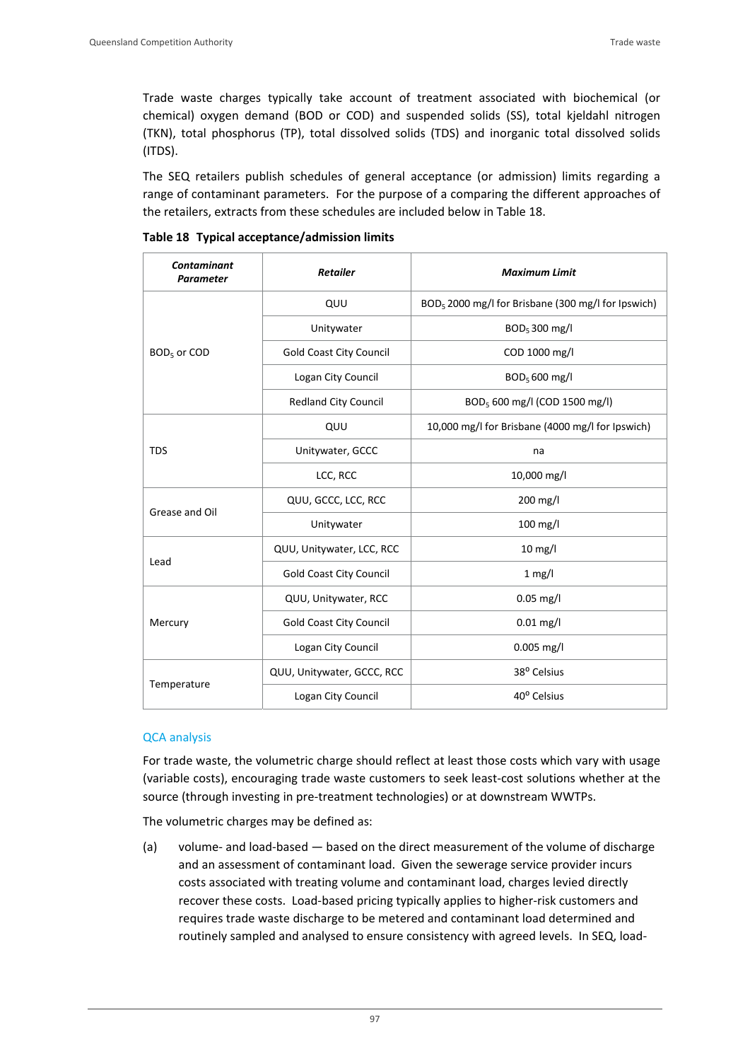Trade waste charges typically take account of treatment associated with biochemical (or chemical) oxygen demand (BOD or COD) and suspended solids (SS), total kjeldahl nitrogen (TKN), total phosphorus (TP), total dissolved solids (TDS) and inorganic total dissolved solids (ITDS).

The SEQ retailers publish schedules of general acceptance (or admission) limits regarding a range of contaminant parameters. For the purpose of a comparing the different approaches of the retailers, extracts from these schedules are included below in Table 18.

**Table 18 Typical acceptance/admission limits**

| *Contaminant Parameter* | *Retailer* | *Maximum Limit* |
|---|---|---|
| $BOD_5$ or COD | QUU | $BOD_5$ 2000 mg/l for Brisbane (300 mg/l for Ipswich) |
| | Unitywater | $BOD_5$ 300 mg/l |
| | Gold Coast City Council | COD 1000 mg/l |
| | Logan City Council | $BOD_5$ 600 mg/l |
| | Redland City Council | $BOD_5$ 600 mg/l (COD 1500 mg/l) |
| TDS | QUU | 10,000 mg/l for Brisbane (4000 mg/l for Ipswich) |
| | Unitywater, GCCC | na |
| | LCC, RCC | 10,000 mg/l |
| Grease and Oil | QUU, GCCC, LCC, RCC | 200 mg/l |
| | Unitywater | 100 mg/l |
| Lead | QUU, Unitywater, LCC, RCC | 10 mg/l |
| | Gold Coast City Council | 1 mg/l |
| Mercury | QUU, Unitywater, RCC | 0.05 mg/l |
| | Gold Coast City Council | 0.01 mg/l |
| | Logan City Council | 0.005 mg/l |
| Temperature | QUU, Unitywater, GCCC, RCC | $38^{o}$ Celsius |
| | Logan City Council | $40^{o}$ Celsius |

### QCA analysis

For trade waste, the volumetric charge should reflect at least those costs which vary with usage (variable costs), encouraging trade waste customers to seek least-cost solutions whether at the source (through investing in pre-treatment technologies) or at downstream WWTPs.

The volumetric charges may be defined as:

(a) volume- and load-based — based on the direct measurement of the volume of discharge and an assessment of contaminant load. Given the sewerage service provider incurs costs associated with treating volume and contaminant load, charges levied directly recover these costs. Load-based pricing typically applies to higher-risk customers and requires trade waste discharge to be metered and contaminant load determined and routinely sampled and analysed to ensure consistency with agreed levels. In SEQ, load-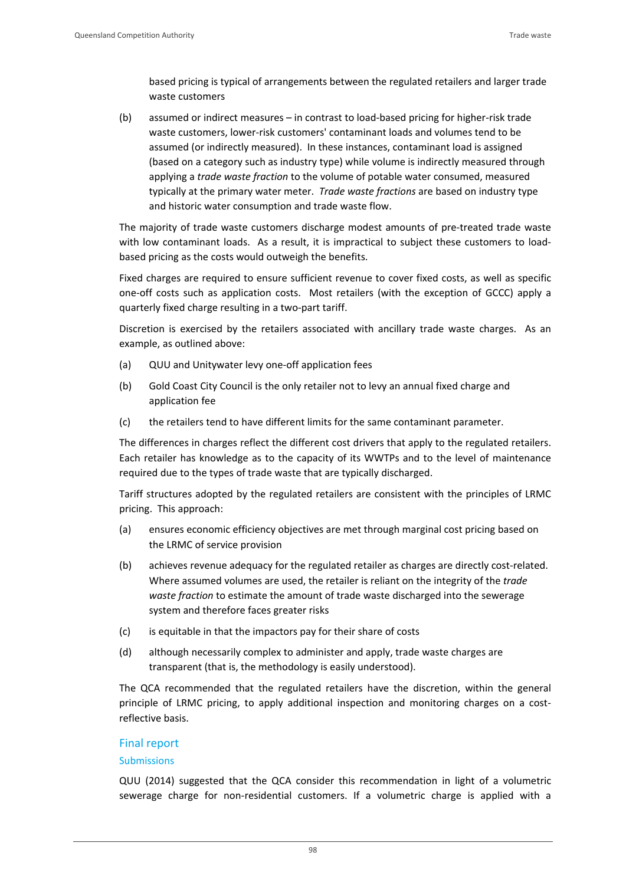based pricing is typical of arrangements between the regulated retailers and larger trade waste customers

(b) assumed or indirect measures – in contrast to load-based pricing for higher-risk trade waste customers, lower-risk customers' contaminant loads and volumes tend to be assumed (or indirectly measured). In these instances, contaminant load is assigned (based on a category such as industry type) while volume is indirectly measured through applying a *trade waste fraction* to the volume of potable water consumed, measured typically at the primary water meter. *Trade waste fractions* are based on industry type and historic water consumption and trade waste flow.

The majority of trade waste customers discharge modest amounts of pre-treated trade waste with low contaminant loads. As a result, it is impractical to subject these customers to load-based pricing as the costs would outweigh the benefits.

Fixed charges are required to ensure sufficient revenue to cover fixed costs, as well as specific one-off costs such as application costs. Most retailers (with the exception of GCCC) apply a quarterly fixed charge resulting in a two-part tariff.

Discretion is exercised by the retailers associated with ancillary trade waste charges. As an example, as outlined above:

(a) QUU and Unitywater levy one-off application fees

(b) Gold Coast City Council is the only retailer not to levy an annual fixed charge and application fee

(c) the retailers tend to have different limits for the same contaminant parameter.

The differences in charges reflect the different cost drivers that apply to the regulated retailers. Each retailer has knowledge as to the capacity of its WWTPs and to the level of maintenance required due to the types of trade waste that are typically discharged.

Tariff structures adopted by the regulated retailers are consistent with the principles of LRMC pricing. This approach:

(a) ensures economic efficiency objectives are met through marginal cost pricing based on the LRMC of service provision

(b) achieves revenue adequacy for the regulated retailer as charges are directly cost-related. Where assumed volumes are used, the retailer is reliant on the integrity of the *trade waste fraction* to estimate the amount of trade waste discharged into the sewerage system and therefore faces greater risks

(c) is equitable in that the impactors pay for their share of costs

(d) although necessarily complex to administer and apply, trade waste charges are transparent (that is, the methodology is easily understood).

The QCA recommended that the regulated retailers have the discretion, within the general principle of LRMC pricing, to apply additional inspection and monitoring charges on a cost-reflective basis.

## Final report

### Submissions

QUU (2014) suggested that the QCA consider this recommendation in light of a volumetric sewerage charge for non-residential customers. If a volumetric charge is applied with a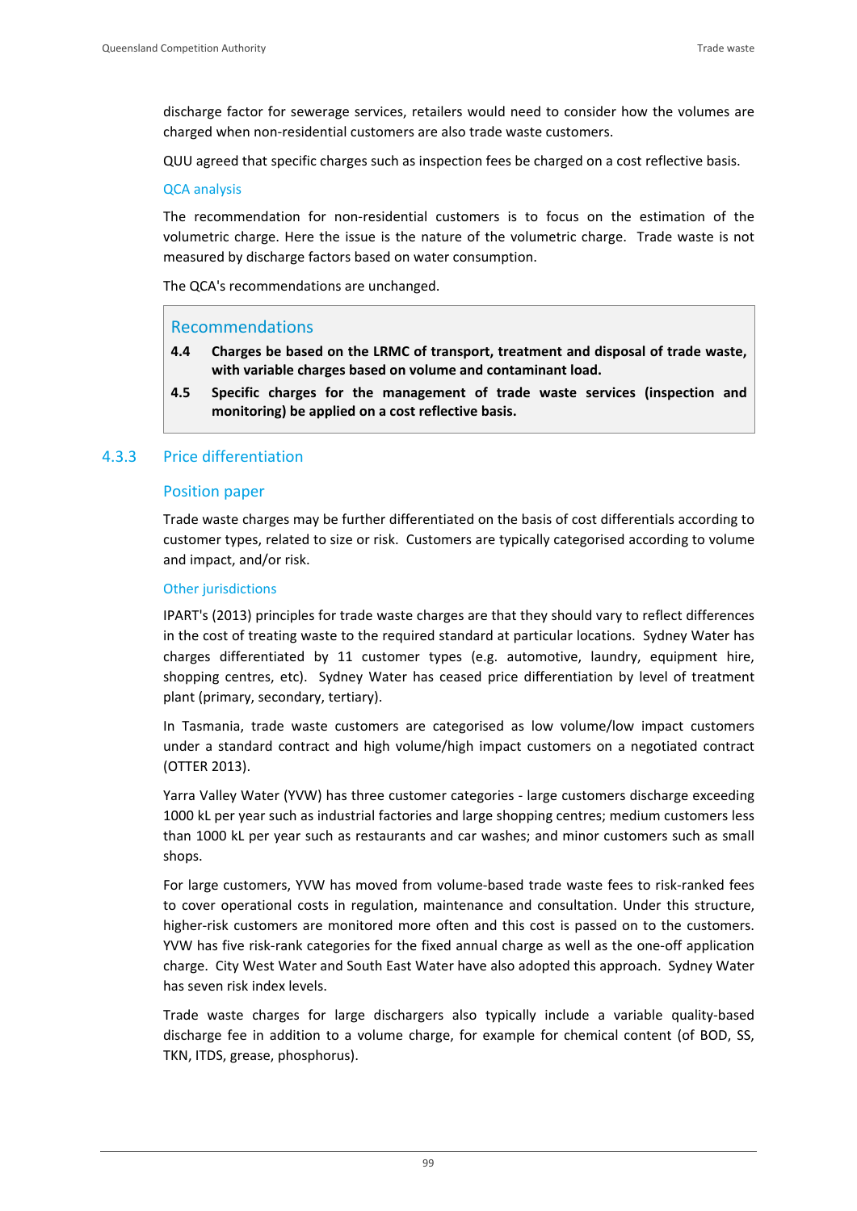discharge factor for sewerage services, retailers would need to consider how the volumes are charged when non-residential customers are also trade waste customers.

QUU agreed that specific charges such as inspection fees be charged on a cost reflective basis.

#### QCA analysis

The recommendation for non-residential customers is to focus on the estimation of the volumetric charge. Here the issue is the nature of the volumetric charge. Trade waste is not measured by discharge factors based on water consumption.

The QCA's recommendations are unchanged.

> **Recommendations**
>
> **4.4 Charges be based on the LRMC of transport, treatment and disposal of trade waste, with variable charges based on volume and contaminant load.**
>
> **4.5 Specific charges for the management of trade waste services (inspection and monitoring) be applied on a cost reflective basis.**

### 4.3.3 Price differentiation

#### Position paper

Trade waste charges may be further differentiated on the basis of cost differentials according to customer types, related to size or risk. Customers are typically categorised according to volume and impact, and/or risk.

#### Other jurisdictions

IPART's (2013) principles for trade waste charges are that they should vary to reflect differences in the cost of treating waste to the required standard at particular locations. Sydney Water has charges differentiated by 11 customer types (e.g. automotive, laundry, equipment hire, shopping centres, etc). Sydney Water has ceased price differentiation by level of treatment plant (primary, secondary, tertiary).

In Tasmania, trade waste customers are categorised as low volume/low impact customers under a standard contract and high volume/high impact customers on a negotiated contract (OTTER 2013).

Yarra Valley Water (YVW) has three customer categories - large customers discharge exceeding 1000 kL per year such as industrial factories and large shopping centres; medium customers less than 1000 kL per year such as restaurants and car washes; and minor customers such as small shops.

For large customers, YVW has moved from volume-based trade waste fees to risk-ranked fees to cover operational costs in regulation, maintenance and consultation. Under this structure, higher-risk customers are monitored more often and this cost is passed on to the customers. YVW has five risk-rank categories for the fixed annual charge as well as the one-off application charge. City West Water and South East Water have also adopted this approach. Sydney Water has seven risk index levels.

Trade waste charges for large dischargers also typically include a variable quality-based discharge fee in addition to a volume charge, for example for chemical content (of BOD, SS, TKN, ITDS, grease, phosphorus).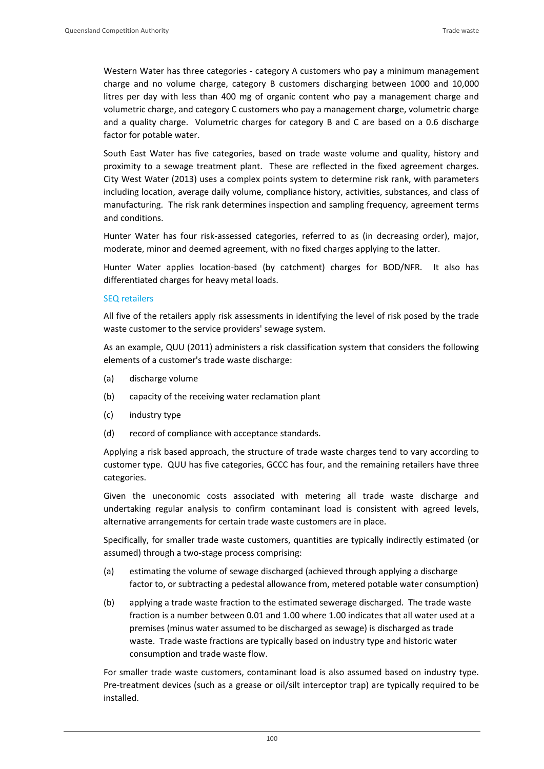Western Water has three categories - category A customers who pay a minimum management charge and no volume charge, category B customers discharging between 1000 and 10,000 litres per day with less than 400 mg of organic content who pay a management charge and volumetric charge, and category C customers who pay a management charge, volumetric charge and a quality charge. Volumetric charges for category B and C are based on a 0.6 discharge factor for potable water.

South East Water has five categories, based on trade waste volume and quality, history and proximity to a sewage treatment plant. These are reflected in the fixed agreement charges. City West Water (2013) uses a complex points system to determine risk rank, with parameters including location, average daily volume, compliance history, activities, substances, and class of manufacturing. The risk rank determines inspection and sampling frequency, agreement terms and conditions.

Hunter Water has four risk-assessed categories, referred to as (in decreasing order), major, moderate, minor and deemed agreement, with no fixed charges applying to the latter.

Hunter Water applies location-based (by catchment) charges for BOD/NFR. It also has differentiated charges for heavy metal loads.

### SEQ retailers

All five of the retailers apply risk assessments in identifying the level of risk posed by the trade waste customer to the service providers' sewage system.

As an example, QUU (2011) administers a risk classification system that considers the following elements of a customer's trade waste discharge:

(a) discharge volume

(b) capacity of the receiving water reclamation plant

(c) industry type

(d) record of compliance with acceptance standards.

Applying a risk based approach, the structure of trade waste charges tend to vary according to customer type. QUU has five categories, GCCC has four, and the remaining retailers have three categories.

Given the uneconomic costs associated with metering all trade waste discharge and undertaking regular analysis to confirm contaminant load is consistent with agreed levels, alternative arrangements for certain trade waste customers are in place.

Specifically, for smaller trade waste customers, quantities are typically indirectly estimated (or assumed) through a two-stage process comprising:

(a) estimating the volume of sewage discharged (achieved through applying a discharge factor to, or subtracting a pedestal allowance from, metered potable water consumption)

(b) applying a trade waste fraction to the estimated sewerage discharged. The trade waste fraction is a number between 0.01 and 1.00 where 1.00 indicates that all water used at a premises (minus water assumed to be discharged as sewage) is discharged as trade waste. Trade waste fractions are typically based on industry type and historic water consumption and trade waste flow.

For smaller trade waste customers, contaminant load is also assumed based on industry type. Pre-treatment devices (such as a grease or oil/silt interceptor trap) are typically required to be installed.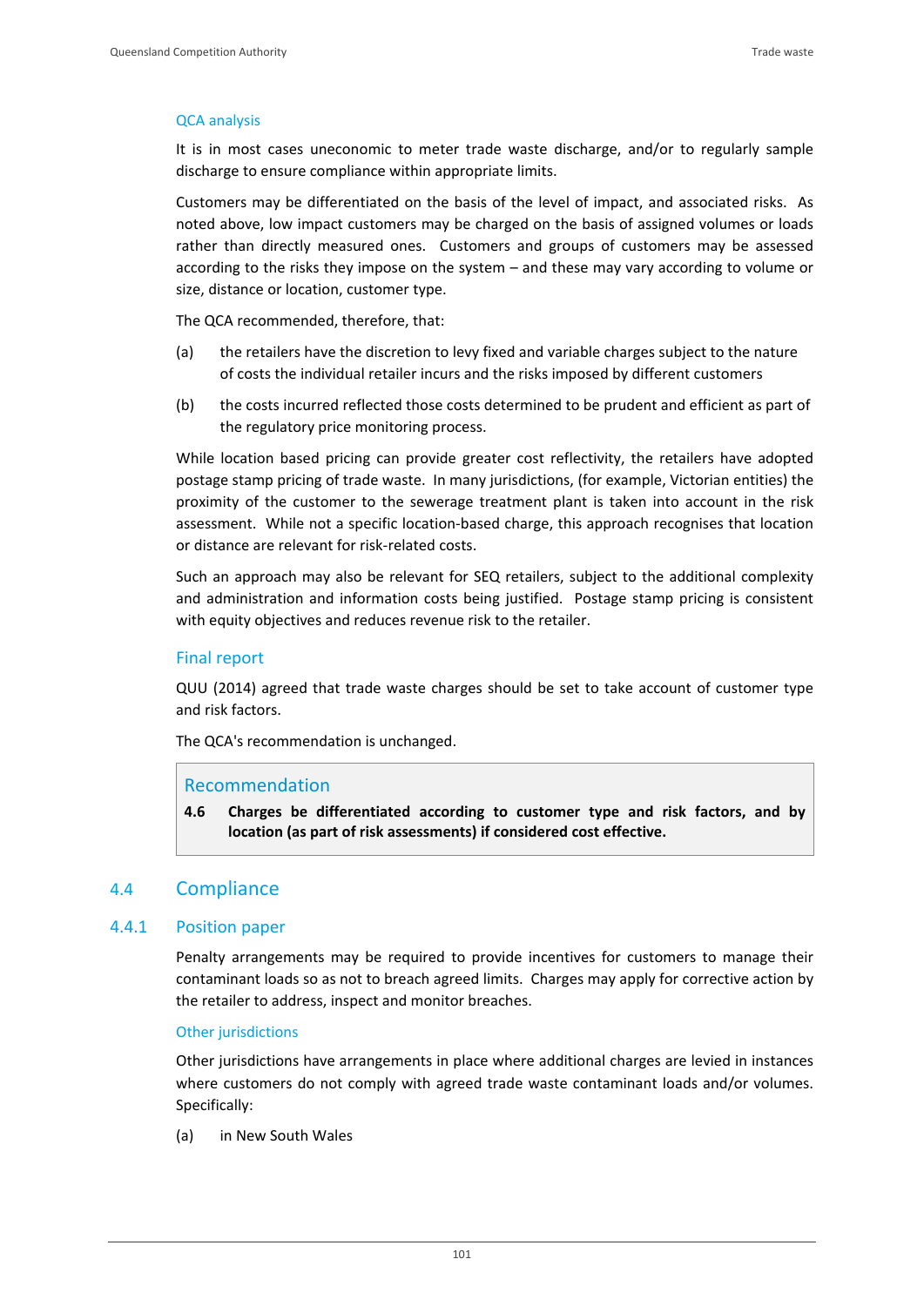### QCA analysis

It is in most cases uneconomic to meter trade waste discharge, and/or to regularly sample discharge to ensure compliance within appropriate limits.

Customers may be differentiated on the basis of the level of impact, and associated risks. As noted above, low impact customers may be charged on the basis of assigned volumes or loads rather than directly measured ones. Customers and groups of customers may be assessed according to the risks they impose on the system – and these may vary according to volume or size, distance or location, customer type.

The QCA recommended, therefore, that:

(a) the retailers have the discretion to levy fixed and variable charges subject to the nature of costs the individual retailer incurs and the risks imposed by different customers

(b) the costs incurred reflected those costs determined to be prudent and efficient as part of the regulatory price monitoring process.

While location based pricing can provide greater cost reflectivity, the retailers have adopted postage stamp pricing of trade waste. In many jurisdictions, (for example, Victorian entities) the proximity of the customer to the sewerage treatment plant is taken into account in the risk assessment. While not a specific location-based charge, this approach recognises that location or distance are relevant for risk-related costs.

Such an approach may also be relevant for SEQ retailers, subject to the additional complexity and administration and information costs being justified. Postage stamp pricing is consistent with equity objectives and reduces revenue risk to the retailer.

### Final report

QUU (2014) agreed that trade waste charges should be set to take account of customer type and risk factors.

The QCA's recommendation is unchanged.

> **Recommendation**
>
> **4.6 Charges be differentiated according to customer type and risk factors, and by location (as part of risk assessments) if considered cost effective.**

## 4.4 Compliance

### 4.4.1 Position paper

Penalty arrangements may be required to provide incentives for customers to manage their contaminant loads so as not to breach agreed limits. Charges may apply for corrective action by the retailer to address, inspect and monitor breaches.

#### Other jurisdictions

Other jurisdictions have arrangements in place where additional charges are levied in instances where customers do not comply with agreed trade waste contaminant loads and/or volumes. Specifically:

(a) in New South Wales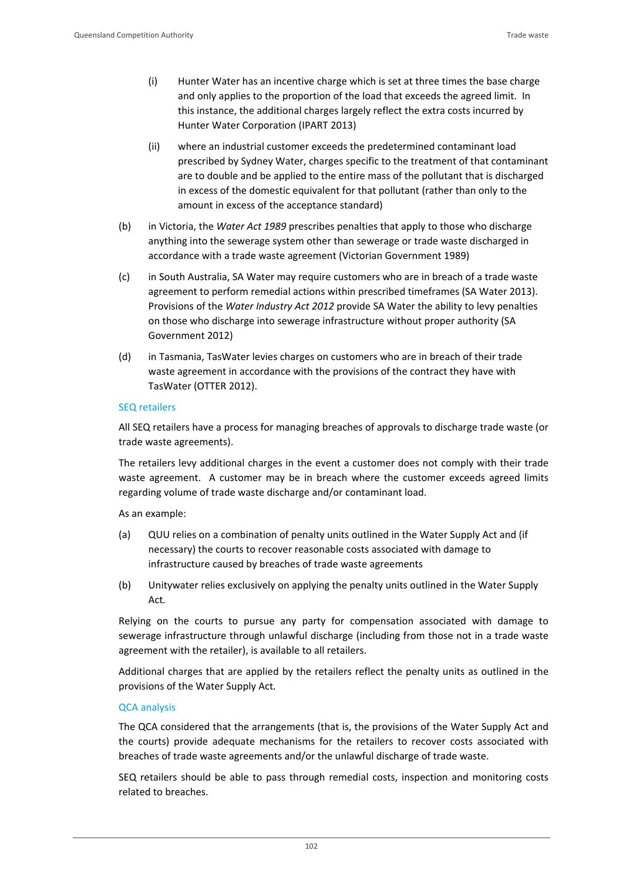(i) Hunter Water has an incentive charge which is set at three times the base charge and only applies to the proportion of the load that exceeds the agreed limit. In this instance, the additional charges largely reflect the extra costs incurred by Hunter Water Corporation (IPART 2013)

(ii) where an industrial customer exceeds the predetermined contaminant load prescribed by Sydney Water, charges specific to the treatment of that contaminant are to double and be applied to the entire mass of the pollutant that is discharged in excess of the domestic equivalent for that pollutant (rather than only to the amount in excess of the acceptance standard)

(b) in Victoria, the *Water Act 1989* prescribes penalties that apply to those who discharge anything into the sewerage system other than sewerage or trade waste discharged in accordance with a trade waste agreement (Victorian Government 1989)

(c) in South Australia, SA Water may require customers who are in breach of a trade waste agreement to perform remedial actions within prescribed timeframes (SA Water 2013). Provisions of the *Water Industry Act 2012* provide SA Water the ability to levy penalties on those who discharge into sewerage infrastructure without proper authority (SA Government 2012)

(d) in Tasmania, TasWater levies charges on customers who are in breach of their trade waste agreement in accordance with the provisions of the contract they have with TasWater (OTTER 2012).

### SEQ retailers

All SEQ retailers have a process for managing breaches of approvals to discharge trade waste (or trade waste agreements).

The retailers levy additional charges in the event a customer does not comply with their trade waste agreement. A customer may be in breach where the customer exceeds agreed limits regarding volume of trade waste discharge and/or contaminant load.

As an example:

(a) QUU relies on a combination of penalty units outlined in the Water Supply Act and (if necessary) the courts to recover reasonable costs associated with damage to infrastructure caused by breaches of trade waste agreements

(b) Unitywater relies exclusively on applying the penalty units outlined in the Water Supply Act.

Relying on the courts to pursue any party for compensation associated with damage to sewerage infrastructure through unlawful discharge (including from those not in a trade waste agreement with the retailer), is available to all retailers.

Additional charges that are applied by the retailers reflect the penalty units as outlined in the provisions of the Water Supply Act.

### QCA analysis

The QCA considered that the arrangements (that is, the provisions of the Water Supply Act and the courts) provide adequate mechanisms for the retailers to recover costs associated with breaches of trade waste agreements and/or the unlawful discharge of trade waste.

SEQ retailers should be able to pass through remedial costs, inspection and monitoring costs related to breaches.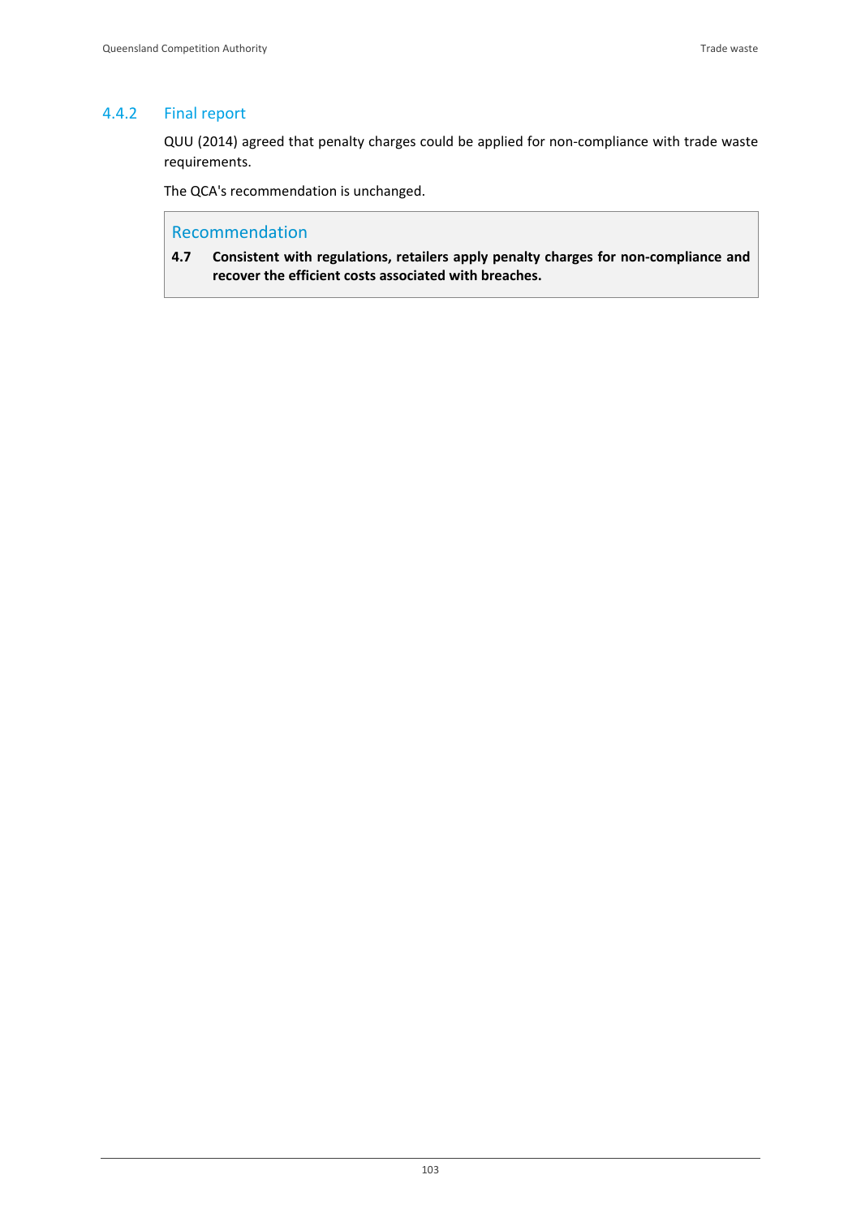### 4.4.2 Final report

QUU (2014) agreed that penalty charges could be applied for non-compliance with trade waste requirements.

The QCA's recommendation is unchanged.

> **Recommendation**
>
> **4.7 Consistent with regulations, retailers apply penalty charges for non-compliance and recover the efficient costs associated with breaches.**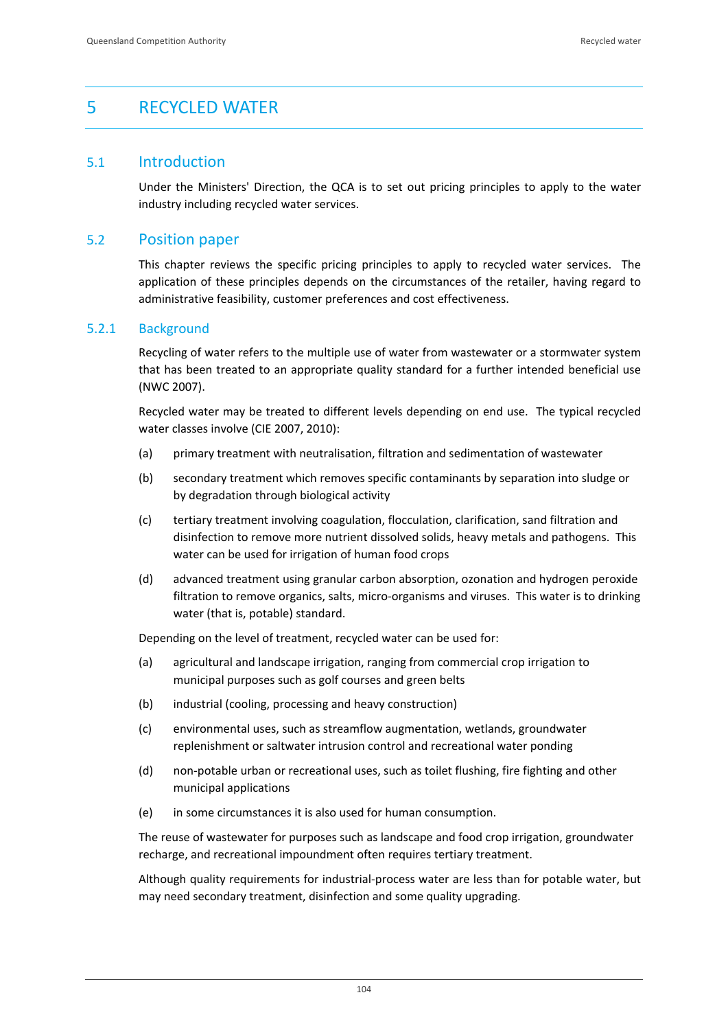# 5 RECYCLED WATER

## 5.1 Introduction

Under the Ministers' Direction, the QCA is to set out pricing principles to apply to the water industry including recycled water services.

## 5.2 Position paper

This chapter reviews the specific pricing principles to apply to recycled water services. The application of these principles depends on the circumstances of the retailer, having regard to administrative feasibility, customer preferences and cost effectiveness.

### 5.2.1 Background

Recycling of water refers to the multiple use of water from wastewater or a stormwater system that has been treated to an appropriate quality standard for a further intended beneficial use (NWC 2007).

Recycled water may be treated to different levels depending on end use. The typical recycled water classes involve (CIE 2007, 2010):

(a) primary treatment with neutralisation, filtration and sedimentation of wastewater

(b) secondary treatment which removes specific contaminants by separation into sludge or by degradation through biological activity

(c) tertiary treatment involving coagulation, flocculation, clarification, sand filtration and disinfection to remove more nutrient dissolved solids, heavy metals and pathogens. This water can be used for irrigation of human food crops

(d) advanced treatment using granular carbon absorption, ozonation and hydrogen peroxide filtration to remove organics, salts, micro-organisms and viruses. This water is to drinking water (that is, potable) standard.

Depending on the level of treatment, recycled water can be used for:

(a) agricultural and landscape irrigation, ranging from commercial crop irrigation to municipal purposes such as golf courses and green belts

(b) industrial (cooling, processing and heavy construction)

(c) environmental uses, such as streamflow augmentation, wetlands, groundwater replenishment or saltwater intrusion control and recreational water ponding

(d) non-potable urban or recreational uses, such as toilet flushing, fire fighting and other municipal applications

(e) in some circumstances it is also used for human consumption.

The reuse of wastewater for purposes such as landscape and food crop irrigation, groundwater recharge, and recreational impoundment often requires tertiary treatment.

Although quality requirements for industrial-process water are less than for potable water, but may need secondary treatment, disinfection and some quality upgrading.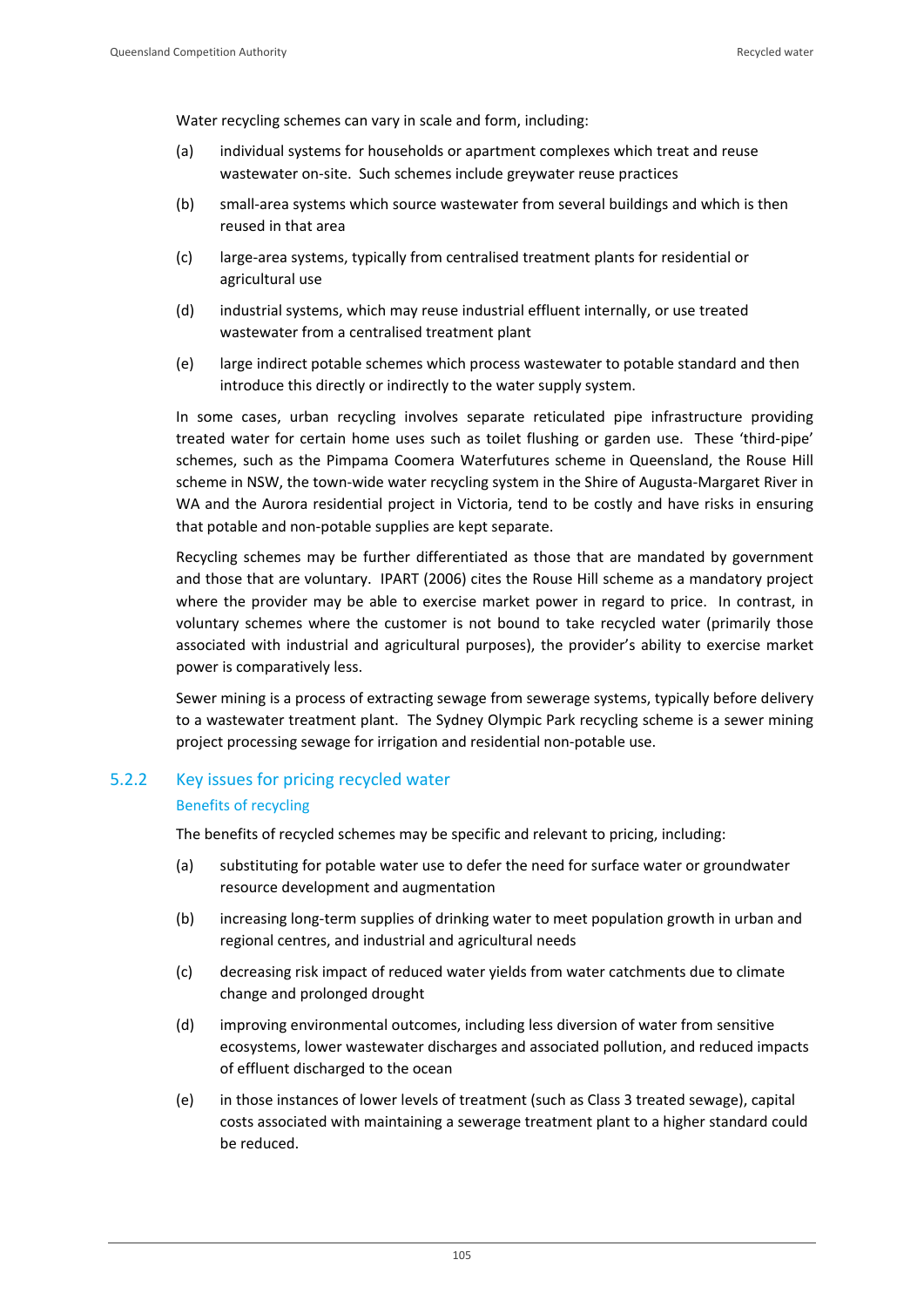Water recycling schemes can vary in scale and form, including:

(a) individual systems for households or apartment complexes which treat and reuse wastewater on-site. Such schemes include greywater reuse practices

(b) small-area systems which source wastewater from several buildings and which is then reused in that area

(c) large-area systems, typically from centralised treatment plants for residential or agricultural use

(d) industrial systems, which may reuse industrial effluent internally, or use treated wastewater from a centralised treatment plant

(e) large indirect potable schemes which process wastewater to potable standard and then introduce this directly or indirectly to the water supply system.

In some cases, urban recycling involves separate reticulated pipe infrastructure providing treated water for certain home uses such as toilet flushing or garden use. These 'third-pipe' schemes, such as the Pimpama Coomera Waterfutures scheme in Queensland, the Rouse Hill scheme in NSW, the town-wide water recycling system in the Shire of Augusta-Margaret River in WA and the Aurora residential project in Victoria, tend to be costly and have risks in ensuring that potable and non-potable supplies are kept separate.

Recycling schemes may be further differentiated as those that are mandated by government and those that are voluntary. IPART (2006) cites the Rouse Hill scheme as a mandatory project where the provider may be able to exercise market power in regard to price. In contrast, in voluntary schemes where the customer is not bound to take recycled water (primarily those associated with industrial and agricultural purposes), the provider's ability to exercise market power is comparatively less.

Sewer mining is a process of extracting sewage from sewerage systems, typically before delivery to a wastewater treatment plant. The Sydney Olympic Park recycling scheme is a sewer mining project processing sewage for irrigation and residential non-potable use.

## 5.2.2 Key issues for pricing recycled water

### Benefits of recycling

The benefits of recycled schemes may be specific and relevant to pricing, including:

(a) substituting for potable water use to defer the need for surface water or groundwater resource development and augmentation

(b) increasing long-term supplies of drinking water to meet population growth in urban and regional centres, and industrial and agricultural needs

(c) decreasing risk impact of reduced water yields from water catchments due to climate change and prolonged drought

(d) improving environmental outcomes, including less diversion of water from sensitive ecosystems, lower wastewater discharges and associated pollution, and reduced impacts of effluent discharged to the ocean

(e) in those instances of lower levels of treatment (such as Class 3 treated sewage), capital costs associated with maintaining a sewerage treatment plant to a higher standard could be reduced.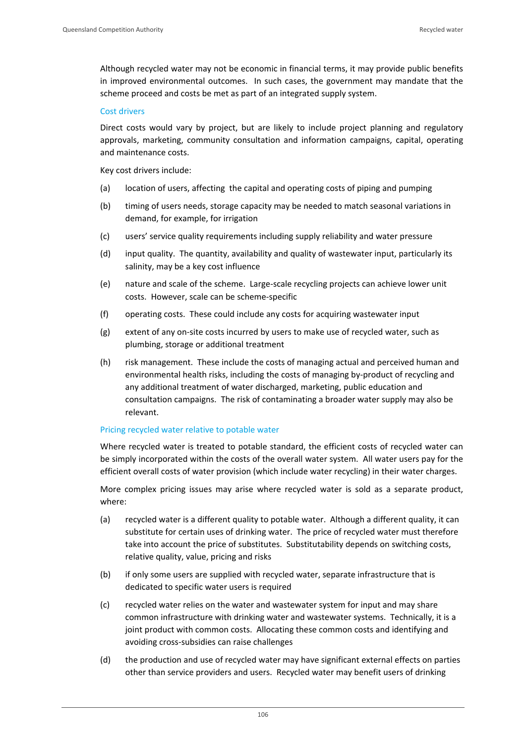Although recycled water may not be economic in financial terms, it may provide public benefits in improved environmental outcomes. In such cases, the government may mandate that the scheme proceed and costs be met as part of an integrated supply system.

### Cost drivers

Direct costs would vary by project, but are likely to include project planning and regulatory approvals, marketing, community consultation and information campaigns, capital, operating and maintenance costs.

Key cost drivers include:

(a) location of users, affecting the capital and operating costs of piping and pumping

(b) timing of users needs, storage capacity may be needed to match seasonal variations in demand, for example, for irrigation

(c) users' service quality requirements including supply reliability and water pressure

(d) input quality. The quantity, availability and quality of wastewater input, particularly its salinity, may be a key cost influence

(e) nature and scale of the scheme. Large-scale recycling projects can achieve lower unit costs. However, scale can be scheme-specific

(f) operating costs. These could include any costs for acquiring wastewater input

(g) extent of any on-site costs incurred by users to make use of recycled water, such as plumbing, storage or additional treatment

(h) risk management. These include the costs of managing actual and perceived human and environmental health risks, including the costs of managing by-product of recycling and any additional treatment of water discharged, marketing, public education and consultation campaigns. The risk of contaminating a broader water supply may also be relevant.

### Pricing recycled water relative to potable water

Where recycled water is treated to potable standard, the efficient costs of recycled water can be simply incorporated within the costs of the overall water system. All water users pay for the efficient overall costs of water provision (which include water recycling) in their water charges.

More complex pricing issues may arise where recycled water is sold as a separate product, where:

(a) recycled water is a different quality to potable water. Although a different quality, it can substitute for certain uses of drinking water. The price of recycled water must therefore take into account the price of substitutes. Substitutability depends on switching costs, relative quality, value, pricing and risks

(b) if only some users are supplied with recycled water, separate infrastructure that is dedicated to specific water users is required

(c) recycled water relies on the water and wastewater system for input and may share common infrastructure with drinking water and wastewater systems. Technically, it is a joint product with common costs. Allocating these common costs and identifying and avoiding cross-subsidies can raise challenges

(d) the production and use of recycled water may have significant external effects on parties other than service providers and users. Recycled water may benefit users of drinking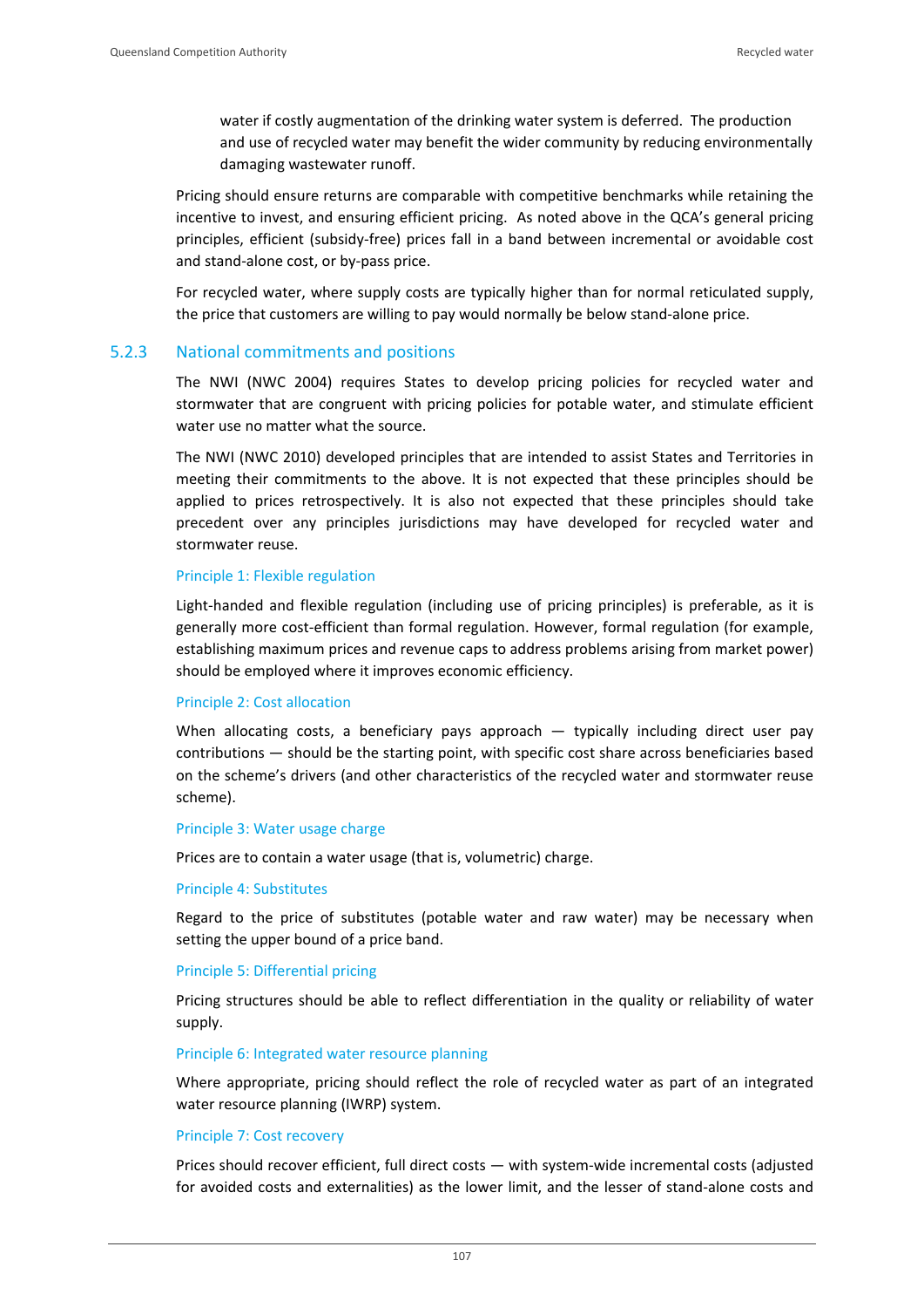water if costly augmentation of the drinking water system is deferred. The production and use of recycled water may benefit the wider community by reducing environmentally damaging wastewater runoff.

Pricing should ensure returns are comparable with competitive benchmarks while retaining the incentive to invest, and ensuring efficient pricing. As noted above in the QCA's general pricing principles, efficient (subsidy-free) prices fall in a band between incremental or avoidable cost and stand-alone cost, or by-pass price.

For recycled water, where supply costs are typically higher than for normal reticulated supply, the price that customers are willing to pay would normally be below stand-alone price.

### 5.2.3 National commitments and positions

The NWI (NWC 2004) requires States to develop pricing policies for recycled water and stormwater that are congruent with pricing policies for potable water, and stimulate efficient water use no matter what the source.

The NWI (NWC 2010) developed principles that are intended to assist States and Territories in meeting their commitments to the above. It is not expected that these principles should be applied to prices retrospectively. It is also not expected that these principles should take precedent over any principles jurisdictions may have developed for recycled water and stormwater reuse.

#### Principle 1: Flexible regulation

Light-handed and flexible regulation (including use of pricing principles) is preferable, as it is generally more cost-efficient than formal regulation. However, formal regulation (for example, establishing maximum prices and revenue caps to address problems arising from market power) should be employed where it improves economic efficiency.

#### Principle 2: Cost allocation

When allocating costs, a beneficiary pays approach — typically including direct user pay contributions — should be the starting point, with specific cost share across beneficiaries based on the scheme's drivers (and other characteristics of the recycled water and stormwater reuse scheme).

#### Principle 3: Water usage charge

Prices are to contain a water usage (that is, volumetric) charge.

#### Principle 4: Substitutes

Regard to the price of substitutes (potable water and raw water) may be necessary when setting the upper bound of a price band.

#### Principle 5: Differential pricing

Pricing structures should be able to reflect differentiation in the quality or reliability of water supply.

#### Principle 6: Integrated water resource planning

Where appropriate, pricing should reflect the role of recycled water as part of an integrated water resource planning (IWRP) system.

#### Principle 7: Cost recovery

Prices should recover efficient, full direct costs — with system-wide incremental costs (adjusted for avoided costs and externalities) as the lower limit, and the lesser of stand-alone costs and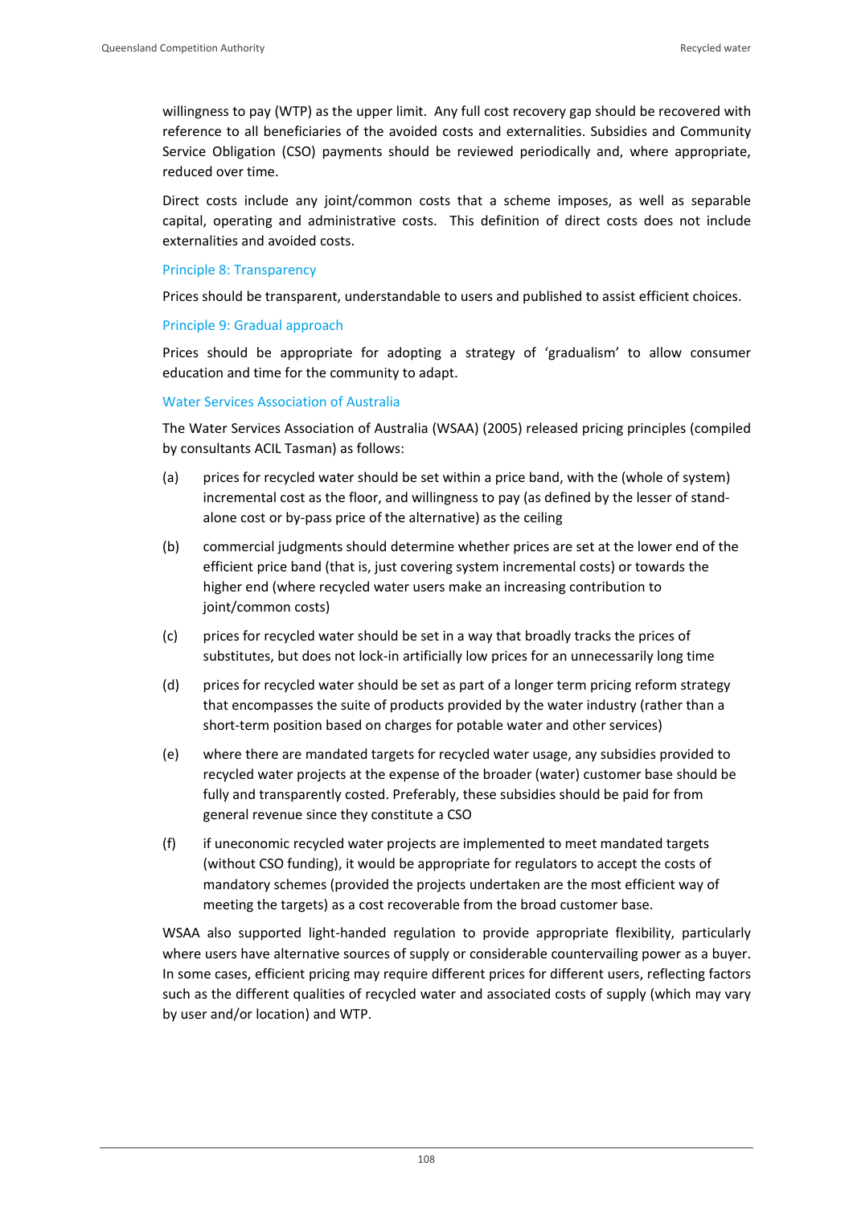willingness to pay (WTP) as the upper limit. Any full cost recovery gap should be recovered with reference to all beneficiaries of the avoided costs and externalities. Subsidies and Community Service Obligation (CSO) payments should be reviewed periodically and, where appropriate, reduced over time.

Direct costs include any joint/common costs that a scheme imposes, as well as separable capital, operating and administrative costs. This definition of direct costs does not include externalities and avoided costs.

#### Principle 8: Transparency

Prices should be transparent, understandable to users and published to assist efficient choices.

#### Principle 9: Gradual approach

Prices should be appropriate for adopting a strategy of 'gradualism' to allow consumer education and time for the community to adapt.

#### Water Services Association of Australia

The Water Services Association of Australia (WSAA) (2005) released pricing principles (compiled by consultants ACIL Tasman) as follows:

(a) prices for recycled water should be set within a price band, with the (whole of system) incremental cost as the floor, and willingness to pay (as defined by the lesser of stand-alone cost or by-pass price of the alternative) as the ceiling

(b) commercial judgments should determine whether prices are set at the lower end of the efficient price band (that is, just covering system incremental costs) or towards the higher end (where recycled water users make an increasing contribution to joint/common costs)

(c) prices for recycled water should be set in a way that broadly tracks the prices of substitutes, but does not lock-in artificially low prices for an unnecessarily long time

(d) prices for recycled water should be set as part of a longer term pricing reform strategy that encompasses the suite of products provided by the water industry (rather than a short-term position based on charges for potable water and other services)

(e) where there are mandated targets for recycled water usage, any subsidies provided to recycled water projects at the expense of the broader (water) customer base should be fully and transparently costed. Preferably, these subsidies should be paid for from general revenue since they constitute a CSO

(f) if uneconomic recycled water projects are implemented to meet mandated targets (without CSO funding), it would be appropriate for regulators to accept the costs of mandatory schemes (provided the projects undertaken are the most efficient way of meeting the targets) as a cost recoverable from the broad customer base.

WSAA also supported light-handed regulation to provide appropriate flexibility, particularly where users have alternative sources of supply or considerable countervailing power as a buyer. In some cases, efficient pricing may require different prices for different users, reflecting factors such as the different qualities of recycled water and associated costs of supply (which may vary by user and/or location) and WTP.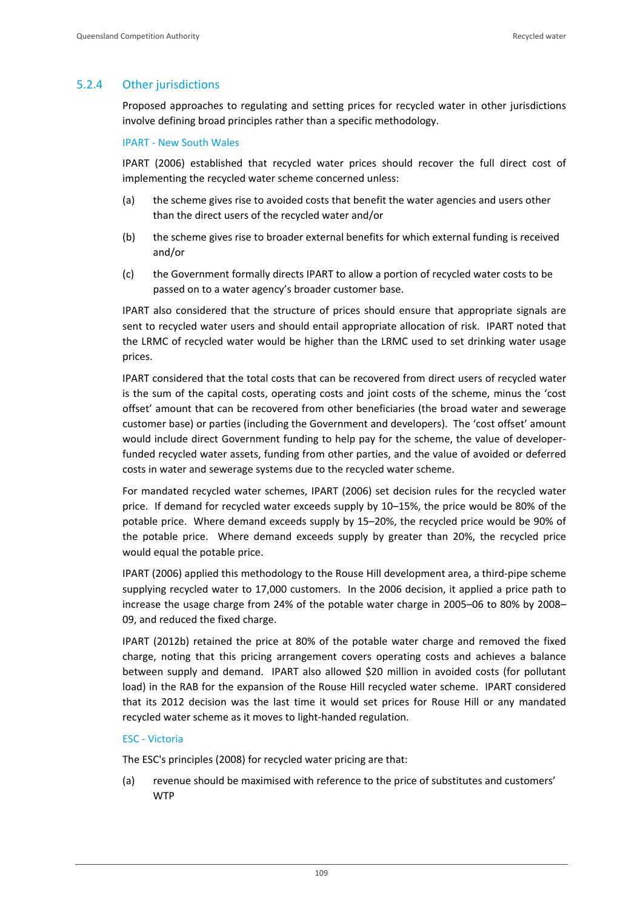### 5.2.4 Other jurisdictions

Proposed approaches to regulating and setting prices for recycled water in other jurisdictions involve defining broad principles rather than a specific methodology.

#### IPART - New South Wales

IPART (2006) established that recycled water prices should recover the full direct cost of implementing the recycled water scheme concerned unless:

(a) the scheme gives rise to avoided costs that benefit the water agencies and users other than the direct users of the recycled water and/or

(b) the scheme gives rise to broader external benefits for which external funding is received and/or

(c) the Government formally directs IPART to allow a portion of recycled water costs to be passed on to a water agency's broader customer base.

IPART also considered that the structure of prices should ensure that appropriate signals are sent to recycled water users and should entail appropriate allocation of risk. IPART noted that the LRMC of recycled water would be higher than the LRMC used to set drinking water usage prices.

IPART considered that the total costs that can be recovered from direct users of recycled water is the sum of the capital costs, operating costs and joint costs of the scheme, minus the 'cost offset' amount that can be recovered from other beneficiaries (the broad water and sewerage customer base) or parties (including the Government and developers). The 'cost offset' amount would include direct Government funding to help pay for the scheme, the value of developer-funded recycled water assets, funding from other parties, and the value of avoided or deferred costs in water and sewerage systems due to the recycled water scheme.

For mandated recycled water schemes, IPART (2006) set decision rules for the recycled water price. If demand for recycled water exceeds supply by 10–15%, the price would be 80% of the potable price. Where demand exceeds supply by 15–20%, the recycled price would be 90% of the potable price. Where demand exceeds supply by greater than 20%, the recycled price would equal the potable price.

IPART (2006) applied this methodology to the Rouse Hill development area, a third-pipe scheme supplying recycled water to 17,000 customers. In the 2006 decision, it applied a price path to increase the usage charge from 24% of the potable water charge in 2005–06 to 80% by 2008–09, and reduced the fixed charge.

IPART (2012b) retained the price at 80% of the potable water charge and removed the fixed charge, noting that this pricing arrangement covers operating costs and achieves a balance between supply and demand. IPART also allowed $20 million in avoided costs (for pollutant load) in the RAB for the expansion of the Rouse Hill recycled water scheme. IPART considered that its 2012 decision was the last time it would set prices for Rouse Hill or any mandated recycled water scheme as it moves to light-handed regulation.

#### ESC - Victoria

The ESC's principles (2008) for recycled water pricing are that:

(a) revenue should be maximised with reference to the price of substitutes and customers' WTP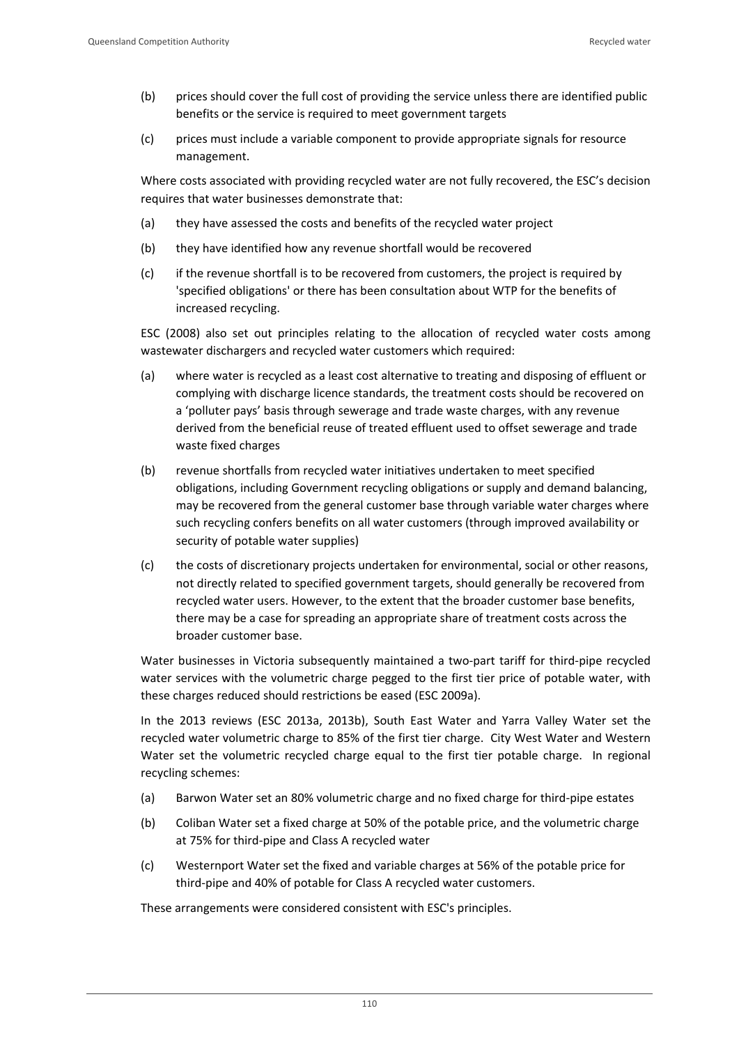(b) prices should cover the full cost of providing the service unless there are identified public benefits or the service is required to meet government targets

(c) prices must include a variable component to provide appropriate signals for resource management.

Where costs associated with providing recycled water are not fully recovered, the ESC's decision requires that water businesses demonstrate that:

(a) they have assessed the costs and benefits of the recycled water project

(b) they have identified how any revenue shortfall would be recovered

(c) if the revenue shortfall is to be recovered from customers, the project is required by 'specified obligations' or there has been consultation about WTP for the benefits of increased recycling.

ESC (2008) also set out principles relating to the allocation of recycled water costs among wastewater dischargers and recycled water customers which required:

(a) where water is recycled as a least cost alternative to treating and disposing of effluent or complying with discharge licence standards, the treatment costs should be recovered on a 'polluter pays' basis through sewerage and trade waste charges, with any revenue derived from the beneficial reuse of treated effluent used to offset sewerage and trade waste fixed charges

(b) revenue shortfalls from recycled water initiatives undertaken to meet specified obligations, including Government recycling obligations or supply and demand balancing, may be recovered from the general customer base through variable water charges where such recycling confers benefits on all water customers (through improved availability or security of potable water supplies)

(c) the costs of discretionary projects undertaken for environmental, social or other reasons, not directly related to specified government targets, should generally be recovered from recycled water users. However, to the extent that the broader customer base benefits, there may be a case for spreading an appropriate share of treatment costs across the broader customer base.

Water businesses in Victoria subsequently maintained a two-part tariff for third-pipe recycled water services with the volumetric charge pegged to the first tier price of potable water, with these charges reduced should restrictions be eased (ESC 2009a).

In the 2013 reviews (ESC 2013a, 2013b), South East Water and Yarra Valley Water set the recycled water volumetric charge to 85% of the first tier charge. City West Water and Western Water set the volumetric recycled charge equal to the first tier potable charge. In regional recycling schemes:

(a) Barwon Water set an 80% volumetric charge and no fixed charge for third-pipe estates

(b) Coliban Water set a fixed charge at 50% of the potable price, and the volumetric charge at 75% for third-pipe and Class A recycled water

(c) Westernport Water set the fixed and variable charges at 56% of the potable price for third-pipe and 40% of potable for Class A recycled water customers.

These arrangements were considered consistent with ESC's principles.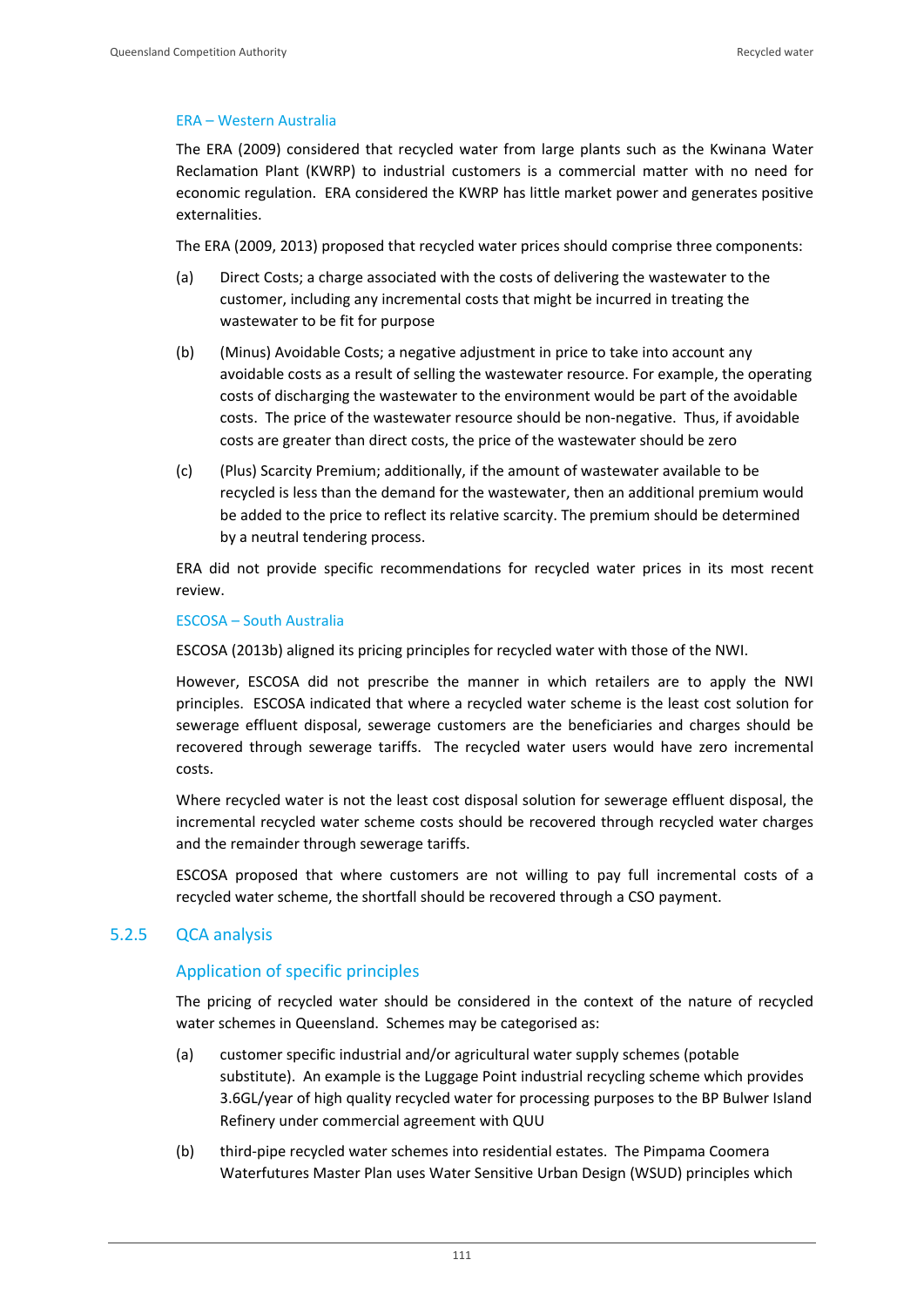#### ERA – Western Australia

The ERA (2009) considered that recycled water from large plants such as the Kwinana Water Reclamation Plant (KWRP) to industrial customers is a commercial matter with no need for economic regulation. ERA considered the KWRP has little market power and generates positive externalities.

The ERA (2009, 2013) proposed that recycled water prices should comprise three components:

(a) Direct Costs; a charge associated with the costs of delivering the wastewater to the customer, including any incremental costs that might be incurred in treating the wastewater to be fit for purpose

(b) (Minus) Avoidable Costs; a negative adjustment in price to take into account any avoidable costs as a result of selling the wastewater resource. For example, the operating costs of discharging the wastewater to the environment would be part of the avoidable costs. The price of the wastewater resource should be non-negative. Thus, if avoidable costs are greater than direct costs, the price of the wastewater should be zero

(c) (Plus) Scarcity Premium; additionally, if the amount of wastewater available to be recycled is less than the demand for the wastewater, then an additional premium would be added to the price to reflect its relative scarcity. The premium should be determined by a neutral tendering process.

ERA did not provide specific recommendations for recycled water prices in its most recent review.

#### ESCOSA – South Australia

ESCOSA (2013b) aligned its pricing principles for recycled water with those of the NWI.

However, ESCOSA did not prescribe the manner in which retailers are to apply the NWI principles. ESCOSA indicated that where a recycled water scheme is the least cost solution for sewerage effluent disposal, sewerage customers are the beneficiaries and charges should be recovered through sewerage tariffs. The recycled water users would have zero incremental costs.

Where recycled water is not the least cost disposal solution for sewerage effluent disposal, the incremental recycled water scheme costs should be recovered through recycled water charges and the remainder through sewerage tariffs.

ESCOSA proposed that where customers are not willing to pay full incremental costs of a recycled water scheme, the shortfall should be recovered through a CSO payment.

### 5.2.5 QCA analysis

#### Application of specific principles

The pricing of recycled water should be considered in the context of the nature of recycled water schemes in Queensland. Schemes may be categorised as:

(a) customer specific industrial and/or agricultural water supply schemes (potable substitute). An example is the Luggage Point industrial recycling scheme which provides 3.6GL/year of high quality recycled water for processing purposes to the BP Bulwer Island Refinery under commercial agreement with QUU

(b) third-pipe recycled water schemes into residential estates. The Pimpama Coomera Waterfutures Master Plan uses Water Sensitive Urban Design (WSUD) principles which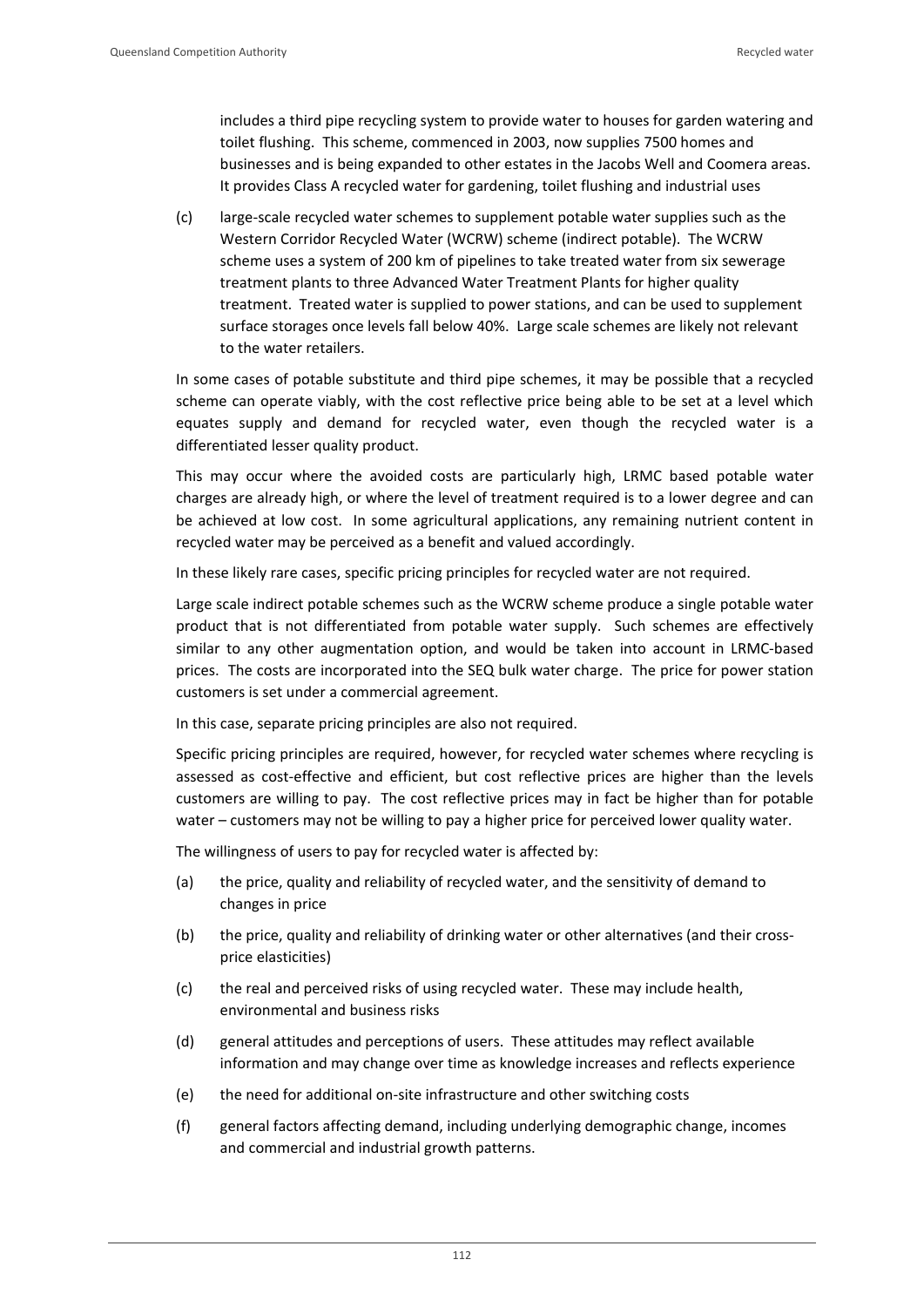includes a third pipe recycling system to provide water to houses for garden watering and toilet flushing. This scheme, commenced in 2003, now supplies 7500 homes and businesses and is being expanded to other estates in the Jacobs Well and Coomera areas. It provides Class A recycled water for gardening, toilet flushing and industrial uses

(c) large-scale recycled water schemes to supplement potable water supplies such as the Western Corridor Recycled Water (WCRW) scheme (indirect potable). The WCRW scheme uses a system of 200 km of pipelines to take treated water from six sewerage treatment plants to three Advanced Water Treatment Plants for higher quality treatment. Treated water is supplied to power stations, and can be used to supplement surface storages once levels fall below 40%. Large scale schemes are likely not relevant to the water retailers.

In some cases of potable substitute and third pipe schemes, it may be possible that a recycled scheme can operate viably, with the cost reflective price being able to be set at a level which equates supply and demand for recycled water, even though the recycled water is a differentiated lesser quality product.

This may occur where the avoided costs are particularly high, LRMC based potable water charges are already high, or where the level of treatment required is to a lower degree and can be achieved at low cost. In some agricultural applications, any remaining nutrient content in recycled water may be perceived as a benefit and valued accordingly.

In these likely rare cases, specific pricing principles for recycled water are not required.

Large scale indirect potable schemes such as the WCRW scheme produce a single potable water product that is not differentiated from potable water supply. Such schemes are effectively similar to any other augmentation option, and would be taken into account in LRMC-based prices. The costs are incorporated into the SEQ bulk water charge. The price for power station customers is set under a commercial agreement.

In this case, separate pricing principles are also not required.

Specific pricing principles are required, however, for recycled water schemes where recycling is assessed as cost-effective and efficient, but cost reflective prices are higher than the levels customers are willing to pay. The cost reflective prices may in fact be higher than for potable water – customers may not be willing to pay a higher price for perceived lower quality water.

The willingness of users to pay for recycled water is affected by:

(a) the price, quality and reliability of recycled water, and the sensitivity of demand to changes in price

(b) the price, quality and reliability of drinking water or other alternatives (and their cross-price elasticities)

(c) the real and perceived risks of using recycled water. These may include health, environmental and business risks

(d) general attitudes and perceptions of users. These attitudes may reflect available information and may change over time as knowledge increases and reflects experience

(e) the need for additional on-site infrastructure and other switching costs

(f) general factors affecting demand, including underlying demographic change, incomes and commercial and industrial growth patterns.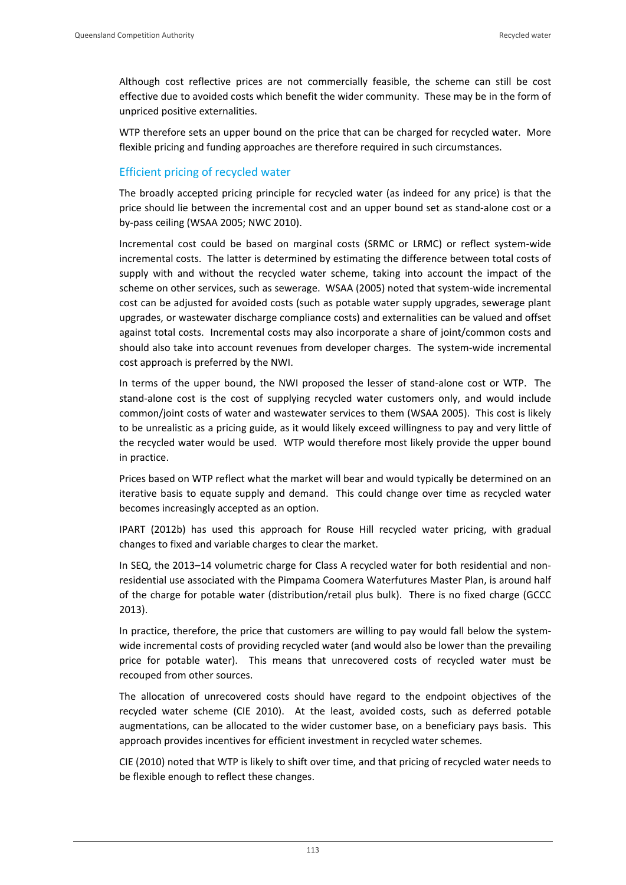Although cost reflective prices are not commercially feasible, the scheme can still be cost effective due to avoided costs which benefit the wider community. These may be in the form of unpriced positive externalities.

WTP therefore sets an upper bound on the price that can be charged for recycled water. More flexible pricing and funding approaches are therefore required in such circumstances.

### Efficient pricing of recycled water

The broadly accepted pricing principle for recycled water (as indeed for any price) is that the price should lie between the incremental cost and an upper bound set as stand-alone cost or a by-pass ceiling (WSAA 2005; NWC 2010).

Incremental cost could be based on marginal costs (SRMC or LRMC) or reflect system-wide incremental costs. The latter is determined by estimating the difference between total costs of supply with and without the recycled water scheme, taking into account the impact of the scheme on other services, such as sewerage. WSAA (2005) noted that system-wide incremental cost can be adjusted for avoided costs (such as potable water supply upgrades, sewerage plant upgrades, or wastewater discharge compliance costs) and externalities can be valued and offset against total costs. Incremental costs may also incorporate a share of joint/common costs and should also take into account revenues from developer charges. The system-wide incremental cost approach is preferred by the NWI.

In terms of the upper bound, the NWI proposed the lesser of stand-alone cost or WTP. The stand-alone cost is the cost of supplying recycled water customers only, and would include common/joint costs of water and wastewater services to them (WSAA 2005). This cost is likely to be unrealistic as a pricing guide, as it would likely exceed willingness to pay and very little of the recycled water would be used. WTP would therefore most likely provide the upper bound in practice.

Prices based on WTP reflect what the market will bear and would typically be determined on an iterative basis to equate supply and demand. This could change over time as recycled water becomes increasingly accepted as an option.

IPART (2012b) has used this approach for Rouse Hill recycled water pricing, with gradual changes to fixed and variable charges to clear the market.

In SEQ, the 2013–14 volumetric charge for Class A recycled water for both residential and non-residential use associated with the Pimpama Coomera Waterfutures Master Plan, is around half of the charge for potable water (distribution/retail plus bulk). There is no fixed charge (GCCC 2013).

In practice, therefore, the price that customers are willing to pay would fall below the system-wide incremental costs of providing recycled water (and would also be lower than the prevailing price for potable water). This means that unrecovered costs of recycled water must be recouped from other sources.

The allocation of unrecovered costs should have regard to the endpoint objectives of the recycled water scheme (CIE 2010). At the least, avoided costs, such as deferred potable augmentations, can be allocated to the wider customer base, on a beneficiary pays basis. This approach provides incentives for efficient investment in recycled water schemes.

CIE (2010) noted that WTP is likely to shift over time, and that pricing of recycled water needs to be flexible enough to reflect these changes.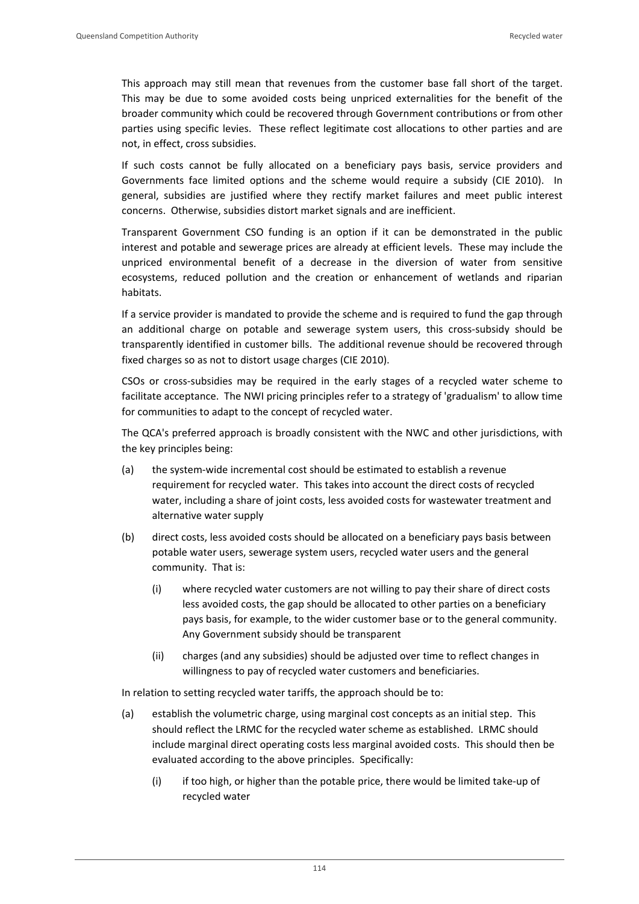This approach may still mean that revenues from the customer base fall short of the target. This may be due to some avoided costs being unpriced externalities for the benefit of the broader community which could be recovered through Government contributions or from other parties using specific levies. These reflect legitimate cost allocations to other parties and are not, in effect, cross subsidies.

If such costs cannot be fully allocated on a beneficiary pays basis, service providers and Governments face limited options and the scheme would require a subsidy (CIE 2010). In general, subsidies are justified where they rectify market failures and meet public interest concerns. Otherwise, subsidies distort market signals and are inefficient.

Transparent Government CSO funding is an option if it can be demonstrated in the public interest and potable and sewerage prices are already at efficient levels. These may include the unpriced environmental benefit of a decrease in the diversion of water from sensitive ecosystems, reduced pollution and the creation or enhancement of wetlands and riparian habitats.

If a service provider is mandated to provide the scheme and is required to fund the gap through an additional charge on potable and sewerage system users, this cross-subsidy should be transparently identified in customer bills. The additional revenue should be recovered through fixed charges so as not to distort usage charges (CIE 2010).

CSOs or cross-subsidies may be required in the early stages of a recycled water scheme to facilitate acceptance. The NWI pricing principles refer to a strategy of 'gradualism' to allow time for communities to adapt to the concept of recycled water.

The QCA's preferred approach is broadly consistent with the NWC and other jurisdictions, with the key principles being:

(a) the system-wide incremental cost should be estimated to establish a revenue requirement for recycled water. This takes into account the direct costs of recycled water, including a share of joint costs, less avoided costs for wastewater treatment and alternative water supply

(b) direct costs, less avoided costs should be allocated on a beneficiary pays basis between potable water users, sewerage system users, recycled water users and the general community. That is:

  (i) where recycled water customers are not willing to pay their share of direct costs less avoided costs, the gap should be allocated to other parties on a beneficiary pays basis, for example, to the wider customer base or to the general community. Any Government subsidy should be transparent

  (ii) charges (and any subsidies) should be adjusted over time to reflect changes in willingness to pay of recycled water customers and beneficiaries.

In relation to setting recycled water tariffs, the approach should be to:

(a) establish the volumetric charge, using marginal cost concepts as an initial step. This should reflect the LRMC for the recycled water scheme as established. LRMC should include marginal direct operating costs less marginal avoided costs. This should then be evaluated according to the above principles. Specifically:

  (i) if too high, or higher than the potable price, there would be limited take-up of recycled water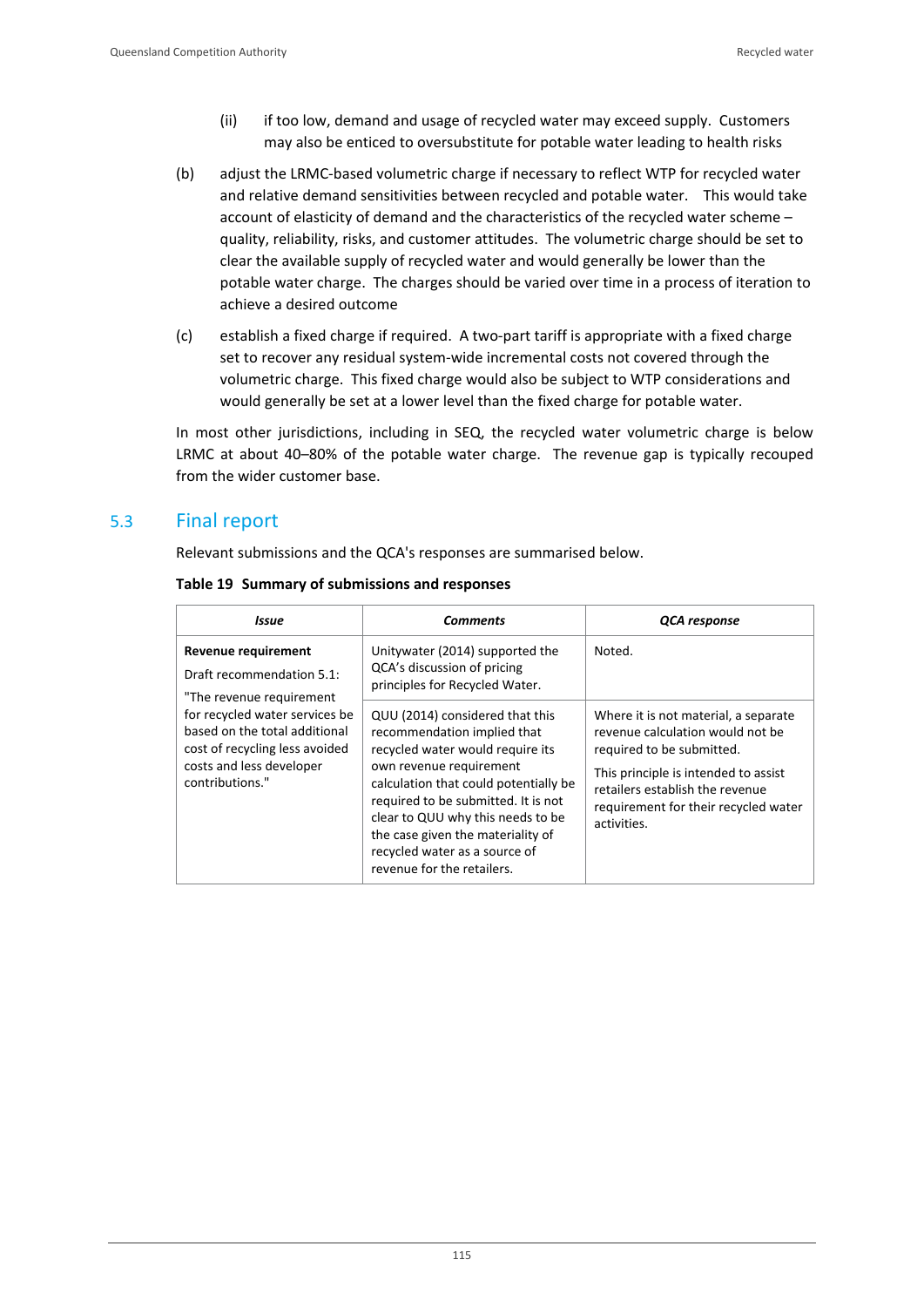(ii) if too low, demand and usage of recycled water may exceed supply. Customers may also be enticed to oversubstitute for potable water leading to health risks

(b) adjust the LRMC-based volumetric charge if necessary to reflect WTP for recycled water and relative demand sensitivities between recycled and potable water. This would take account of elasticity of demand and the characteristics of the recycled water scheme – quality, reliability, risks, and customer attitudes. The volumetric charge should be set to clear the available supply of recycled water and would generally be lower than the potable water charge. The charges should be varied over time in a process of iteration to achieve a desired outcome

(c) establish a fixed charge if required. A two-part tariff is appropriate with a fixed charge set to recover any residual system-wide incremental costs not covered through the volumetric charge. This fixed charge would also be subject to WTP considerations and would generally be set at a lower level than the fixed charge for potable water.

In most other jurisdictions, including in SEQ, the recycled water volumetric charge is below LRMC at about 40–80% of the potable water charge. The revenue gap is typically recouped from the wider customer base.

## 5.3 Final report

Relevant submissions and the QCA's responses are summarised below.

**Table 19 Summary of submissions and responses**

| *Issue* | *Comments* | *QCA response* |
|---|---|---|
| **Revenue requirement**<br>Draft recommendation 5.1:<br>"The revenue requirement for recycled water services be based on the total additional cost of recycling less avoided costs and less developer contributions." | Unitywater (2014) supported the QCA's discussion of pricing principles for Recycled Water. | Noted. |
| | QUU (2014) considered that this recommendation implied that recycled water would require its own revenue requirement calculation that could potentially be required to be submitted. It is not clear to QUU why this needs to be the case given the materiality of recycled water as a source of revenue for the retailers. | Where it is not material, a separate revenue calculation would not be required to be submitted.<br>This principle is intended to assist retailers establish the revenue requirement for their recycled water activities. |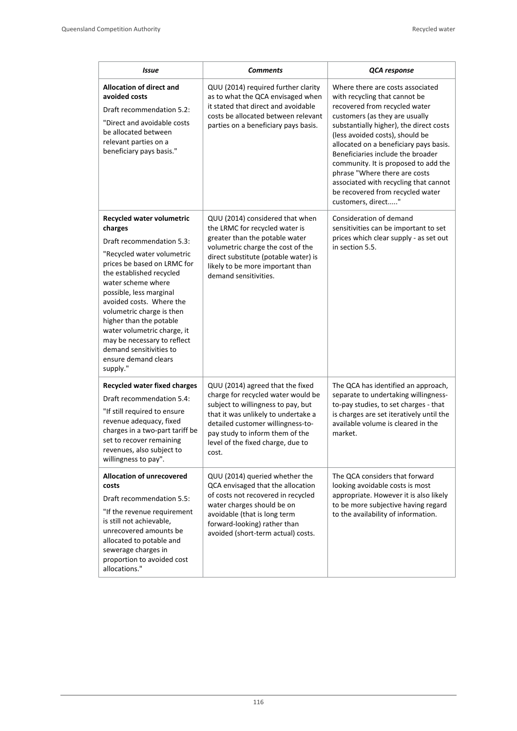| *Issue* | *Comments* | *QCA response* |
|---|---|---|
| **Allocation of direct and avoided costs**<br>Draft recommendation 5.2:<br>"Direct and avoidable costs be allocated between relevant parties on a beneficiary pays basis." | QUU (2014) required further clarity as to what the QCA envisaged when it stated that direct and avoidable costs be allocated between relevant parties on a beneficiary pays basis. | Where there are costs associated with recycling that cannot be recovered from recycled water customers (as they are usually substantially higher), the direct costs (less avoided costs), should be allocated on a beneficiary pays basis. Beneficiaries include the broader community. It is proposed to add the phrase "Where there are costs associated with recycling that cannot be recovered from recycled water customers, direct....." |
| **Recycled water volumetric charges**<br>Draft recommendation 5.3:<br>"Recycled water volumetric prices be based on LRMC for the established recycled water scheme where possible, less marginal avoided costs. Where the volumetric charge is then higher than the potable water volumetric charge, it may be necessary to reflect demand sensitivities to ensure demand clears supply." | QUU (2014) considered that when the LRMC for recycled water is greater than the potable water volumetric charge the cost of the direct substitute (potable water) is likely to be more important than demand sensitivities. | Consideration of demand sensitivities can be important to set prices which clear supply - as set out in section 5.5. |
| **Recycled water fixed charges**<br>Draft recommendation 5.4:<br>"If still required to ensure revenue adequacy, fixed charges in a two-part tariff be set to recover remaining revenues, also subject to willingness to pay". | QUU (2014) agreed that the fixed charge for recycled water would be subject to willingness to pay, but that it was unlikely to undertake a detailed customer willingness-to-pay study to inform them of the level of the fixed charge, due to cost. | The QCA has identified an approach, separate to undertaking willingness-to-pay studies, to set charges - that is charges are set iteratively until the available volume is cleared in the market. |
| **Allocation of unrecovered costs**<br>Draft recommendation 5.5:<br>"If the revenue requirement is still not achievable, unrecovered amounts be allocated to potable and sewerage charges in proportion to avoided cost allocations." | QUU (2014) queried whether the QCA envisaged that the allocation of costs not recovered in recycled water charges should be on avoidable (that is long term forward-looking) rather than avoided (short-term actual) costs. | The QCA considers that forward looking avoidable costs is most appropriate. However it is also likely to be more subjective having regard to the availability of information. |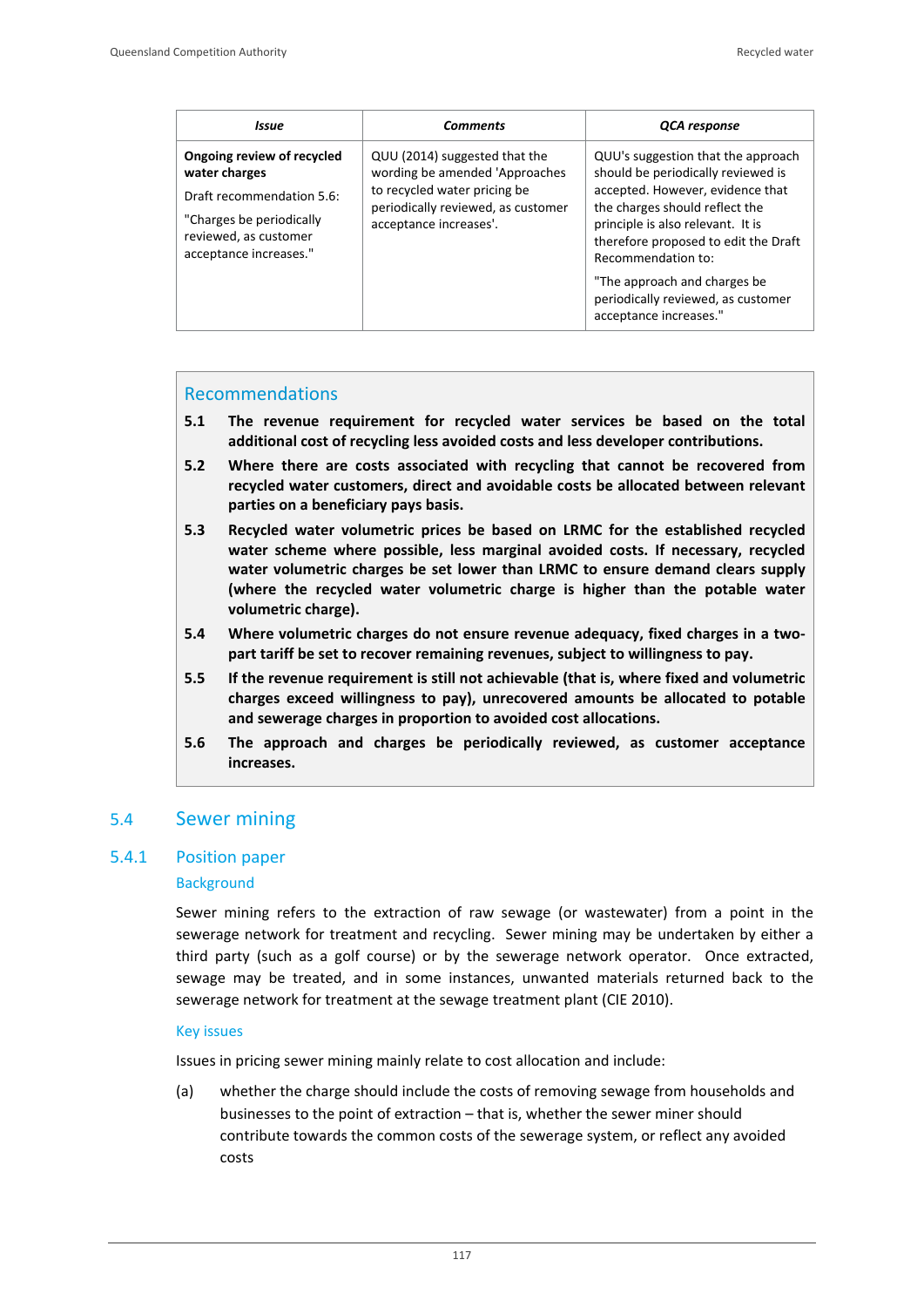| *Issue* | *Comments* | *QCA response* |
|---|---|---|
| **Ongoing review of recycled water charges**<br><br>Draft recommendation 5.6:<br><br>"Charges be periodically reviewed, as customer acceptance increases." | QUU (2014) suggested that the wording be amended 'Approaches to recycled water pricing be periodically reviewed, as customer acceptance increases'. | QUU's suggestion that the approach should be periodically reviewed is accepted. However, evidence that the charges should reflect the principle is also relevant. It is therefore proposed to edit the Draft Recommendation to:<br><br>"The approach and charges be periodically reviewed, as customer acceptance increases." |

## Recommendations

**5.1 The revenue requirement for recycled water services be based on the total additional cost of recycling less avoided costs and less developer contributions.**

**5.2 Where there are costs associated with recycling that cannot be recovered from recycled water customers, direct and avoidable costs be allocated between relevant parties on a beneficiary pays basis.**

**5.3 Recycled water volumetric prices be based on LRMC for the established recycled water scheme where possible, less marginal avoided costs. If necessary, recycled water volumetric charges be set lower than LRMC to ensure demand clears supply (where the recycled water volumetric charge is higher than the potable water volumetric charge).**

**5.4 Where volumetric charges do not ensure revenue adequacy, fixed charges in a two-part tariff be set to recover remaining revenues, subject to willingness to pay.**

**5.5 If the revenue requirement is still not achievable (that is, where fixed and volumetric charges exceed willingness to pay), unrecovered amounts be allocated to potable and sewerage charges in proportion to avoided cost allocations.**

**5.6 The approach and charges be periodically reviewed, as customer acceptance increases.**

## 5.4 Sewer mining

### 5.4.1 Position paper

#### Background

Sewer mining refers to the extraction of raw sewage (or wastewater) from a point in the sewerage network for treatment and recycling. Sewer mining may be undertaken by either a third party (such as a golf course) or by the sewerage network operator. Once extracted, sewage may be treated, and in some instances, unwanted materials returned back to the sewerage network for treatment at the sewage treatment plant (CIE 2010).

#### Key issues

Issues in pricing sewer mining mainly relate to cost allocation and include:

(a) whether the charge should include the costs of removing sewage from households and businesses to the point of extraction – that is, whether the sewer miner should contribute towards the common costs of the sewerage system, or reflect any avoided costs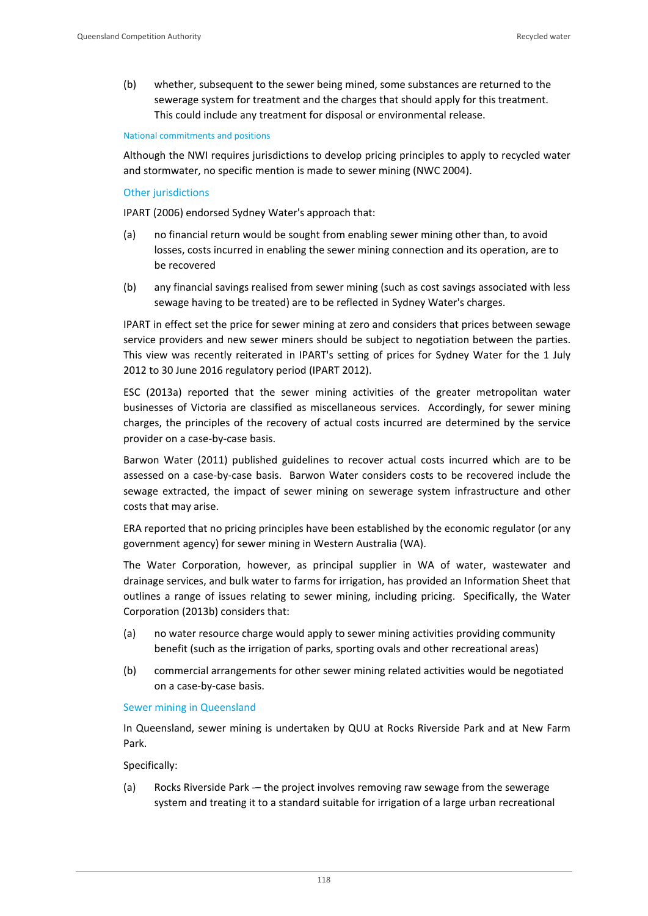(b) whether, subsequent to the sewer being mined, some substances are returned to the sewerage system for treatment and the charges that should apply for this treatment. This could include any treatment for disposal or environmental release.

#### National commitments and positions

Although the NWI requires jurisdictions to develop pricing principles to apply to recycled water and stormwater, no specific mention is made to sewer mining (NWC 2004).

### Other jurisdictions

IPART (2006) endorsed Sydney Water's approach that:

(a) no financial return would be sought from enabling sewer mining other than, to avoid losses, costs incurred in enabling the sewer mining connection and its operation, are to be recovered

(b) any financial savings realised from sewer mining (such as cost savings associated with less sewage having to be treated) are to be reflected in Sydney Water's charges.

IPART in effect set the price for sewer mining at zero and considers that prices between sewage service providers and new sewer miners should be subject to negotiation between the parties. This view was recently reiterated in IPART's setting of prices for Sydney Water for the 1 July 2012 to 30 June 2016 regulatory period (IPART 2012).

ESC (2013a) reported that the sewer mining activities of the greater metropolitan water businesses of Victoria are classified as miscellaneous services. Accordingly, for sewer mining charges, the principles of the recovery of actual costs incurred are determined by the service provider on a case-by-case basis.

Barwon Water (2011) published guidelines to recover actual costs incurred which are to be assessed on a case-by-case basis. Barwon Water considers costs to be recovered include the sewage extracted, the impact of sewer mining on sewerage system infrastructure and other costs that may arise.

ERA reported that no pricing principles have been established by the economic regulator (or any government agency) for sewer mining in Western Australia (WA).

The Water Corporation, however, as principal supplier in WA of water, wastewater and drainage services, and bulk water to farms for irrigation, has provided an Information Sheet that outlines a range of issues relating to sewer mining, including pricing. Specifically, the Water Corporation (2013b) considers that:

(a) no water resource charge would apply to sewer mining activities providing community benefit (such as the irrigation of parks, sporting ovals and other recreational areas)

(b) commercial arrangements for other sewer mining related activities would be negotiated on a case-by-case basis.

### Sewer mining in Queensland

In Queensland, sewer mining is undertaken by QUU at Rocks Riverside Park and at New Farm Park.

Specifically:

(a) Rocks Riverside Park -– the project involves removing raw sewage from the sewerage system and treating it to a standard suitable for irrigation of a large urban recreational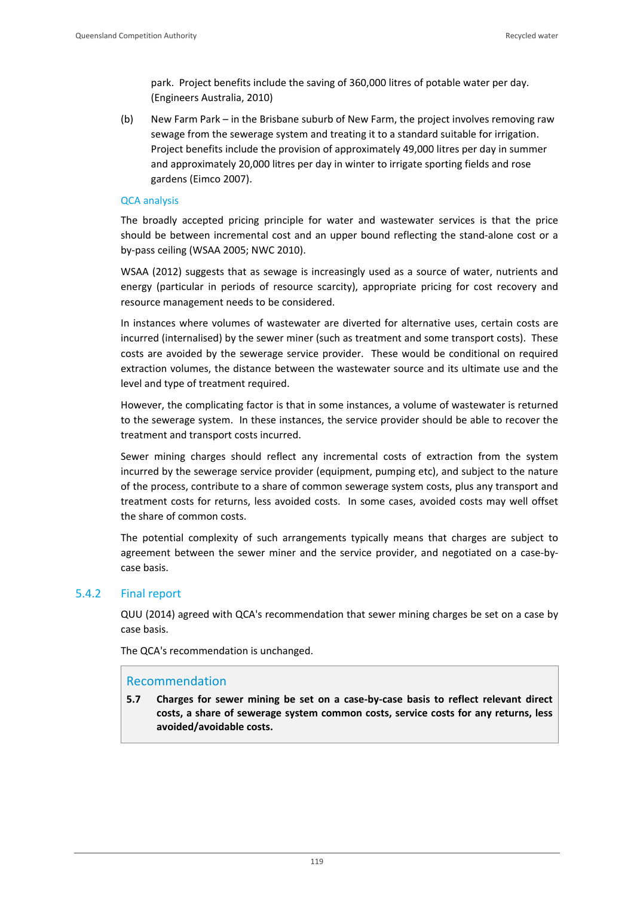park. Project benefits include the saving of 360,000 litres of potable water per day. (Engineers Australia, 2010)

(b) New Farm Park – in the Brisbane suburb of New Farm, the project involves removing raw sewage from the sewerage system and treating it to a standard suitable for irrigation. Project benefits include the provision of approximately 49,000 litres per day in summer and approximately 20,000 litres per day in winter to irrigate sporting fields and rose gardens (Eimco 2007).

### QCA analysis

The broadly accepted pricing principle for water and wastewater services is that the price should be between incremental cost and an upper bound reflecting the stand-alone cost or a by-pass ceiling (WSAA 2005; NWC 2010).

WSAA (2012) suggests that as sewage is increasingly used as a source of water, nutrients and energy (particular in periods of resource scarcity), appropriate pricing for cost recovery and resource management needs to be considered.

In instances where volumes of wastewater are diverted for alternative uses, certain costs are incurred (internalised) by the sewer miner (such as treatment and some transport costs). These costs are avoided by the sewerage service provider. These would be conditional on required extraction volumes, the distance between the wastewater source and its ultimate use and the level and type of treatment required.

However, the complicating factor is that in some instances, a volume of wastewater is returned to the sewerage system. In these instances, the service provider should be able to recover the treatment and transport costs incurred.

Sewer mining charges should reflect any incremental costs of extraction from the system incurred by the sewerage service provider (equipment, pumping etc), and subject to the nature of the process, contribute to a share of common sewerage system costs, plus any transport and treatment costs for returns, less avoided costs. In some cases, avoided costs may well offset the share of common costs.

The potential complexity of such arrangements typically means that charges are subject to agreement between the sewer miner and the service provider, and negotiated on a case-by-case basis.

## 5.4.2 Final report

QUU (2014) agreed with QCA's recommendation that sewer mining charges be set on a case by case basis.

The QCA's recommendation is unchanged.

### Recommendation

**5.7 Charges for sewer mining be set on a case-by-case basis to reflect relevant direct costs, a share of sewerage system common costs, service costs for any returns, less avoided/avoidable costs.**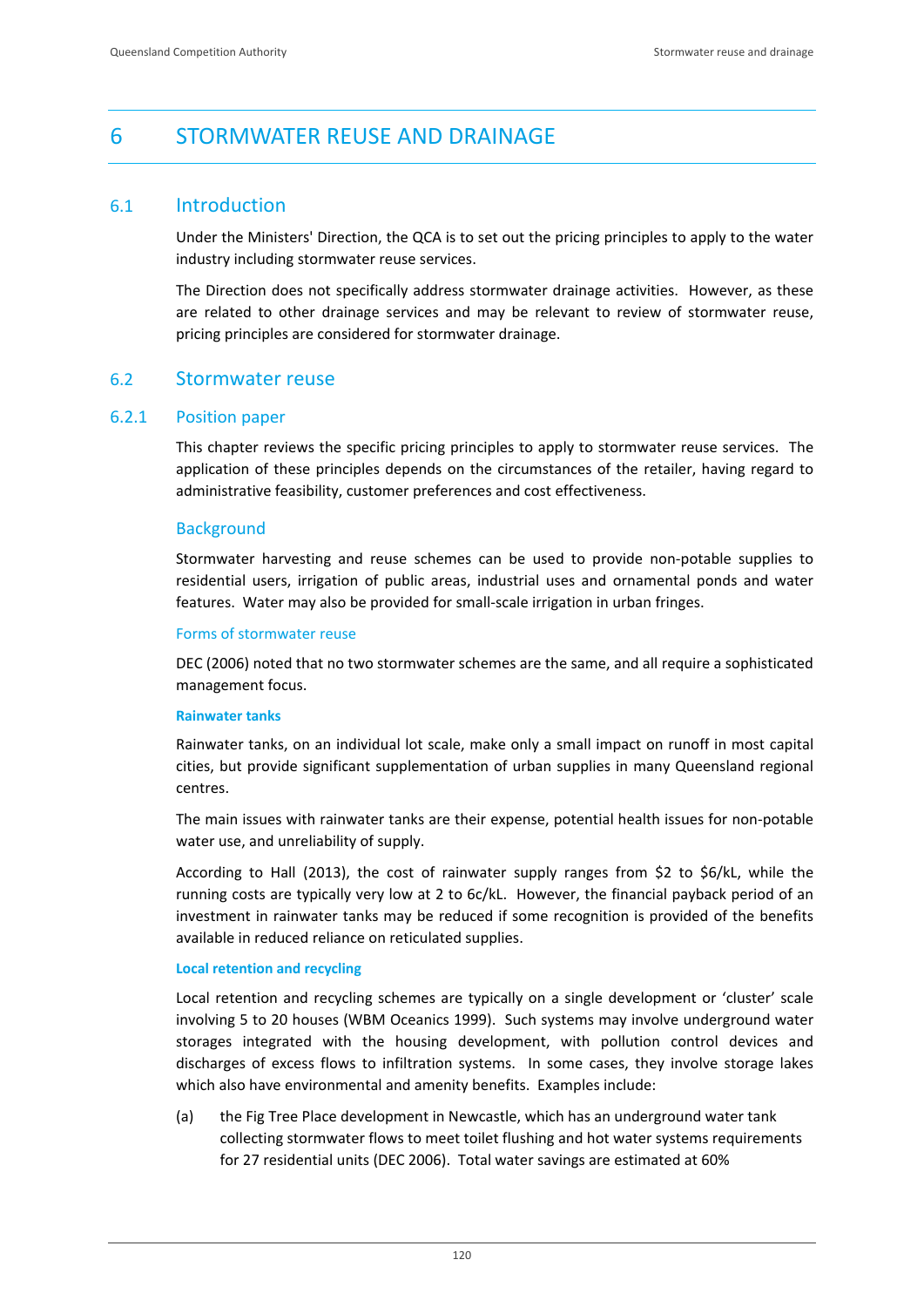// Page 124 of 156
# 6 STORMWATER REUSE AND DRAINAGE

## 6.1 Introduction

Under the Ministers' Direction, the QCA is to set out the pricing principles to apply to the water industry including stormwater reuse services.

The Direction does not specifically address stormwater drainage activities. However, as these are related to other drainage services and may be relevant to review of stormwater reuse, pricing principles are considered for stormwater drainage.

## 6.2 Stormwater reuse

### 6.2.1 Position paper

This chapter reviews the specific pricing principles to apply to stormwater reuse services. The application of these principles depends on the circumstances of the retailer, having regard to administrative feasibility, customer preferences and cost effectiveness.

#### Background

Stormwater harvesting and reuse schemes can be used to provide non-potable supplies to residential users, irrigation of public areas, industrial uses and ornamental ponds and water features. Water may also be provided for small-scale irrigation in urban fringes.

##### Forms of stormwater reuse

DEC (2006) noted that no two stormwater schemes are the same, and all require a sophisticated management focus.

**Rainwater tanks**

Rainwater tanks, on an individual lot scale, make only a small impact on runoff in most capital cities, but provide significant supplementation of urban supplies in many Queensland regional centres.

The main issues with rainwater tanks are their expense, potential health issues for non-potable water use, and unreliability of supply.

According to Hall (2013), the cost of rainwater supply ranges from $2 to $6/kL, while the running costs are typically very low at 2 to 6c/kL. However, the financial payback period of an investment in rainwater tanks may be reduced if some recognition is provided of the benefits available in reduced reliance on reticulated supplies.

**Local retention and recycling**

Local retention and recycling schemes are typically on a single development or 'cluster' scale involving 5 to 20 houses (WBM Oceanics 1999). Such systems may involve underground water storages integrated with the housing development, with pollution control devices and discharges of excess flows to infiltration systems. In some cases, they involve storage lakes which also have environmental and amenity benefits. Examples include:

(a) the Fig Tree Place development in Newcastle, which has an underground water tank collecting stormwater flows to meet toilet flushing and hot water systems requirements for 27 residential units (DEC 2006). Total water savings are estimated at 60%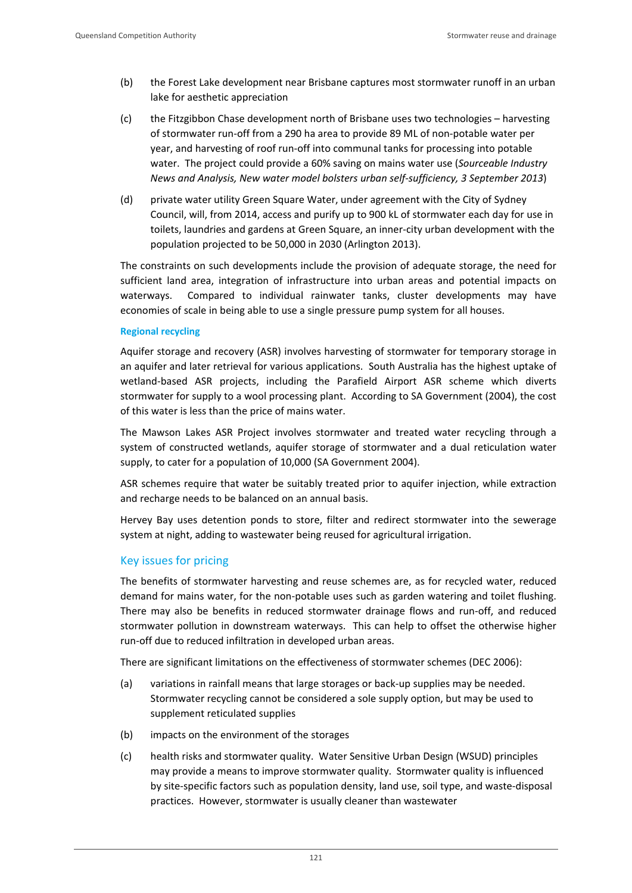(b) the Forest Lake development near Brisbane captures most stormwater runoff in an urban lake for aesthetic appreciation

(c) the Fitzgibbon Chase development north of Brisbane uses two technologies – harvesting of stormwater run-off from a 290 ha area to provide 89 ML of non-potable water per year, and harvesting of roof run-off into communal tanks for processing into potable water. The project could provide a 60% saving on mains water use (*Sourceable Industry News and Analysis, New water model bolsters urban self-sufficiency, 3 September 2013*)

(d) private water utility Green Square Water, under agreement with the City of Sydney Council, will, from 2014, access and purify up to 900 kL of stormwater each day for use in toilets, laundries and gardens at Green Square, an inner-city urban development with the population projected to be 50,000 in 2030 (Arlington 2013).

The constraints on such developments include the provision of adequate storage, the need for sufficient land area, integration of infrastructure into urban areas and potential impacts on waterways. Compared to individual rainwater tanks, cluster developments may have economies of scale in being able to use a single pressure pump system for all houses.

#### Regional recycling

Aquifer storage and recovery (ASR) involves harvesting of stormwater for temporary storage in an aquifer and later retrieval for various applications. South Australia has the highest uptake of wetland-based ASR projects, including the Parafield Airport ASR scheme which diverts stormwater for supply to a wool processing plant. According to SA Government (2004), the cost of this water is less than the price of mains water.

The Mawson Lakes ASR Project involves stormwater and treated water recycling through a system of constructed wetlands, aquifer storage of stormwater and a dual reticulation water supply, to cater for a population of 10,000 (SA Government 2004).

ASR schemes require that water be suitably treated prior to aquifer injection, while extraction and recharge needs to be balanced on an annual basis.

Hervey Bay uses detention ponds to store, filter and redirect stormwater into the sewerage system at night, adding to wastewater being reused for agricultural irrigation.

### Key issues for pricing

The benefits of stormwater harvesting and reuse schemes are, as for recycled water, reduced demand for mains water, for the non-potable uses such as garden watering and toilet flushing. There may also be benefits in reduced stormwater drainage flows and run-off, and reduced stormwater pollution in downstream waterways. This can help to offset the otherwise higher run-off due to reduced infiltration in developed urban areas.

There are significant limitations on the effectiveness of stormwater schemes (DEC 2006):

(a) variations in rainfall means that large storages or back-up supplies may be needed. Stormwater recycling cannot be considered a sole supply option, but may be used to supplement reticulated supplies

(b) impacts on the environment of the storages

(c) health risks and stormwater quality. Water Sensitive Urban Design (WSUD) principles may provide a means to improve stormwater quality. Stormwater quality is influenced by site-specific factors such as population density, land use, soil type, and waste-disposal practices. However, stormwater is usually cleaner than wastewater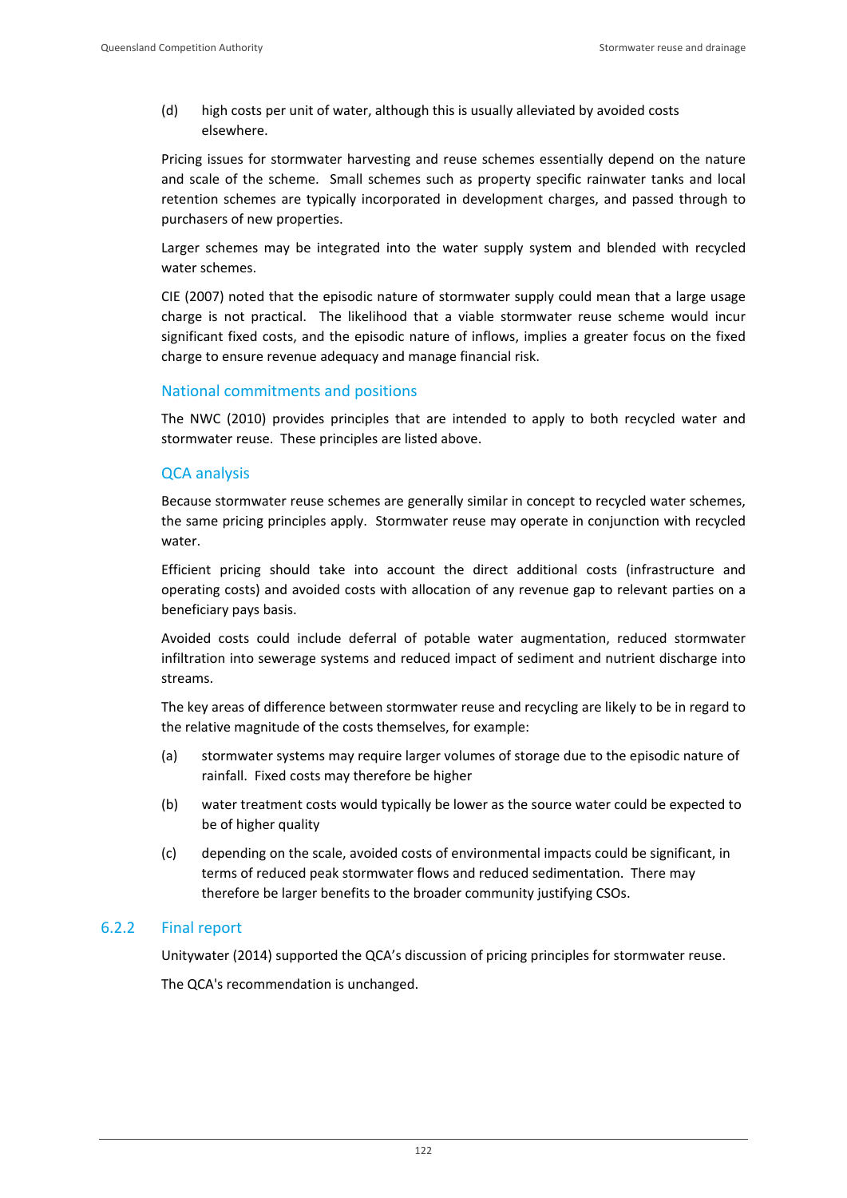(d) high costs per unit of water, although this is usually alleviated by avoided costs elsewhere.

Pricing issues for stormwater harvesting and reuse schemes essentially depend on the nature and scale of the scheme. Small schemes such as property specific rainwater tanks and local retention schemes are typically incorporated in development charges, and passed through to purchasers of new properties.

Larger schemes may be integrated into the water supply system and blended with recycled water schemes.

CIE (2007) noted that the episodic nature of stormwater supply could mean that a large usage charge is not practical. The likelihood that a viable stormwater reuse scheme would incur significant fixed costs, and the episodic nature of inflows, implies a greater focus on the fixed charge to ensure revenue adequacy and manage financial risk.

#### National commitments and positions

The NWC (2010) provides principles that are intended to apply to both recycled water and stormwater reuse. These principles are listed above.

#### QCA analysis

Because stormwater reuse schemes are generally similar in concept to recycled water schemes, the same pricing principles apply. Stormwater reuse may operate in conjunction with recycled water.

Efficient pricing should take into account the direct additional costs (infrastructure and operating costs) and avoided costs with allocation of any revenue gap to relevant parties on a beneficiary pays basis.

Avoided costs could include deferral of potable water augmentation, reduced stormwater infiltration into sewerage systems and reduced impact of sediment and nutrient discharge into streams.

The key areas of difference between stormwater reuse and recycling are likely to be in regard to the relative magnitude of the costs themselves, for example:

(a) stormwater systems may require larger volumes of storage due to the episodic nature of rainfall. Fixed costs may therefore be higher

(b) water treatment costs would typically be lower as the source water could be expected to be of higher quality

(c) depending on the scale, avoided costs of environmental impacts could be significant, in terms of reduced peak stormwater flows and reduced sedimentation. There may therefore be larger benefits to the broader community justifying CSOs.

### 6.2.2 Final report

Unitywater (2014) supported the QCA's discussion of pricing principles for stormwater reuse.

The QCA's recommendation is unchanged.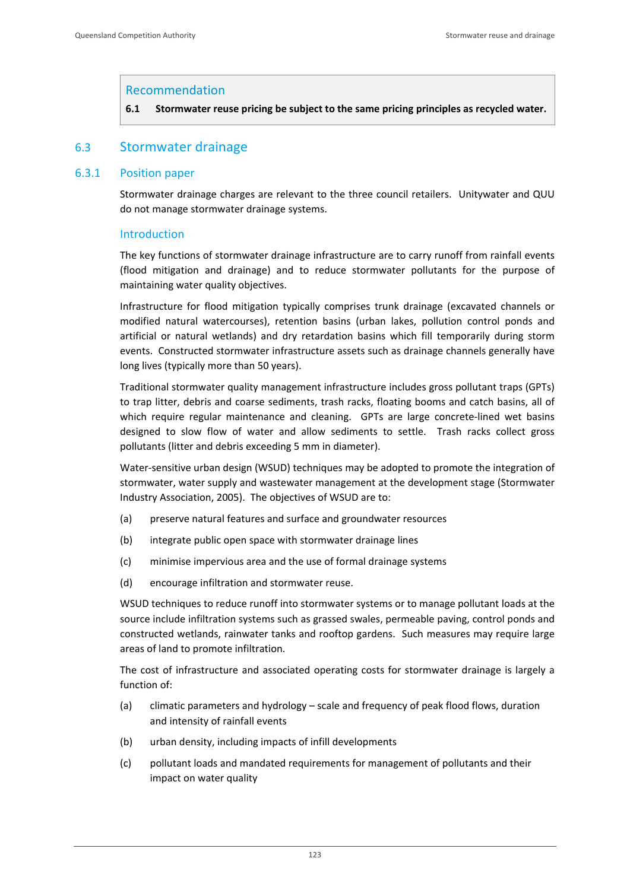## Recommendation

**6.1 Stormwater reuse pricing be subject to the same pricing principles as recycled water.**

## 6.3 Stormwater drainage

### 6.3.1 Position paper

Stormwater drainage charges are relevant to the three council retailers. Unitywater and QUU do not manage stormwater drainage systems.

#### Introduction

The key functions of stormwater drainage infrastructure are to carry runoff from rainfall events (flood mitigation and drainage) and to reduce stormwater pollutants for the purpose of maintaining water quality objectives.

Infrastructure for flood mitigation typically comprises trunk drainage (excavated channels or modified natural watercourses), retention basins (urban lakes, pollution control ponds and artificial or natural wetlands) and dry retardation basins which fill temporarily during storm events. Constructed stormwater infrastructure assets such as drainage channels generally have long lives (typically more than 50 years).

Traditional stormwater quality management infrastructure includes gross pollutant traps (GPTs) to trap litter, debris and coarse sediments, trash racks, floating booms and catch basins, all of which require regular maintenance and cleaning. GPTs are large concrete-lined wet basins designed to slow flow of water and allow sediments to settle. Trash racks collect gross pollutants (litter and debris exceeding 5 mm in diameter).

Water-sensitive urban design (WSUD) techniques may be adopted to promote the integration of stormwater, water supply and wastewater management at the development stage (Stormwater Industry Association, 2005). The objectives of WSUD are to:

(a) preserve natural features and surface and groundwater resources

(b) integrate public open space with stormwater drainage lines

(c) minimise impervious area and the use of formal drainage systems

(d) encourage infiltration and stormwater reuse.

WSUD techniques to reduce runoff into stormwater systems or to manage pollutant loads at the source include infiltration systems such as grassed swales, permeable paving, control ponds and constructed wetlands, rainwater tanks and rooftop gardens. Such measures may require large areas of land to promote infiltration.

The cost of infrastructure and associated operating costs for stormwater drainage is largely a function of:

(a) climatic parameters and hydrology – scale and frequency of peak flood flows, duration and intensity of rainfall events

(b) urban density, including impacts of infill developments

(c) pollutant loads and mandated requirements for management of pollutants and their impact on water quality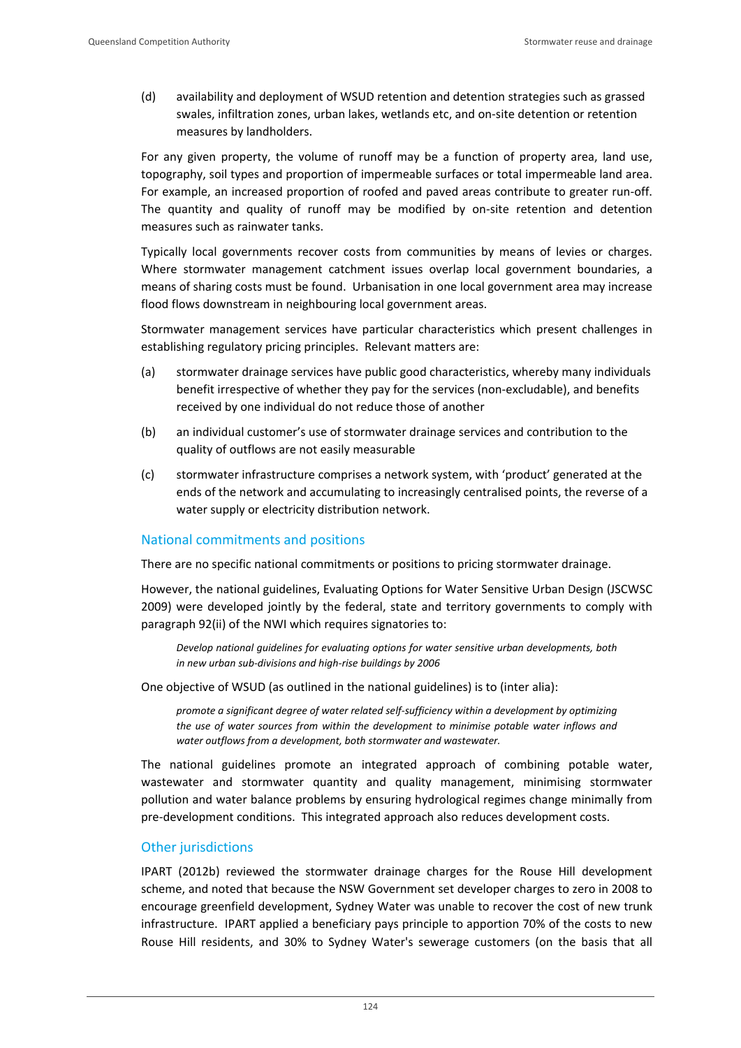(d) availability and deployment of WSUD retention and detention strategies such as grassed swales, infiltration zones, urban lakes, wetlands etc, and on-site detention or retention measures by landholders.

For any given property, the volume of runoff may be a function of property area, land use, topography, soil types and proportion of impermeable surfaces or total impermeable land area. For example, an increased proportion of roofed and paved areas contribute to greater run-off. The quantity and quality of runoff may be modified by on-site retention and detention measures such as rainwater tanks.

Typically local governments recover costs from communities by means of levies or charges. Where stormwater management catchment issues overlap local government boundaries, a means of sharing costs must be found. Urbanisation in one local government area may increase flood flows downstream in neighbouring local government areas.

Stormwater management services have particular characteristics which present challenges in establishing regulatory pricing principles. Relevant matters are:

(a) stormwater drainage services have public good characteristics, whereby many individuals benefit irrespective of whether they pay for the services (non-excludable), and benefits received by one individual do not reduce those of another

(b) an individual customer's use of stormwater drainage services and contribution to the quality of outflows are not easily measurable

(c) stormwater infrastructure comprises a network system, with 'product' generated at the ends of the network and accumulating to increasingly centralised points, the reverse of a water supply or electricity distribution network.

## National commitments and positions

There are no specific national commitments or positions to pricing stormwater drainage.

However, the national guidelines, Evaluating Options for Water Sensitive Urban Design (JSCWSC 2009) were developed jointly by the federal, state and territory governments to comply with paragraph 92(ii) of the NWI which requires signatories to:

> *Develop national guidelines for evaluating options for water sensitive urban developments, both in new urban sub-divisions and high-rise buildings by 2006*

One objective of WSUD (as outlined in the national guidelines) is to (inter alia):

> *promote a significant degree of water related self-sufficiency within a development by optimizing the use of water sources from within the development to minimise potable water inflows and water outflows from a development, both stormwater and wastewater.*

The national guidelines promote an integrated approach of combining potable water, wastewater and stormwater quantity and quality management, minimising stormwater pollution and water balance problems by ensuring hydrological regimes change minimally from pre-development conditions. This integrated approach also reduces development costs.

## Other jurisdictions

IPART (2012b) reviewed the stormwater drainage charges for the Rouse Hill development scheme, and noted that because the NSW Government set developer charges to zero in 2008 to encourage greenfield development, Sydney Water was unable to recover the cost of new trunk infrastructure. IPART applied a beneficiary pays principle to apportion 70% of the costs to new Rouse Hill residents, and 30% to Sydney Water's sewerage customers (on the basis that all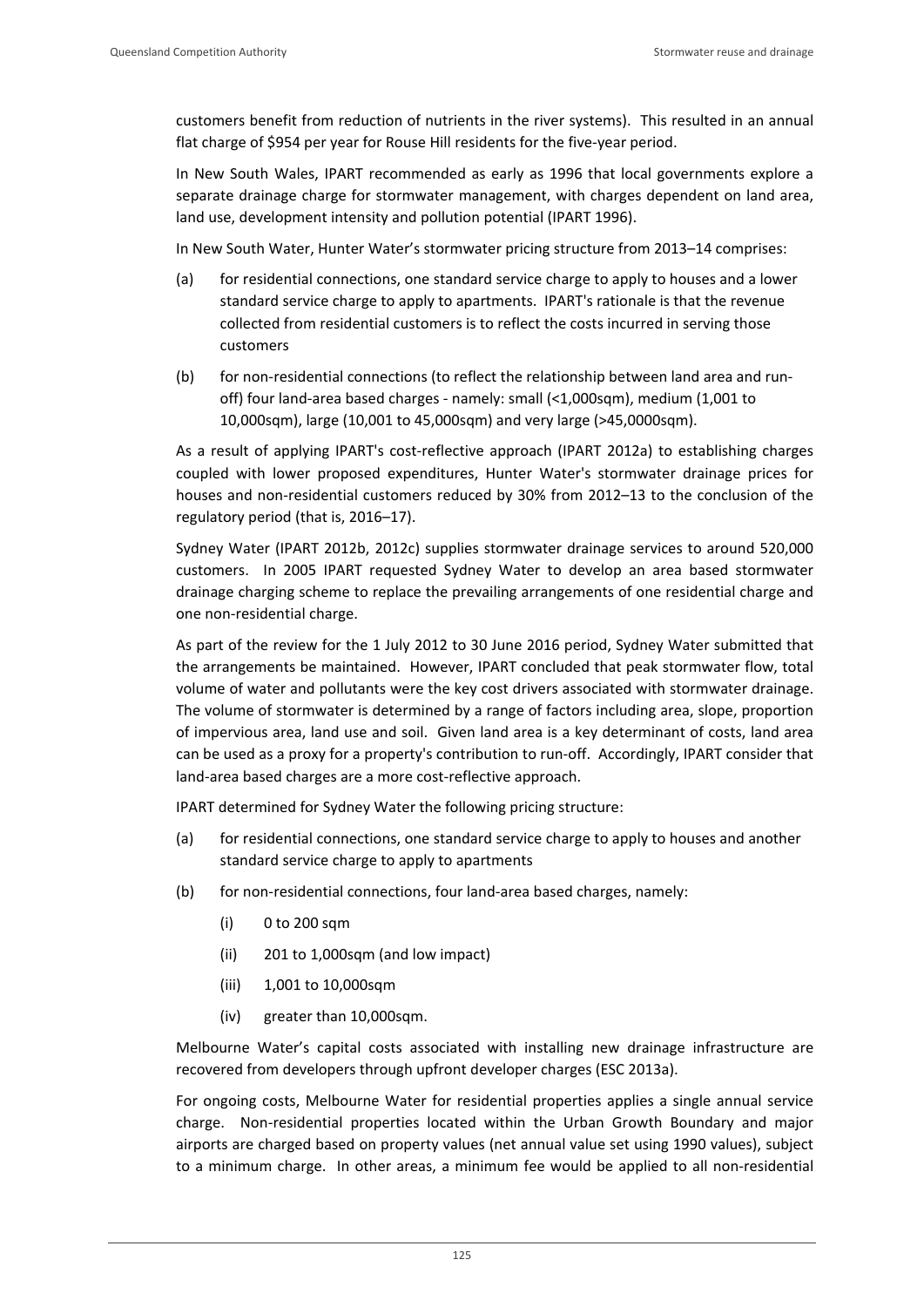customers benefit from reduction of nutrients in the river systems). This resulted in an annual flat charge of $954 per year for Rouse Hill residents for the five-year period.

In New South Wales, IPART recommended as early as 1996 that local governments explore a separate drainage charge for stormwater management, with charges dependent on land area, land use, development intensity and pollution potential (IPART 1996).

In New South Water, Hunter Water's stormwater pricing structure from 2013–14 comprises:

(a) for residential connections, one standard service charge to apply to houses and a lower standard service charge to apply to apartments. IPART's rationale is that the revenue collected from residential customers is to reflect the costs incurred in serving those customers

(b) for non-residential connections (to reflect the relationship between land area and run-off) four land-area based charges - namely: small (<1,000sqm), medium (1,001 to 10,000sqm), large (10,001 to 45,000sqm) and very large (>45,0000sqm).

As a result of applying IPART's cost-reflective approach (IPART 2012a) to establishing charges coupled with lower proposed expenditures, Hunter Water's stormwater drainage prices for houses and non-residential customers reduced by 30% from 2012–13 to the conclusion of the regulatory period (that is, 2016–17).

Sydney Water (IPART 2012b, 2012c) supplies stormwater drainage services to around 520,000 customers. In 2005 IPART requested Sydney Water to develop an area based stormwater drainage charging scheme to replace the prevailing arrangements of one residential charge and one non-residential charge.

As part of the review for the 1 July 2012 to 30 June 2016 period, Sydney Water submitted that the arrangements be maintained. However, IPART concluded that peak stormwater flow, total volume of water and pollutants were the key cost drivers associated with stormwater drainage. The volume of stormwater is determined by a range of factors including area, slope, proportion of impervious area, land use and soil. Given land area is a key determinant of costs, land area can be used as a proxy for a property's contribution to run-off. Accordingly, IPART consider that land-area based charges are a more cost-reflective approach.

IPART determined for Sydney Water the following pricing structure:

(a) for residential connections, one standard service charge to apply to houses and another standard service charge to apply to apartments

(b) for non-residential connections, four land-area based charges, namely:

  (i) 0 to 200 sqm

  (ii) 201 to 1,000sqm (and low impact)

  (iii) 1,001 to 10,000sqm

  (iv) greater than 10,000sqm.

Melbourne Water's capital costs associated with installing new drainage infrastructure are recovered from developers through upfront developer charges (ESC 2013a).

For ongoing costs, Melbourne Water for residential properties applies a single annual service charge. Non-residential properties located within the Urban Growth Boundary and major airports are charged based on property values (net annual value set using 1990 values), subject to a minimum charge. In other areas, a minimum fee would be applied to all non-residential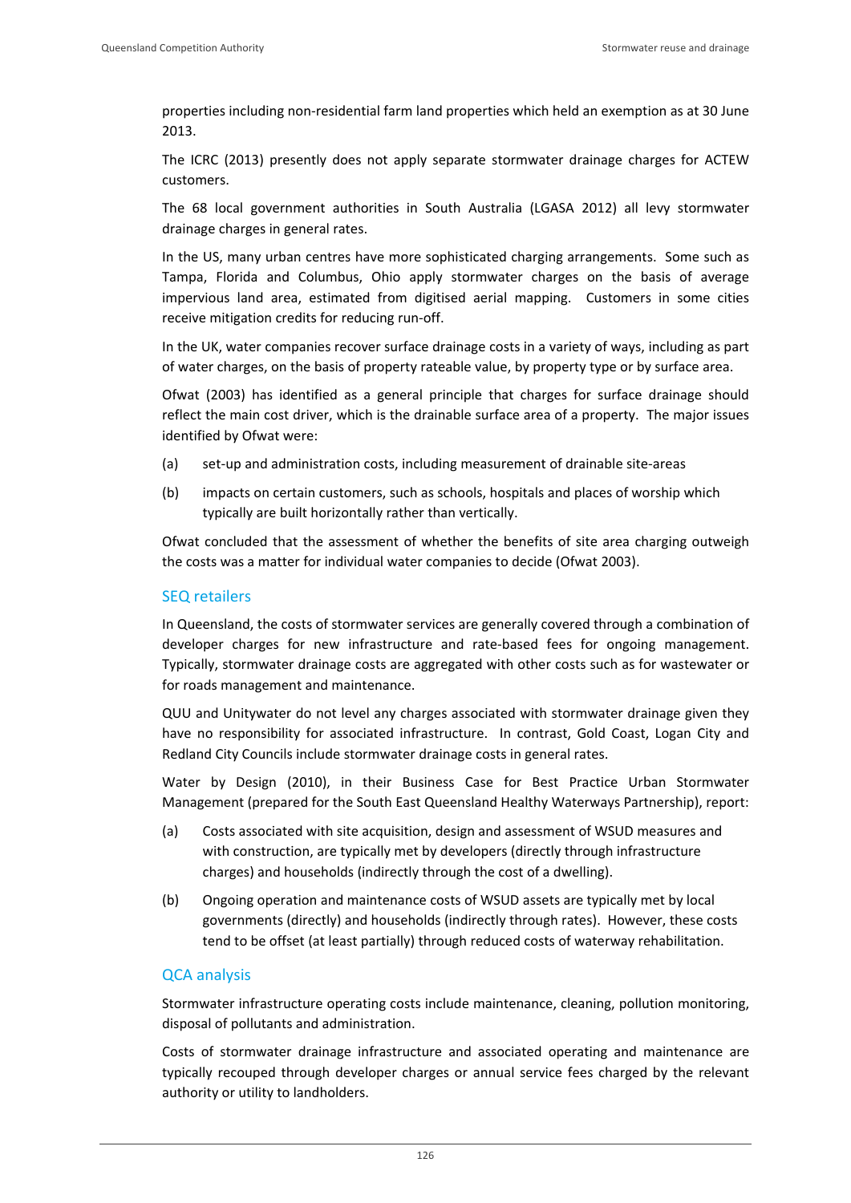properties including non-residential farm land properties which held an exemption as at 30 June 2013.

The ICRC (2013) presently does not apply separate stormwater drainage charges for ACTEW customers.

The 68 local government authorities in South Australia (LGASA 2012) all levy stormwater drainage charges in general rates.

In the US, many urban centres have more sophisticated charging arrangements. Some such as Tampa, Florida and Columbus, Ohio apply stormwater charges on the basis of average impervious land area, estimated from digitised aerial mapping. Customers in some cities receive mitigation credits for reducing run-off.

In the UK, water companies recover surface drainage costs in a variety of ways, including as part of water charges, on the basis of property rateable value, by property type or by surface area.

Ofwat (2003) has identified as a general principle that charges for surface drainage should reflect the main cost driver, which is the drainable surface area of a property. The major issues identified by Ofwat were:

(a) set-up and administration costs, including measurement of drainable site-areas

(b) impacts on certain customers, such as schools, hospitals and places of worship which typically are built horizontally rather than vertically.

Ofwat concluded that the assessment of whether the benefits of site area charging outweigh the costs was a matter for individual water companies to decide (Ofwat 2003).

### SEQ retailers

In Queensland, the costs of stormwater services are generally covered through a combination of developer charges for new infrastructure and rate-based fees for ongoing management. Typically, stormwater drainage costs are aggregated with other costs such as for wastewater or for roads management and maintenance.

QUU and Unitywater do not level any charges associated with stormwater drainage given they have no responsibility for associated infrastructure. In contrast, Gold Coast, Logan City and Redland City Councils include stormwater drainage costs in general rates.

Water by Design (2010), in their Business Case for Best Practice Urban Stormwater Management (prepared for the South East Queensland Healthy Waterways Partnership), report:

(a) Costs associated with site acquisition, design and assessment of WSUD measures and with construction, are typically met by developers (directly through infrastructure charges) and households (indirectly through the cost of a dwelling).

(b) Ongoing operation and maintenance costs of WSUD assets are typically met by local governments (directly) and households (indirectly through rates). However, these costs tend to be offset (at least partially) through reduced costs of waterway rehabilitation.

### QCA analysis

Stormwater infrastructure operating costs include maintenance, cleaning, pollution monitoring, disposal of pollutants and administration.

Costs of stormwater drainage infrastructure and associated operating and maintenance are typically recouped through developer charges or annual service fees charged by the relevant authority or utility to landholders.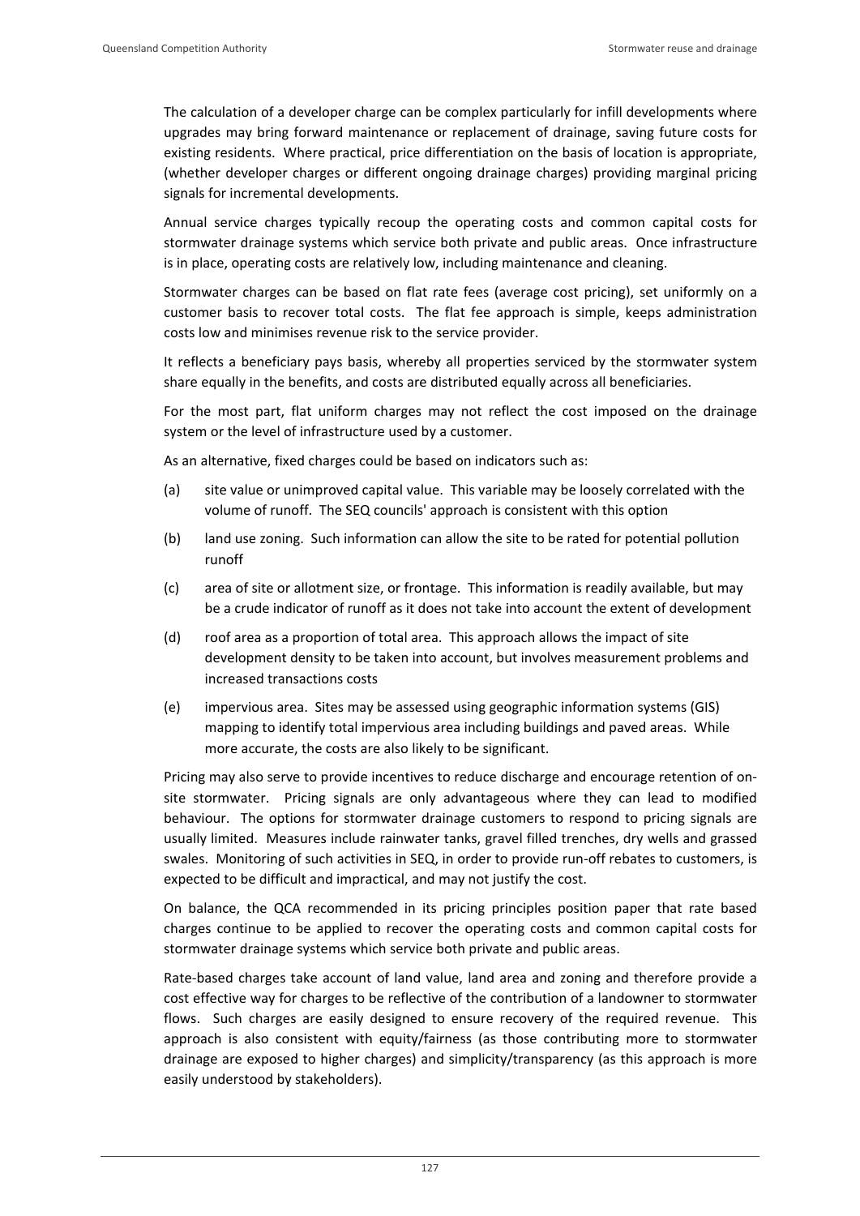The calculation of a developer charge can be complex particularly for infill developments where upgrades may bring forward maintenance or replacement of drainage, saving future costs for existing residents. Where practical, price differentiation on the basis of location is appropriate, (whether developer charges or different ongoing drainage charges) providing marginal pricing signals for incremental developments.

Annual service charges typically recoup the operating costs and common capital costs for stormwater drainage systems which service both private and public areas. Once infrastructure is in place, operating costs are relatively low, including maintenance and cleaning.

Stormwater charges can be based on flat rate fees (average cost pricing), set uniformly on a customer basis to recover total costs. The flat fee approach is simple, keeps administration costs low and minimises revenue risk to the service provider.

It reflects a beneficiary pays basis, whereby all properties serviced by the stormwater system share equally in the benefits, and costs are distributed equally across all beneficiaries.

For the most part, flat uniform charges may not reflect the cost imposed on the drainage system or the level of infrastructure used by a customer.

As an alternative, fixed charges could be based on indicators such as:

(a) site value or unimproved capital value. This variable may be loosely correlated with the volume of runoff. The SEQ councils' approach is consistent with this option

(b) land use zoning. Such information can allow the site to be rated for potential pollution runoff

(c) area of site or allotment size, or frontage. This information is readily available, but may be a crude indicator of runoff as it does not take into account the extent of development

(d) roof area as a proportion of total area. This approach allows the impact of site development density to be taken into account, but involves measurement problems and increased transactions costs

(e) impervious area. Sites may be assessed using geographic information systems (GIS) mapping to identify total impervious area including buildings and paved areas. While more accurate, the costs are also likely to be significant.

Pricing may also serve to provide incentives to reduce discharge and encourage retention of on-site stormwater. Pricing signals are only advantageous where they can lead to modified behaviour. The options for stormwater drainage customers to respond to pricing signals are usually limited. Measures include rainwater tanks, gravel filled trenches, dry wells and grassed swales. Monitoring of such activities in SEQ, in order to provide run-off rebates to customers, is expected to be difficult and impractical, and may not justify the cost.

On balance, the QCA recommended in its pricing principles position paper that rate based charges continue to be applied to recover the operating costs and common capital costs for stormwater drainage systems which service both private and public areas.

Rate-based charges take account of land value, land area and zoning and therefore provide a cost effective way for charges to be reflective of the contribution of a landowner to stormwater flows. Such charges are easily designed to ensure recovery of the required revenue. This approach is also consistent with equity/fairness (as those contributing more to stormwater drainage are exposed to higher charges) and simplicity/transparency (as this approach is more easily understood by stakeholders).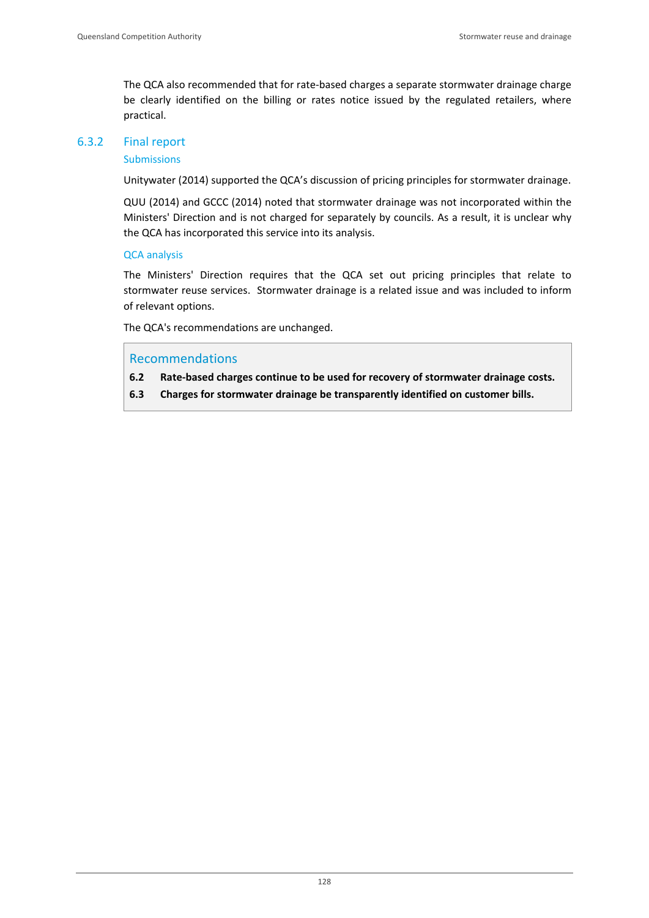The QCA also recommended that for rate-based charges a separate stormwater drainage charge be clearly identified on the billing or rates notice issued by the regulated retailers, where practical.

### 6.3.2 Final report

#### Submissions

Unitywater (2014) supported the QCA's discussion of pricing principles for stormwater drainage.

QUU (2014) and GCCC (2014) noted that stormwater drainage was not incorporated within the Ministers' Direction and is not charged for separately by councils. As a result, it is unclear why the QCA has incorporated this service into its analysis.

#### QCA analysis

The Ministers' Direction requires that the QCA set out pricing principles that relate to stormwater reuse services. Stormwater drainage is a related issue and was included to inform of relevant options.

The QCA's recommendations are unchanged.

> **Recommendations**
>
> **6.2 Rate-based charges continue to be used for recovery of stormwater drainage costs.**
>
> **6.3 Charges for stormwater drainage be transparently identified on customer bills.**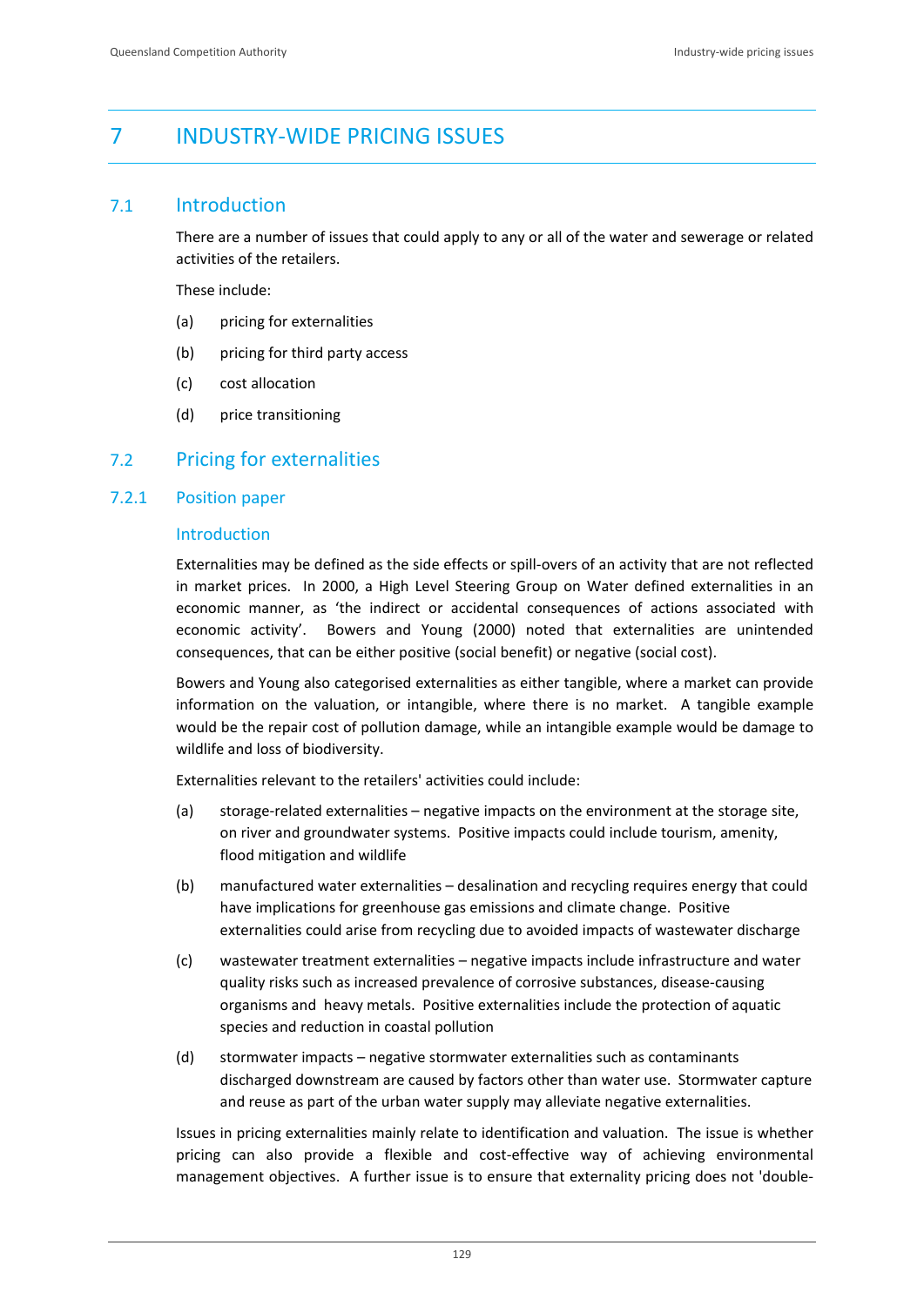# 7 INDUSTRY-WIDE PRICING ISSUES

## 7.1 Introduction

There are a number of issues that could apply to any or all of the water and sewerage or related activities of the retailers.

These include:

(a) pricing for externalities

(b) pricing for third party access

(c) cost allocation

(d) price transitioning

## 7.2 Pricing for externalities

### 7.2.1 Position paper

#### Introduction

Externalities may be defined as the side effects or spill-overs of an activity that are not reflected in market prices. In 2000, a High Level Steering Group on Water defined externalities in an economic manner, as 'the indirect or accidental consequences of actions associated with economic activity'. Bowers and Young (2000) noted that externalities are unintended consequences, that can be either positive (social benefit) or negative (social cost).

Bowers and Young also categorised externalities as either tangible, where a market can provide information on the valuation, or intangible, where there is no market. A tangible example would be the repair cost of pollution damage, while an intangible example would be damage to wildlife and loss of biodiversity.

Externalities relevant to the retailers' activities could include:

(a) storage-related externalities – negative impacts on the environment at the storage site, on river and groundwater systems. Positive impacts could include tourism, amenity, flood mitigation and wildlife

(b) manufactured water externalities – desalination and recycling requires energy that could have implications for greenhouse gas emissions and climate change. Positive externalities could arise from recycling due to avoided impacts of wastewater discharge

(c) wastewater treatment externalities – negative impacts include infrastructure and water quality risks such as increased prevalence of corrosive substances, disease-causing organisms and heavy metals. Positive externalities include the protection of aquatic species and reduction in coastal pollution

(d) stormwater impacts – negative stormwater externalities such as contaminants discharged downstream are caused by factors other than water use. Stormwater capture and reuse as part of the urban water supply may alleviate negative externalities.

Issues in pricing externalities mainly relate to identification and valuation. The issue is whether pricing can also provide a flexible and cost-effective way of achieving environmental management objectives. A further issue is to ensure that externality pricing does not 'double-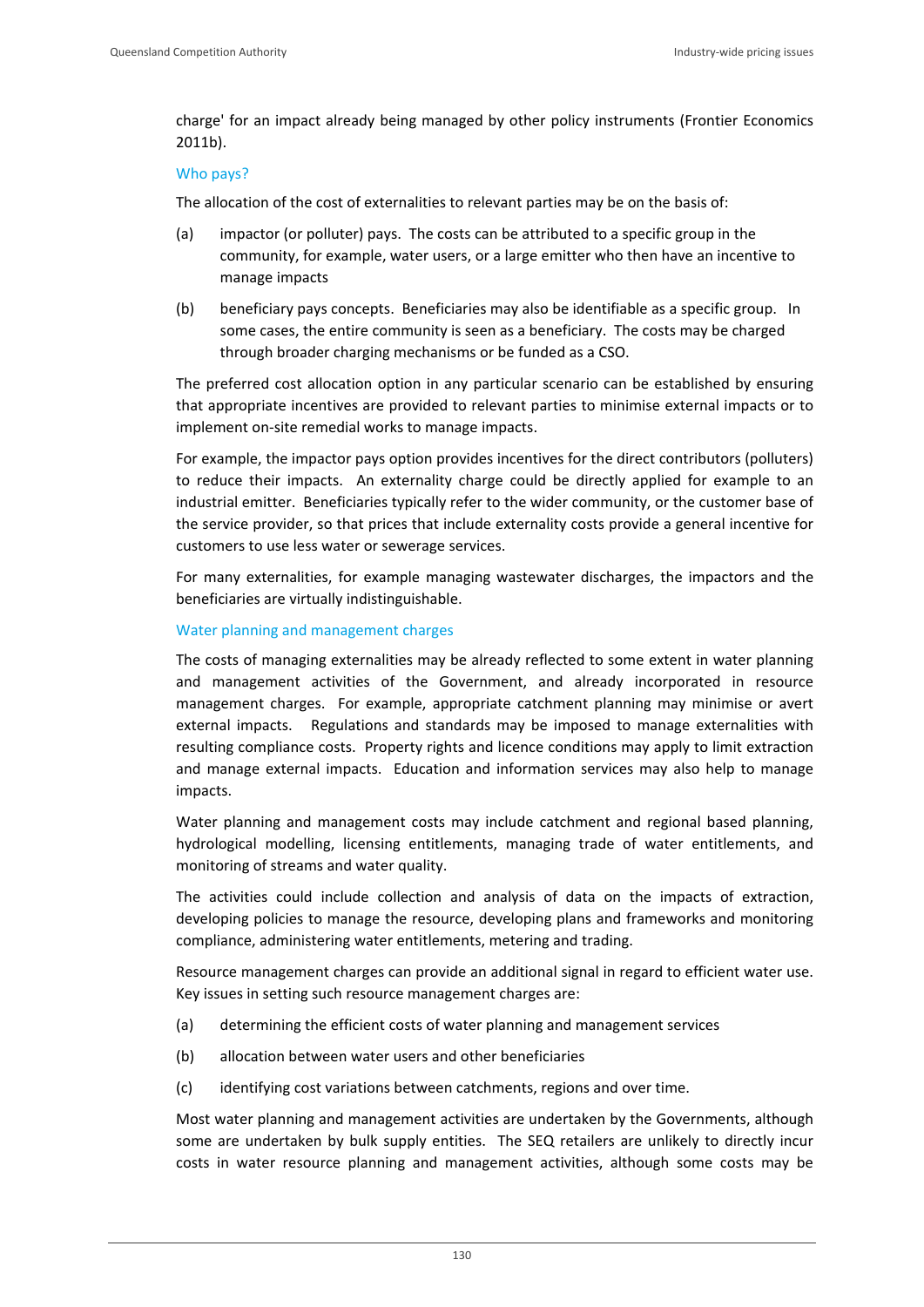charge' for an impact already being managed by other policy instruments (Frontier Economics 2011b).

### Who pays?

The allocation of the cost of externalities to relevant parties may be on the basis of:

(a) impactor (or polluter) pays. The costs can be attributed to a specific group in the community, for example, water users, or a large emitter who then have an incentive to manage impacts

(b) beneficiary pays concepts. Beneficiaries may also be identifiable as a specific group. In some cases, the entire community is seen as a beneficiary. The costs may be charged through broader charging mechanisms or be funded as a CSO.

The preferred cost allocation option in any particular scenario can be established by ensuring that appropriate incentives are provided to relevant parties to minimise external impacts or to implement on-site remedial works to manage impacts.

For example, the impactor pays option provides incentives for the direct contributors (polluters) to reduce their impacts. An externality charge could be directly applied for example to an industrial emitter. Beneficiaries typically refer to the wider community, or the customer base of the service provider, so that prices that include externality costs provide a general incentive for customers to use less water or sewerage services.

For many externalities, for example managing wastewater discharges, the impactors and the beneficiaries are virtually indistinguishable.

### Water planning and management charges

The costs of managing externalities may be already reflected to some extent in water planning and management activities of the Government, and already incorporated in resource management charges. For example, appropriate catchment planning may minimise or avert external impacts. Regulations and standards may be imposed to manage externalities with resulting compliance costs. Property rights and licence conditions may apply to limit extraction and manage external impacts. Education and information services may also help to manage impacts.

Water planning and management costs may include catchment and regional based planning, hydrological modelling, licensing entitlements, managing trade of water entitlements, and monitoring of streams and water quality.

The activities could include collection and analysis of data on the impacts of extraction, developing policies to manage the resource, developing plans and frameworks and monitoring compliance, administering water entitlements, metering and trading.

Resource management charges can provide an additional signal in regard to efficient water use. Key issues in setting such resource management charges are:

(a) determining the efficient costs of water planning and management services

(b) allocation between water users and other beneficiaries

(c) identifying cost variations between catchments, regions and over time.

Most water planning and management activities are undertaken by the Governments, although some are undertaken by bulk supply entities. The SEQ retailers are unlikely to directly incur costs in water resource planning and management activities, although some costs may be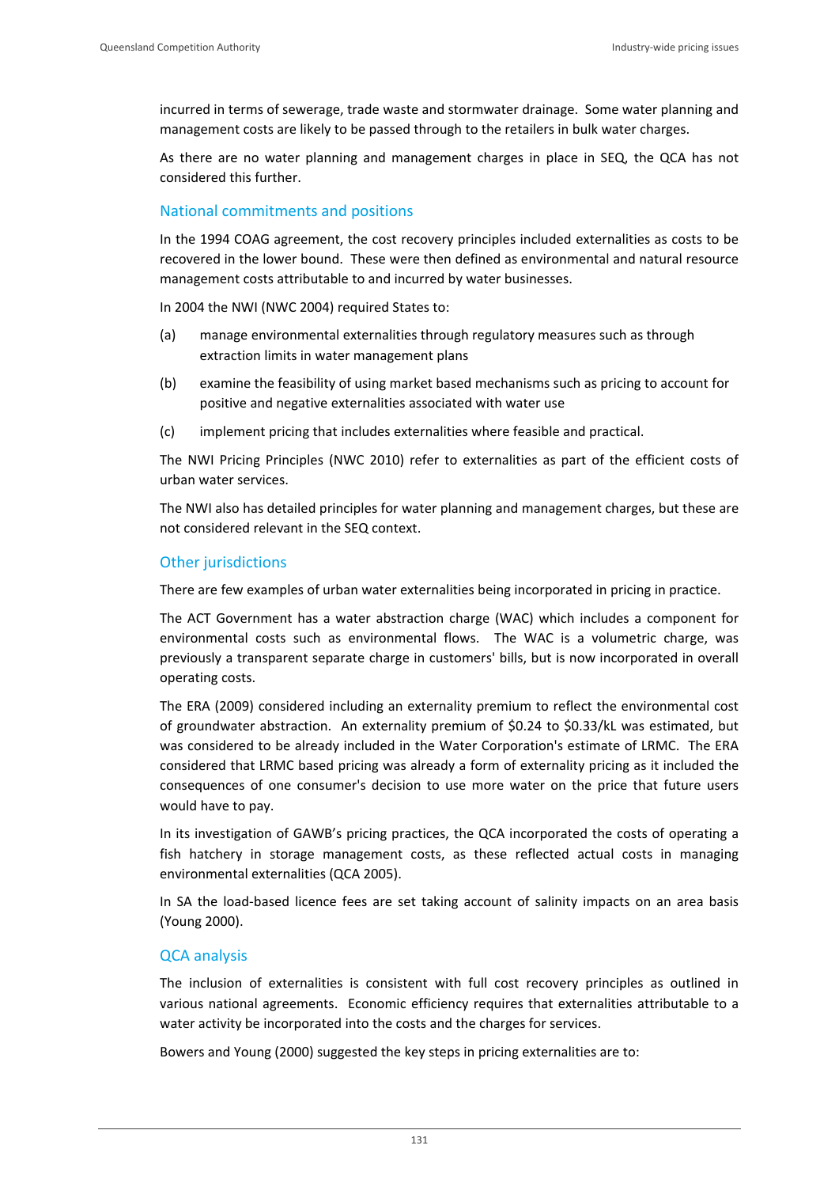incurred in terms of sewerage, trade waste and stormwater drainage. Some water planning and management costs are likely to be passed through to the retailers in bulk water charges.

As there are no water planning and management charges in place in SEQ, the QCA has not considered this further.

### National commitments and positions

In the 1994 COAG agreement, the cost recovery principles included externalities as costs to be recovered in the lower bound. These were then defined as environmental and natural resource management costs attributable to and incurred by water businesses.

In 2004 the NWI (NWC 2004) required States to:

(a) manage environmental externalities through regulatory measures such as through extraction limits in water management plans

(b) examine the feasibility of using market based mechanisms such as pricing to account for positive and negative externalities associated with water use

(c) implement pricing that includes externalities where feasible and practical.

The NWI Pricing Principles (NWC 2010) refer to externalities as part of the efficient costs of urban water services.

The NWI also has detailed principles for water planning and management charges, but these are not considered relevant in the SEQ context.

### Other jurisdictions

There are few examples of urban water externalities being incorporated in pricing in practice.

The ACT Government has a water abstraction charge (WAC) which includes a component for environmental costs such as environmental flows. The WAC is a volumetric charge, was previously a transparent separate charge in customers' bills, but is now incorporated in overall operating costs.

The ERA (2009) considered including an externality premium to reflect the environmental cost of groundwater abstraction. An externality premium of $0.24 to $0.33/kL was estimated, but was considered to be already included in the Water Corporation's estimate of LRMC. The ERA considered that LRMC based pricing was already a form of externality pricing as it included the consequences of one consumer's decision to use more water on the price that future users would have to pay.

In its investigation of GAWB's pricing practices, the QCA incorporated the costs of operating a fish hatchery in storage management costs, as these reflected actual costs in managing environmental externalities (QCA 2005).

In SA the load-based licence fees are set taking account of salinity impacts on an area basis (Young 2000).

### QCA analysis

The inclusion of externalities is consistent with full cost recovery principles as outlined in various national agreements. Economic efficiency requires that externalities attributable to a water activity be incorporated into the costs and the charges for services.

Bowers and Young (2000) suggested the key steps in pricing externalities are to: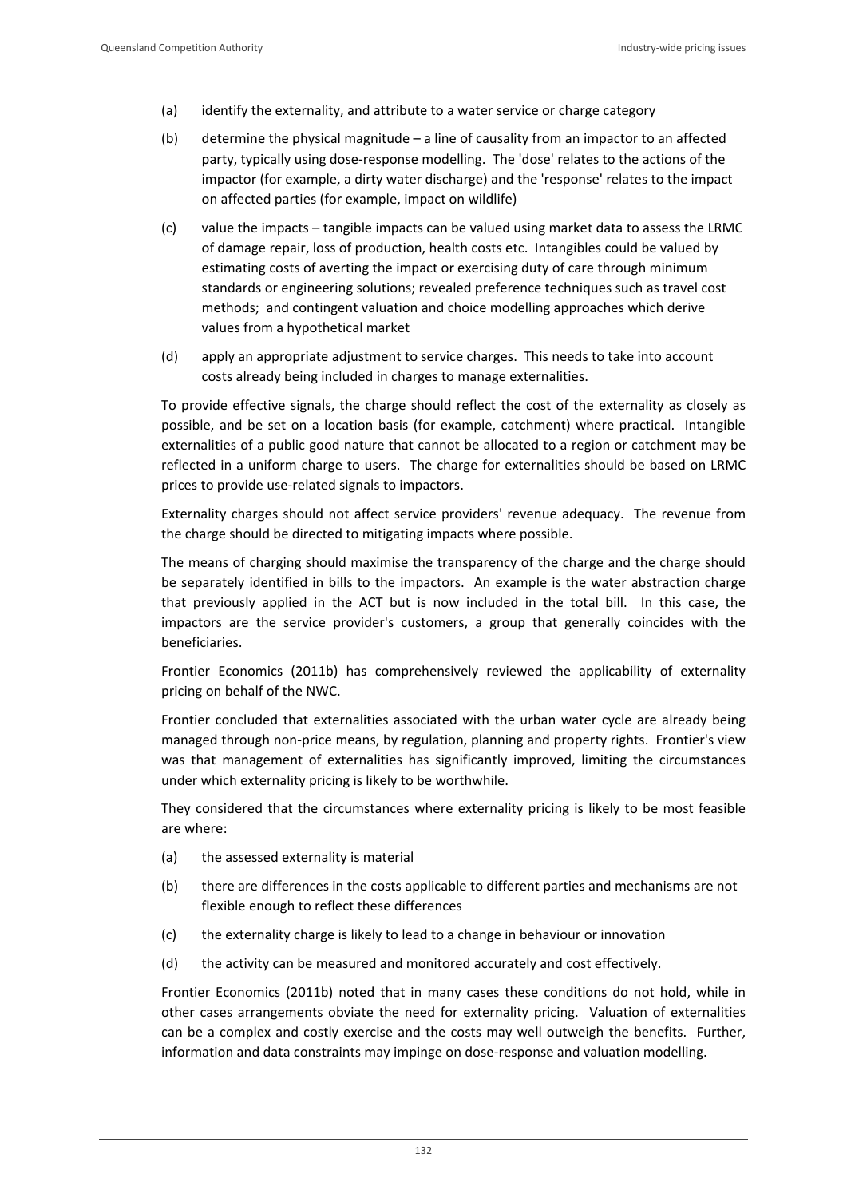(a) identify the externality, and attribute to a water service or charge category

(b) determine the physical magnitude – a line of causality from an impactor to an affected party, typically using dose-response modelling. The 'dose' relates to the actions of the impactor (for example, a dirty water discharge) and the 'response' relates to the impact on affected parties (for example, impact on wildlife)

(c) value the impacts – tangible impacts can be valued using market data to assess the LRMC of damage repair, loss of production, health costs etc. Intangibles could be valued by estimating costs of averting the impact or exercising duty of care through minimum standards or engineering solutions; revealed preference techniques such as travel cost methods; and contingent valuation and choice modelling approaches which derive values from a hypothetical market

(d) apply an appropriate adjustment to service charges. This needs to take into account costs already being included in charges to manage externalities.

To provide effective signals, the charge should reflect the cost of the externality as closely as possible, and be set on a location basis (for example, catchment) where practical. Intangible externalities of a public good nature that cannot be allocated to a region or catchment may be reflected in a uniform charge to users. The charge for externalities should be based on LRMC prices to provide use-related signals to impactors.

Externality charges should not affect service providers' revenue adequacy. The revenue from the charge should be directed to mitigating impacts where possible.

The means of charging should maximise the transparency of the charge and the charge should be separately identified in bills to the impactors. An example is the water abstraction charge that previously applied in the ACT but is now included in the total bill. In this case, the impactors are the service provider's customers, a group that generally coincides with the beneficiaries.

Frontier Economics (2011b) has comprehensively reviewed the applicability of externality pricing on behalf of the NWC.

Frontier concluded that externalities associated with the urban water cycle are already being managed through non-price means, by regulation, planning and property rights. Frontier's view was that management of externalities has significantly improved, limiting the circumstances under which externality pricing is likely to be worthwhile.

They considered that the circumstances where externality pricing is likely to be most feasible are where:

(a) the assessed externality is material

(b) there are differences in the costs applicable to different parties and mechanisms are not flexible enough to reflect these differences

(c) the externality charge is likely to lead to a change in behaviour or innovation

(d) the activity can be measured and monitored accurately and cost effectively.

Frontier Economics (2011b) noted that in many cases these conditions do not hold, while in other cases arrangements obviate the need for externality pricing. Valuation of externalities can be a complex and costly exercise and the costs may well outweigh the benefits. Further, information and data constraints may impinge on dose-response and valuation modelling.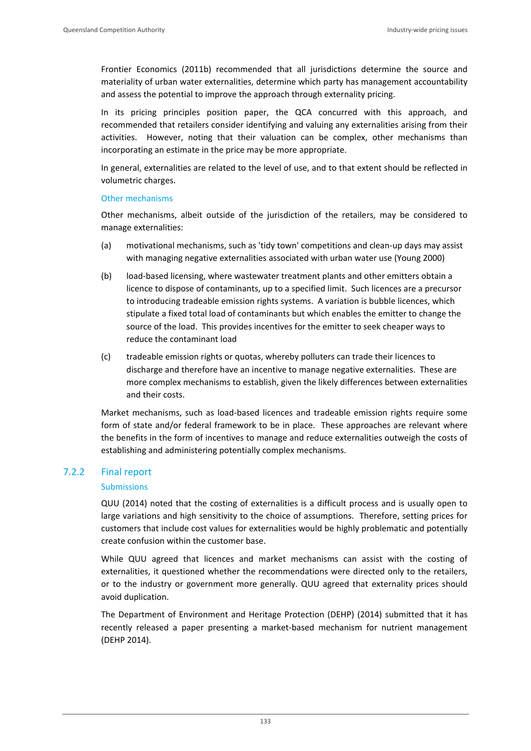Frontier Economics (2011b) recommended that all jurisdictions determine the source and materiality of urban water externalities, determine which party has management accountability and assess the potential to improve the approach through externality pricing.

In its pricing principles position paper, the QCA concurred with this approach, and recommended that retailers consider identifying and valuing any externalities arising from their activities. However, noting that their valuation can be complex, other mechanisms than incorporating an estimate in the price may be more appropriate.

In general, externalities are related to the level of use, and to that extent should be reflected in volumetric charges.

#### Other mechanisms

Other mechanisms, albeit outside of the jurisdiction of the retailers, may be considered to manage externalities:

(a) motivational mechanisms, such as 'tidy town' competitions and clean-up days may assist with managing negative externalities associated with urban water use (Young 2000)

(b) load-based licensing, where wastewater treatment plants and other emitters obtain a licence to dispose of contaminants, up to a specified limit. Such licences are a precursor to introducing tradeable emission rights systems. A variation is bubble licences, which stipulate a fixed total load of contaminants but which enables the emitter to change the source of the load. This provides incentives for the emitter to seek cheaper ways to reduce the contaminant load

(c) tradeable emission rights or quotas, whereby polluters can trade their licences to discharge and therefore have an incentive to manage negative externalities. These are more complex mechanisms to establish, given the likely differences between externalities and their costs.

Market mechanisms, such as load-based licences and tradeable emission rights require some form of state and/or federal framework to be in place. These approaches are relevant where the benefits in the form of incentives to manage and reduce externalities outweigh the costs of establishing and administering potentially complex mechanisms.

### 7.2.2 Final report

#### Submissions

QUU (2014) noted that the costing of externalities is a difficult process and is usually open to large variations and high sensitivity to the choice of assumptions. Therefore, setting prices for customers that include cost values for externalities would be highly problematic and potentially create confusion within the customer base.

While QUU agreed that licences and market mechanisms can assist with the costing of externalities, it questioned whether the recommendations were directed only to the retailers, or to the industry or government more generally. QUU agreed that externality prices should avoid duplication.

The Department of Environment and Heritage Protection (DEHP) (2014) submitted that it has recently released a paper presenting a market-based mechanism for nutrient management (DEHP 2014).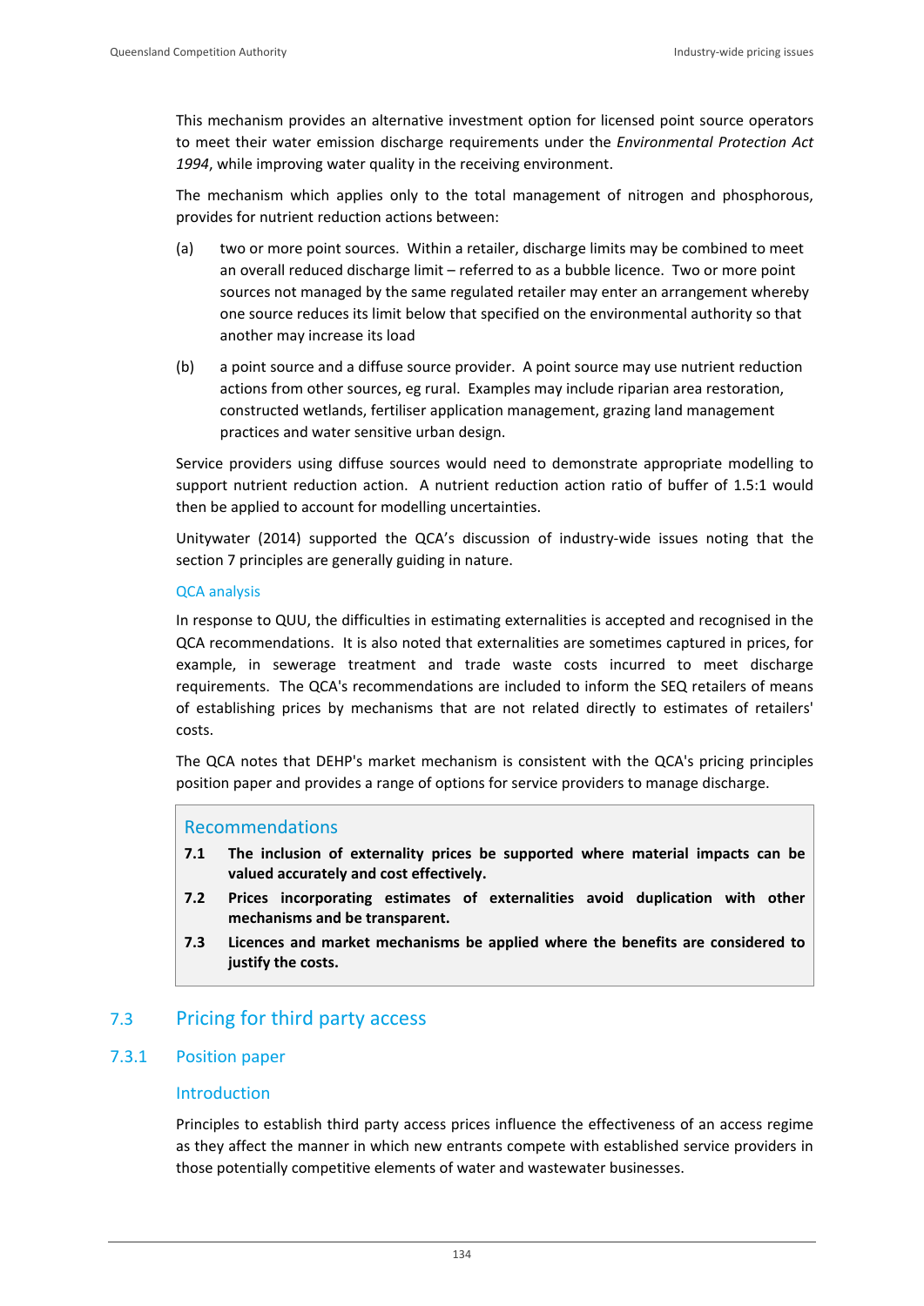This mechanism provides an alternative investment option for licensed point source operators to meet their water emission discharge requirements under the *Environmental Protection Act 1994*, while improving water quality in the receiving environment.

The mechanism which applies only to the total management of nitrogen and phosphorous, provides for nutrient reduction actions between:

(a) two or more point sources. Within a retailer, discharge limits may be combined to meet an overall reduced discharge limit – referred to as a bubble licence. Two or more point sources not managed by the same regulated retailer may enter an arrangement whereby one source reduces its limit below that specified on the environmental authority so that another may increase its load

(b) a point source and a diffuse source provider. A point source may use nutrient reduction actions from other sources, eg rural. Examples may include riparian area restoration, constructed wetlands, fertiliser application management, grazing land management practices and water sensitive urban design.

Service providers using diffuse sources would need to demonstrate appropriate modelling to support nutrient reduction action. A nutrient reduction action ratio of buffer of 1.5:1 would then be applied to account for modelling uncertainties.

Unitywater (2014) supported the QCA's discussion of industry-wide issues noting that the section 7 principles are generally guiding in nature.

#### QCA analysis

In response to QUU, the difficulties in estimating externalities is accepted and recognised in the QCA recommendations. It is also noted that externalities are sometimes captured in prices, for example, in sewerage treatment and trade waste costs incurred to meet discharge requirements. The QCA's recommendations are included to inform the SEQ retailers of means of establishing prices by mechanisms that are not related directly to estimates of retailers' costs.

The QCA notes that DEHP's market mechanism is consistent with the QCA's pricing principles position paper and provides a range of options for service providers to manage discharge.

#### Recommendations

**7.1 The inclusion of externality prices be supported where material impacts can be valued accurately and cost effectively.**

**7.2 Prices incorporating estimates of externalities avoid duplication with other mechanisms and be transparent.**

**7.3 Licences and market mechanisms be applied where the benefits are considered to justify the costs.**

## 7.3 Pricing for third party access

### 7.3.1 Position paper

#### Introduction

Principles to establish third party access prices influence the effectiveness of an access regime as they affect the manner in which new entrants compete with established service providers in those potentially competitive elements of water and wastewater businesses.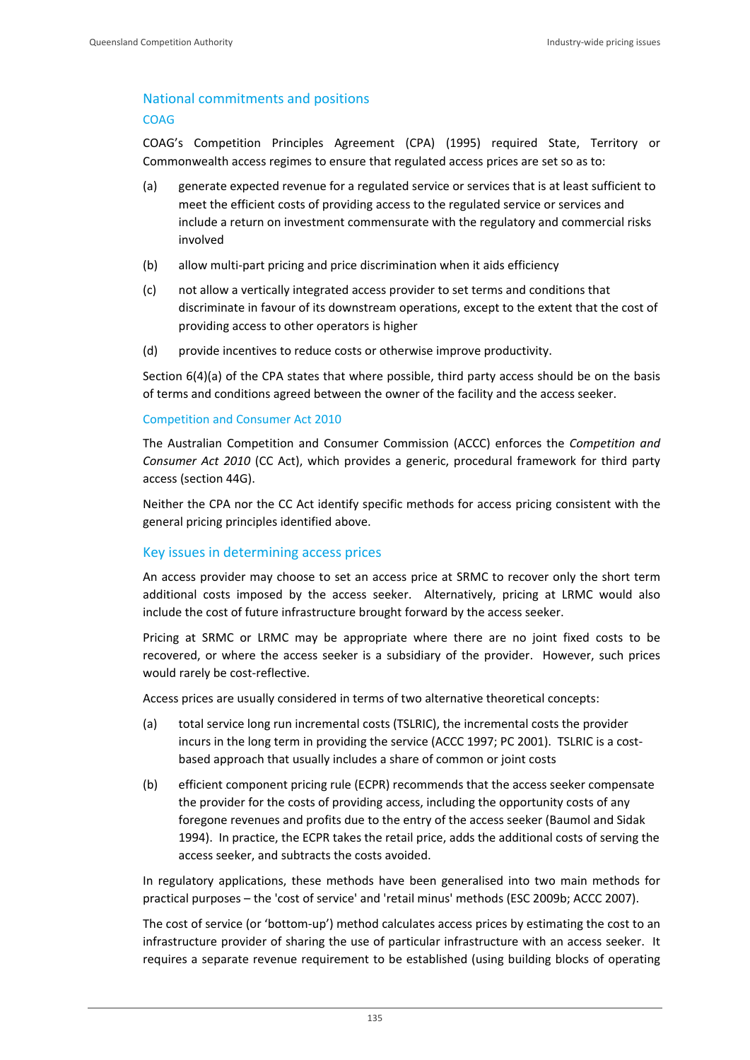## National commitments and positions

### COAG

COAG's Competition Principles Agreement (CPA) (1995) required State, Territory or Commonwealth access regimes to ensure that regulated access prices are set so as to:

(a) generate expected revenue for a regulated service or services that is at least sufficient to meet the efficient costs of providing access to the regulated service or services and include a return on investment commensurate with the regulatory and commercial risks involved

(b) allow multi-part pricing and price discrimination when it aids efficiency

(c) not allow a vertically integrated access provider to set terms and conditions that discriminate in favour of its downstream operations, except to the extent that the cost of providing access to other operators is higher

(d) provide incentives to reduce costs or otherwise improve productivity.

Section 6(4)(a) of the CPA states that where possible, third party access should be on the basis of terms and conditions agreed between the owner of the facility and the access seeker.

### Competition and Consumer Act 2010

The Australian Competition and Consumer Commission (ACCC) enforces the *Competition and Consumer Act 2010* (CC Act), which provides a generic, procedural framework for third party access (section 44G).

Neither the CPA nor the CC Act identify specific methods for access pricing consistent with the general pricing principles identified above.

## Key issues in determining access prices

An access provider may choose to set an access price at SRMC to recover only the short term additional costs imposed by the access seeker. Alternatively, pricing at LRMC would also include the cost of future infrastructure brought forward by the access seeker.

Pricing at SRMC or LRMC may be appropriate where there are no joint fixed costs to be recovered, or where the access seeker is a subsidiary of the provider. However, such prices would rarely be cost-reflective.

Access prices are usually considered in terms of two alternative theoretical concepts:

(a) total service long run incremental costs (TSLRIC), the incremental costs the provider incurs in the long term in providing the service (ACCC 1997; PC 2001). TSLRIC is a cost-based approach that usually includes a share of common or joint costs

(b) efficient component pricing rule (ECPR) recommends that the access seeker compensate the provider for the costs of providing access, including the opportunity costs of any foregone revenues and profits due to the entry of the access seeker (Baumol and Sidak 1994). In practice, the ECPR takes the retail price, adds the additional costs of serving the access seeker, and subtracts the costs avoided.

In regulatory applications, these methods have been generalised into two main methods for practical purposes – the 'cost of service' and 'retail minus' methods (ESC 2009b; ACCC 2007).

The cost of service (or 'bottom-up') method calculates access prices by estimating the cost to an infrastructure provider of sharing the use of particular infrastructure with an access seeker. It requires a separate revenue requirement to be established (using building blocks of operating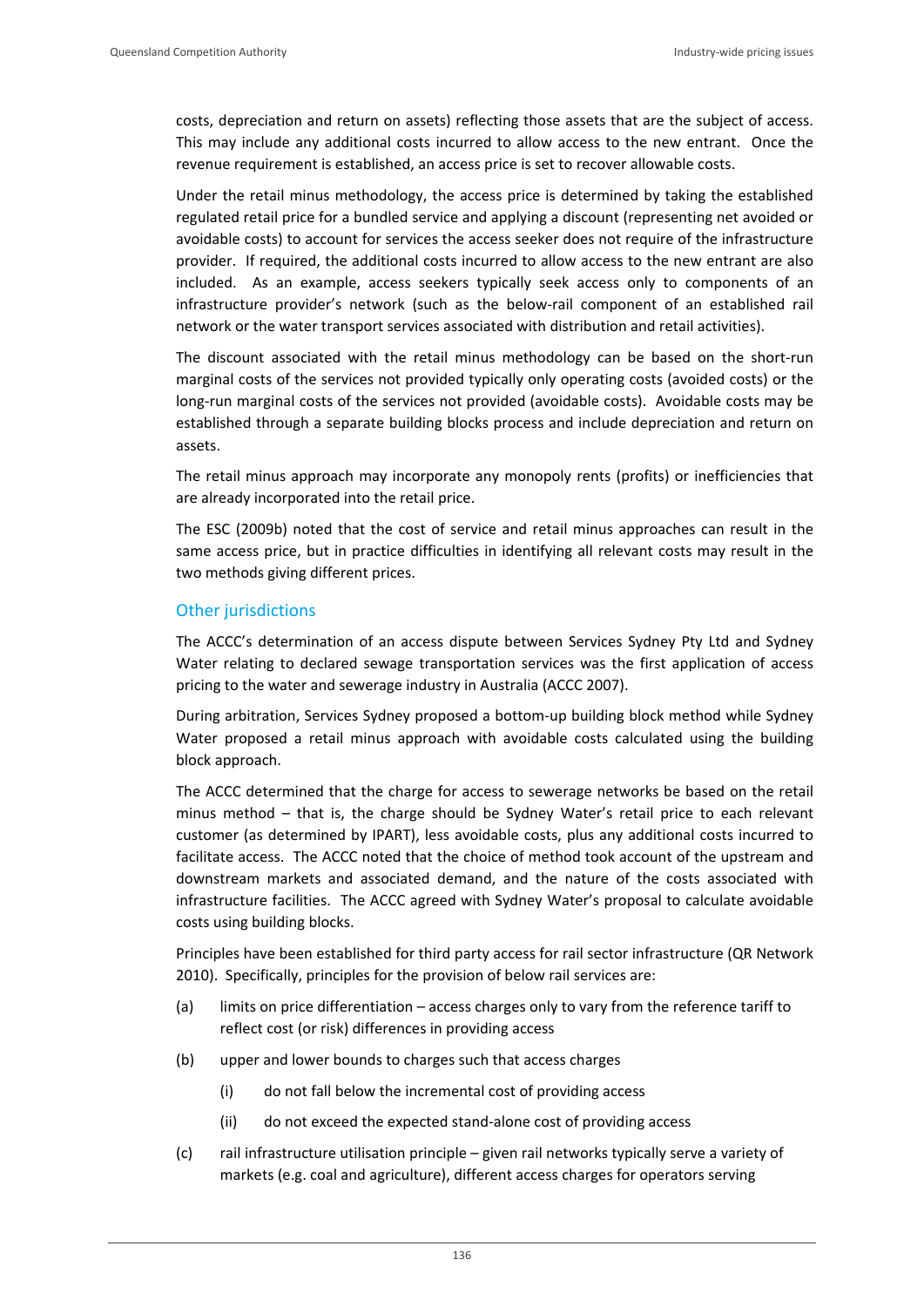costs, depreciation and return on assets) reflecting those assets that are the subject of access. This may include any additional costs incurred to allow access to the new entrant. Once the revenue requirement is established, an access price is set to recover allowable costs.

Under the retail minus methodology, the access price is determined by taking the established regulated retail price for a bundled service and applying a discount (representing net avoided or avoidable costs) to account for services the access seeker does not require of the infrastructure provider. If required, the additional costs incurred to allow access to the new entrant are also included. As an example, access seekers typically seek access only to components of an infrastructure provider's network (such as the below-rail component of an established rail network or the water transport services associated with distribution and retail activities).

The discount associated with the retail minus methodology can be based on the short-run marginal costs of the services not provided typically only operating costs (avoided costs) or the long-run marginal costs of the services not provided (avoidable costs). Avoidable costs may be established through a separate building blocks process and include depreciation and return on assets.

The retail minus approach may incorporate any monopoly rents (profits) or inefficiencies that are already incorporated into the retail price.

The ESC (2009b) noted that the cost of service and retail minus approaches can result in the same access price, but in practice difficulties in identifying all relevant costs may result in the two methods giving different prices.

## Other jurisdictions

The ACCC's determination of an access dispute between Services Sydney Pty Ltd and Sydney Water relating to declared sewage transportation services was the first application of access pricing to the water and sewerage industry in Australia (ACCC 2007).

During arbitration, Services Sydney proposed a bottom-up building block method while Sydney Water proposed a retail minus approach with avoidable costs calculated using the building block approach.

The ACCC determined that the charge for access to sewerage networks be based on the retail minus method – that is, the charge should be Sydney Water's retail price to each relevant customer (as determined by IPART), less avoidable costs, plus any additional costs incurred to facilitate access. The ACCC noted that the choice of method took account of the upstream and downstream markets and associated demand, and the nature of the costs associated with infrastructure facilities. The ACCC agreed with Sydney Water's proposal to calculate avoidable costs using building blocks.

Principles have been established for third party access for rail sector infrastructure (QR Network 2010). Specifically, principles for the provision of below rail services are:

(a) limits on price differentiation – access charges only to vary from the reference tariff to reflect cost (or risk) differences in providing access

(b) upper and lower bounds to charges such that access charges

  (i) do not fall below the incremental cost of providing access

  (ii) do not exceed the expected stand-alone cost of providing access

(c) rail infrastructure utilisation principle – given rail networks typically serve a variety of markets (e.g. coal and agriculture), different access charges for operators serving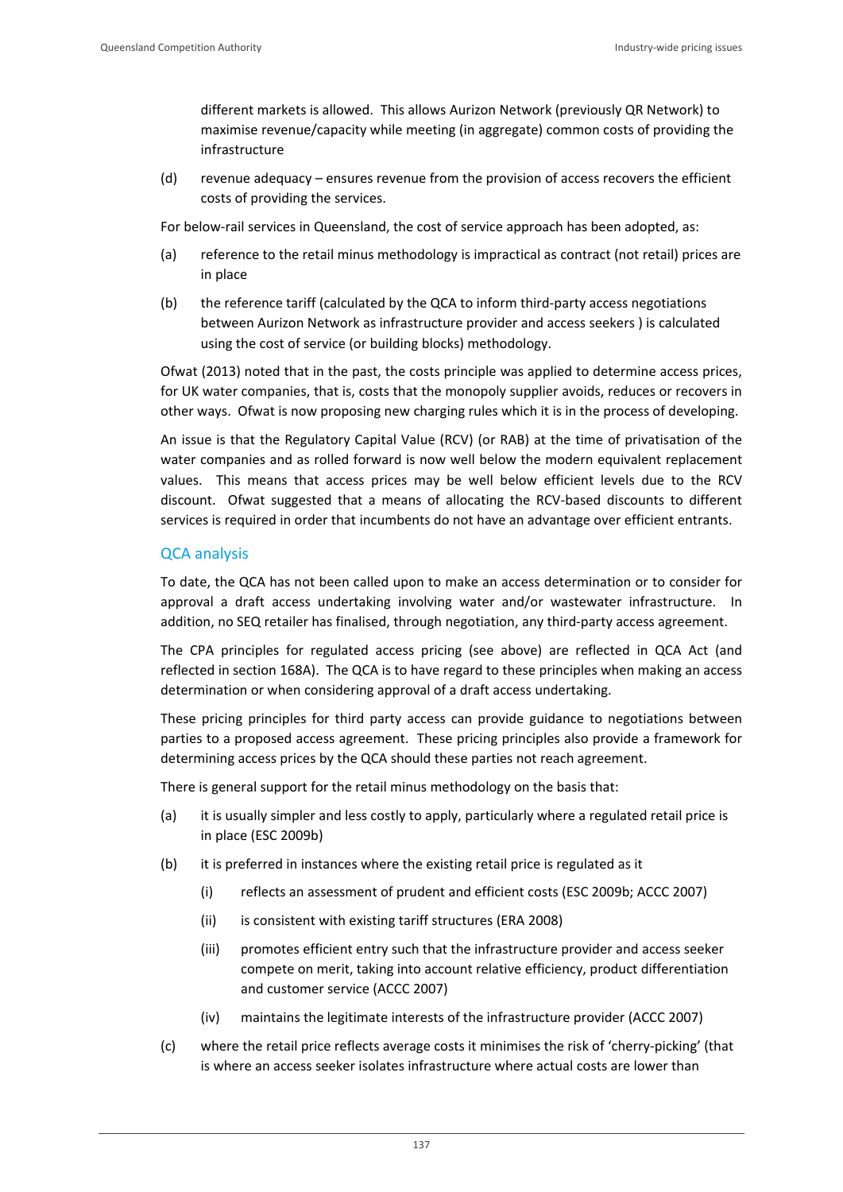different markets is allowed. This allows Aurizon Network (previously QR Network) to maximise revenue/capacity while meeting (in aggregate) common costs of providing the infrastructure

(d) revenue adequacy – ensures revenue from the provision of access recovers the efficient costs of providing the services.

For below-rail services in Queensland, the cost of service approach has been adopted, as:

(a) reference to the retail minus methodology is impractical as contract (not retail) prices are in place

(b) the reference tariff (calculated by the QCA to inform third-party access negotiations between Aurizon Network as infrastructure provider and access seekers ) is calculated using the cost of service (or building blocks) methodology.

Ofwat (2013) noted that in the past, the costs principle was applied to determine access prices, for UK water companies, that is, costs that the monopoly supplier avoids, reduces or recovers in other ways. Ofwat is now proposing new charging rules which it is in the process of developing.

An issue is that the Regulatory Capital Value (RCV) (or RAB) at the time of privatisation of the water companies and as rolled forward is now well below the modern equivalent replacement values. This means that access prices may be well below efficient levels due to the RCV discount. Ofwat suggested that a means of allocating the RCV-based discounts to different services is required in order that incumbents do not have an advantage over efficient entrants.

## QCA analysis

To date, the QCA has not been called upon to make an access determination or to consider for approval a draft access undertaking involving water and/or wastewater infrastructure. In addition, no SEQ retailer has finalised, through negotiation, any third-party access agreement.

The CPA principles for regulated access pricing (see above) are reflected in QCA Act (and reflected in section 168A). The QCA is to have regard to these principles when making an access determination or when considering approval of a draft access undertaking.

These pricing principles for third party access can provide guidance to negotiations between parties to a proposed access agreement. These pricing principles also provide a framework for determining access prices by the QCA should these parties not reach agreement.

There is general support for the retail minus methodology on the basis that:

(a) it is usually simpler and less costly to apply, particularly where a regulated retail price is in place (ESC 2009b)

(b) it is preferred in instances where the existing retail price is regulated as it

  (i) reflects an assessment of prudent and efficient costs (ESC 2009b; ACCC 2007)

  (ii) is consistent with existing tariff structures (ERA 2008)

  (iii) promotes efficient entry such that the infrastructure provider and access seeker compete on merit, taking into account relative efficiency, product differentiation and customer service (ACCC 2007)

  (iv) maintains the legitimate interests of the infrastructure provider (ACCC 2007)

(c) where the retail price reflects average costs it minimises the risk of 'cherry-picking' (that is where an access seeker isolates infrastructure where actual costs are lower than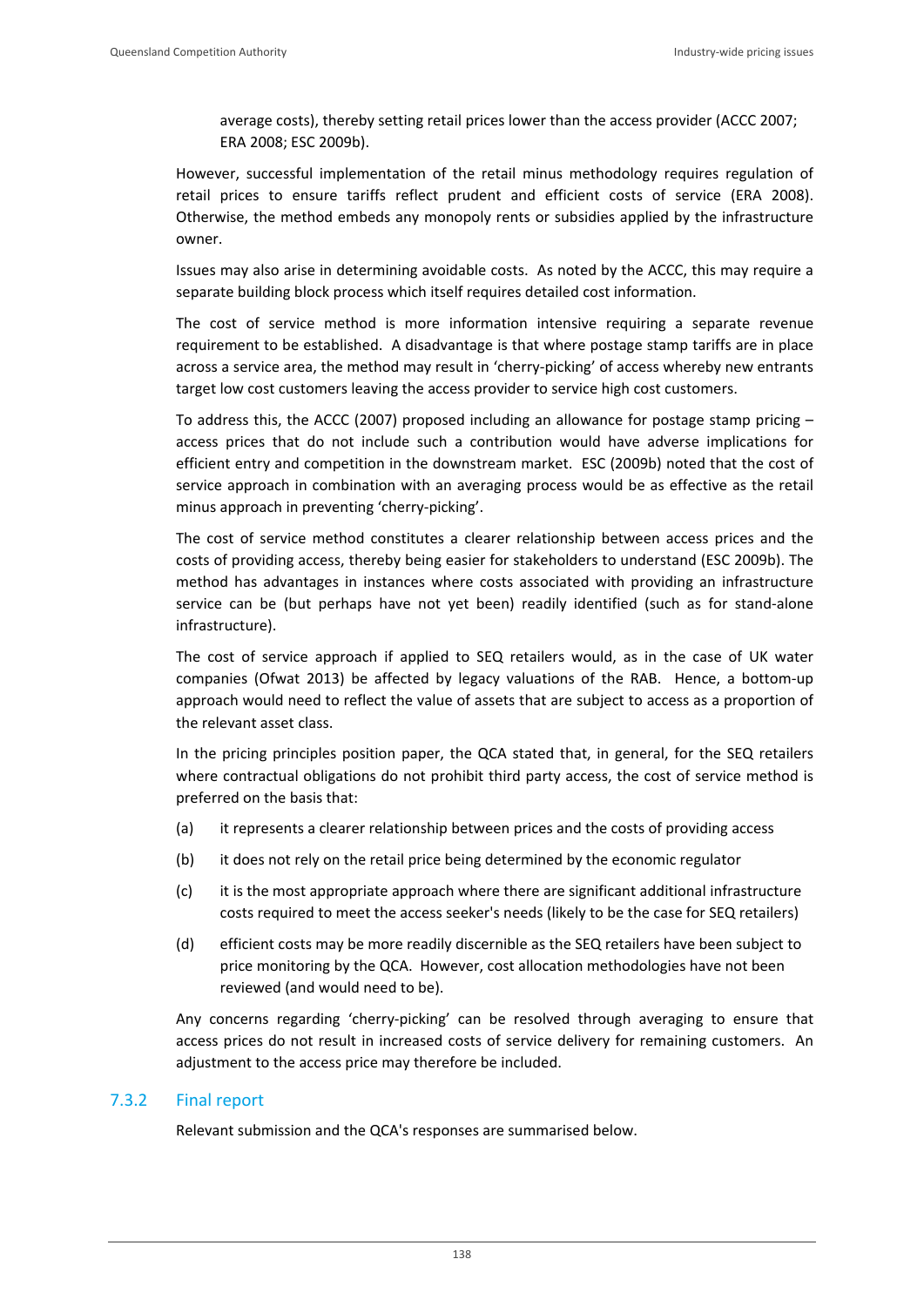average costs), thereby setting retail prices lower than the access provider (ACCC 2007; ERA 2008; ESC 2009b).

However, successful implementation of the retail minus methodology requires regulation of retail prices to ensure tariffs reflect prudent and efficient costs of service (ERA 2008). Otherwise, the method embeds any monopoly rents or subsidies applied by the infrastructure owner.

Issues may also arise in determining avoidable costs. As noted by the ACCC, this may require a separate building block process which itself requires detailed cost information.

The cost of service method is more information intensive requiring a separate revenue requirement to be established. A disadvantage is that where postage stamp tariffs are in place across a service area, the method may result in 'cherry-picking' of access whereby new entrants target low cost customers leaving the access provider to service high cost customers.

To address this, the ACCC (2007) proposed including an allowance for postage stamp pricing – access prices that do not include such a contribution would have adverse implications for efficient entry and competition in the downstream market. ESC (2009b) noted that the cost of service approach in combination with an averaging process would be as effective as the retail minus approach in preventing 'cherry-picking'.

The cost of service method constitutes a clearer relationship between access prices and the costs of providing access, thereby being easier for stakeholders to understand (ESC 2009b). The method has advantages in instances where costs associated with providing an infrastructure service can be (but perhaps have not yet been) readily identified (such as for stand-alone infrastructure).

The cost of service approach if applied to SEQ retailers would, as in the case of UK water companies (Ofwat 2013) be affected by legacy valuations of the RAB. Hence, a bottom-up approach would need to reflect the value of assets that are subject to access as a proportion of the relevant asset class.

In the pricing principles position paper, the QCA stated that, in general, for the SEQ retailers where contractual obligations do not prohibit third party access, the cost of service method is preferred on the basis that:

(a) it represents a clearer relationship between prices and the costs of providing access

(b) it does not rely on the retail price being determined by the economic regulator

(c) it is the most appropriate approach where there are significant additional infrastructure costs required to meet the access seeker's needs (likely to be the case for SEQ retailers)

(d) efficient costs may be more readily discernible as the SEQ retailers have been subject to price monitoring by the QCA. However, cost allocation methodologies have not been reviewed (and would need to be).

Any concerns regarding 'cherry-picking' can be resolved through averaging to ensure that access prices do not result in increased costs of service delivery for remaining customers. An adjustment to the access price may therefore be included.

### 7.3.2 Final report

Relevant submission and the QCA's responses are summarised below.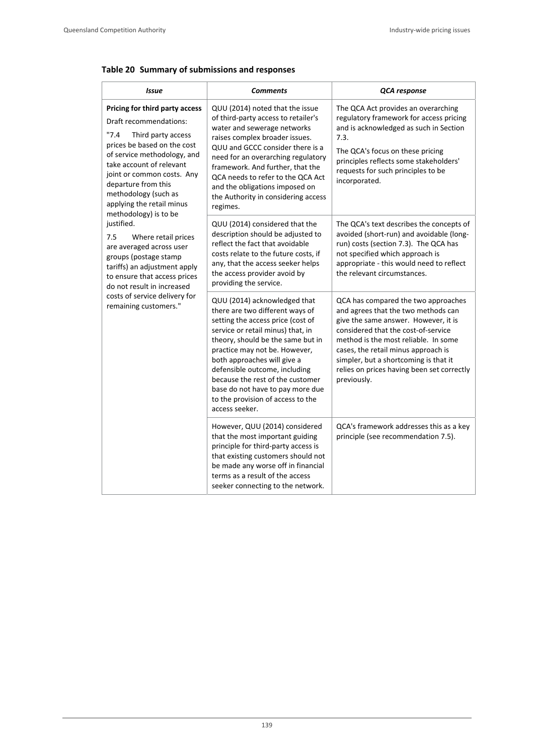**Table 20 Summary of submissions and responses**

| *Issue* | *Comments* | *QCA response* |
|---|---|---|
| **Pricing for third party access**<br>Draft recommendations:<br>"7.4 Third party access prices be based on the cost of service methodology, and take account of relevant joint or common costs. Any departure from this methodology (such as applying the retail minus methodology) is to be justified.<br>7.5 Where retail prices are averaged across user groups (postage stamp tariffs) an adjustment apply to ensure that access prices do not result in increased costs of service delivery for remaining customers." | QUU (2014) noted that the issue of third-party access to retailer's water and sewerage networks raises complex broader issues. QUU and GCCC consider there is a need for an overarching regulatory framework. And further, that the QCA needs to refer to the QCA Act and the obligations imposed on the Authority in considering access regimes. | The QCA Act provides an overarching regulatory framework for access pricing and is acknowledged as such in Section 7.3.<br>The QCA's focus on these pricing principles reflects some stakeholders' requests for such principles to be incorporated. |
| | QUU (2014) considered that the description should be adjusted to reflect the fact that avoidable costs relate to the future costs, if any, that the access seeker helps the access provider avoid by providing the service. | The QCA's text describes the concepts of avoided (short-run) and avoidable (long-run) costs (section 7.3). The QCA has not specified which approach is appropriate - this would need to reflect the relevant circumstances. |
| | QUU (2014) acknowledged that there are two different ways of setting the access price (cost of service or retail minus) that, in theory, should be the same but in practice may not be. However, both approaches will give a defensible outcome, including because the rest of the customer base do not have to pay more due to the provision of access to the access seeker. | QCA has compared the two approaches and agrees that the two methods can give the same answer. However, it is considered that the cost-of-service method is the most reliable. In some cases, the retail minus approach is simpler, but a shortcoming is that it relies on prices having been set correctly previously. |
| | However, QUU (2014) considered that the most important guiding principle for third-party access is that existing customers should not be made any worse off in financial terms as a result of the access seeker connecting to the network. | QCA's framework addresses this as a key principle (see recommendation 7.5). |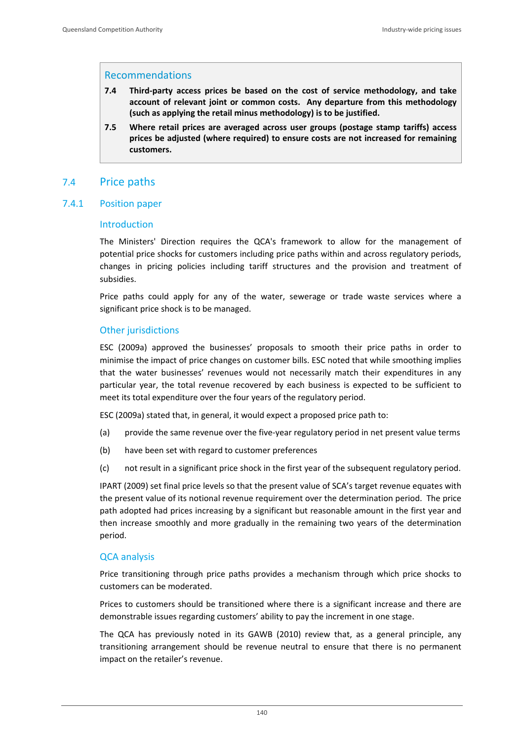## Recommendations

**7.4 Third-party access prices be based on the cost of service methodology, and take account of relevant joint or common costs. Any departure from this methodology (such as applying the retail minus methodology) is to be justified.**

**7.5 Where retail prices are averaged across user groups (postage stamp tariffs) access prices be adjusted (where required) to ensure costs are not increased for remaining customers.**

## 7.4 Price paths

### 7.4.1 Position paper

#### Introduction

The Ministers' Direction requires the QCA's framework to allow for the management of potential price shocks for customers including price paths within and across regulatory periods, changes in pricing policies including tariff structures and the provision and treatment of subsidies.

Price paths could apply for any of the water, sewerage or trade waste services where a significant price shock is to be managed.

#### Other jurisdictions

ESC (2009a) approved the businesses' proposals to smooth their price paths in order to minimise the impact of price changes on customer bills. ESC noted that while smoothing implies that the water businesses' revenues would not necessarily match their expenditures in any particular year, the total revenue recovered by each business is expected to be sufficient to meet its total expenditure over the four years of the regulatory period.

ESC (2009a) stated that, in general, it would expect a proposed price path to:

(a) provide the same revenue over the five-year regulatory period in net present value terms

(b) have been set with regard to customer preferences

(c) not result in a significant price shock in the first year of the subsequent regulatory period.

IPART (2009) set final price levels so that the present value of SCA's target revenue equates with the present value of its notional revenue requirement over the determination period. The price path adopted had prices increasing by a significant but reasonable amount in the first year and then increase smoothly and more gradually in the remaining two years of the determination period.

#### QCA analysis

Price transitioning through price paths provides a mechanism through which price shocks to customers can be moderated.

Prices to customers should be transitioned where there is a significant increase and there are demonstrable issues regarding customers' ability to pay the increment in one stage.

The QCA has previously noted in its GAWB (2010) review that, as a general principle, any transitioning arrangement should be revenue neutral to ensure that there is no permanent impact on the retailer's revenue.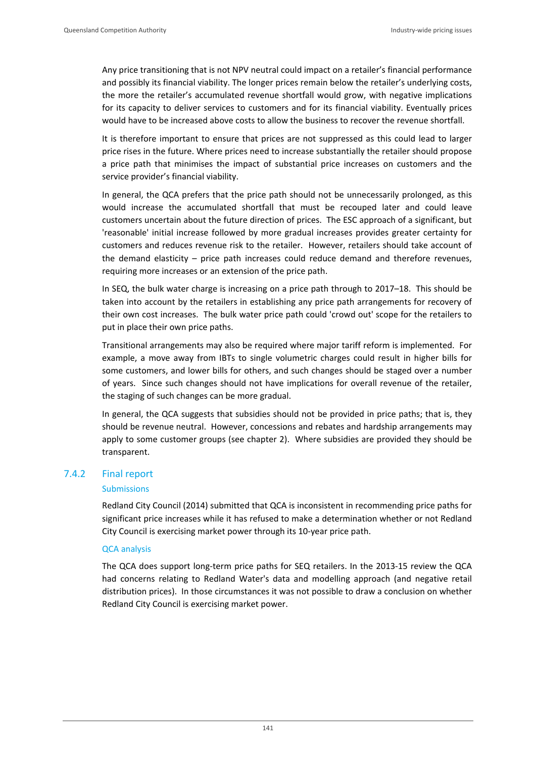Any price transitioning that is not NPV neutral could impact on a retailer's financial performance and possibly its financial viability. The longer prices remain below the retailer's underlying costs, the more the retailer's accumulated revenue shortfall would grow, with negative implications for its capacity to deliver services to customers and for its financial viability. Eventually prices would have to be increased above costs to allow the business to recover the revenue shortfall.

It is therefore important to ensure that prices are not suppressed as this could lead to larger price rises in the future. Where prices need to increase substantially the retailer should propose a price path that minimises the impact of substantial price increases on customers and the service provider's financial viability.

In general, the QCA prefers that the price path should not be unnecessarily prolonged, as this would increase the accumulated shortfall that must be recouped later and could leave customers uncertain about the future direction of prices. The ESC approach of a significant, but 'reasonable' initial increase followed by more gradual increases provides greater certainty for customers and reduces revenue risk to the retailer. However, retailers should take account of the demand elasticity – price path increases could reduce demand and therefore revenues, requiring more increases or an extension of the price path.

In SEQ, the bulk water charge is increasing on a price path through to 2017–18. This should be taken into account by the retailers in establishing any price path arrangements for recovery of their own cost increases. The bulk water price path could 'crowd out' scope for the retailers to put in place their own price paths.

Transitional arrangements may also be required where major tariff reform is implemented. For example, a move away from IBTs to single volumetric charges could result in higher bills for some customers, and lower bills for others, and such changes should be staged over a number of years. Since such changes should not have implications for overall revenue of the retailer, the staging of such changes can be more gradual.

In general, the QCA suggests that subsidies should not be provided in price paths; that is, they should be revenue neutral. However, concessions and rebates and hardship arrangements may apply to some customer groups (see chapter 2). Where subsidies are provided they should be transparent.

### 7.4.2 Final report

#### Submissions

Redland City Council (2014) submitted that QCA is inconsistent in recommending price paths for significant price increases while it has refused to make a determination whether or not Redland City Council is exercising market power through its 10-year price path.

#### QCA analysis

The QCA does support long-term price paths for SEQ retailers. In the 2013-15 review the QCA had concerns relating to Redland Water's data and modelling approach (and negative retail distribution prices). In those circumstances it was not possible to draw a conclusion on whether Redland City Council is exercising market power.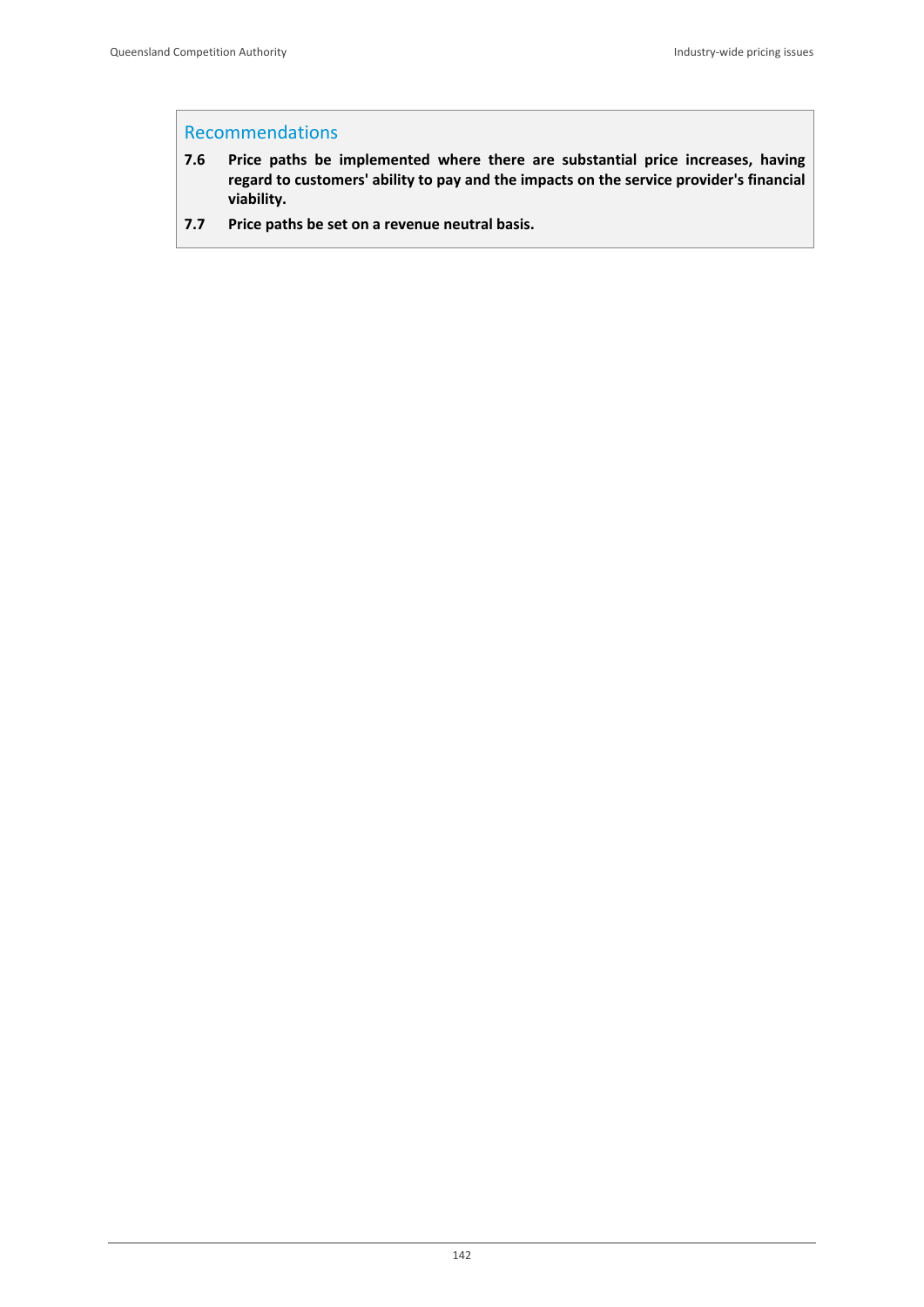## Recommendations

**7.6 Price paths be implemented where there are substantial price increases, having regard to customers' ability to pay and the impacts on the service provider's financial viability.**

**7.7 Price paths be set on a revenue neutral basis.**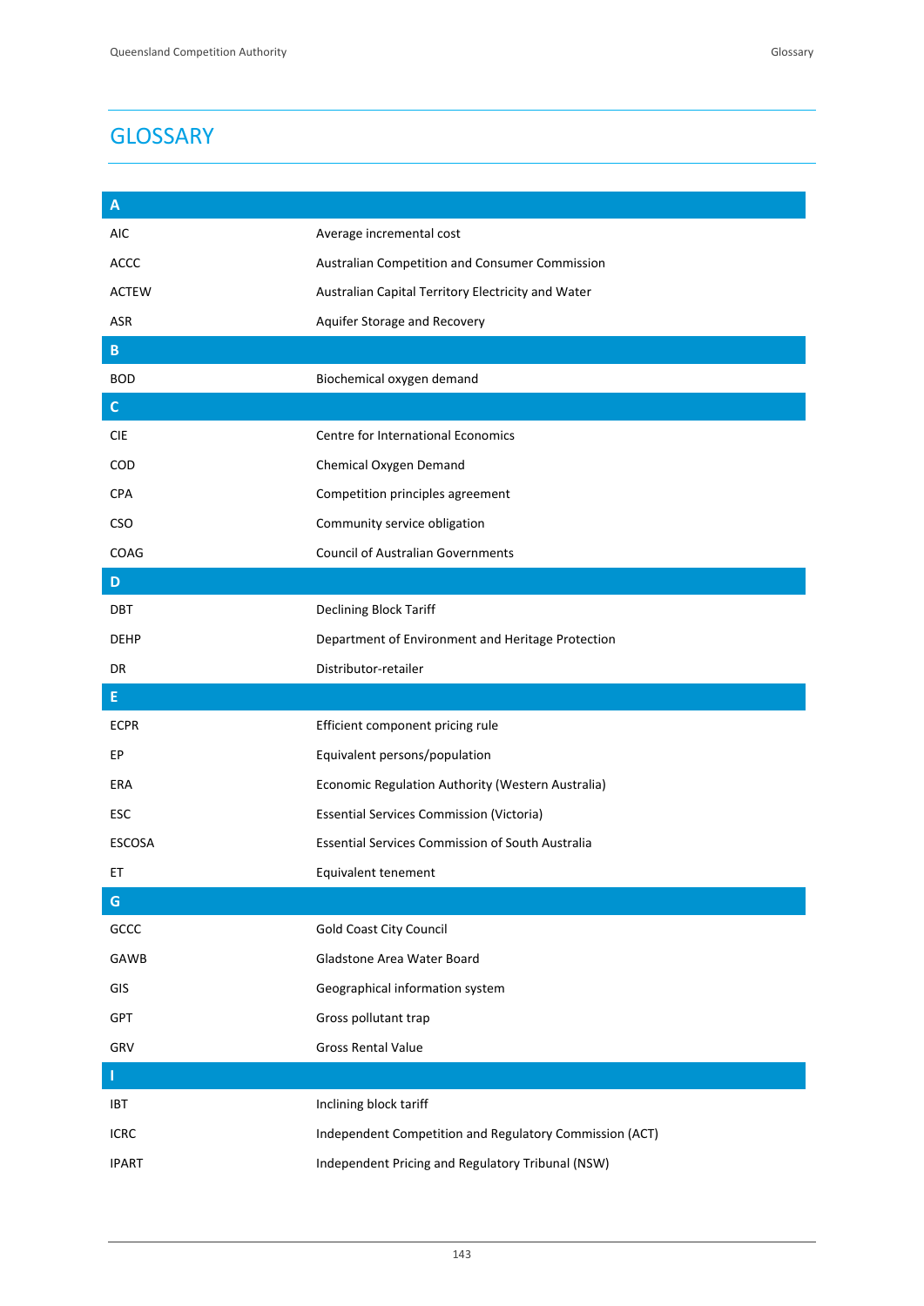# GLOSSARY

| A | |
|---|---|
| AIC | Average incremental cost |
| ACCC | Australian Competition and Consumer Commission |
| ACTEW | Australian Capital Territory Electricity and Water |
| ASR | Aquifer Storage and Recovery |
| **B** | |
| BOD | Biochemical oxygen demand |
| **C** | |
| CIE | Centre for International Economics |
| COD | Chemical Oxygen Demand |
| CPA | Competition principles agreement |
| CSO | Community service obligation |
| COAG | Council of Australian Governments |
| **D** | |
| DBT | Declining Block Tariff |
| DEHP | Department of Environment and Heritage Protection |
| DR | Distributor-retailer |
| **E** | |
| ECPR | Efficient component pricing rule |
| EP | Equivalent persons/population |
| ERA | Economic Regulation Authority (Western Australia) |
| ESC | Essential Services Commission (Victoria) |
| ESCOSA | Essential Services Commission of South Australia |
| ET | Equivalent tenement |
| **G** | |
| GCCC | Gold Coast City Council |
| GAWB | Gladstone Area Water Board |
| GIS | Geographical information system |
| GPT | Gross pollutant trap |
| GRV | Gross Rental Value |
| **I** | |
| IBT | Inclining block tariff |
| ICRC | Independent Competition and Regulatory Commission (ACT) |
| IPART | Independent Pricing and Regulatory Tribunal (NSW) |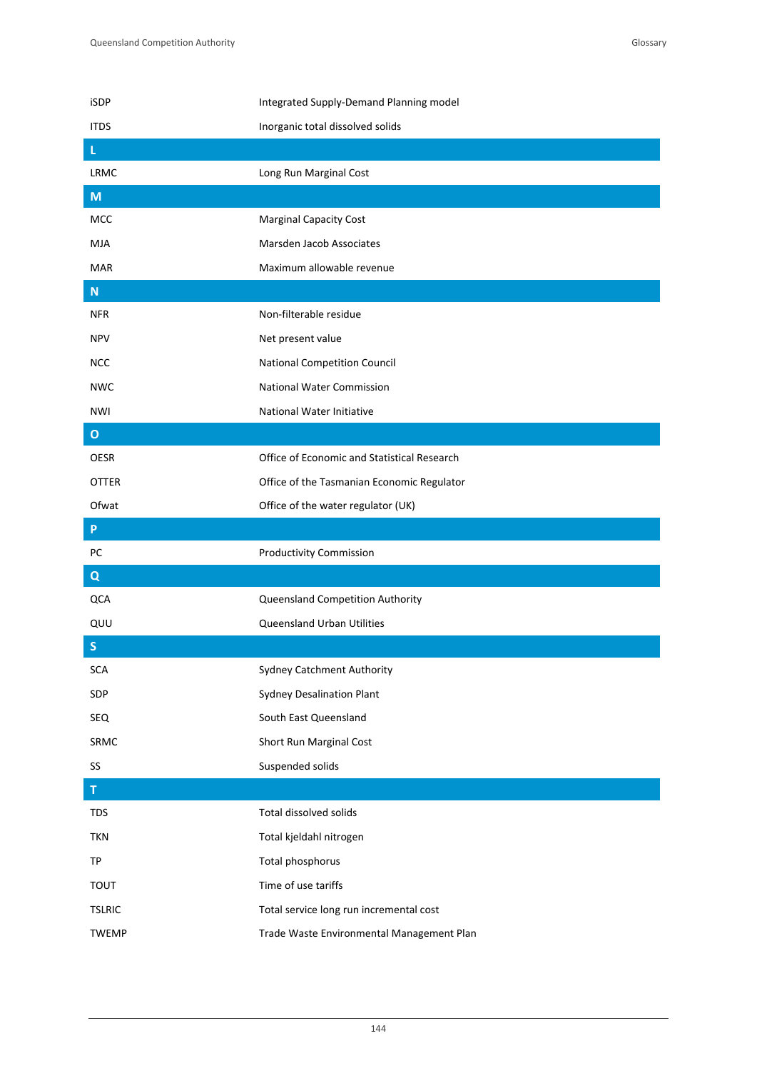| | |
|---|---|
| iSDP | Integrated Supply-Demand Planning model |
| ITDS | Inorganic total dissolved solids |
| **L** | |
| LRMC | Long Run Marginal Cost |
| **M** | |
| MCC | Marginal Capacity Cost |
| MJA | Marsden Jacob Associates |
| MAR | Maximum allowable revenue |
| **N** | |
| NFR | Non-filterable residue |
| NPV | Net present value |
| NCC | National Competition Council |
| NWC | National Water Commission |
| NWI | National Water Initiative |
| **O** | |
| OESR | Office of Economic and Statistical Research |
| OTTER | Office of the Tasmanian Economic Regulator |
| Ofwat | Office of the water regulator (UK) |
| **P** | |
| PC | Productivity Commission |
| **Q** | |
| QCA | Queensland Competition Authority |
| QUU | Queensland Urban Utilities |
| **S** | |
| SCA | Sydney Catchment Authority |
| SDP | Sydney Desalination Plant |
| SEQ | South East Queensland |
| SRMC | Short Run Marginal Cost |
| SS | Suspended solids |
| **T** | |
| TDS | Total dissolved solids |
| TKN | Total kjeldahl nitrogen |
| TP | Total phosphorus |
| TOUT | Time of use tariffs |
| TSLRIC | Total service long run incremental cost |
| TWEMP | Trade Waste Environmental Management Plan |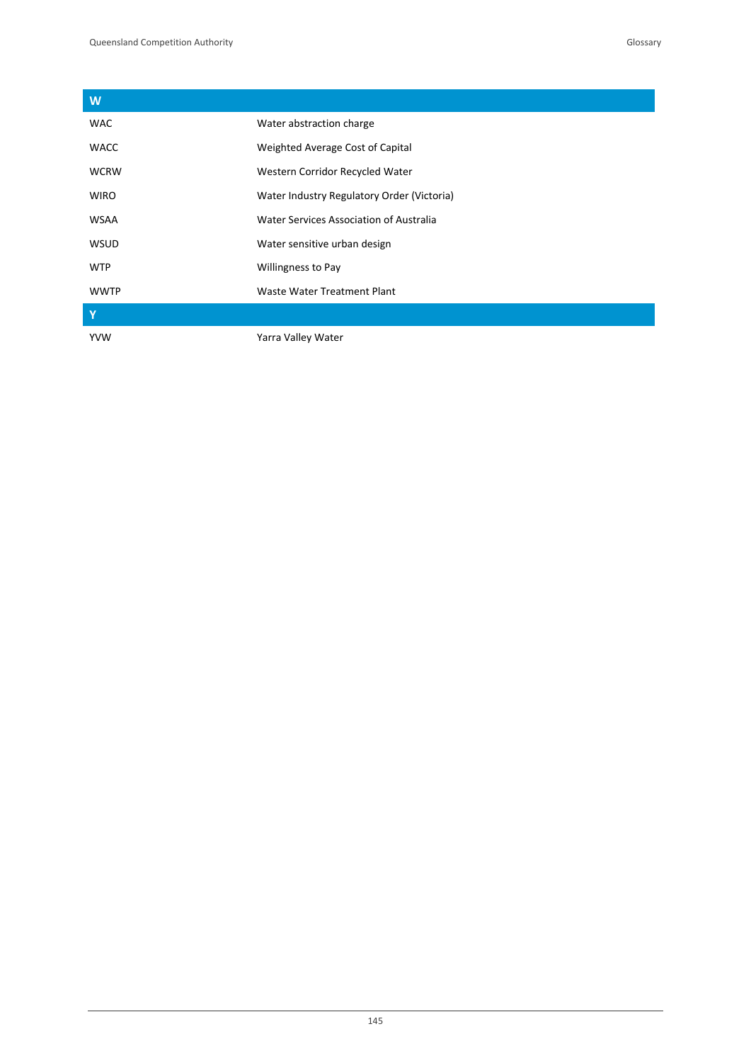| W | |
|---|---|
| WAC | Water abstraction charge |
| WACC | Weighted Average Cost of Capital |
| WCRW | Western Corridor Recycled Water |
| WIRO | Water Industry Regulatory Order (Victoria) |
| WSAA | Water Services Association of Australia |
| WSUD | Water sensitive urban design |
| WTP | Willingness to Pay |
| WWTP | Waste Water Treatment Plant |
| **Y** | |
| YVW | Yarra Valley Water |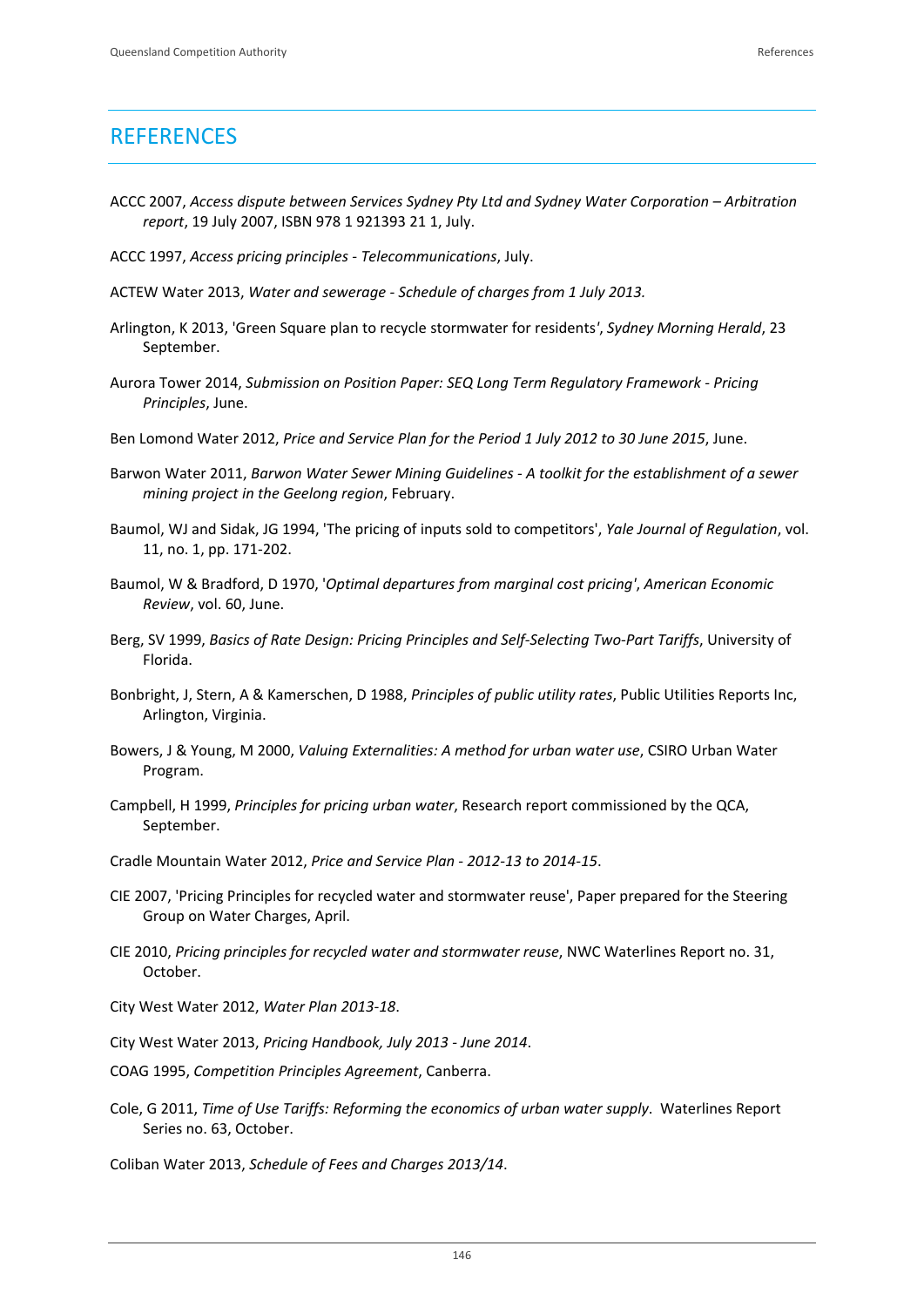# REFERENCES

ACCC 2007, *Access dispute between Services Sydney Pty Ltd and Sydney Water Corporation – Arbitration report*, 19 July 2007, ISBN 978 1 921393 21 1, July.

ACCC 1997, *Access pricing principles - Telecommunications*, July.

ACTEW Water 2013, *Water and sewerage - Schedule of charges from 1 July 2013.*

Arlington, K 2013, 'Green Square plan to recycle stormwater for residents', *Sydney Morning Herald*, 23 September.

Aurora Tower 2014, *Submission on Position Paper: SEQ Long Term Regulatory Framework - Pricing Principles*, June.

Ben Lomond Water 2012, *Price and Service Plan for the Period 1 July 2012 to 30 June 2015*, June.

Barwon Water 2011, *Barwon Water Sewer Mining Guidelines - A toolkit for the establishment of a sewer mining project in the Geelong region*, February.

Baumol, WJ and Sidak, JG 1994, 'The pricing of inputs sold to competitors', *Yale Journal of Regulation*, vol. 11, no. 1, pp. 171-202.

Baumol, W & Bradford, D 1970, '*Optimal departures from marginal cost pricing*', *American Economic Review*, vol. 60, June.

Berg, SV 1999, *Basics of Rate Design: Pricing Principles and Self-Selecting Two-Part Tariffs*, University of Florida.

Bonbright, J, Stern, A & Kamerschen, D 1988, *Principles of public utility rates*, Public Utilities Reports Inc, Arlington, Virginia.

Bowers, J & Young, M 2000, *Valuing Externalities: A method for urban water use*, CSIRO Urban Water Program.

Campbell, H 1999, *Principles for pricing urban water*, Research report commissioned by the QCA, September.

Cradle Mountain Water 2012, *Price and Service Plan - 2012-13 to 2014-15*.

CIE 2007, 'Pricing Principles for recycled water and stormwater reuse', Paper prepared for the Steering Group on Water Charges, April.

CIE 2010, *Pricing principles for recycled water and stormwater reuse*, NWC Waterlines Report no. 31, October.

City West Water 2012, *Water Plan 2013-18*.

City West Water 2013, *Pricing Handbook, July 2013 - June 2014*.

COAG 1995, *Competition Principles Agreement*, Canberra.

Cole, G 2011, *Time of Use Tariffs: Reforming the economics of urban water supply*. Waterlines Report Series no. 63, October.

Coliban Water 2013, *Schedule of Fees and Charges 2013/14*.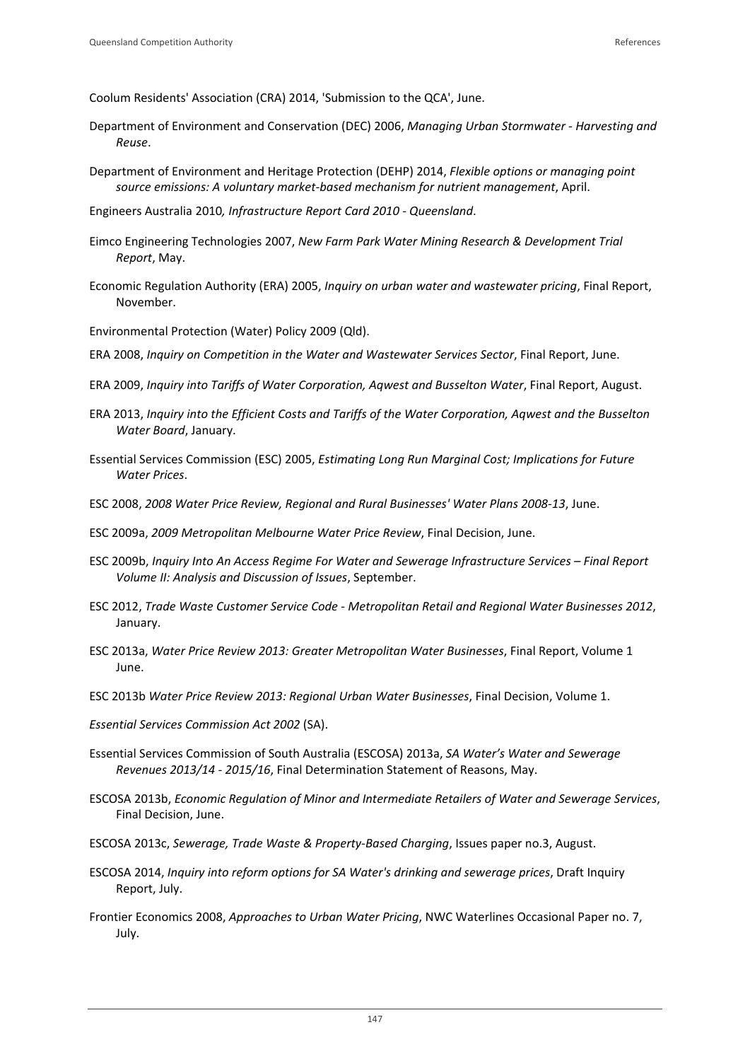Coolum Residents' Association (CRA) 2014, 'Submission to the QCA', June.

Department of Environment and Conservation (DEC) 2006, *Managing Urban Stormwater - Harvesting and Reuse*.

Department of Environment and Heritage Protection (DEHP) 2014, *Flexible options or managing point source emissions: A voluntary market-based mechanism for nutrient management*, April.

Engineers Australia 2010*, Infrastructure Report Card 2010 - Queensland*.

Eimco Engineering Technologies 2007, *New Farm Park Water Mining Research & Development Trial Report*, May.

Economic Regulation Authority (ERA) 2005, *Inquiry on urban water and wastewater pricing*, Final Report, November.

Environmental Protection (Water) Policy 2009 (Qld).

ERA 2008, *Inquiry on Competition in the Water and Wastewater Services Sector*, Final Report, June.

ERA 2009, *Inquiry into Tariffs of Water Corporation, Aqwest and Busselton Water*, Final Report, August.

ERA 2013, *Inquiry into the Efficient Costs and Tariffs of the Water Corporation, Aqwest and the Busselton Water Board*, January.

Essential Services Commission (ESC) 2005, *Estimating Long Run Marginal Cost; Implications for Future Water Prices*.

ESC 2008, *2008 Water Price Review, Regional and Rural Businesses' Water Plans 2008-13*, June.

ESC 2009a, *2009 Metropolitan Melbourne Water Price Review*, Final Decision, June.

ESC 2009b, *Inquiry Into An Access Regime For Water and Sewerage Infrastructure Services – Final Report Volume II: Analysis and Discussion of Issues*, September.

ESC 2012, *Trade Waste Customer Service Code - Metropolitan Retail and Regional Water Businesses 2012*, January.

ESC 2013a, *Water Price Review 2013: Greater Metropolitan Water Businesses*, Final Report, Volume 1 June.

ESC 2013b *Water Price Review 2013: Regional Urban Water Businesses*, Final Decision, Volume 1.

*Essential Services Commission Act 2002* (SA).

Essential Services Commission of South Australia (ESCOSA) 2013a, *SA Water's Water and Sewerage Revenues 2013/14 - 2015/16*, Final Determination Statement of Reasons, May.

ESCOSA 2013b, *Economic Regulation of Minor and Intermediate Retailers of Water and Sewerage Services*, Final Decision, June.

ESCOSA 2013c, *Sewerage, Trade Waste & Property-Based Charging*, Issues paper no.3, August.

ESCOSA 2014, *Inquiry into reform options for SA Water's drinking and sewerage prices*, Draft Inquiry Report, July.

Frontier Economics 2008, *Approaches to Urban Water Pricing*, NWC Waterlines Occasional Paper no. 7, July.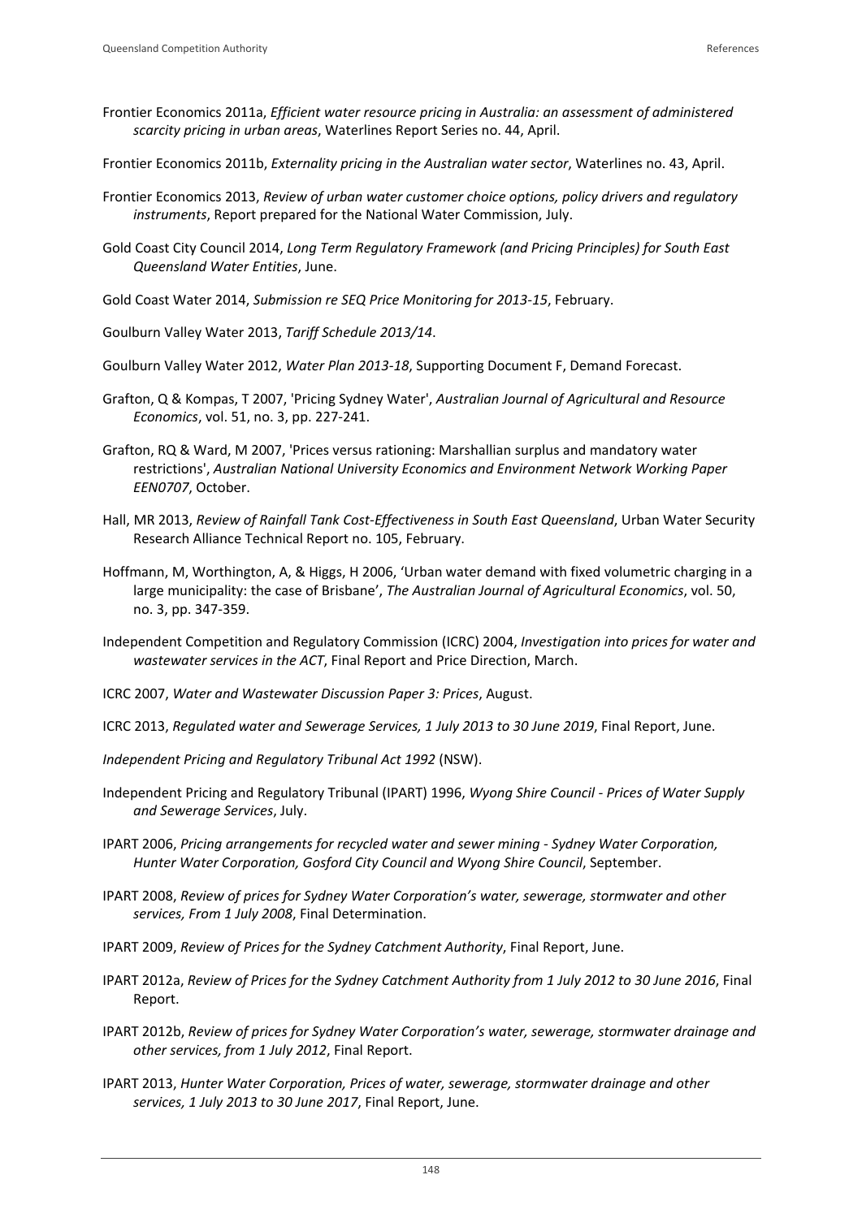Frontier Economics 2011a, *Efficient water resource pricing in Australia: an assessment of administered scarcity pricing in urban areas*, Waterlines Report Series no. 44, April.

Frontier Economics 2011b, *Externality pricing in the Australian water sector*, Waterlines no. 43, April.

Frontier Economics 2013, *Review of urban water customer choice options, policy drivers and regulatory instruments*, Report prepared for the National Water Commission, July.

Gold Coast City Council 2014, *Long Term Regulatory Framework (and Pricing Principles) for South East Queensland Water Entities*, June.

Gold Coast Water 2014, *Submission re SEQ Price Monitoring for 2013-15*, February.

Goulburn Valley Water 2013, *Tariff Schedule 2013/14*.

Goulburn Valley Water 2012, *Water Plan 2013-18*, Supporting Document F, Demand Forecast.

Grafton, Q & Kompas, T 2007, 'Pricing Sydney Water', *Australian Journal of Agricultural and Resource Economics*, vol. 51, no. 3, pp. 227-241.

Grafton, RQ & Ward, M 2007, 'Prices versus rationing: Marshallian surplus and mandatory water restrictions', *Australian National University Economics and Environment Network Working Paper EEN0707*, October.

Hall, MR 2013, *Review of Rainfall Tank Cost-Effectiveness in South East Queensland*, Urban Water Security Research Alliance Technical Report no. 105, February.

Hoffmann, M, Worthington, A, & Higgs, H 2006, 'Urban water demand with fixed volumetric charging in a large municipality: the case of Brisbane', *The Australian Journal of Agricultural Economics*, vol. 50, no. 3, pp. 347-359.

Independent Competition and Regulatory Commission (ICRC) 2004, *Investigation into prices for water and wastewater services in the ACT*, Final Report and Price Direction, March.

ICRC 2007, *Water and Wastewater Discussion Paper 3: Prices*, August.

ICRC 2013, *Regulated water and Sewerage Services, 1 July 2013 to 30 June 2019*, Final Report, June.

*Independent Pricing and Regulatory Tribunal Act 1992* (NSW).

Independent Pricing and Regulatory Tribunal (IPART) 1996, *Wyong Shire Council - Prices of Water Supply and Sewerage Services*, July.

IPART 2006, *Pricing arrangements for recycled water and sewer mining - Sydney Water Corporation, Hunter Water Corporation, Gosford City Council and Wyong Shire Council*, September.

IPART 2008, *Review of prices for Sydney Water Corporation's water, sewerage, stormwater and other services, From 1 July 2008*, Final Determination.

IPART 2009, *Review of Prices for the Sydney Catchment Authority*, Final Report, June.

IPART 2012a, *Review of Prices for the Sydney Catchment Authority from 1 July 2012 to 30 June 2016*, Final Report.

IPART 2012b, *Review of prices for Sydney Water Corporation's water, sewerage, stormwater drainage and other services, from 1 July 2012*, Final Report.

IPART 2013, *Hunter Water Corporation, Prices of water, sewerage, stormwater drainage and other services, 1 July 2013 to 30 June 2017*, Final Report, June.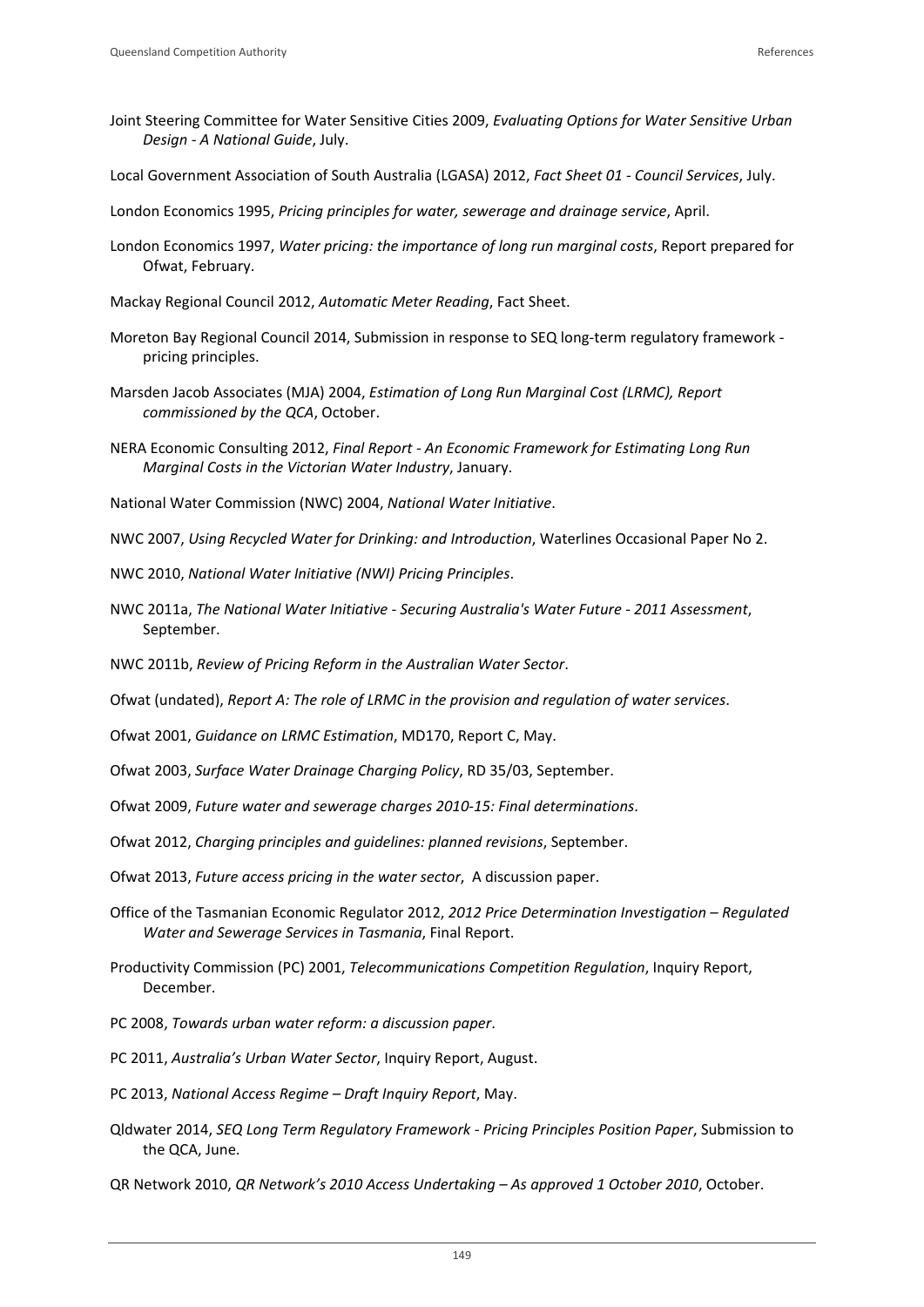Joint Steering Committee for Water Sensitive Cities 2009, *Evaluating Options for Water Sensitive Urban Design - A National Guide*, July.

Local Government Association of South Australia (LGASA) 2012, *Fact Sheet 01 - Council Services*, July.

London Economics 1995, *Pricing principles for water, sewerage and drainage service*, April.

London Economics 1997, *Water pricing: the importance of long run marginal costs*, Report prepared for Ofwat, February.

Mackay Regional Council 2012, *Automatic Meter Reading*, Fact Sheet.

Moreton Bay Regional Council 2014, Submission in response to SEQ long-term regulatory framework - pricing principles.

Marsden Jacob Associates (MJA) 2004, *Estimation of Long Run Marginal Cost (LRMC), Report commissioned by the QCA*, October.

NERA Economic Consulting 2012, *Final Report - An Economic Framework for Estimating Long Run Marginal Costs in the Victorian Water Industry*, January.

National Water Commission (NWC) 2004, *National Water Initiative*.

NWC 2007, *Using Recycled Water for Drinking: and Introduction*, Waterlines Occasional Paper No 2.

NWC 2010, *National Water Initiative (NWI) Pricing Principles*.

NWC 2011a, *The National Water Initiative - Securing Australia's Water Future - 2011 Assessment*, September.

NWC 2011b, *Review of Pricing Reform in the Australian Water Sector*.

Ofwat (undated), *Report A: The role of LRMC in the provision and regulation of water services*.

Ofwat 2001, *Guidance on LRMC Estimation*, MD170, Report C, May.

Ofwat 2003, *Surface Water Drainage Charging Policy*, RD 35/03, September.

Ofwat 2009, *Future water and sewerage charges 2010-15: Final determinations*.

Ofwat 2012, *Charging principles and guidelines: planned revisions*, September.

Ofwat 2013, *Future access pricing in the water sector*, A discussion paper.

Office of the Tasmanian Economic Regulator 2012, *2012 Price Determination Investigation – Regulated Water and Sewerage Services in Tasmania*, Final Report.

Productivity Commission (PC) 2001, *Telecommunications Competition Regulation*, Inquiry Report, December.

PC 2008, *Towards urban water reform: a discussion paper*.

PC 2011, *Australia's Urban Water Sector*, Inquiry Report, August.

PC 2013, *National Access Regime – Draft Inquiry Report*, May.

Qldwater 2014, *SEQ Long Term Regulatory Framework - Pricing Principles Position Paper*, Submission to the QCA, June.

QR Network 2010, *QR Network's 2010 Access Undertaking – As approved 1 October 2010*, October.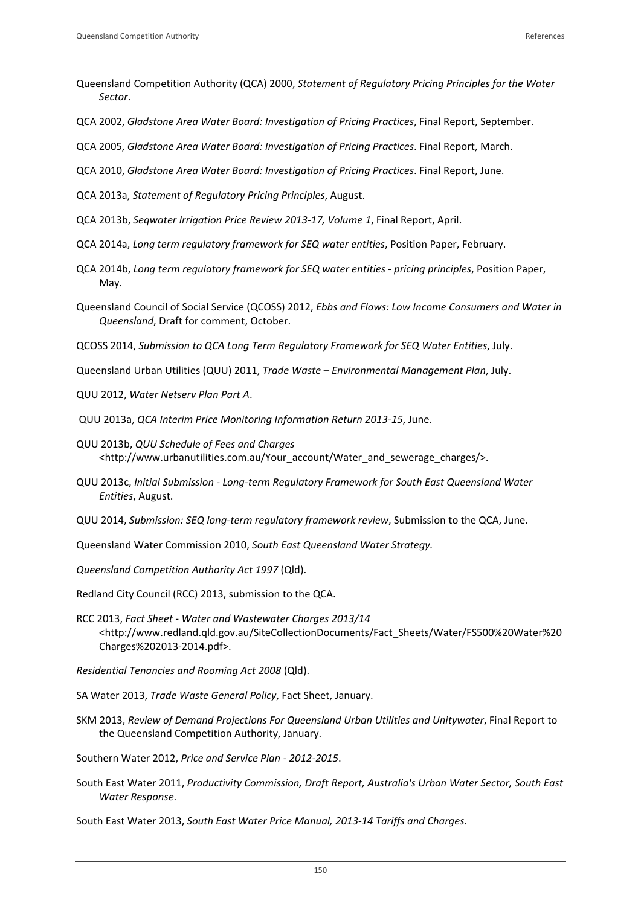Queensland Competition Authority (QCA) 2000, *Statement of Regulatory Pricing Principles for the Water Sector*.

QCA 2002, *Gladstone Area Water Board: Investigation of Pricing Practices*, Final Report, September.

QCA 2005, *Gladstone Area Water Board: Investigation of Pricing Practices*. Final Report, March.

QCA 2010, *Gladstone Area Water Board: Investigation of Pricing Practices*. Final Report, June.

QCA 2013a, *Statement of Regulatory Pricing Principles*, August.

QCA 2013b, *Seqwater Irrigation Price Review 2013-17, Volume 1*, Final Report, April.

QCA 2014a, *Long term regulatory framework for SEQ water entities*, Position Paper, February.

QCA 2014b, *Long term regulatory framework for SEQ water entities - pricing principles*, Position Paper, May.

Queensland Council of Social Service (QCOSS) 2012, *Ebbs and Flows: Low Income Consumers and Water in Queensland*, Draft for comment, October.

QCOSS 2014, *Submission to QCA Long Term Regulatory Framework for SEQ Water Entities*, July.

Queensland Urban Utilities (QUU) 2011, *Trade Waste – Environmental Management Plan*, July.

QUU 2012, *Water Netserv Plan Part A*.

QUU 2013a, *QCA Interim Price Monitoring Information Return 2013-15*, June.

QUU 2013b, *QUU Schedule of Fees and Charges* <http://www.urbanutilities.com.au/Your_account/Water_and_sewerage_charges/>.

QUU 2013c, *Initial Submission - Long-term Regulatory Framework for South East Queensland Water Entities*, August.

QUU 2014, *Submission: SEQ long-term regulatory framework review*, Submission to the QCA, June.

Queensland Water Commission 2010, *South East Queensland Water Strategy.*

*Queensland Competition Authority Act 1997* (Qld).

Redland City Council (RCC) 2013, submission to the QCA.

RCC 2013, *Fact Sheet - Water and Wastewater Charges 2013/14* <http://www.redland.qld.gov.au/SiteCollectionDocuments/Fact_Sheets/Water/FS500%20Water%20Charges%202013-2014.pdf>.

*Residential Tenancies and Rooming Act 2008* (Qld).

SA Water 2013, *Trade Waste General Policy*, Fact Sheet, January.

SKM 2013, *Review of Demand Projections For Queensland Urban Utilities and Unitywater*, Final Report to the Queensland Competition Authority, January.

Southern Water 2012, *Price and Service Plan - 2012-2015*.

South East Water 2011, *Productivity Commission, Draft Report, Australia's Urban Water Sector, South East Water Response*.

South East Water 2013, *South East Water Price Manual, 2013-14 Tariffs and Charges*.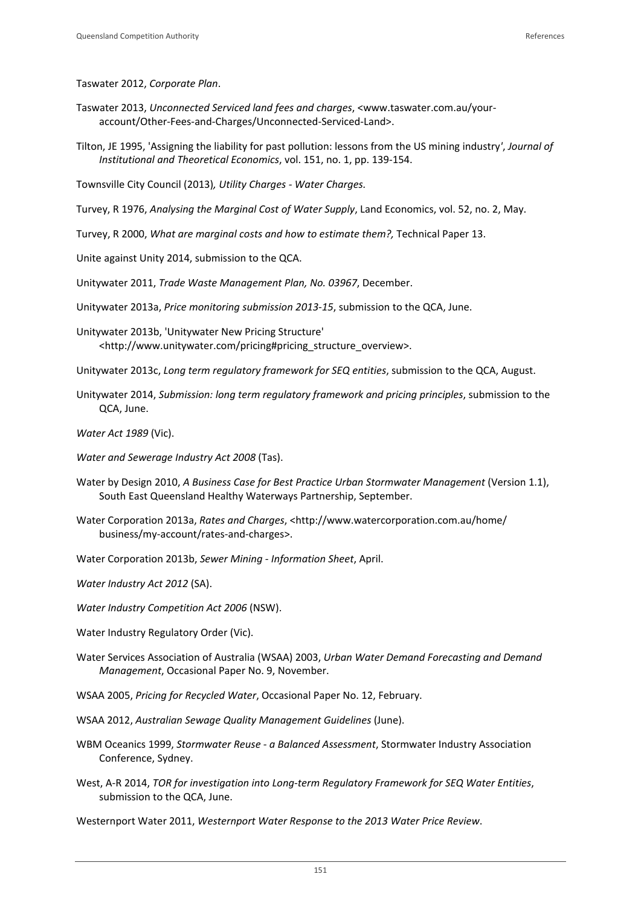Taswater 2012, *Corporate Plan*.

Taswater 2013, *Unconnected Serviced land fees and charges*, <www.taswater.com.au/your-account/Other-Fees-and-Charges/Unconnected-Serviced-Land>.

Tilton, JE 1995, 'Assigning the liability for past pollution: lessons from the US mining industry', *Journal of Institutional and Theoretical Economics*, vol. 151, no. 1, pp. 139-154.

Townsville City Council (2013)*, Utility Charges - Water Charges.*

Turvey, R 1976, *Analysing the Marginal Cost of Water Supply*, Land Economics, vol. 52, no. 2, May.

Turvey, R 2000, *What are marginal costs and how to estimate them?,* Technical Paper 13.

Unite against Unity 2014, submission to the QCA.

Unitywater 2011, *Trade Waste Management Plan, No. 03967*, December.

Unitywater 2013a, *Price monitoring submission 2013-15*, submission to the QCA, June.

Unitywater 2013b, 'Unitywater New Pricing Structure' <http://www.unitywater.com/pricing#pricing_structure_overview>.

Unitywater 2013c, *Long term regulatory framework for SEQ entities*, submission to the QCA, August.

Unitywater 2014, *Submission: long term regulatory framework and pricing principles*, submission to the QCA, June.

*Water Act 1989* (Vic).

*Water and Sewerage Industry Act 2008* (Tas).

Water by Design 2010, *A Business Case for Best Practice Urban Stormwater Management* (Version 1.1), South East Queensland Healthy Waterways Partnership, September.

Water Corporation 2013a, *Rates and Charges*, <http://www.watercorporation.com.au/home/business/my-account/rates-and-charges>.

Water Corporation 2013b, *Sewer Mining - Information Sheet*, April.

*Water Industry Act 2012* (SA).

*Water Industry Competition Act 2006* (NSW).

Water Industry Regulatory Order (Vic).

Water Services Association of Australia (WSAA) 2003, *Urban Water Demand Forecasting and Demand Management*, Occasional Paper No. 9, November.

WSAA 2005, *Pricing for Recycled Water*, Occasional Paper No. 12, February.

WSAA 2012, *Australian Sewage Quality Management Guidelines* (June).

WBM Oceanics 1999, *Stormwater Reuse - a Balanced Assessment*, Stormwater Industry Association Conference, Sydney.

West, A-R 2014, *TOR for investigation into Long-term Regulatory Framework for SEQ Water Entities*, submission to the QCA, June.

Westernport Water 2011, *Westernport Water Response to the 2013 Water Price Review*.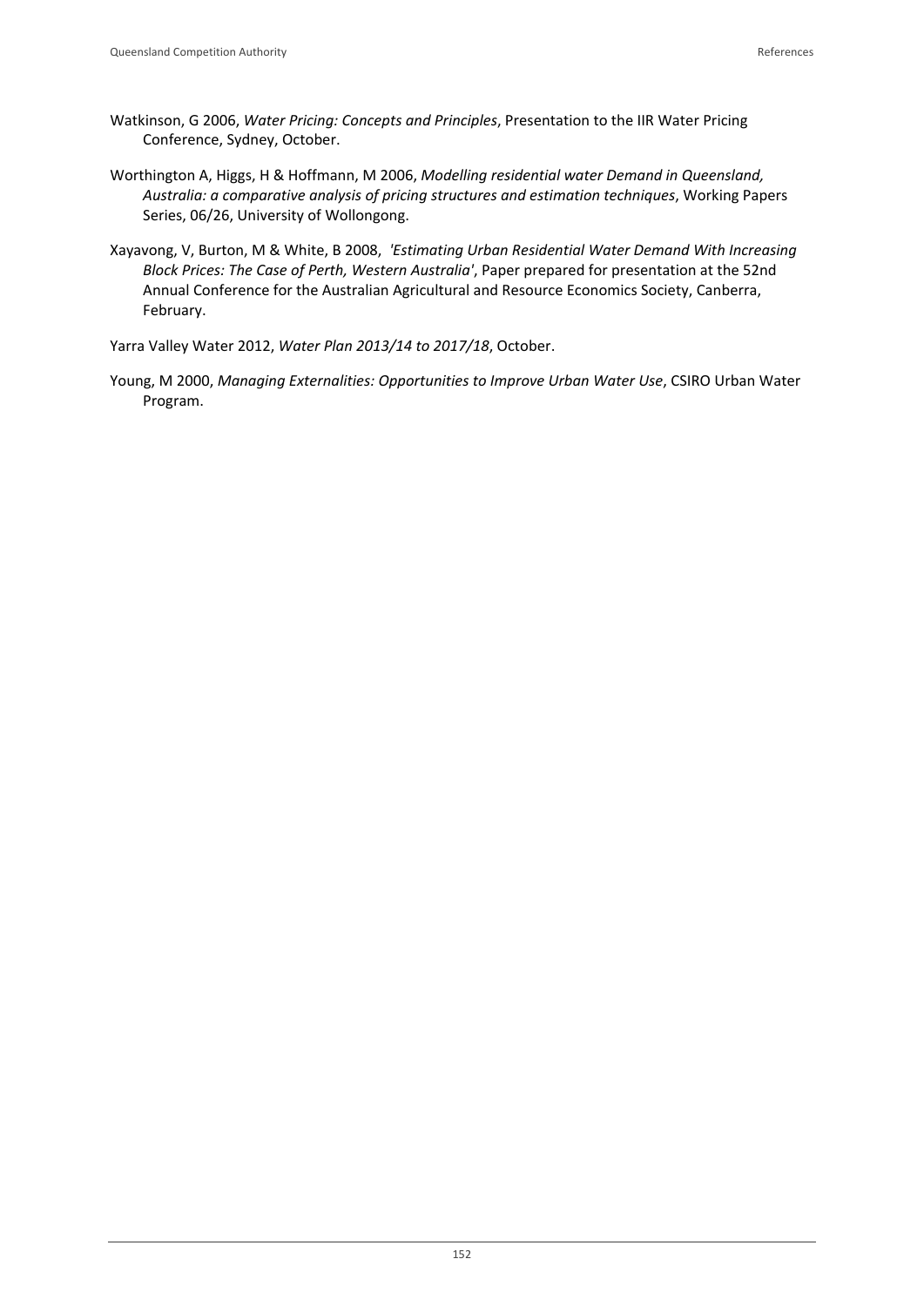Watkinson, G 2006, *Water Pricing: Concepts and Principles*, Presentation to the IIR Water Pricing Conference, Sydney, October.

Worthington A, Higgs, H & Hoffmann, M 2006, *Modelling residential water Demand in Queensland, Australia: a comparative analysis of pricing structures and estimation techniques*, Working Papers Series, 06/26, University of Wollongong.

Xayavong, V, Burton, M & White, B 2008, *'Estimating Urban Residential Water Demand With Increasing Block Prices: The Case of Perth, Western Australia'*, Paper prepared for presentation at the 52nd Annual Conference for the Australian Agricultural and Resource Economics Society, Canberra, February.

Yarra Valley Water 2012, *Water Plan 2013/14 to 2017/18*, October.

Young, M 2000, *Managing Externalities: Opportunities to Improve Urban Water Use*, CSIRO Urban Water Program.